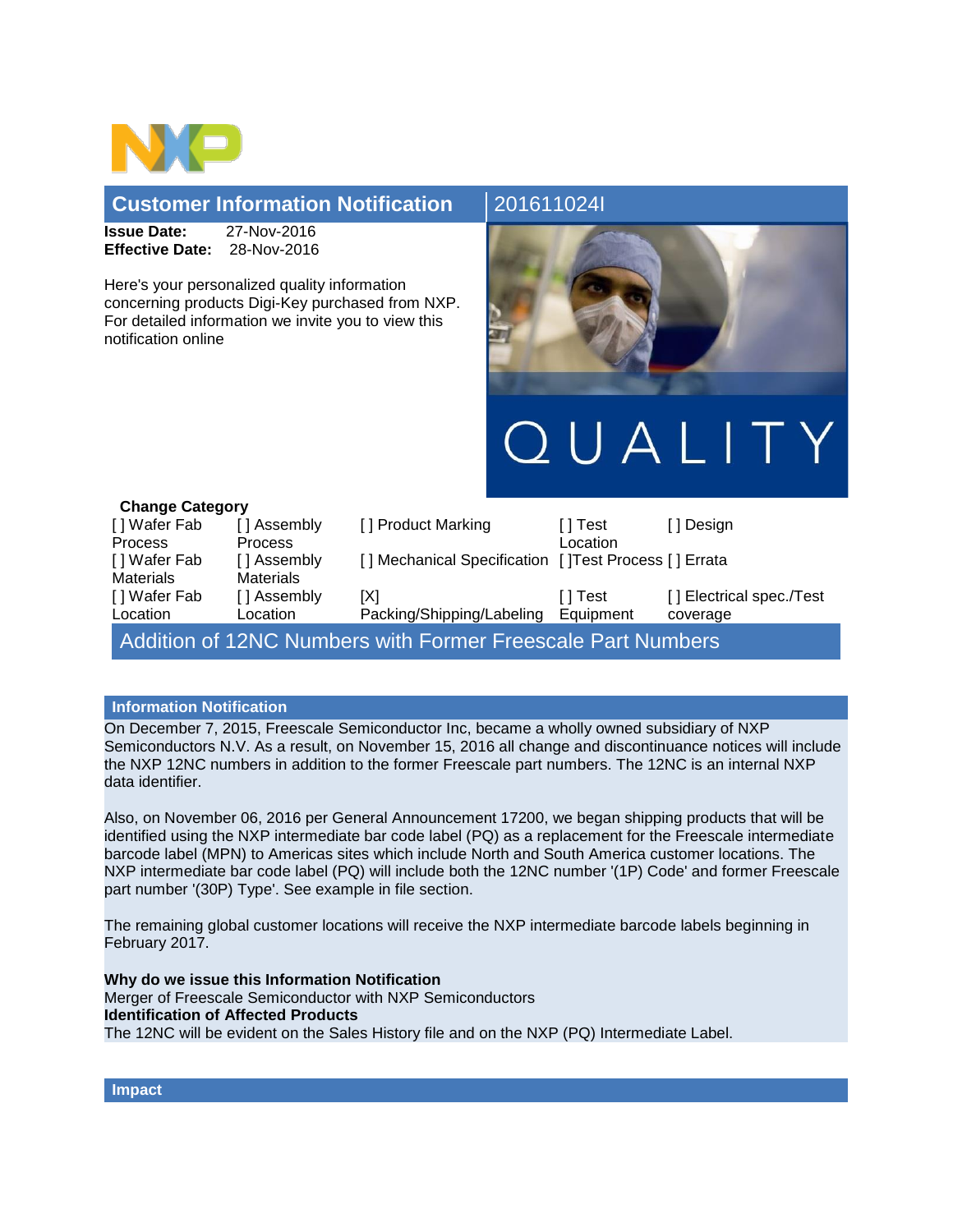# Customer Information Notification 201611024I

**Issue Date:** 27-Nov-2016
**Effective Date:** 28-Nov-2016

Here's your personalized quality information concerning products Digi-Key purchased from NXP. For detailed information we invite you to view this notification online

QUALITY

### Change Category

| | | | | |
|---|---|---|---|---|
| [ ] Wafer Fab Process | [ ] Assembly Process | [ ] Product Marking | [ ] Test Location | [ ] Design |
| [ ] Wafer Fab Materials | [ ] Assembly Materials | [ ] Mechanical Specification | [ ]Test Process | [ ] Errata |
| [ ] Wafer Fab Location | [ ] Assembly Location | [X] Packing/Shipping/Labeling | [ ] Test Equipment | [ ] Electrical spec./Test coverage |

## Addition of 12NC Numbers with Former Freescale Part Numbers

### Information Notification

On December 7, 2015, Freescale Semiconductor Inc, became a wholly owned subsidiary of NXP Semiconductors N.V. As a result, on November 15, 2016 all change and discontinuance notices will include the NXP 12NC numbers in addition to the former Freescale part numbers. The 12NC is an internal NXP data identifier.

Also, on November 06, 2016 per General Announcement 17200, we began shipping products that will be identified using the NXP intermediate bar code label (PQ) as a replacement for the Freescale intermediate barcode label (MPN) to Americas sites which include North and South America customer locations. The NXP intermediate bar code label (PQ) will include both the 12NC number '(1P) Code' and former Freescale part number '(30P) Type'. See example in file section.

The remaining global customer locations will receive the NXP intermediate barcode labels beginning in February 2017.

**Why do we issue this Information Notification**
Merger of Freescale Semiconductor with NXP Semiconductors
**Identification of Affected Products**
The 12NC will be evident on the Sales History file and on the NXP (PQ) Intermediate Label.

### Impact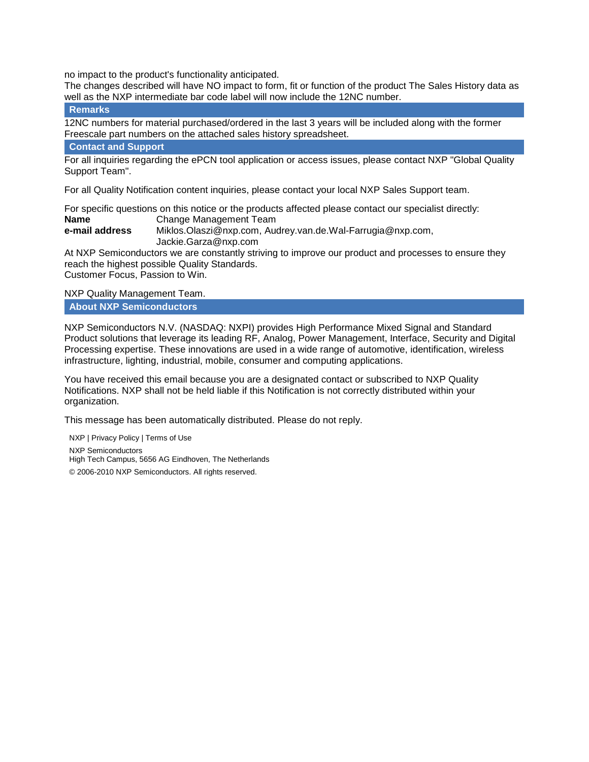no impact to the product's functionality anticipated.
The changes described will have NO impact to form, fit or function of the product The Sales History data as well as the NXP intermediate bar code label will now include the 12NC number.

## Remarks

12NC numbers for material purchased/ordered in the last 3 years will be included along with the former Freescale part numbers on the attached sales history spreadsheet.

## Contact and Support

For all inquiries regarding the ePCN tool application or access issues, please contact NXP "Global Quality Support Team".

For all Quality Notification content inquiries, please contact your local NXP Sales Support team.

For specific questions on this notice or the products affected please contact our specialist directly:

**Name** Change Management Team
**e-mail address** Miklos.Olaszi@nxp.com, Audrey.van.de.Wal-Farrugia@nxp.com, Jackie.Garza@nxp.com

At NXP Semiconductors we are constantly striving to improve our product and processes to ensure they reach the highest possible Quality Standards.
Customer Focus, Passion to Win.

NXP Quality Management Team.

## About NXP Semiconductors

NXP Semiconductors N.V. (NASDAQ: NXPI) provides High Performance Mixed Signal and Standard Product solutions that leverage its leading RF, Analog, Power Management, Interface, Security and Digital Processing expertise. These innovations are used in a wide range of automotive, identification, wireless infrastructure, lighting, industrial, mobile, consumer and computing applications.

You have received this email because you are a designated contact or subscribed to NXP Quality Notifications. NXP shall not be held liable if this Notification is not correctly distributed within your organization.

This message has been automatically distributed. Please do not reply.

NXP | Privacy Policy | Terms of Use

NXP Semiconductors
High Tech Campus, 5656 AG Eindhoven, The Netherlands

© 2006-2010 NXP Semiconductors. All rights reserved.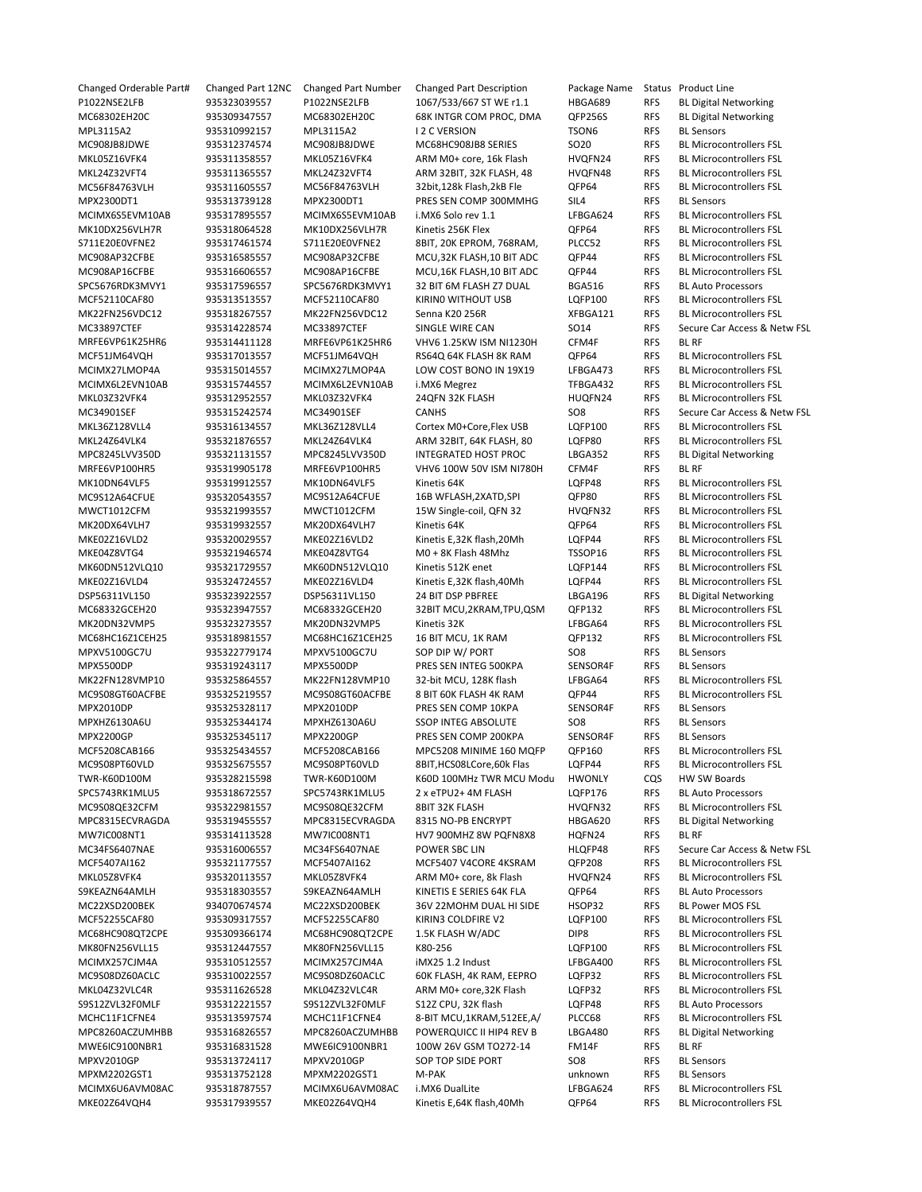| Changed Orderable Part# | Changed Part 12NC | Changed Part Number | Changed Part Description | Package Name | Status | Product Line |
|---|---|---|---|---|---|---|
| P1022NSE2LFB | 935323039557 | P1022NSE2LFB | 1067/533/667 ST WE r1.1 | HBGA689 | RFS | BL Digital Networking |
| MC68302EH20C | 935309347557 | MC68302EH20C | 68K INTGR COM PROC, DMA | QFP256S | RFS | BL Digital Networking |
| MPL3115A2 | 935310992157 | MPL3115A2 | I 2 C VERSION | TSON6 | RFS | BL Sensors |
| MC908JB8JDWE | 935312374574 | MC908JB8JDWE | MC68HC908JB8 SERIES | SO20 | RFS | BL Microcontrollers FSL |
| MKL05Z16VFK4 | 935311358557 | MKL05Z16VFK4 | ARM M0+ core, 16k Flash | HVQFN24 | RFS | BL Microcontrollers FSL |
| MKL24Z32VFT4 | 935311365557 | MKL24Z32VFT4 | ARM 32BIT, 32K FLASH, 48 | HVQFN48 | RFS | BL Microcontrollers FSL |
| MC56F84763VLH | 935311605557 | MC56F84763VLH | 32bit,128k Flash,2kB Fle | QFP64 | RFS | BL Microcontrollers FSL |
| MPX2300DT1 | 935313739128 | MPX2300DT1 | PRES SEN COMP 300MMHG | SIL4 | RFS | BL Sensors |
| MCIMX6S5EVM10AB | 935317895557 | MCIMX6S5EVM10AB | i.MX6 Solo rev 1.1 | LFBGA624 | RFS | BL Microcontrollers FSL |
| MK10DX256VLH7R | 935318064528 | MK10DX256VLH7R | Kinetis 256K Flex | QFP64 | RFS | BL Microcontrollers FSL |
| S711E20E0VFNE2 | 935317461574 | S711E20E0VFNE2 | 8BIT, 20K EPROM, 768RAM, | PLCC52 | RFS | BL Microcontrollers FSL |
| MC908AP32CFBE | 935316585557 | MC908AP32CFBE | MCU,32K FLASH,10 BIT ADC | QFP44 | RFS | BL Microcontrollers FSL |
| MC908AP16CFBE | 935316606557 | MC908AP16CFBE | MCU,16K FLASH,10 BIT ADC | QFP44 | RFS | BL Microcontrollers FSL |
| SPC5676RDK3MVY1 | 935317596557 | SPC5676RDK3MVY1 | 32 BIT 6M FLASH Z7 DUAL | BGA516 | RFS | BL Auto Processors |
| MCF52110CAF80 | 935313513557 | MCF52110CAF80 | KIRIN0 WITHOUT USB | LQFP100 | RFS | BL Microcontrollers FSL |
| MK22FN256VDC12 | 935318267557 | MK22FN256VDC12 | Senna K20 256R | XFBGA121 | RFS | BL Microcontrollers FSL |
| MC33897CTEF | 935314228574 | MC33897CTEF | SINGLE WIRE CAN | SO14 | RFS | Secure Car Access & Netw FSL |
| MRFE6VP61K25HR6 | 935314411128 | MRFE6VP61K25HR6 | VHV6 1.25KW ISM NI1230H | CFM4F | RFS | BL RF |
| MCF51JM64VQH | 935317013557 | MCF51JM64VQH | RS64Q 64K FLASH 8K RAM | QFP64 | RFS | BL Microcontrollers FSL |
| MCIMX27LMOP4A | 935315014557 | MCIMX27LMOP4A | LOW COST BONO IN 19X19 | LFBGA473 | RFS | BL Microcontrollers FSL |
| MCIMX6L2EVN10AB | 935315744557 | MCIMX6L2EVN10AB | i.MX6 Megrez | TFBGA432 | RFS | BL Microcontrollers FSL |
| MKL03Z32VFK4 | 935312952557 | MKL03Z32VFK4 | 24QFN 32K FLASH | HUQFN24 | RFS | BL Microcontrollers FSL |
| MC34901SEF | 935315242574 | MC34901SEF | CANHS | SO8 | RFS | Secure Car Access & Netw FSL |
| MKL36Z128VLL4 | 935316134557 | MKL36Z128VLL4 | Cortex M0+Core,Flex USB | LQFP100 | RFS | BL Microcontrollers FSL |
| MKL24Z64VLK4 | 935321876557 | MKL24Z64VLK4 | ARM 32BIT, 64K FLASH, 80 | LQFP80 | RFS | BL Microcontrollers FSL |
| MPC8245LVV350D | 935321131557 | MPC8245LVV350D | INTEGRATED HOST PROC | LBGA352 | RFS | BL Digital Networking |
| MRFE6VP100HR5 | 935319905178 | MRFE6VP100HR5 | VHV6 100W 50V ISM NI780H | CFM4F | RFS | BL RF |
| MK10DN64VLF5 | 935319912557 | MK10DN64VLF5 | Kinetis 64K | LQFP48 | RFS | BL Microcontrollers FSL |
| MC9S12A64CFUE | 935320543557 | MC9S12A64CFUE | 16B W/FLASH,2XATD,SPI | QFP80 | RFS | BL Microcontrollers FSL |
| MWCT1012CFM | 935321993557 | MWCT1012CFM | 15W Single-coil, QFN 32 | HVQFN32 | RFS | BL Microcontrollers FSL |
| MK20DX64VLH7 | 935319932557 | MK20DX64VLH7 | Kinetis 64K | QFP64 | RFS | BL Microcontrollers FSL |
| MKE02Z16VLD2 | 935320029557 | MKE02Z16VLD2 | Kinetis E,32K flash,20Mh | LQFP44 | RFS | BL Microcontrollers FSL |
| MKE04Z8VTG4 | 935321946574 | MKE04Z8VTG4 | M0 + 8K Flash 48Mhz | TSSOP16 | RFS | BL Microcontrollers FSL |
| MK60DN512VLQ10 | 935321729557 | MK60DN512VLQ10 | Kinetis 512K enet | LQFP144 | RFS | BL Microcontrollers FSL |
| MKE02Z16VLD4 | 935324724557 | MKE02Z16VLD4 | Kinetis E,32K flash,40Mh | LQFP44 | RFS | BL Microcontrollers FSL |
| DSP56311VL150 | 935323922557 | DSP56311VL150 | 24 BIT DSP PBFREE | LBGA196 | RFS | BL Digital Networking |
| MC68332GCEH20 | 935323947557 | MC68332GCEH20 | 32BIT MCU,2KRAM,TPU,QSM | QFP132 | RFS | BL Microcontrollers FSL |
| MK20DN32VMP5 | 935323273557 | MK20DN32VMP5 | Kinetis 32K | LFBGA64 | RFS | BL Microcontrollers FSL |
| MC68HC16Z1CEH25 | 935318981557 | MC68HC16Z1CEH25 | 16 BIT MCU, 1K RAM | QFP132 | RFS | BL Microcontrollers FSL |
| MPXV5100GC7U | 935322779174 | MPXV5100GC7U | SOP DIP W/ PORT | SO8 | RFS | BL Sensors |
| MPX5500DP | 935319243117 | MPX5500DP | PRES SEN INTEG 500KPA | SENSOR4F | RFS | BL Sensors |
| MK22FN128VMP10 | 935325864557 | MK22FN128VMP10 | 32-bit MCU, 128K flash | LFBGA64 | RFS | BL Microcontrollers FSL |
| MC9S08GT60ACFBE | 935325219557 | MC9S08GT60ACFBE | 8 BIT 60K FLASH 4K RAM | QFP44 | RFS | BL Microcontrollers FSL |
| MPX2010DP | 935325328117 | MPX2010DP | PRES SEN COMP 10KPA | SENSOR4F | RFS | BL Sensors |
| MPXHZ6130A6U | 935325344174 | MPXHZ6130A6U | SSOP INTEG ABSOLUTE | SO8 | RFS | BL Sensors |
| MPX2200GP | 935325345117 | MPX2200GP | PRES SEN COMP 200KPA | SENSOR4F | RFS | BL Sensors |
| MCF5208CAB166 | 935325434557 | MCF5208CAB166 | MPC5208 MINIME 160 MQFP | QFP160 | RFS | BL Microcontrollers FSL |
| MC9S08PT60VLD | 935325675557 | MC9S08PT60VLD | 8BIT,HCS08LCore,60k Flas | LQFP44 | RFS | BL Microcontrollers FSL |
| TWR-K60D100M | 935328215598 | TWR-K60D100M | K60D 100MHz TWR MCU Modu | HWONLY | CQS | HW SW Boards |
| SPC5743RK1MLU5 | 935318672557 | SPC5743RK1MLU5 | 2 x eTPU2+ 4M FLASH | LQFP176 | RFS | BL Auto Processors |
| MC9S08QE32CFM | 935322981557 | MC9S08QE32CFM | 8BIT 32K FLASH | HVQFN32 | RFS | BL Microcontrollers FSL |
| MPC8315ECVRAGDA | 935319455557 | MPC8315ECVRAGDA | 8315 NO-PB ENCRYPT | HBGA620 | RFS | BL Digital Networking |
| MW7IC008NT1 | 935314113528 | MW7IC008NT1 | HV7 900MHZ 8W PQFN8X8 | HQFN24 | RFS | BL RF |
| MC34FS6407NAE | 935316006557 | MC34FS6407NAE | POWER SBC LIN | HLQFP48 | RFS | Secure Car Access & Netw FSL |
| MCF5407AI162 | 935321177557 | MCF5407AI162 | MCF5407 V4CORE 4KSRAM | QFP208 | RFS | BL Microcontrollers FSL |
| MKL05Z8VFK4 | 935320113557 | MKL05Z8VFK4 | ARM M0+ core, 8k Flash | HVQFN24 | RFS | BL Microcontrollers FSL |
| S9KEAZN64AMLH | 935318303557 | S9KEAZN64AMLH | KINETIS E SERIES 64K FLA | QFP64 | RFS | BL Auto Processors |
| MC22XSD200BEK | 934070674574 | MC22XSD200BEK | 36V 22MOHM DUAL HI SIDE | HSOP32 | RFS | BL Power MOS FSL |
| MCF52255CAF80 | 935309317557 | MCF52255CAF80 | KIRIN3 COLDFIRE V2 | LQFP100 | RFS | BL Microcontrollers FSL |
| MC68HC908QT2CPE | 935309366174 | MC68HC908QT2CPE | 1.5K FLASH W/ADC | DIP8 | RFS | BL Microcontrollers FSL |
| MK80FN256VLL15 | 935312447557 | MK80FN256VLL15 | K80-256 | LQFP100 | RFS | BL Microcontrollers FSL |
| MCIMX257CJM4A | 935310512557 | MCIMX257CJM4A | iMX25 1.2 Indust | LFBGA400 | RFS | BL Microcontrollers FSL |
| MC9S08DZ60ACLC | 935310022557 | MC9S08DZ60ACLC | 60K FLASH, 4K RAM, EEPRO | LQFP32 | RFS | BL Microcontrollers FSL |
| MKL04Z32VLC4R | 935311626528 | MKL04Z32VLC4R | ARM M0+ core,32K Flash | LQFP32 | RFS | BL Microcontrollers FSL |
| S9S12ZVL32F0MLF | 935312221557 | S9S12ZVL32F0MLF | S12Z CPU, 32K flash | LQFP48 | RFS | BL Auto Processors |
| MCHC11F1CFNE4 | 935313597574 | MCHC11F1CFNE4 | 8-BIT MCU,1KRAM,512EE,A/ | PLCC68 | RFS | BL Microcontrollers FSL |
| MPC8260ACZUMHBB | 935316826557 | MPC8260ACZUMHBB | POWERQUICC II HIP4 REV B | LBGA480 | RFS | BL Digital Networking |
| MWE6IC9100NBR1 | 935316831528 | MWE6IC9100NBR1 | 100W 26V GSM TO272-14 | FM14F | RFS | BL RF |
| MPXV2010GP | 935313724117 | MPXV2010GP | SOP TOP SIDE PORT | SO8 | RFS | BL Sensors |
| MPXM2202GST1 | 935313752128 | MPXM2202GST1 | M-PAK | unknown | RFS | BL Sensors |
| MCIMX6U6AVM08AC | 935318787557 | MCIMX6U6AVM08AC | i.MX6 DualLite | LFBGA624 | RFS | BL Microcontrollers FSL |
| MKE02Z64VQH4 | 935317939557 | MKE02Z64VQH4 | Kinetis E,64K flash,40Mh | QFP64 | RFS | BL Microcontrollers FSL |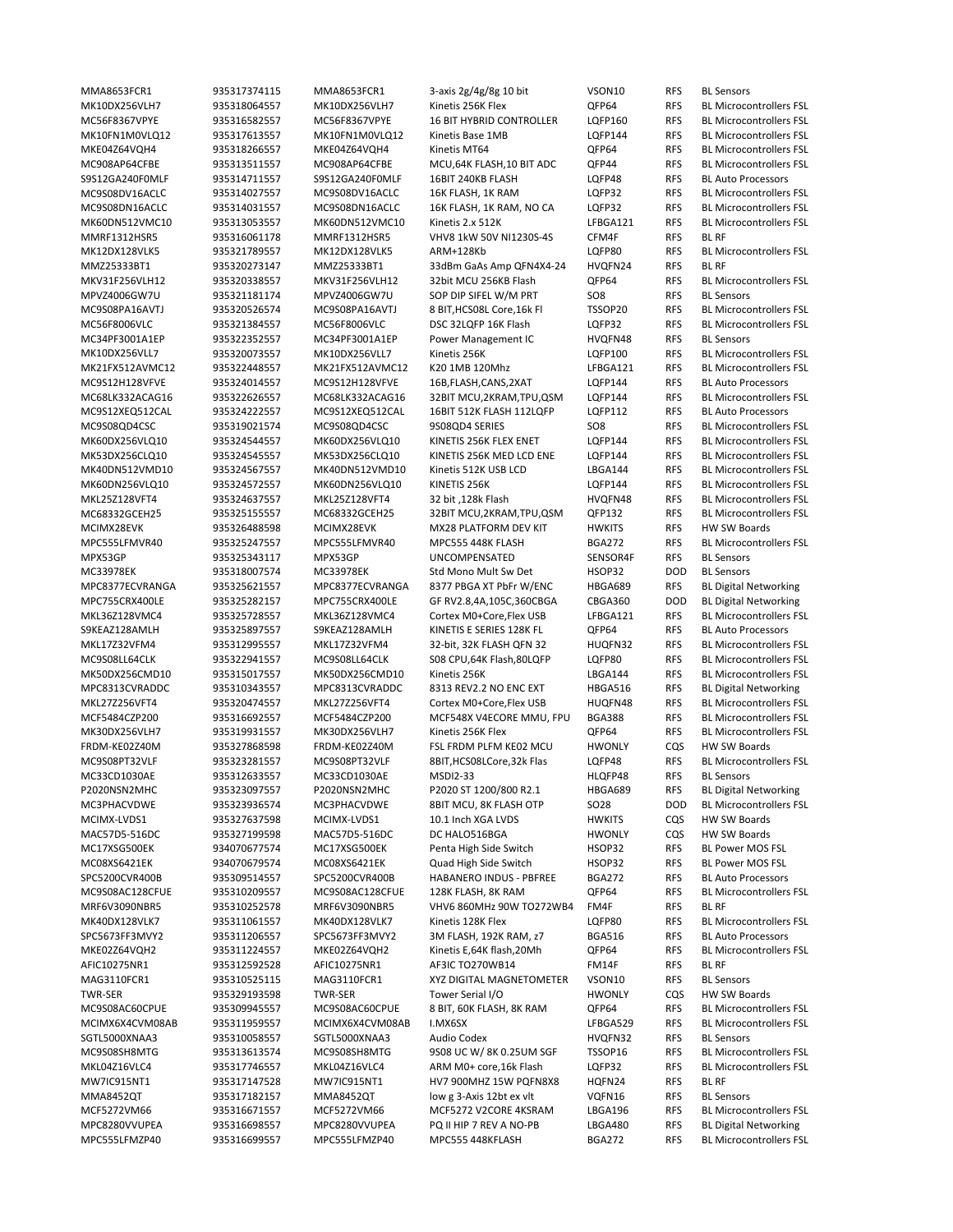| | | | | | | |
|---|---|---|---|---|---|---|
| MMA8653FCR1 | 935317374115 | MMA8653FCR1 | 3-axis 2g/4g/8g 10 bit | VSON10 | RFS | BL Sensors |
| MK10DX256VLH7 | 935318064557 | MK10DX256VLH7 | Kinetis 256K Flex | QFP64 | RFS | BL Microcontrollers FSL |
| MC56F8367VPYE | 935316582557 | MC56F8367VPYE | 16 BIT HYBRID CONTROLLER | LQFP160 | RFS | BL Microcontrollers FSL |
| MK10FN1M0VLQ12 | 935317613557 | MK10FN1M0VLQ12 | Kinetis Base 1MB | LQFP144 | RFS | BL Microcontrollers FSL |
| MKE04Z64VQH4 | 935318266557 | MKE04Z64VQH4 | Kinetis MT64 | QFP64 | RFS | BL Microcontrollers FSL |
| MC908AP64CFBE | 935313511557 | MC908AP64CFBE | MCU,64K FLASH,10 BIT ADC | QFP44 | RFS | BL Microcontrollers FSL |
| S9S12GA240F0MLF | 935314711557 | S9S12GA240F0MLF | 16BIT 240KB FLASH | LQFP48 | RFS | BL Auto Processors |
| MC9S08DV16ACLC | 935314027557 | MC9S08DV16ACLC | 16K FLASH, 1K RAM | LQFP32 | RFS | BL Microcontrollers FSL |
| MC9S08DN16ACLC | 935314031557 | MC9S08DN16ACLC | 16K FLASH, 1K RAM, NO CA | LQFP32 | RFS | BL Microcontrollers FSL |
| MK60DN512VMC10 | 935313053557 | MK60DN512VMC10 | Kinetis 2.x 512K | LFBGA121 | RFS | BL Microcontrollers FSL |
| MMRF1312HSR5 | 935316061178 | MMRF1312HSR5 | VHV8 1kW 50V NI1230S-4S | CFM4F | RFS | BL RF |
| MK12DX128VLK5 | 935321789557 | MK12DX128VLK5 | ARM+128Kb | LQFP80 | RFS | BL Microcontrollers FSL |
| MMZ25333BT1 | 935320273147 | MMZ25333BT1 | 33dBm GaAs Amp QFN4X4-24 | HVQFN24 | RFS | BL RF |
| MKV31F256VLH12 | 935320338557 | MKV31F256VLH12 | 32bit MCU 256KB Flash | QFP64 | RFS | BL Microcontrollers FSL |
| MPVZ4006GW7U | 935321181174 | MPVZ4006GW7U | SOP DIP SIFEL W/M PRT | SO8 | RFS | BL Sensors |
| MC9S08PA16AVTJ | 935320526574 | MC9S08PA16AVTJ | 8 BIT,HCS08L Core,16k Fl | TSSOP20 | RFS | BL Microcontrollers FSL |
| MC56F8006VLC | 935321384557 | MC56F8006VLC | DSC 32LQFP 16K Flash | LQFP32 | RFS | BL Microcontrollers FSL |
| MC34PF3001A1EP | 935322352557 | MC34PF3001A1EP | Power Management IC | HVQFN48 | RFS | BL Sensors |
| MK10DX256VLL7 | 935320073557 | MK10DX256VLL7 | Kinetis 256K | LQFP100 | RFS | BL Microcontrollers FSL |
| MK21FX512AVMC12 | 935322448557 | MK21FX512AVMC12 | K20 1MB 120Mhz | LFBGA121 | RFS | BL Microcontrollers FSL |
| MC9S12H128VFVE | 935324014557 | MC9S12H128VFVE | 16B,FLASH,CANS,2XAT | LQFP144 | RFS | BL Auto Processors |
| MC68LK332ACAG16 | 935322626557 | MC68LK332ACAG16 | 32BIT MCU,2KRAM,TPU,QSM | LQFP144 | RFS | BL Microcontrollers FSL |
| MC9S12XEQ512CAL | 935324222557 | MC9S12XEQ512CAL | 16BIT 512K FLASH 112LQFP | LQFP112 | RFS | BL Auto Processors |
| MC9S08QD4CSC | 935319021574 | MC9S08QD4CSC | 9S08QD4 SERIES | SO8 | RFS | BL Microcontrollers FSL |
| MK60DX256VLQ10 | 935324544557 | MK60DX256VLQ10 | KINETIS 256K FLEX ENET | LQFP144 | RFS | BL Microcontrollers FSL |
| MK53DX256CLQ10 | 935324545557 | MK53DX256CLQ10 | KINETIS 256K MED LCD ENE | LQFP144 | RFS | BL Microcontrollers FSL |
| MK40DN512VMD10 | 935324567557 | MK40DN512VMD10 | Kinetis 512K USB LCD | LBGA144 | RFS | BL Microcontrollers FSL |
| MK60DN256VLQ10 | 935324572557 | MK60DN256VLQ10 | KINETIS 256K | LQFP144 | RFS | BL Microcontrollers FSL |
| MKL25Z128VFT4 | 935324637557 | MKL25Z128VFT4 | 32 bit ,128k Flash | HVQFN48 | RFS | BL Microcontrollers FSL |
| MC68332GCEH25 | 935325155557 | MC68332GCEH25 | 32BIT MCU,2KRAM,TPU,QSM | QFP132 | RFS | BL Microcontrollers FSL |
| MCIMX28EVK | 935326488598 | MCIMX28EVK | MX28 PLATFORM DEV KIT | HWKITS | RFS | HW SW Boards |
| MPC555LFMVR40 | 935325247557 | MPC555LFMVR40 | MPC555 448K FLASH | BGA272 | RFS | BL Microcontrollers FSL |
| MPX53GP | 935325343117 | MPX53GP | UNCOMPENSATED | SENSOR4F | RFS | BL Sensors |
| MC33978EK | 935318007574 | MC33978EK | Std Mono Mult Sw Det | HSOP32 | DOD | BL Sensors |
| MPC8377ECVRANGA | 935325621557 | MPC8377ECVRANGA | 8377 PBGA XT PbFr W/ENC | HBGA689 | RFS | BL Digital Networking |
| MPC755CRX400LE | 935325282157 | MPC755CRX400LE | GF RV2.8,4A,105C,360CBGA | CBGA360 | DOD | BL Digital Networking |
| MKL36Z128VMC4 | 935325728557 | MKL36Z128VMC4 | Cortex M0+Core,Flex USB | LFBGA121 | RFS | BL Microcontrollers FSL |
| S9KEAZ128AMLH | 935325897557 | S9KEAZ128AMLH | KINETIS E SERIES 128K FL | QFP64 | RFS | BL Auto Processors |
| MKL17Z32VFM4 | 935312995557 | MKL17Z32VFM4 | 32-bit, 32K FLASH QFN 32 | HUQFN32 | RFS | BL Microcontrollers FSL |
| MC9S08LL64CLK | 935322941557 | MC9S08LL64CLK | S08 CPU,64K Flash,80LQFP | LQFP80 | RFS | BL Microcontrollers FSL |
| MK50DX256CMD10 | 935315017557 | MK50DX256CMD10 | Kinetis 256K | LBGA144 | RFS | BL Microcontrollers FSL |
| MPC8313CVRADDC | 935310343557 | MPC8313CVRADDC | 8313 REV2.2 NO ENC EXT | HBGA516 | RFS | BL Digital Networking |
| MKL27Z256VFT4 | 935320474557 | MKL27Z256VFT4 | Cortex M0+Core,Flex USB | HUQFN48 | RFS | BL Microcontrollers FSL |
| MCF5484CZP200 | 935316692557 | MCF5484CZP200 | MCF548X V4ECORE MMU, FPU | BGA388 | RFS | BL Microcontrollers FSL |
| MK30DX256VLH7 | 935319931557 | MK30DX256VLH7 | Kinetis 256K Flex | QFP64 | RFS | BL Microcontrollers FSL |
| FRDM-KE02Z40M | 935327868598 | FRDM-KE02Z40M | FSL FRDM PLFM KE02 MCU | HWONLY | CQS | HW SW Boards |
| MC9S08PT32VLF | 935323281557 | MC9S08PT32VLF | 8BIT,HCS08LCore,32k Flas | LQFP48 | RFS | BL Microcontrollers FSL |
| MC33CD1030AE | 935312633557 | MC33CD1030AE | MSDI2-33 | HLQFP48 | RFS | BL Sensors |
| P2020NSN2MHC | 935323097557 | P2020NSN2MHC | P2020 ST 1200/800 R2.1 | HBGA689 | RFS | BL Digital Networking |
| MC3PHACVDWE | 935323936574 | MC3PHACVDWE | 8BIT MCU, 8K FLASH OTP | SO28 | DOD | BL Microcontrollers FSL |
| MCIMX-LVDS1 | 935327637598 | MCIMX-LVDS1 | 10.1 Inch XGA LVDS | HWKITS | CQS | HW SW Boards |
| MAC57D5-516DC | 935327199598 | MAC57D5-516DC | DC HALO516BGA | HWONLY | CQS | HW SW Boards |
| MC17XSG500EK | 934070677574 | MC17XSG500EK | Penta High Side Switch | HSOP32 | RFS | BL Power MOS FSL |
| MC08XS6421EK | 934070679574 | MC08XS6421EK | Quad High Side Switch | HSOP32 | RFS | BL Power MOS FSL |
| SPC5200CVR400B | 935309514557 | SPC5200CVR400B | HABANERO INDUS - PBFREE | BGA272 | RFS | BL Auto Processors |
| MC9S08AC128CFUE | 935310209557 | MC9S08AC128CFUE | 128K FLASH, 8K RAM | QFP64 | RFS | BL Microcontrollers FSL |
| MRF6V3090NBR5 | 935310252578 | MRF6V3090NBR5 | VHV6 860MHz 90W TO272WB4 | FM4F | RFS | BL RF |
| MK40DX128VLK7 | 935311061557 | MK40DX128VLK7 | Kinetis 128K Flex | LQFP80 | RFS | BL Microcontrollers FSL |
| SPC5673FF3MVY2 | 935311206557 | SPC5673FF3MVY2 | 3M FLASH, 192K RAM, z7 | BGA516 | RFS | BL Auto Processors |
| MKE02Z64VQH2 | 935311224557 | MKE02Z64VQH2 | Kinetis E,64K flash,20Mh | QFP64 | RFS | BL Microcontrollers FSL |
| AFIC10275NR1 | 935312592528 | AFIC10275NR1 | AF3IC TO270WB14 | FM14F | RFS | BL RF |
| MAG3110FCR1 | 935310525115 | MAG3110FCR1 | XYZ DIGITAL MAGNETOMETER | VSON10 | RFS | BL Sensors |
| TWR-SER | 935329193598 | TWR-SER | Tower Serial I/O | HWONLY | CQS | HW SW Boards |
| MC9S08AC60CPUE | 935309945557 | MC9S08AC60CPUE | 8 BIT, 60K FLASH, 8K RAM | QFP64 | RFS | BL Microcontrollers FSL |
| MCIMX6X4CVM08AB | 935311959557 | MCIMX6X4CVM08AB | I.MX6SX | LFBGA529 | RFS | BL Microcontrollers FSL |
| SGTL5000XNAA3 | 935310058557 | SGTL5000XNAA3 | Audio Codex | HVQFN32 | RFS | BL Sensors |
| MC9S08SH8MTG | 935313613574 | MC9S08SH8MTG | 9S08 UC W/ 8K 0.25UM SGF | TSSOP16 | RFS | BL Microcontrollers FSL |
| MKL04Z16VLC4 | 935317746557 | MKL04Z16VLC4 | ARM M0+ core,16k Flash | LQFP32 | RFS | BL Microcontrollers FSL |
| MW7IC915NT1 | 935317147528 | MW7IC915NT1 | HV7 900MHZ 15W PQFN8X8 | HQFN24 | RFS | BL RF |
| MMA8452QT | 935317182157 | MMA8452QT | low g 3-Axis 12bt ex vlt | VQFN16 | RFS | BL Sensors |
| MCF5272VM66 | 935316671557 | MCF5272VM66 | MCF5272 V2CORE 4KSRAM | LBGA196 | RFS | BL Microcontrollers FSL |
| MPC8280VVUPEA | 935316698557 | MPC8280VVUPEA | PQ II HIP 7 REV A NO-PB | LBGA480 | RFS | BL Digital Networking |
| MPC555LFMZP40 | 935316699557 | MPC555LFMZP40 | MPC555 448KFLASH | BGA272 | RFS | BL Microcontrollers FSL |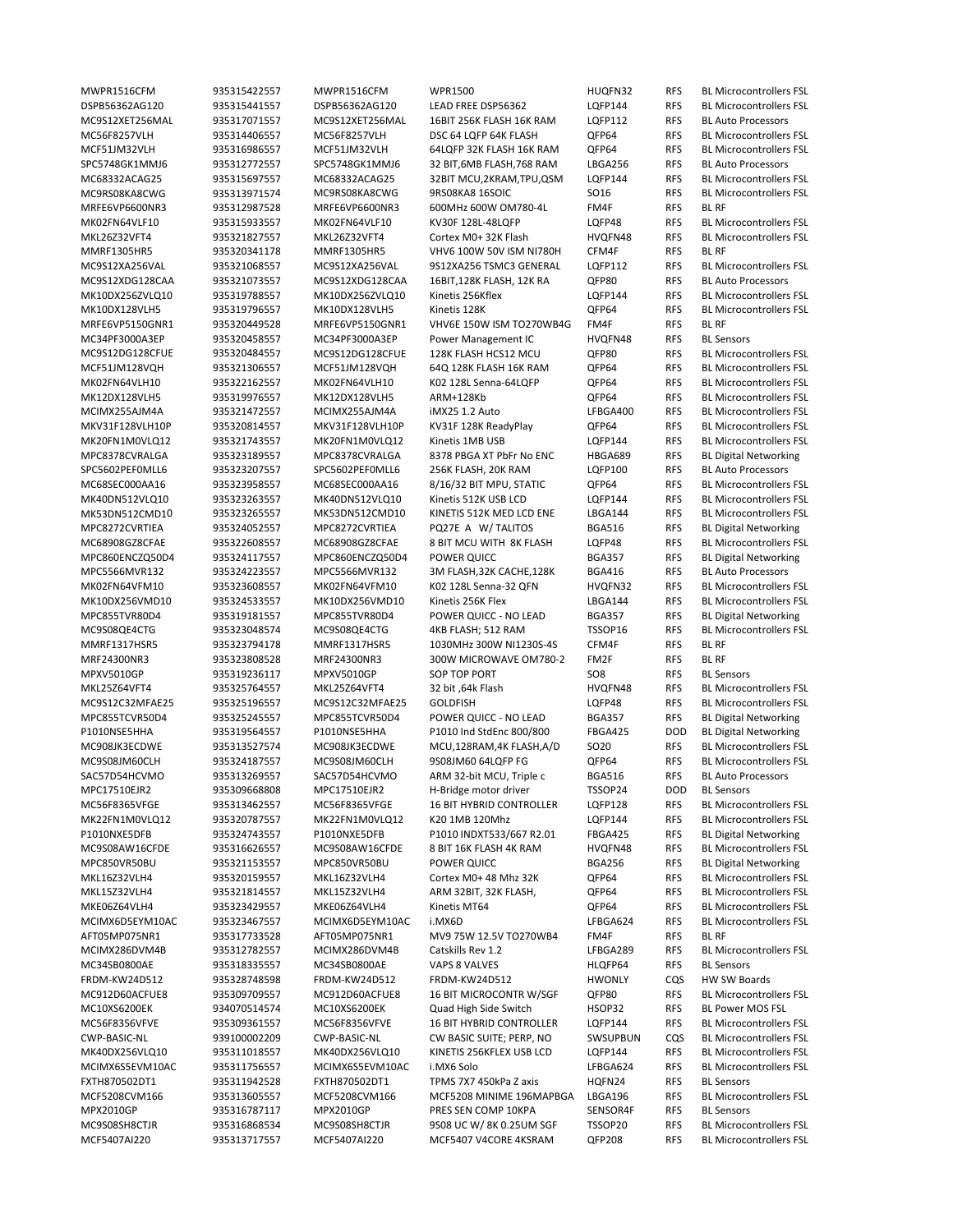| | | | | | | |
|---|---|---|---|---|---|---|
| MWPR1516CFM | 935315422557 | MWPR1516CFM | WPR1500 | HUQFN32 | RFS | BL Microcontrollers FSL |
| DSPB56362AG120 | 935315441557 | DSPB56362AG120 | LEAD FREE DSP56362 | LQFP144 | RFS | BL Microcontrollers FSL |
| MC9S12XET256MAL | 935317071557 | MC9S12XET256MAL | 16BIT 256K FLASH 16K RAM | LQFP112 | RFS | BL Auto Processors |
| MC56F8257VLH | 935314406557 | MC56F8257VLH | DSC 64 LQFP 64K FLASH | QFP64 | RFS | BL Microcontrollers FSL |
| MCF51JM32VLH | 935316986557 | MCF51JM32VLH | 64LQFP 32K FLASH 16K RAM | QFP64 | RFS | BL Microcontrollers FSL |
| SPC5748GK1MMJ6 | 935312772557 | SPC5748GK1MMJ6 | 32 BIT,6MB FLASH,768 RAM | LBGA256 | RFS | BL Auto Processors |
| MC68332ACAG25 | 935315697557 | MC68332ACAG25 | 32BIT MCU,2KRAM,TPU,QSM | LQFP144 | RFS | BL Microcontrollers FSL |
| MC9RS08KA8CWG | 935313971574 | MC9RS08KA8CWG | 9RS08KA8 16SOIC | SO16 | RFS | BL Microcontrollers FSL |
| MRFE6VP6600NR3 | 935312987528 | MRFE6VP6600NR3 | 600MHz 600W OM780-4L | FM4F | RFS | BL RF |
| MK02FN64VLF10 | 935315933557 | MK02FN64VLF10 | KV30F 128L-48LQFP | LQFP48 | RFS | BL Microcontrollers FSL |
| MKL26Z32VFT4 | 935321827557 | MKL26Z32VFT4 | Cortex M0+ 32K Flash | HVQFN48 | RFS | BL Microcontrollers FSL |
| MMRF1305HR5 | 935320341178 | MMRF1305HR5 | VHV6 100W 50V ISM NI780H | CFM4F | RFS | BL RF |
| MC9S12XA256VAL | 935321068557 | MC9S12XA256VAL | 9S12XA256 TSMC3 GENERAL | LQFP112 | RFS | BL Microcontrollers FSL |
| MC9S12XDG128CAA | 935321073557 | MC9S12XDG128CAA | 16BIT,128K FLASH, 12K RA | QFP80 | RFS | BL Auto Processors |
| MK10DX256ZVLQ10 | 935319788557 | MK10DX256ZVLQ10 | Kinetis 256Kflex | LQFP144 | RFS | BL Microcontrollers FSL |
| MK10DX128VLH5 | 935319796557 | MK10DX128VLH5 | Kinetis 128K | QFP64 | RFS | BL Microcontrollers FSL |
| MRFE6VP5150GNR1 | 935320449528 | MRFE6VP5150GNR1 | VHV6E 150W ISM TO270WB4G | FM4F | RFS | BL RF |
| MC34PF3000A3EP | 935320458557 | MC34PF3000A3EP | Power Management IC | HVQFN48 | RFS | BL Sensors |
| MC9S12DG128CFUE | 935320484557 | MC9S12DG128CFUE | 128K FLASH HCS12 MCU | QFP80 | RFS | BL Microcontrollers FSL |
| MCF51JM128VQH | 935321306557 | MCF51JM128VQH | 64Q 128K FLASH 16K RAM | QFP64 | RFS | BL Microcontrollers FSL |
| MK02FN64VLH10 | 935322162557 | MK02FN64VLH10 | K02 128L Senna-64LQFP | QFP64 | RFS | BL Microcontrollers FSL |
| MK12DX128VLH5 | 935319976557 | MK12DX128VLH5 | ARM+128Kb | QFP64 | RFS | BL Microcontrollers FSL |
| MCIMX255AJM4A | 935321472557 | MCIMX255AJM4A | iMX25 1.2 Auto | LFBGA400 | RFS | BL Microcontrollers FSL |
| MKV31F128VLH10P | 935320814557 | MKV31F128VLH10P | KV31F 128K ReadyPlay | QFP64 | RFS | BL Microcontrollers FSL |
| MK20FN1M0VLQ12 | 935321743557 | MK20FN1M0VLQ12 | Kinetis 1MB USB | LQFP144 | RFS | BL Microcontrollers FSL |
| MPC8378CVRALGA | 935323189557 | MPC8378CVRALGA | 8378 PBGA XT PbFr No ENC | HBGA689 | RFS | BL Digital Networking |
| SPC5602PEF0MLL6 | 935323207557 | SPC5602PEF0MLL6 | 256K FLASH, 20K RAM | LQFP100 | RFS | BL Auto Processors |
| MC68SEC000AA16 | 935323958557 | MC68SEC000AA16 | 8/16/32 BIT MPU, STATIC | QFP64 | RFS | BL Microcontrollers FSL |
| MK40DN512VLQ10 | 935323263557 | MK40DN512VLQ10 | Kinetis 512K USB LCD | LQFP144 | RFS | BL Microcontrollers FSL |
| MK53DN512CMD10 | 935323265557 | MK53DN512CMD10 | KINETIS 512K MED LCD ENE | LBGA144 | RFS | BL Microcontrollers FSL |
| MPC8272CVRTIEA | 935324052557 | MPC8272CVRTIEA | PQ27E A W/ TALITOS | BGA516 | RFS | BL Digital Networking |
| MC68908GZ8CFAE | 935322608557 | MC68908GZ8CFAE | 8 BIT MCU WITH 8K FLASH | LQFP48 | RFS | BL Microcontrollers FSL |
| MPC860ENCZQ50D4 | 935324117557 | MPC860ENCZQ50D4 | POWER QUICC | BGA357 | RFS | BL Digital Networking |
| MPC5566MVR132 | 935324223557 | MPC5566MVR132 | 3M FLASH,32K CACHE,128K | BGA416 | RFS | BL Auto Processors |
| MK02FN64VFM10 | 935323608557 | MK02FN64VFM10 | K02 128L Senna-32 QFN | HVQFN32 | RFS | BL Microcontrollers FSL |
| MK10DX256VMD10 | 935324533557 | MK10DX256VMD10 | Kinetis 256K Flex | LBGA144 | RFS | BL Microcontrollers FSL |
| MPC855TVR80D4 | 935319181557 | MPC855TVR80D4 | POWER QUICC - NO LEAD | BGA357 | RFS | BL Digital Networking |
| MC9S08QE4CTG | 935323048574 | MC9S08QE4CTG | 4KB FLASH; 512 RAM | TSSOP16 | RFS | BL Microcontrollers FSL |
| MMRF1317HSR5 | 935323794178 | MMRF1317HSR5 | 1030MHz 300W NI1230S-4S | CFM4F | RFS | BL RF |
| MRF24300NR3 | 935323808528 | MRF24300NR3 | 300W MICROWAVE OM780-2 | FM2F | RFS | BL RF |
| MPXV5010GP | 935319236117 | MPXV5010GP | SOP TOP PORT | SO8 | RFS | BL Sensors |
| MKL25Z64VFT4 | 935325764557 | MKL25Z64VFT4 | 32 bit ,64k Flash | HVQFN48 | RFS | BL Microcontrollers FSL |
| MC9S12C32MFAE25 | 935325196557 | MC9S12C32MFAE25 | GOLDFISH | LQFP48 | RFS | BL Microcontrollers FSL |
| MPC855TCVR50D4 | 935325245557 | MPC855TCVR50D4 | POWER QUICC - NO LEAD | BGA357 | RFS | BL Digital Networking |
| P1010NSE5HHA | 935319564557 | P1010NSE5HHA | P1010 Ind StdEnc 800/800 | FBGA425 | DOD | BL Digital Networking |
| MC908JK3ECDWE | 935313527574 | MC908JK3ECDWE | MCU,128RAM,4K FLASH,A/D | SO20 | RFS | BL Microcontrollers FSL |
| MC9S08JM60CLH | 935324187557 | MC9S08JM60CLH | 9S08JM60 64LQFP FG | QFP64 | RFS | BL Microcontrollers FSL |
| SAC57D54HCVMO | 935313269557 | SAC57D54HCVMO | ARM 32-bit MCU, Triple c | BGA516 | RFS | BL Auto Processors |
| MPC17510EJR2 | 935309668808 | MPC17510EJR2 | H-Bridge motor driver | TSSOP24 | DOD | BL Sensors |
| MC56F8365VFGE | 935313462557 | MC56F8365VFGE | 16 BIT HYBRID CONTROLLER | LQFP128 | RFS | BL Microcontrollers FSL |
| MK22FN1M0VLQ12 | 935320787557 | MK22FN1M0VLQ12 | K20 1MB 120Mhz | LQFP144 | RFS | BL Microcontrollers FSL |
| P1010NXE5DFB | 935324743557 | P1010NXE5DFB | P1010 INDXT533/667 R2.01 | FBGA425 | RFS | BL Digital Networking |
| MC9S08AW16CFDE | 935316626557 | MC9S08AW16CFDE | 8 BIT 16K FLASH 4K RAM | HVQFN48 | RFS | BL Microcontrollers FSL |
| MPC850VR50BU | 935321153557 | MPC850VR50BU | POWER QUICC | BGA256 | RFS | BL Digital Networking |
| MKL16Z32VLH4 | 935320159557 | MKL16Z32VLH4 | Cortex M0+ 48 Mhz 32K | QFP64 | RFS | BL Microcontrollers FSL |
| MKL15Z32VLH4 | 935321814557 | MKL15Z32VLH4 | ARM 32BIT, 32K FLASH, | QFP64 | RFS | BL Microcontrollers FSL |
| MKE06Z64VLH4 | 935323429557 | MKE06Z64VLH4 | Kinetis MT64 | QFP64 | RFS | BL Microcontrollers FSL |
| MCIMX6D5EYM10AC | 935323467557 | MCIMX6D5EYM10AC | i.MX6D | LFBGA624 | RFS | BL Microcontrollers FSL |
| AFT05MP075NR1 | 935317733528 | AFT05MP075NR1 | MV9 75W 12.5V TO270WB4 | FM4F | RFS | BL RF |
| MCIMX286DVM4B | 935312782557 | MCIMX286DVM4B | Catskills Rev 1.2 | LFBGA289 | RFS | BL Microcontrollers FSL |
| MC34SB0800AE | 935318335557 | MC34SB0800AE | VAPS 8 VALVES | HLQFP64 | RFS | BL Sensors |
| FRDM-KW24D512 | 935328748598 | FRDM-KW24D512 | FRDM-KW24D512 | HWONLY | CQS | HW SW Boards |
| MC912D60ACFUE8 | 935309709557 | MC912D60ACFUE8 | 16 BIT MICROCONTR W/SGF | QFP80 | RFS | BL Microcontrollers FSL |
| MC10XS6200EK | 934070514574 | MC10XS6200EK | Quad High Side Switch | HSOP32 | RFS | BL Power MOS FSL |
| MC56F8356VFVE | 935309361557 | MC56F8356VFVE | 16 BIT HYBRID CONTROLLER | LQFP144 | RFS | BL Microcontrollers FSL |
| CWP-BASIC-NL | 939100002209 | CWP-BASIC-NL | CW BASIC SUITE; PERP, NO | SWSUPBUN | CQS | BL Microcontrollers FSL |
| MK40DX256VLQ10 | 935311018557 | MK40DX256VLQ10 | KINETIS 256KFLEX USB LCD | LQFP144 | RFS | BL Microcontrollers FSL |
| MCIMX6S5EVM10AC | 935311756557 | MCIMX6S5EVM10AC | i.MX6 Solo | LFBGA624 | RFS | BL Microcontrollers FSL |
| FXTH870502DT1 | 935311942528 | FXTH870502DT1 | TPMS 7X7 450kPa Z axis | HQFN24 | RFS | BL Sensors |
| MCF5208CVM166 | 935313605557 | MCF5208CVM166 | MCF5208 MINIME 196MAPBGA | LBGA196 | RFS | BL Microcontrollers FSL |
| MPX2010GP | 935316787117 | MPX2010GP | PRES SEN COMP 10KPA | SENSOR4F | RFS | BL Sensors |
| MC9S08SH8CTJR | 935316868534 | MC9S08SH8CTJR | 9S08 UC W/ 8K 0.25UM SGF | TSSOP20 | RFS | BL Microcontrollers FSL |
| MCF5407AI220 | 935313717557 | MCF5407AI220 | MCF5407 V4CORE 4KSRAM | QFP208 | RFS | BL Microcontrollers FSL |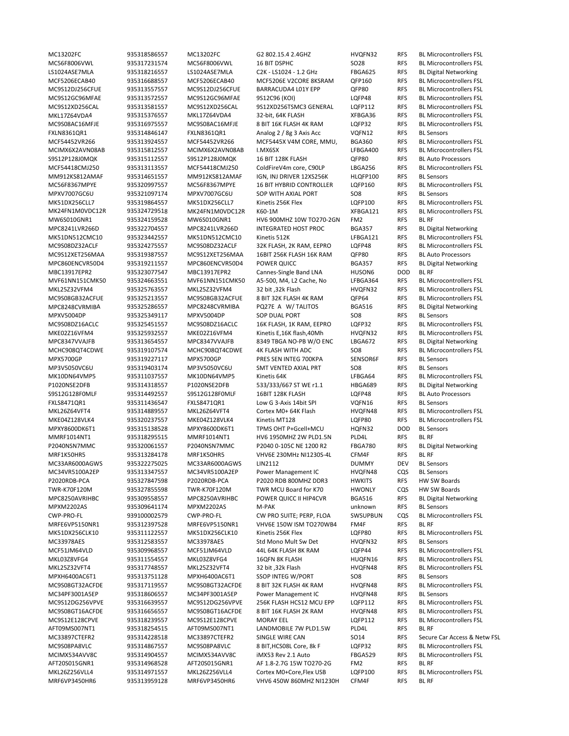| | | | | | | |
|---|---|---|---|---|---|---|
| MC13202FC | 935318586557 | MC13202FC | G2 802.15.4 2.4GHZ | HVQFN32 | RFS | BL Microcontrollers FSL |
| MC56F8006VWL | 935317231574 | MC56F8006VWL | 16 BIT DSPHC | SO28 | RFS | BL Microcontrollers FSL |
| LS1024ASE7MLA | 935318216557 | LS1024ASE7MLA | C2K - LS1024 - 1.2 GHz | FBGA625 | RFS | BL Digital Networking |
| MCF5206ECAB40 | 935316688557 | MCF5206ECAB40 | MCF5206E V2CORE 8KSRAM | QFP160 | RFS | BL Microcontrollers FSL |
| MC9S12DJ256CFUE | 935313557557 | MC9S12DJ256CFUE | BARRACUDA4 L01Y EPP | QFP80 | RFS | BL Microcontrollers FSL |
| MC9S12GC96MFAE | 935313572557 | MC9S12GC96MFAE | 9S12C96 (KOI) | LQFP48 | RFS | BL Microcontrollers FSL |
| MC9S12XD256CAL | 935313581557 | MC9S12XD256CAL | 9S12XD256TSMC3 GENERAL | LQFP112 | RFS | BL Microcontrollers FSL |
| MKL17Z64VDA4 | 935315376557 | MKL17Z64VDA4 | 32-bit, 64K FLASH | XFBGA36 | RFS | BL Microcontrollers FSL |
| MC9S08AC16MFJE | 935316975557 | MC9S08AC16MFJE | 8 BIT 16K FLASH 4K RAM | LQFP32 | RFS | BL Microcontrollers FSL |
| FXLN8361QR1 | 935314846147 | FXLN8361QR1 | Analog 2 / 8g 3 Axis Acc | VQFN12 | RFS | BL Sensors |
| MCF54452VR266 | 935313924557 | MCF54452VR266 | MCF5445X V4M CORE, MMU, | BGA360 | RFS | BL Microcontrollers FSL |
| MCIMX6X2AVN08AB | 935315812557 | MCIMX6X2AVN08AB | I.MX6SX | LFBGA400 | RFS | BL Microcontrollers FSL |
| S9S12P128J0MQK | 935315112557 | S9S12P128J0MQK | 16 BIT 128K FLASH | QFP80 | RFS | BL Auto Processors |
| MCF54418CMJ250 | 935313113557 | MCF54418CMJ250 | ColdFireV4m core, C90LP | LBGA256 | RFS | BL Microcontrollers FSL |
| MM912KS812AMAF | 935314651557 | MM912KS812AMAF | IGN, INJ DRIVER 12XS256K | HLQFP100 | RFS | BL Sensors |
| MC56F8367MPYE | 935320997557 | MC56F8367MPYE | 16 BIT HYBRID CONTROLLER | LQFP160 | RFS | BL Microcontrollers FSL |
| MPXV7007GC6U | 935321097174 | MPXV7007GC6U | SOP WITH AXIAL PORT | SO8 | RFS | BL Sensors |
| MK51DX256CLL7 | 935319864557 | MK51DX256CLL7 | Kinetis 256K Flex | LQFP100 | RFS | BL Microcontrollers FSL |
| MK24FN1M0VDC12R | 935324729518 | MK24FN1M0VDC12R | K60-1M | XFBGA121 | RFS | BL Microcontrollers FSL |
| MW6S010GNR1 | 935324159528 | MW6S010GNR1 | HV6 900MHZ 10W TO270-2GN | FM2 | RFS | BL RF |
| MPC8241LVR266D | 935322704557 | MPC8241LVR266D | INTEGRATED HOST PROC | BGA357 | RFS | BL Digital Networking |
| MK51DN512CMC10 | 935323442557 | MK51DN512CMC10 | Kinetis 512K | LFBGA121 | RFS | BL Microcontrollers FSL |
| MC9S08DZ32ACLF | 935324275557 | MC9S08DZ32ACLF | 32K FLASH, 2K RAM, EEPRO | LQFP48 | RFS | BL Microcontrollers FSL |
| MC9S12XET256MAA | 935319387557 | MC9S12XET256MAA | 16BIT 256K FLASH 16K RAM | QFP80 | RFS | BL Auto Processors |
| MPC860ENCVR50D4 | 935319211557 | MPC860ENCVR50D4 | POWER QUICC | BGA357 | RFS | BL Digital Networking |
| MBC13917EPR2 | 935323077547 | MBC13917EPR2 | Cannes-Single Band LNA | HUSON6 | DOD | BL RF |
| MVF61NN151CMK50 | 935324663551 | MVF61NN151CMK50 | A5-500, M4, L2 Cache, No | LFBGA364 | RFS | BL Microcontrollers FSL |
| MKL25Z32VFM4 | 935325763557 | MKL25Z32VFM4 | 32 bit ,32k Flash | HVQFN32 | RFS | BL Microcontrollers FSL |
| MC9S08GB32ACFUE | 935325213557 | MC9S08GB32ACFUE | 8 BIT 32K FLASH 4K RAM | QFP64 | RFS | BL Microcontrollers FSL |
| MPC8248CVRMIBA | 935325286557 | MPC8248CVRMIBA | PQ27E A W/ TALITOS | BGA516 | RFS | BL Digital Networking |
| MPXV5004DP | 935325349117 | MPXV5004DP | SOP DUAL PORT | SO8 | RFS | BL Sensors |
| MC9S08DZ16ACLC | 935325451557 | MC9S08DZ16ACLC | 16K FLASH, 1K RAM, EEPRO | LQFP32 | RFS | BL Microcontrollers FSL |
| MKE02Z16VFM4 | 935325932557 | MKE02Z16VFM4 | Kinetis E,16K flash,40Mh | HVQFN32 | RFS | BL Microcontrollers FSL |
| MPC8347VVAJFB | 935313654557 | MPC8347VVAJFB | 8349 TBGA NO-PB W/O ENC | LBGA672 | RFS | BL Digital Networking |
| MCHC908QT4CDWE | 935319107574 | MCHC908QT4CDWE | 4K FLASH WITH ADC | SO8 | RFS | BL Microcontrollers FSL |
| MPX5700GP | 935319227117 | MPX5700GP | PRES SEN INTEG 700KPA | SENSOR6F | RFS | BL Sensors |
| MP3V5050VC6U | 935319403174 | MP3V5050VC6U | SMT VENTED AXIAL PRT | SO8 | RFS | BL Sensors |
| MK10DN64VMP5 | 935311037557 | MK10DN64VMP5 | Kinetis 64K | LFBGA64 | RFS | BL Microcontrollers FSL |
| P1020NSE2DFB | 935314318557 | P1020NSE2DFB | 533/333/667 ST WE r1.1 | HBGA689 | RFS | BL Digital Networking |
| S9S12G128F0MLF | 935314492557 | S9S12G128F0MLF | 16BIT 128K FLASH | LQFP48 | RFS | BL Auto Processors |
| FXLS8471QR1 | 935311436547 | FXLS8471QR1 | Low G 3-Axis 14bit SPI | VQFN16 | RFS | BL Sensors |
| MKL26Z64VFT4 | 935314889557 | MKL26Z64VFT4 | Cortex M0+ 64K Flash | HVQFN48 | RFS | BL Microcontrollers FSL |
| MKE04Z128VLK4 | 935320237557 | MKE04Z128VLK4 | Kinetis MT128 | LQFP80 | RFS | BL Microcontrollers FSL |
| MPXY8600DK6T1 | 935315138528 | MPXY8600DK6T1 | TPMS OHT P+Gcell+MCU | HQFN32 | DOD | BL Sensors |
| MMRF1014NT1 | 935318295515 | MMRF1014NT1 | HV6 1950MHZ 2W PLD1.5N | PLD4L | RFS | BL RF |
| P2040NSN7MMC | 935320061557 | P2040NSN7MMC | P2040 0-105C NE 1200 R2 | FBGA780 | RFS | BL Digital Networking |
| MRF1K50HR5 | 935313284178 | MRF1K50HR5 | VHV6E 230MHz NI1230S-4L | CFM4F | RFS | BL RF |
| MC33AR6000AGWS | 935322275025 | MC33AR6000AGWS | LIN2112 | DUMMY | DEV | BL Sensors |
| MC34VR5100A2EP | 935313347557 | MC34VR5100A2EP | Power Management IC | HVQFN48 | CQS | BL Sensors |
| P2020RDB-PCA | 935327847598 | P2020RDB-PCA | P2020 RDB 800MHZ DDR3 | HWKITS | RFS | HW SW Boards |
| TWR-K70F120M | 935327855598 | TWR-K70F120M | TWR MCU Board for K70 | HWONLY | CQS | HW SW Boards |
| MPC8250AVRIHBC | 935309558557 | MPC8250AVRIHBC | POWER QUICC II HIP4CVR | BGA516 | RFS | BL Digital Networking |
| MPXM2202AS | 935309641174 | MPXM2202AS | M-PAK | unknown | RFS | BL Sensors |
| CWP-PRO-FL | 939100002579 | CWP-PRO-FL | CW PRO SUITE; PERP, FLOA | SWSUPBUN | CQS | BL Microcontrollers FSL |
| MRFE6VP5150NR1 | 935312397528 | MRFE6VP5150NR1 | VHV6E 150W ISM TO270WB4 | FM4F | RFS | BL RF |
| MK51DX256CLK10 | 935311122557 | MK51DX256CLK10 | Kinetis 256K Flex | LQFP80 | RFS | BL Microcontrollers FSL |
| MC33978AES | 935312583557 | MC33978AES | Std Mono Mult Sw Det | HVQFN32 | RFS | BL Sensors |
| MCF51JM64VLD | 935309968557 | MCF51JM64VLD | 44L 64K FLASH 8K RAM | LQFP44 | RFS | BL Microcontrollers FSL |
| MKL03Z8VFG4 | 935311554557 | MKL03Z8VFG4 | 16QFN 8K FLASH | HUQFN16 | RFS | BL Microcontrollers FSL |
| MKL25Z32VFT4 | 935317748557 | MKL25Z32VFT4 | 32 bit ,32k Flash | HVQFN48 | RFS | BL Microcontrollers FSL |
| MPXH6400AC6T1 | 935313751128 | MPXH6400AC6T1 | SSOP INTEG W/PORT | SO8 | RFS | BL Sensors |
| MC9S08GT32ACFDE | 935317119557 | MC9S08GT32ACFDE | 8 BIT 32K FLASH 4K RAM | HVQFN48 | RFS | BL Microcontrollers FSL |
| MC34PF3001A5EP | 935318606557 | MC34PF3001A5EP | Power Management IC | HVQFN48 | RFS | BL Sensors |
| MC9S12DG256VPVE | 935316639557 | MC9S12DG256VPVE | 256K FLASH HCS12 MCU EPP | LQFP112 | RFS | BL Microcontrollers FSL |
| MC9S08GT16ACFDE | 935316656557 | MC9S08GT16ACFDE | 8 BIT 16K FLASH 2K RAM | HVQFN48 | RFS | BL Microcontrollers FSL |
| MC9S12E128CPVE | 935318239557 | MC9S12E128CPVE | MORAY EEL | LQFP112 | RFS | BL Microcontrollers FSL |
| AFT09MS007NT1 | 935318254515 | AFT09MS007NT1 | LANDMOBILE 7W PLD1.5W | PLD4L | RFS | BL RF |
| MC33897CTEFR2 | 935314228518 | MC33897CTEFR2 | SINGLE WIRE CAN | SO14 | RFS | Secure Car Access & Netw FSL |
| MC9S08PA8VLC | 935314867557 | MC9S08PA8VLC | 8 BIT,HCS08L Core, 8k F | LQFP32 | RFS | BL Microcontrollers FSL |
| MCIMX534AVV8C | 935314904557 | MCIMX534AVV8C | iMX53 Rev 2.1 Auto | FBGA529 | RFS | BL Microcontrollers FSL |
| AFT20S015GNR1 | 935314968528 | AFT20S015GNR1 | AF 1.8-2.7G 15W TO270-2G | FM2 | RFS | BL RF |
| MKL26Z256VLL4 | 935314971557 | MKL26Z256VLL4 | Cortex M0+Core,Flex USB | LQFP100 | RFS | BL Microcontrollers FSL |
| MRF6VP3450HR6 | 935313959128 | MRF6VP3450HR6 | VHV6 450W 860MHZ NI1230H | CFM4F | RFS | BL RF |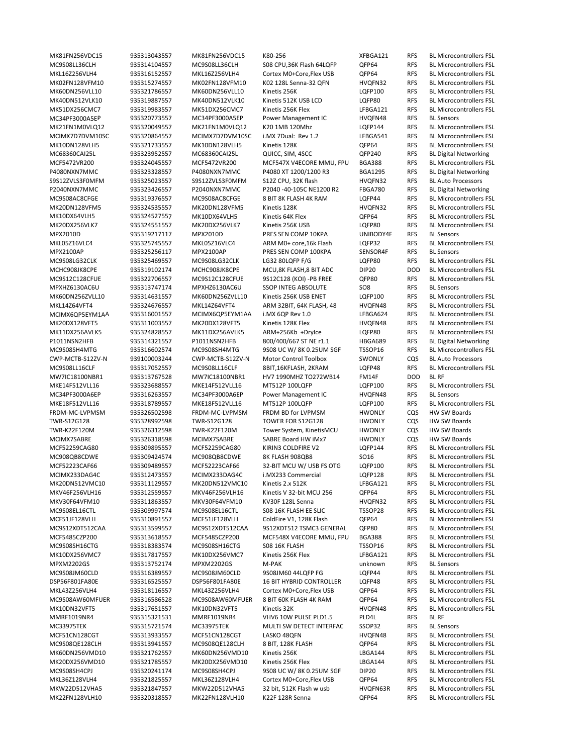| | | | | | | |
|---|---|---|---|---|---|---|
| MK81FN256VDC15 | 935313043557 | MK81FN256VDC15 | K80-256 | XFBGA121 | RFS | BL Microcontrollers FSL |
| MC9S08LL36CLH | 935314104557 | MC9S08LL36CLH | S08 CPU,36K Flash 64LQFP | QFP64 | RFS | BL Microcontrollers FSL |
| MKL16Z256VLH4 | 935316152557 | MKL16Z256VLH4 | Cortex M0+Core,Flex USB | QFP64 | RFS | BL Microcontrollers FSL |
| MK02FN128VFM10 | 935315274557 | MK02FN128VFM10 | K02 128L Senna-32 QFN | HVQFN32 | RFS | BL Microcontrollers FSL |
| MK60DN256VLL10 | 935321786557 | MK60DN256VLL10 | Kinetis 256K | LQFP100 | RFS | BL Microcontrollers FSL |
| MK40DN512VLK10 | 935319887557 | MK40DN512VLK10 | Kinetis 512K USB LCD | LQFP80 | RFS | BL Microcontrollers FSL |
| MK51DX256CMC7 | 935319983557 | MK51DX256CMC7 | Kinetis 256K Flex | LFBGA121 | RFS | BL Microcontrollers FSL |
| MC34PF3000A5EP | 935320773557 | MC34PF3000A5EP | Power Management IC | HVQFN48 | RFS | BL Sensors |
| MK21FN1M0VLQ12 | 935320049557 | MK21FN1M0VLQ12 | K20 1MB 120Mhz | LQFP144 | RFS | BL Microcontrollers FSL |
| MCIMX7D7DVM10SC | 935320864557 | MCIMX7D7DVM10SC | i.MX 7Dual: Rev 1.2 | LFBGA541 | RFS | BL Microcontrollers FSL |
| MK10DN128VLH5 | 935321733557 | MK10DN128VLH5 | Kinetis 128K | QFP64 | RFS | BL Microcontrollers FSL |
| MC68360CAI25L | 935323952557 | MC68360CAI25L | QUICC, SIM, 4SCC | QFP240 | RFS | BL Digital Networking |
| MCF5472VR200 | 935324045557 | MCF5472VR200 | MCF547X V4ECORE MMU, FPU | BGA388 | RFS | BL Microcontrollers FSL |
| P4080NXN7MMC | 935323328557 | P4080NXN7MMC | P4080 XT 1200/1200 R3 | BGA1295 | RFS | BL Digital Networking |
| S9S12ZVLS3F0MFM | 935325023557 | S9S12ZVLS3F0MFM | S12Z CPU, 32K flash | HVQFN32 | RFS | BL Auto Processors |
| P2040NXN7MMC | 935323426557 | P2040NXN7MMC | P2040 -40-105C NE1200 R2 | FBGA780 | RFS | BL Digital Networking |
| MC9S08AC8CFGE | 935319376557 | MC9S08AC8CFGE | 8 BIT 8K FLASH 4K RAM | LQFP44 | RFS | BL Microcontrollers FSL |
| MK20DN128VFM5 | 935324535557 | MK20DN128VFM5 | Kinetis 128K | HVQFN32 | RFS | BL Microcontrollers FSL |
| MK10DX64VLH5 | 935324527557 | MK10DX64VLH5 | Kinetis 64K Flex | QFP64 | RFS | BL Microcontrollers FSL |
| MK20DX256VLK7 | 935324551557 | MK20DX256VLK7 | Kinetis 256K USB | LQFP80 | RFS | BL Microcontrollers FSL |
| MPX2010D | 935319217117 | MPX2010D | PRES SEN COMP 10KPA | UNIBODY4F | RFS | BL Sensors |
| MKL05Z16VLC4 | 935325745557 | MKL05Z16VLC4 | ARM M0+ core,16k Flash | LQFP32 | RFS | BL Microcontrollers FSL |
| MPX2100AP | 935325256117 | MPX2100AP | PRES SEN COMP 100KPA | SENSOR4F | RFS | BL Sensors |
| MC9S08LG32CLK | 935325469557 | MC9S08LG32CLK | LG32 80LQFP F/G | LQFP80 | RFS | BL Microcontrollers FSL |
| MCHC908JK8CPE | 935319102174 | MCHC908JK8CPE | MCU,8K FLASH,8 BIT ADC | DIP20 | DOD | BL Microcontrollers FSL |
| MC9S12C128CFUE | 935322706557 | MC9S12C128CFUE | 9S12C128 (KOI) -PB FREE | QFP80 | RFS | BL Microcontrollers FSL |
| MPXHZ6130AC6U | 935313747174 | MPXHZ6130AC6U | SSOP INTEG ABSOLUTE | SO8 | RFS | BL Sensors |
| MK60DN256ZVLL10 | 935314631557 | MK60DN256ZVLL10 | Kinetis 256K USB ENET | LQFP100 | RFS | BL Microcontrollers FSL |
| MKL14Z64VFT4 | 935324676557 | MKL14Z64VFT4 | ARM 32BIT, 64K FLASH, 48 | HVQFN48 | RFS | BL Microcontrollers FSL |
| MCIMX6QP5EYM1AA | 935316001557 | MCIMX6QP5EYM1AA | i.MX 6QP Rev 1.0 | LFBGA624 | RFS | BL Microcontrollers FSL |
| MK20DX128VFT5 | 935311003557 | MK20DX128VFT5 | Kinetis 128K Flex | HVQFN48 | RFS | BL Microcontrollers FSL |
| MK11DX256AVLK5 | 935324828557 | MK11DX256AVLK5 | ARM+256Kb +DryIce | LQFP80 | RFS | BL Microcontrollers FSL |
| P1011NSN2HFB | 935314321557 | P1011NSN2HFB | 800/400/667 ST NE r1.1 | HBGA689 | RFS | BL Digital Networking |
| MC9S08SH4MTG | 935316602574 | MC9S08SH4MTG | 9S08 UC W/ 8K 0.25UM SGF | TSSOP16 | RFS | BL Microcontrollers FSL |
| CWP-MCTB-S12ZV-N | 939100003244 | CWP-MCTB-S12ZV-N | Motor Control Toolbox | SWONLY | CQS | BL Auto Processors |
| MC9S08LL16CLF | 935317052557 | MC9S08LL16CLF | 8BIT,16KFLASH, 2KRAM | LQFP48 | RFS | BL Microcontrollers FSL |
| MW7IC18100NBR1 | 935313767528 | MW7IC18100NBR1 | HV7 1990MHZ TO272WB14 | FM14F | DOD | BL RF |
| MKE14F512VLL16 | 935323688557 | MKE14F512VLL16 | MT512P 100LQFP | LQFP100 | RFS | BL Microcontrollers FSL |
| MC34PF3000A6EP | 935316263557 | MC34PF3000A6EP | Power Management IC | HVQFN48 | RFS | BL Sensors |
| MKE18F512VLL16 | 935318789557 | MKE18F512VLL16 | MT512P 100LQFP | LQFP100 | RFS | BL Microcontrollers FSL |
| FRDM-MC-LVPMSM | 935326502598 | FRDM-MC-LVPMSM | FRDM BD for LVPMSM | HWONLY | CQS | HW SW Boards |
| TWR-S12G128 | 935328992598 | TWR-S12G128 | TOWER FOR S12G128 | HWONLY | CQS | HW SW Boards |
| TWR-K22F120M | 935326312598 | TWR-K22F120M | Tower System, KinetisMCU | HWONLY | CQS | HW SW Boards |
| MCIMX7SABRE | 935326318598 | MCIMX7SABRE | SABRE Board HW iMx7 | HWONLY | CQS | HW SW Boards |
| MCF52259CAG80 | 935309895557 | MCF52259CAG80 | KIRIN3 COLDFIRE V2 | LQFP144 | RFS | BL Microcontrollers FSL |
| MC908QB8CDWE | 935309424574 | MC908QB8CDWE | 8K FLASH 908QB8 | SO16 | RFS | BL Microcontrollers FSL |
| MCF52223CAF66 | 935309489557 | MCF52223CAF66 | 32-BIT MCU W/ USB FS OTG | LQFP100 | RFS | BL Microcontrollers FSL |
| MCIMX233DAG4C | 935312473557 | MCIMX233DAG4C | i.MX233 Commercial | LQFP128 | RFS | BL Microcontrollers FSL |
| MK20DN512VMC10 | 935311129557 | MK20DN512VMC10 | Kinetis 2.x 512K | LFBGA121 | RFS | BL Microcontrollers FSL |
| MKV46F256VLH16 | 935312559557 | MKV46F256VLH16 | Kinetis V 32-bit MCU 256 | QFP64 | RFS | BL Microcontrollers FSL |
| MKV30F64VFM10 | 935311863557 | MKV30F64VFM10 | KV30F 128L Senna | HVQFN32 | RFS | BL Microcontrollers FSL |
| MC9S08EL16CTL | 935309997574 | MC9S08EL16CTL | S08 16K FLASH EE SLIC | TSSOP28 | RFS | BL Microcontrollers FSL |
| MCF51JF128VLH | 935310891557 | MCF51JF128VLH | ColdFire V1, 128K Flash | QFP64 | RFS | BL Microcontrollers FSL |
| MC9S12XDT512CAA | 935313599557 | MC9S12XDT512CAA | 9S12XDT512 TSMC3 GENERAL | QFP80 | RFS | BL Microcontrollers FSL |
| MCF5485CZP200 | 935313618557 | MCF5485CZP200 | MCF548X V4ECORE MMU, FPU | BGA388 | RFS | BL Microcontrollers FSL |
| MC9S08SH16CTG | 935318383574 | MC9S08SH16CTG | S08 16K FLASH | TSSOP16 | RFS | BL Microcontrollers FSL |
| MK10DX256VMC7 | 935317817557 | MK10DX256VMC7 | Kinetis 256K Flex | LFBGA121 | RFS | BL Microcontrollers FSL |
| MPXM2202GS | 935313752174 | MPXM2202GS | M-PAK | unknown | RFS | BL Sensors |
| MC9S08JM60CLD | 935316389557 | MC9S08JM60CLD | 9S08JM60 44LQFP FG | LQFP44 | RFS | BL Microcontrollers FSL |
| DSP56F801FA80E | 935316525557 | DSP56F801FA80E | 16 BIT HYBRID CONTROLLER | LQFP48 | RFS | BL Microcontrollers FSL |
| MKL43Z256VLH4 | 935318116557 | MKL43Z256VLH4 | Cortex M0+Core,Flex USB | QFP64 | RFS | BL Microcontrollers FSL |
| MC9S08AW60MFUER | 935316586528 | MC9S08AW60MFUER | 8 BIT 60K FLASH 4K RAM | QFP64 | RFS | BL Microcontrollers FSL |
| MK10DN32VFT5 | 935317651557 | MK10DN32VFT5 | Kinetis 32K | HVQFN48 | RFS | BL Microcontrollers FSL |
| MMRF1019NR4 | 935315321531 | MMRF1019NR4 | VHV6 10W PULSE PLD1.5 | PLD4L | RFS | BL RF |
| MC33975TEK | 935315721574 | MC33975TEK | MULTI SW DETECT INTERFAC | SSOP32 | RFS | BL Sensors |
| MCF51CN128CGT | 935313933557 | MCF51CN128CGT | LASKO 48QFN | HVQFN48 | RFS | BL Microcontrollers FSL |
| MC9S08QE128CLH | 935313941557 | MC9S08QE128CLH | 8 BIT, 128K FLASH | QFP64 | RFS | BL Microcontrollers FSL |
| MK60DN256VMD10 | 935321762557 | MK60DN256VMD10 | Kinetis 256K | LBGA144 | RFS | BL Microcontrollers FSL |
| MK20DX256VMD10 | 935321785557 | MK20DX256VMD10 | Kinetis 256K Flex | LBGA144 | RFS | BL Microcontrollers FSL |
| MC9S08SH4CPJ | 935320241174 | MC9S08SH4CPJ | 9S08 UC W/ 8K 0.25UM SGF | DIP20 | RFS | BL Microcontrollers FSL |
| MKL36Z128VLH4 | 935321825557 | MKL36Z128VLH4 | Cortex M0+Core,Flex USB | QFP64 | RFS | BL Microcontrollers FSL |
| MKW22D512VHA5 | 935321847557 | MKW22D512VHA5 | 32 bit, 512K Flash w usb | HVQFN63R | RFS | BL Microcontrollers FSL |
| MK22FN128VLH10 | 935320318557 | MK22FN128VLH10 | K22F 128R Senna | QFP64 | RFS | BL Microcontrollers FSL |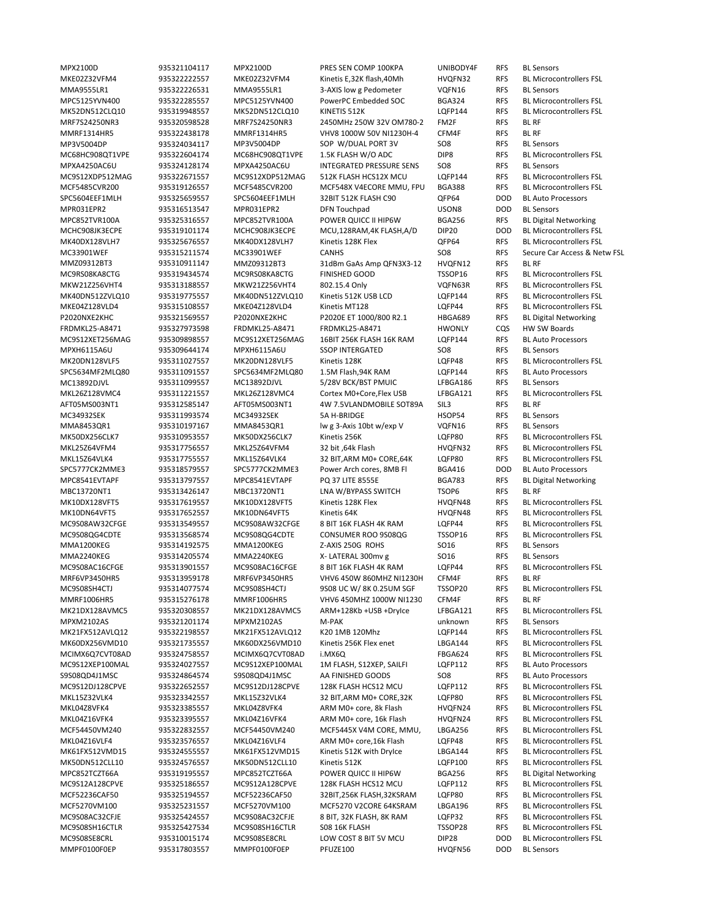| | | | | | | |
|---|---|---|---|---|---|---|
| MPX2100D | 935321104117 | MPX2100D | PRES SEN COMP 100KPA | UNIBODY4F | RFS | BL Sensors |
| MKE02Z32VFM4 | 935322222557 | MKE02Z32VFM4 | Kinetis E,32K flash,40Mh | HVQFN32 | RFS | BL Microcontrollers FSL |
| MMA9555LR1 | 935322226531 | MMA9555LR1 | 3-AXIS low g Pedometer | VQFN16 | RFS | BL Sensors |
| MPC5125YVN400 | 935322285557 | MPC5125YVN400 | PowerPC Embedded SOC | BGA324 | RFS | BL Microcontrollers FSL |
| MK52DN512CLQ10 | 935319948557 | MK52DN512CLQ10 | KINETIS 512K | LQFP144 | RFS | BL Microcontrollers FSL |
| MRF7S24250NR3 | 935320598528 | MRF7S24250NR3 | 2450MHz 250W 32V OM780-2 | FM2F | RFS | BL RF |
| MMRF1314HR5 | 935322438178 | MMRF1314HR5 | VHV8 1000W 50V NI1230H-4 | CFM4F | RFS | BL RF |
| MP3V5004DP | 935324034117 | MP3V5004DP | SOP W/DUAL PORT 3V | SO8 | RFS | BL Sensors |
| MC68HC908QT1VPE | 935322604174 | MC68HC908QT1VPE | 1.5K FLASH W/O ADC | DIP8 | RFS | BL Microcontrollers FSL |
| MPXA4250AC6U | 935324128174 | MPXA4250AC6U | INTEGRATED PRESSURE SENS | SO8 | RFS | BL Sensors |
| MC9S12XDP512MAG | 935322671557 | MC9S12XDP512MAG | 512K FLASH HCS12X MCU | LQFP144 | RFS | BL Microcontrollers FSL |
| MCF5485CVR200 | 935319126557 | MCF5485CVR200 | MCF548X V4ECORE MMU, FPU | BGA388 | RFS | BL Microcontrollers FSL |
| SPC5604EEF1MLH | 935325659557 | SPC5604EEF1MLH | 32BIT 512K FLASH C90 | QFP64 | DOD | BL Auto Processors |
| MPR031EPR2 | 935316513547 | MPR031EPR2 | DFN Touchpad | USON8 | DOD | BL Sensors |
| MPC852TVR100A | 935325316557 | MPC852TVR100A | POWER QUICC II HIP6W | BGA256 | RFS | BL Digital Networking |
| MCHC908JK3ECPE | 935319101174 | MCHC908JK3ECPE | MCU,128RAM,4K FLASH,A/D | DIP20 | DOD | BL Microcontrollers FSL |
| MK40DX128VLH7 | 935325676557 | MK40DX128VLH7 | Kinetis 128K Flex | QFP64 | RFS | BL Microcontrollers FSL |
| MC33901WEF | 935315211574 | MC33901WEF | CANHS | SO8 | RFS | Secure Car Access & Netw FSL |
| MMZ09312BT3 | 935310911147 | MMZ09312BT3 | 31dBm GaAs Amp QFN3X3-12 | HVQFN12 | RFS | BL RF |
| MC9RS08KA8CTG | 935319434574 | MC9RS08KA8CTG | FINISHED GOOD | TSSOP16 | RFS | BL Microcontrollers FSL |
| MKW21Z256VHT4 | 935313188557 | MKW21Z256VHT4 | 802.15.4 Only | VQFN63R | RFS | BL Microcontrollers FSL |
| MK40DN512ZVLQ10 | 935319775557 | MK40DN512ZVLQ10 | Kinetis 512K USB LCD | LQFP144 | RFS | BL Microcontrollers FSL |
| MKE04Z128VLD4 | 935315108557 | MKE04Z128VLD4 | Kinetis MT128 | LQFP44 | RFS | BL Microcontrollers FSL |
| P2020NXE2KHC | 935321569557 | P2020NXE2KHC | P2020E ET 1000/800 R2.1 | HBGA689 | RFS | BL Digital Networking |
| FRDMKL25-A8471 | 935327973598 | FRDMKL25-A8471 | FRDMKL25-A8471 | HWONLY | CQS | HW SW Boards |
| MC9S12XET256MAG | 935309898557 | MC9S12XET256MAG | 16BIT 256K FLASH 16K RAM | LQFP144 | RFS | BL Auto Processors |
| MPXH6115A6U | 935309644174 | MPXH6115A6U | SSOP INTERGATED | SO8 | RFS | BL Sensors |
| MK20DN128VLF5 | 935311027557 | MK20DN128VLF5 | Kinetis 128K | LQFP48 | RFS | BL Microcontrollers FSL |
| SPC5634MF2MLQ80 | 935311091557 | SPC5634MF2MLQ80 | 1.5M Flash,94K RAM | LQFP144 | RFS | BL Auto Processors |
| MC13892DJVL | 935311099557 | MC13892DJVL | 5/28V BCK/BST PMUIC | LFBGA186 | RFS | BL Sensors |
| MKL26Z128VMC4 | 935311221557 | MKL26Z128VMC4 | Cortex M0+Core,Flex USB | LFBGA121 | RFS | BL Microcontrollers FSL |
| AFT05MS003NT1 | 935312585147 | AFT05MS003NT1 | 4W 7.5VLANDMOBILE SOT89A | SIL3 | RFS | BL RF |
| MC34932SEK | 935311993574 | MC34932SEK | 5A H-BRIDGE | HSOP54 | RFS | BL Sensors |
| MMA8453QR1 | 935310197167 | MMA8453QR1 | lw g 3-Axis 10bt w/exp V | VQFN16 | RFS | BL Sensors |
| MK50DX256CLK7 | 935310953557 | MK50DX256CLK7 | Kinetis 256K | LQFP80 | RFS | BL Microcontrollers FSL |
| MKL25Z64VFM4 | 935317756557 | MKL25Z64VFM4 | 32 bit ,64k Flash | HVQFN32 | RFS | BL Microcontrollers FSL |
| MKL15Z64VLK4 | 935317755557 | MKL15Z64VLK4 | 32 BIT,ARM M0+ CORE,64K | LQFP80 | RFS | BL Microcontrollers FSL |
| SPC5777CK2MME3 | 935318579557 | SPC5777CK2MME3 | Power Arch cores, 8MB Fl | BGA416 | DOD | BL Auto Processors |
| MPC8541EVTAPF | 935313797557 | MPC8541EVTAPF | PQ 37 LITE 8555E | BGA783 | RFS | BL Digital Networking |
| MBC13720NT1 | 935313426147 | MBC13720NT1 | LNA W/BYPASS SWITCH | TSOP6 | RFS | BL RF |
| MK10DX128VFT5 | 935317619557 | MK10DX128VFT5 | Kinetis 128K Flex | HVQFN48 | RFS | BL Microcontrollers FSL |
| MK10DN64VFT5 | 935317652557 | MK10DN64VFT5 | Kinetis 64K | HVQFN48 | RFS | BL Microcontrollers FSL |
| MC9S08AW32CFGE | 935313549557 | MC9S08AW32CFGE | 8 BIT 16K FLASH 4K RAM | LQFP44 | RFS | BL Microcontrollers FSL |
| MC9S08QG4CDTE | 935313568574 | MC9S08QG4CDTE | CONSUMER ROO 9S08QG | TSSOP16 | RFS | BL Microcontrollers FSL |
| MMA1200KEG | 935314192575 | MMA1200KEG | Z-AXIS 250G ROHS | SO16 | RFS | BL Sensors |
| MMA2240KEG | 935314205574 | MMA2240KEG | X- LATERAL 300mv g | SO16 | RFS | BL Sensors |
| MC9S08AC16CFGE | 935313901557 | MC9S08AC16CFGE | 8 BIT 16K FLASH 4K RAM | LQFP44 | RFS | BL Microcontrollers FSL |
| MRF6VP3450HR5 | 935313959178 | MRF6VP3450HR5 | VHV6 450W 860MHZ NI1230H | CFM4F | RFS | BL RF |
| MC9S08SH4CTJ | 935314077574 | MC9S08SH4CTJ | 9S08 UC W/ 8K 0.25UM SGF | TSSOP20 | RFS | BL Microcontrollers FSL |
| MMRF1006HR5 | 935315276178 | MMRF1006HR5 | VHV6 450MHZ 1000W NI1230 | CFM4F | RFS | BL RF |
| MK21DX128AVMC5 | 935320308557 | MK21DX128AVMC5 | ARM+128Kb +USB +DryIce | LFBGA121 | RFS | BL Microcontrollers FSL |
| MPXM2102AS | 935321201174 | MPXM2102AS | M-PAK | unknown | RFS | BL Sensors |
| MK21FX512AVLQ12 | 935322198557 | MK21FX512AVLQ12 | K20 1MB 120Mhz | LQFP144 | RFS | BL Microcontrollers FSL |
| MK60DX256VMD10 | 935321735557 | MK60DX256VMD10 | Kinetis 256K Flex enet | LBGA144 | RFS | BL Microcontrollers FSL |
| MCIMX6Q7CVT08AD | 935324758557 | MCIMX6Q7CVT08AD | i.MX6Q | FBGA624 | RFS | BL Microcontrollers FSL |
| MC9S12XEP100MAL | 935324027557 | MC9S12XEP100MAL | 1M FLASH, S12XEP, SAILFI | LQFP112 | RFS | BL Auto Processors |
| S9S08QD4J1MSC | 935324864574 | S9S08QD4J1MSC | AA FINISHED GOODS | SO8 | RFS | BL Auto Processors |
| MC9S12DJ128CPVE | 935322652557 | MC9S12DJ128CPVE | 128K FLASH HCS12 MCU | LQFP112 | RFS | BL Microcontrollers FSL |
| MKL15Z32VLK4 | 935323342557 | MKL15Z32VLK4 | 32 BIT,ARM M0+ CORE,32K | LQFP80 | RFS | BL Microcontrollers FSL |
| MKL04Z8VFK4 | 935323385557 | MKL04Z8VFK4 | ARM M0+ core, 8k Flash | HVQFN24 | RFS | BL Microcontrollers FSL |
| MKL04Z16VFK4 | 935323395557 | MKL04Z16VFK4 | ARM M0+ core, 16k Flash | HVQFN24 | RFS | BL Microcontrollers FSL |
| MCF54450VM240 | 935322832557 | MCF54450VM240 | MCF5445X V4M CORE, MMU, | LBGA256 | RFS | BL Microcontrollers FSL |
| MKL04Z16VLF4 | 935323576557 | MKL04Z16VLF4 | ARM M0+ core,16k Flash | LQFP48 | RFS | BL Microcontrollers FSL |
| MK61FX512VMD15 | 935324555557 | MK61FX512VMD15 | Kinetis 512K with DryIce | LBGA144 | RFS | BL Microcontrollers FSL |
| MK50DN512CLL10 | 935324576557 | MK50DN512CLL10 | Kinetis 512K | LQFP100 | RFS | BL Microcontrollers FSL |
| MPC852TCZT66A | 935319195557 | MPC852TCZT66A | POWER QUICC II HIP6W | BGA256 | RFS | BL Digital Networking |
| MC9S12A128CPVE | 935325186557 | MC9S12A128CPVE | 128K FLASH HCS12 MCU | LQFP112 | RFS | BL Microcontrollers FSL |
| MCF52236CAF50 | 935325194557 | MCF52236CAF50 | 32BIT,256K FLASH,32KSRAM | LQFP80 | RFS | BL Microcontrollers FSL |
| MCF5270VM100 | 935325231557 | MCF5270VM100 | MCF5270 V2CORE 64KSRAM | LBGA196 | RFS | BL Microcontrollers FSL |
| MC9S08AC32CFJE | 935325424557 | MC9S08AC32CFJE | 8 BIT, 32K FLASH, 8K RAM | LQFP32 | RFS | BL Microcontrollers FSL |
| MC9S08SH16CTLR | 935325427534 | MC9S08SH16CTLR | S08 16K FLASH | TSSOP28 | RFS | BL Microcontrollers FSL |
| MC9S08SE8CRL | 935310015174 | MC9S08SE8CRL | LOW COST 8 BIT 5V MCU | DIP28 | DOD | BL Microcontrollers FSL |
| MMPF0100F0EP | 935317803557 | MMPF0100F0EP | PFUZE100 | HVQFN56 | DOD | BL Sensors |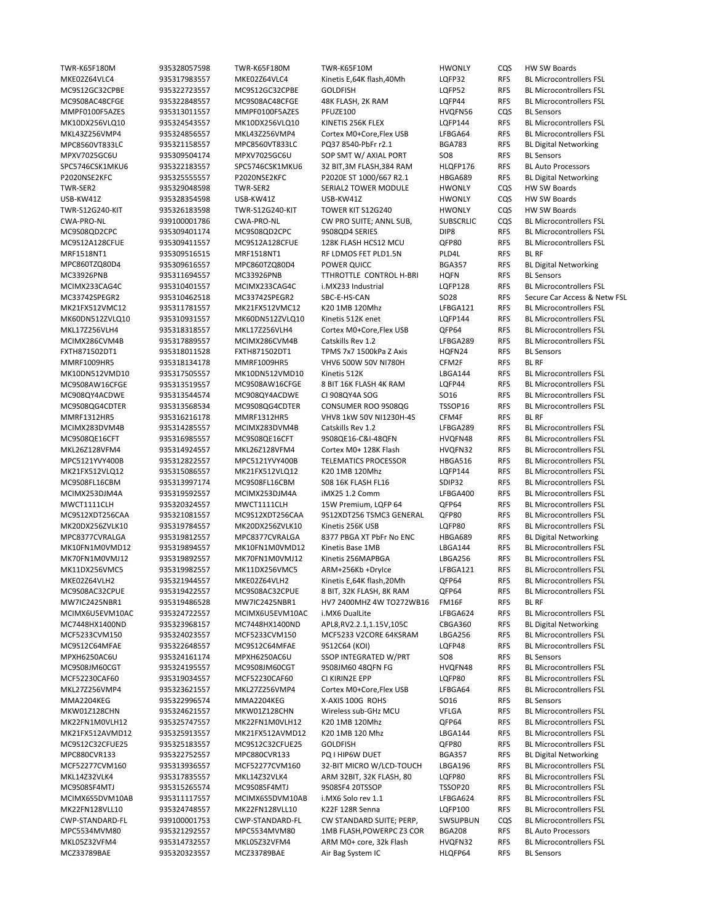| | | | | | | |
|---|---|---|---|---|---|---|
| TWR-K65F180M | 935328057598 | TWR-K65F180M | TWR-K65F10M | HWONLY | CQS | HW SW Boards |
| MKE02Z64VLC4 | 935317983557 | MKE02Z64VLC4 | Kinetis E,64K flash,40Mh | LQFP32 | RFS | BL Microcontrollers FSL |
| MC9S12GC32CPBE | 935322723557 | MC9S12GC32CPBE | GOLDFISH | LQFP52 | RFS | BL Microcontrollers FSL |
| MC9S08AC48CFGE | 935322848557 | MC9S08AC48CFGE | 48K FLASH, 2K RAM | LQFP44 | RFS | BL Microcontrollers FSL |
| MMPF0100F5AZES | 935313011557 | MMPF0100F5AZES | PFUZE100 | HVQFN56 | CQS | BL Sensors |
| MK10DX256VLQ10 | 935324543557 | MK10DX256VLQ10 | KINETIS 256K FLEX | LQFP144 | RFS | BL Microcontrollers FSL |
| MKL43Z256VMP4 | 935324856557 | MKL43Z256VMP4 | Cortex M0+Core,Flex USB | LFBGA64 | RFS | BL Microcontrollers FSL |
| MPC8560VT833LC | 935321158557 | MPC8560VT833LC | PQ37 8540-PbFr r2.1 | BGA783 | RFS | BL Digital Networking |
| MPXV7025GC6U | 935309504174 | MPXV7025GC6U | SOP SMT W/ AXIAL PORT | SO8 | RFS | BL Sensors |
| SPC5746CSK1MKU6 | 935322183557 | SPC5746CSK1MKU6 | 32 BIT,3M FLASH,384 RAM | HLQFP176 | RFS | BL Auto Processors |
| P2020NSE2KFC | 935325555557 | P2020NSE2KFC | P2020E ST 1000/667 R2.1 | HBGA689 | RFS | BL Digital Networking |
| TWR-SER2 | 935329048598 | TWR-SER2 | SERIAL2 TOWER MODULE | HWONLY | CQS | HW SW Boards |
| USB-KW41Z | 935328354598 | USB-KW41Z | USB-KW41Z | HWONLY | CQS | HW SW Boards |
| TWR-S12G240-KIT | 935326183598 | TWR-S12G240-KIT | TOWER KIT S12G240 | HWONLY | CQS | HW SW Boards |
| CWA-PRO-NL | 939100001786 | CWA-PRO-NL | CW PRO SUITE; ANNL SUB, | SUBSCRLIC | CQS | BL Microcontrollers FSL |
| MC9S08QD2CPC | 935309401174 | MC9S08QD2CPC | 9S08QD4 SERIES | DIP8 | RFS | BL Microcontrollers FSL |
| MC9S12A128CFUE | 935309411557 | MC9S12A128CFUE | 128K FLASH HCS12 MCU | QFP80 | RFS | BL Microcontrollers FSL |
| MRF1518NT1 | 935309516515 | MRF1518NT1 | RF LDMOS FET PLD1.5N | PLD4L | RFS | BL RF |
| MPC860TZQ80D4 | 935309616557 | MPC860TZQ80D4 | POWER QUICC | BGA357 | RFS | BL Digital Networking |
| MC33926PNB | 935311694557 | MC33926PNB | TTHROTTLE CONTROL H-BRI | HQFN | RFS | BL Sensors |
| MCIMX233CAG4C | 935310401557 | MCIMX233CAG4C | i.MX233 Industrial | LQFP128 | RFS | BL Microcontrollers FSL |
| MC33742SPEGR2 | 935310462518 | MC33742SPEGR2 | SBC-E-HS-CAN | SO28 | RFS | Secure Car Access & Netw FSL |
| MK21FX512VMC12 | 935311781557 | MK21FX512VMC12 | K20 1MB 120Mhz | LFBGA121 | RFS | BL Microcontrollers FSL |
| MK60DN512ZVLQ10 | 935310931557 | MK60DN512ZVLQ10 | Kinetis 512K enet | LQFP144 | RFS | BL Microcontrollers FSL |
| MKL17Z256VLH4 | 935318318557 | MKL17Z256VLH4 | Cortex M0+Core,Flex USB | QFP64 | RFS | BL Microcontrollers FSL |
| MCIMX286CVM4B | 935317889557 | MCIMX286CVM4B | Catskills Rev 1.2 | LFBGA289 | RFS | BL Microcontrollers FSL |
| FXTH871502DT1 | 935318011528 | FXTH871502DT1 | TPMS 7x7 1500kPa Z Axis | HQFN24 | RFS | BL Sensors |
| MMRF1009HR5 | 935318134178 | MMRF1009HR5 | VHV6 500W 50V NI780H | CFM2F | RFS | BL RF |
| MK10DN512VMD10 | 935317505557 | MK10DN512VMD10 | Kinetis 512K | LBGA144 | RFS | BL Microcontrollers FSL |
| MC9S08AW16CFGE | 935313519557 | MC9S08AW16CFGE | 8 BIT 16K FLASH 4K RAM | LQFP44 | RFS | BL Microcontrollers FSL |
| MC908QY4ACDWE | 935313544574 | MC908QY4ACDWE | CI 908QY4A SOG | SO16 | RFS | BL Microcontrollers FSL |
| MC9S08QG4CDTER | 935313568534 | MC9S08QG4CDTER | CONSUMER ROO 9S08QG | TSSOP16 | RFS | BL Microcontrollers FSL |
| MMRF1312HR5 | 935316216178 | MMRF1312HR5 | VHV8 1kW 50V NI1230H-4S | CFM4F | RFS | BL RF |
| MCIMX283DVM4B | 935314285557 | MCIMX283DVM4B | Catskills Rev 1.2 | LFBGA289 | RFS | BL Microcontrollers FSL |
| MC9S08QE16CFT | 935316985557 | MC9S08QE16CFT | 9S08QE16-C&I-48QFN | HVQFN48 | RFS | BL Microcontrollers FSL |
| MKL26Z128VFM4 | 935314924557 | MKL26Z128VFM4 | Cortex M0+ 128K Flash | HVQFN32 | RFS | BL Microcontrollers FSL |
| MPC5121YVY400B | 935312822557 | MPC5121YVY400B | TELEMATICS PROCESSOR | HBGA516 | RFS | BL Microcontrollers FSL |
| MK21FX512VLQ12 | 935315086557 | MK21FX512VLQ12 | K20 1MB 120Mhz | LQFP144 | RFS | BL Microcontrollers FSL |
| MC9S08FL16CBM | 935313997174 | MC9S08FL16CBM | S08 16K FLASH FL16 | SDIP32 | RFS | BL Microcontrollers FSL |
| MCIMX253DJM4A | 935319592557 | MCIMX253DJM4A | iMX25 1.2 Comm | LFBGA400 | RFS | BL Microcontrollers FSL |
| MWCT1111CLH | 935320324557 | MWCT1111CLH | 15W Premium, LQFP 64 | QFP64 | RFS | BL Microcontrollers FSL |
| MC9S12XDT256CAA | 935321081557 | MC9S12XDT256CAA | 9S12XDT256 TSMC3 GENERAL | QFP80 | RFS | BL Microcontrollers FSL |
| MK20DX256ZVLK10 | 935319784557 | MK20DX256ZVLK10 | Kinetis 256K USB | LQFP80 | RFS | BL Microcontrollers FSL |
| MPC8377CVRALGA | 935319812557 | MPC8377CVRALGA | 8377 PBGA XT PbFr No ENC | HBGA689 | RFS | BL Digital Networking |
| MK10FN1M0VMD12 | 935319894557 | MK10FN1M0VMD12 | Kinetis Base 1MB | LBGA144 | RFS | BL Microcontrollers FSL |
| MK70FN1M0VMJ12 | 935319892557 | MK70FN1M0VMJ12 | Kinetis 256MAPBGA | LBGA256 | RFS | BL Microcontrollers FSL |
| MK11DX256VMC5 | 935319982557 | MK11DX256VMC5 | ARM+256Kb +DryIce | LFBGA121 | RFS | BL Microcontrollers FSL |
| MKE02Z64VLH2 | 935321944557 | MKE02Z64VLH2 | Kinetis E,64K flash,20Mh | QFP64 | RFS | BL Microcontrollers FSL |
| MC9S08AC32CPUE | 935319422557 | MC9S08AC32CPUE | 8 BIT, 32K FLASH, 8K RAM | QFP64 | RFS | BL Microcontrollers FSL |
| MW7IC2425NBR1 | 935319486528 | MW7IC2425NBR1 | HV7 2400MHZ 4W TO272WB16 | FM16F | RFS | BL RF |
| MCIMX6U5EVM10AC | 935324722557 | MCIMX6U5EVM10AC | i.MX6 DualLite | LFBGA624 | RFS | BL Microcontrollers FSL |
| MC7448HX1400ND | 935323968157 | MC7448HX1400ND | APL8,RV2.2.1,1.15V,105C | CBGA360 | RFS | BL Digital Networking |
| MCF5233CVM150 | 935324023557 | MCF5233CVM150 | MCF5233 V2CORE 64KSRAM | LBGA256 | RFS | BL Microcontrollers FSL |
| MC9S12C64MFAE | 935322648557 | MC9S12C64MFAE | 9S12C64 (KOI) | LQFP48 | RFS | BL Microcontrollers FSL |
| MPXH6250AC6U | 935324161174 | MPXH6250AC6U | SSOP INTEGRATED W/PRT | SO8 | RFS | BL Sensors |
| MC9S08JM60CGT | 935324195557 | MC9S08JM60CGT | 9S08JM60 48QFN FG | HVQFN48 | RFS | BL Microcontrollers FSL |
| MCF52230CAF60 | 935319034557 | MCF52230CAF60 | CI KIRIN2E EPP | LQFP80 | RFS | BL Microcontrollers FSL |
| MKL27Z256VMP4 | 935323621557 | MKL27Z256VMP4 | Cortex M0+Core,Flex USB | LFBGA64 | RFS | BL Microcontrollers FSL |
| MMA2204KEG | 935322996574 | MMA2204KEG | X-AXIS 100G ROHS | SO16 | RFS | BL Sensors |
| MKW01Z128CHN | 935324621557 | MKW01Z128CHN | Wireless sub-GHz MCU | VFLGA | RFS | BL Microcontrollers FSL |
| MK22FN1M0VLH12 | 935325747557 | MK22FN1M0VLH12 | K20 1MB 120Mhz | QFP64 | RFS | BL Microcontrollers FSL |
| MK21FX512AVMD12 | 935325913557 | MK21FX512AVMD12 | K20 1MB 120 Mhz | LBGA144 | RFS | BL Microcontrollers FSL |
| MC9S12C32CFUE25 | 935325183557 | MC9S12C32CFUE25 | GOLDFISH | QFP80 | RFS | BL Microcontrollers FSL |
| MPC880CVR133 | 935322752557 | MPC880CVR133 | PQ I HIP6W DUET | BGA357 | RFS | BL Digital Networking |
| MCF52277CVM160 | 935313936557 | MCF52277CVM160 | 32-BIT MICRO W/LCD-TOUCH | LBGA196 | RFS | BL Microcontrollers FSL |
| MKL14Z32VLK4 | 935317835557 | MKL14Z32VLK4 | ARM 32BIT, 32K FLASH, 80 | LQFP80 | RFS | BL Microcontrollers FSL |
| MC9S08SF4MTJ | 935315265574 | MC9S08SF4MTJ | 9S08SF4 20TSSOP | TSSOP20 | RFS | BL Microcontrollers FSL |
| MCIMX6S5DVM10AB | 935311117557 | MCIMX6S5DVM10AB | i.MX6 Solo rev 1.1 | LFBGA624 | RFS | BL Microcontrollers FSL |
| MK22FN128VLL10 | 935324748557 | MK22FN128VLL10 | K22F 128R Senna | LQFP100 | RFS | BL Microcontrollers FSL |
| CWP-STANDARD-FL | 939100001753 | CWP-STANDARD-FL | CW STANDARD SUITE; PERP, | SWSUPBUN | CQS | BL Microcontrollers FSL |
| MPC5534MVM80 | 935321292557 | MPC5534MVM80 | 1MB FLASH,POWERPC Z3 COR | BGA208 | RFS | BL Auto Processors |
| MKL05Z32VFM4 | 935314732557 | MKL05Z32VFM4 | ARM M0+ core, 32k Flash | HVQFN32 | RFS | BL Microcontrollers FSL |
| MCZ33789BAE | 935320323557 | MCZ33789BAE | Air Bag System IC | HLQFP64 | RFS | BL Sensors |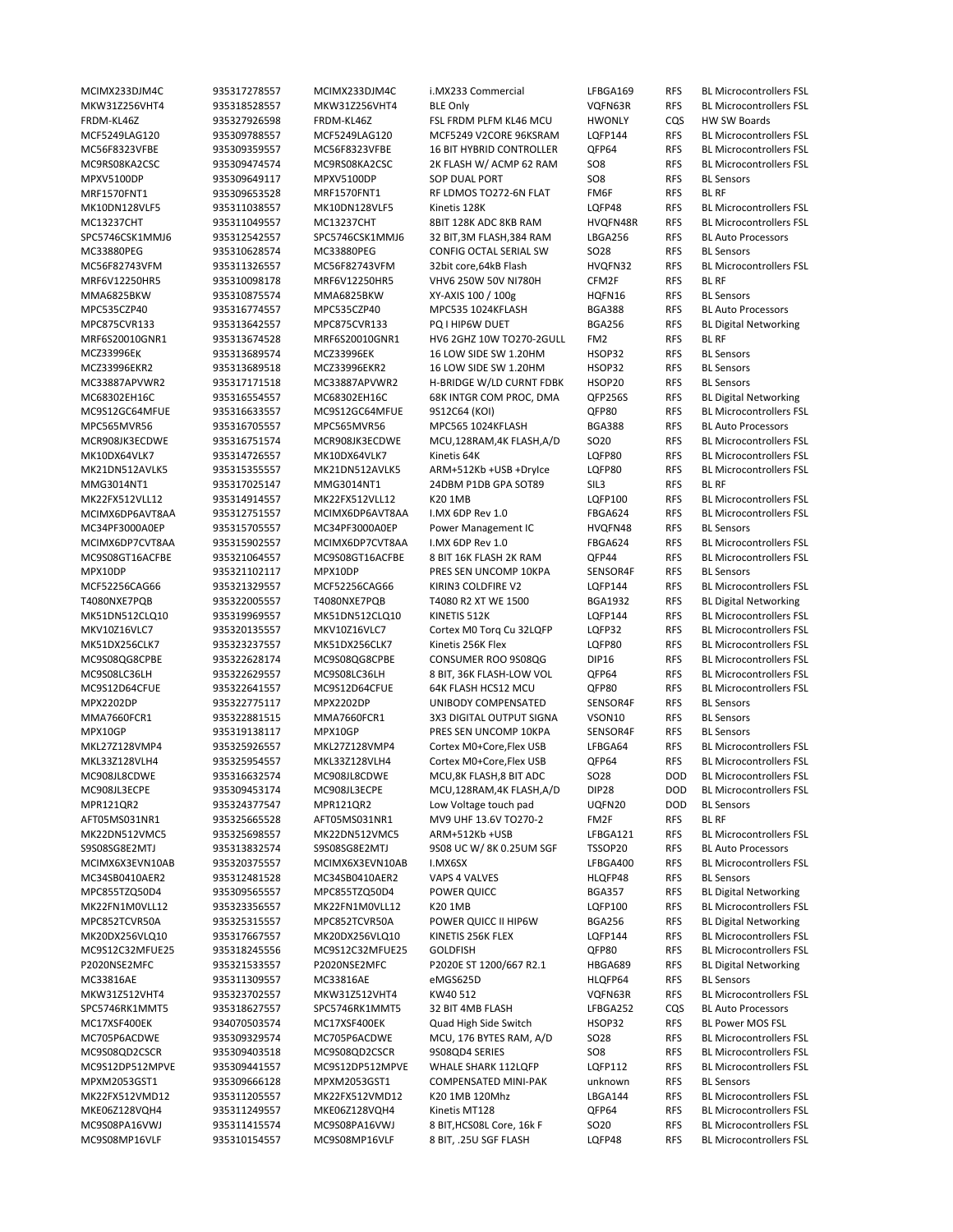| MCIMX233DJM4C | 935317278557 | MCIMX233DJM4C | i.MX233 Commercial | LFBGA169 | RFS | BL Microcontrollers FSL |
|---|---|---|---|---|---|---|
| MKW31Z256VHT4 | 935318528557 | MKW31Z256VHT4 | BLE Only | VQFN63R | RFS | BL Microcontrollers FSL |
| FRDM-KL46Z | 935327926598 | FRDM-KL46Z | FSL FRDM PLFM KL46 MCU | HWONLY | CQS | HW SW Boards |
| MCF5249LAG120 | 935309788557 | MCF5249LAG120 | MCF5249 V2CORE 96KSRAM | LQFP144 | RFS | BL Microcontrollers FSL |
| MC56F8323VFBE | 935309359557 | MC56F8323VFBE | 16 BIT HYBRID CONTROLLER | QFP64 | RFS | BL Microcontrollers FSL |
| MC9RS08KA2CSC | 935309474574 | MC9RS08KA2CSC | 2K FLASH W/ ACMP 62 RAM | SO8 | RFS | BL Microcontrollers FSL |
| MPXV5100DP | 935309649117 | MPXV5100DP | SOP DUAL PORT | SO8 | RFS | BL Sensors |
| MRF1570FNT1 | 935309653528 | MRF1570FNT1 | RF LDMOS TO272-6N FLAT | FM6F | RFS | BL RF |
| MK10DN128VLF5 | 935311038557 | MK10DN128VLF5 | Kinetis 128K | LQFP48 | RFS | BL Microcontrollers FSL |
| MC13237CHT | 935311049557 | MC13237CHT | 8BIT 128K ADC 8KB RAM | HVQFN48R | RFS | BL Microcontrollers FSL |
| SPC5746CSK1MMJ6 | 935312542557 | SPC5746CSK1MMJ6 | 32 BIT,3M FLASH,384 RAM | LBGA256 | RFS | BL Auto Processors |
| MC33880PEG | 935310628574 | MC33880PEG | CONFIG OCTAL SERIAL SW | SO28 | RFS | BL Sensors |
| MC56F82743VFM | 935311326557 | MC56F82743VFM | 32bit core,64kB Flash | HVQFN32 | RFS | BL Microcontrollers FSL |
| MRF6V12250HR5 | 935310098178 | MRF6V12250HR5 | VHV6 250W 50V NI780H | CFM2F | RFS | BL RF |
| MMA6825BKW | 935310875574 | MMA6825BKW | XY-AXIS 100 / 100g | HQFN16 | RFS | BL Sensors |
| MPC535CZP40 | 935316774557 | MPC535CZP40 | MPC535 1024KFLASH | BGA388 | RFS | BL Auto Processors |
| MPC875CVR133 | 935313642557 | MPC875CVR133 | PQ I HIP6W DUET | BGA256 | RFS | BL Digital Networking |
| MRF6S20010GNR1 | 935313674528 | MRF6S20010GNR1 | HV6 2GHZ 10W TO270-2GULL | FM2 | RFS | BL RF |
| MCZ33996EK | 935313689574 | MCZ33996EK | 16 LOW SIDE SW 1.20HM | HSOP32 | RFS | BL Sensors |
| MCZ33996EKR2 | 935313689518 | MCZ33996EKR2 | 16 LOW SIDE SW 1.20HM | HSOP32 | RFS | BL Sensors |
| MC33887APVWR2 | 935317171518 | MC33887APVWR2 | H-BRIDGE W/LD CURNT FDBK | HSOP20 | RFS | BL Sensors |
| MC68302EH16C | 935316554557 | MC68302EH16C | 68K INTGR COM PROC, DMA | QFP256S | RFS | BL Digital Networking |
| MC9S12GC64MFUE | 935316633557 | MC9S12GC64MFUE | 9S12C64 (KOI) | QFP80 | RFS | BL Microcontrollers FSL |
| MPC565MVR56 | 935316705557 | MPC565MVR56 | MPC565 1024KFLASH | BGA388 | RFS | BL Auto Processors |
| MCR908JK3ECDWE | 935316751574 | MCR908JK3ECDWE | MCU,128RAM,4K FLASH,A/D | SO20 | RFS | BL Microcontrollers FSL |
| MK10DX64VLK7 | 935314726557 | MK10DX64VLK7 | Kinetis 64K | LQFP80 | RFS | BL Microcontrollers FSL |
| MK21DN512AVLK5 | 935315355557 | MK21DN512AVLK5 | ARM+512Kb +USB +DryIce | LQFP80 | RFS | BL Microcontrollers FSL |
| MMG3014NT1 | 935317025147 | MMG3014NT1 | 24DBM P1DB GPA SOT89 | SIL3 | RFS | BL RF |
| MK22FX512VLL12 | 935314914557 | MK22FX512VLL12 | K20 1MB | LQFP100 | RFS | BL Microcontrollers FSL |
| MCIMX6DP6AVT8AA | 935312751557 | MCIMX6DP6AVT8AA | I.MX 6DP Rev 1.0 | FBGA624 | RFS | BL Microcontrollers FSL |
| MC34PF3000A0EP | 935315705557 | MC34PF3000A0EP | Power Management IC | HVQFN48 | RFS | BL Sensors |
| MCIMX6DP7CVT8AA | 935315902557 | MCIMX6DP7CVT8AA | I.MX 6DP Rev 1.0 | FBGA624 | RFS | BL Microcontrollers FSL |
| MC9S08GT16ACFBE | 935321064557 | MC9S08GT16ACFBE | 8 BIT 16K FLASH 2K RAM | QFP44 | RFS | BL Microcontrollers FSL |
| MPX10DP | 935321102117 | MPX10DP | PRES SEN UNCOMP 10KPA | SENSOR4F | RFS | BL Sensors |
| MCF52256CAG66 | 935321329557 | MCF52256CAG66 | KIRIN3 COLDFIRE V2 | LQFP144 | RFS | BL Microcontrollers FSL |
| T4080NXE7PQB | 935322005557 | T4080NXE7PQB | T4080 R2 XT WE 1500 | BGA1932 | RFS | BL Digital Networking |
| MK51DN512CLQ10 | 935319969557 | MK51DN512CLQ10 | KINETIS 512K | LQFP144 | RFS | BL Microcontrollers FSL |
| MKV10Z16VLC7 | 935320135557 | MKV10Z16VLC7 | Cortex M0 Torq Cu 32LQFP | LQFP32 | RFS | BL Microcontrollers FSL |
| MK51DX256CLK7 | 935323237557 | MK51DX256CLK7 | Kinetis 256K Flex | LQFP80 | RFS | BL Microcontrollers FSL |
| MC9S08QG8CPBE | 935322628174 | MC9S08QG8CPBE | CONSUMER ROO 9S08QG | DIP16 | RFS | BL Microcontrollers FSL |
| MC9S08LC36LH | 935322629557 | MC9S08LC36LH | 8 BIT, 36K FLASH-LOW VOL | QFP64 | RFS | BL Microcontrollers FSL |
| MC9S12D64CFUE | 935322641557 | MC9S12D64CFUE | 64K FLASH HCS12 MCU | QFP80 | RFS | BL Microcontrollers FSL |
| MPX2202DP | 935322775117 | MPX2202DP | UNIBODY COMPENSATED | SENSOR4F | RFS | BL Sensors |
| MMA7660FCR1 | 935322881515 | MMA7660FCR1 | 3X3 DIGITAL OUTPUT SIGNA | VSON10 | RFS | BL Sensors |
| MPX10GP | 935319138117 | MPX10GP | PRES SEN UNCOMP 10KPA | SENSOR4F | RFS | BL Sensors |
| MKL27Z128VMP4 | 935325926557 | MKL27Z128VMP4 | Cortex M0+Core,Flex USB | LFBGA64 | RFS | BL Microcontrollers FSL |
| MKL33Z128VLH4 | 935325954557 | MKL33Z128VLH4 | Cortex M0+Core,Flex USB | QFP64 | RFS | BL Microcontrollers FSL |
| MC908JL8CDWE | 935316632574 | MC908JL8CDWE | MCU,8K FLASH,8 BIT ADC | SO28 | DOD | BL Microcontrollers FSL |
| MC908JL3ECPE | 935309453174 | MC908JL3ECPE | MCU,128RAM,4K FLASH,A/D | DIP28 | DOD | BL Microcontrollers FSL |
| MPR121QR2 | 935324377547 | MPR121QR2 | Low Voltage touch pad | UQFN20 | DOD | BL Sensors |
| AFT05MS031NR1 | 935325665528 | AFT05MS031NR1 | MV9 UHF 13.6V TO270-2 | FM2F | RFS | BL RF |
| MK22DN512VMC5 | 935325698557 | MK22DN512VMC5 | ARM+512Kb +USB | LFBGA121 | RFS | BL Microcontrollers FSL |
| S9S08SG8E2MTJ | 935313832574 | S9S08SG8E2MTJ | 9S08 UC W/ 8K 0.25UM SGF | TSSOP20 | RFS | BL Auto Processors |
| MCIMX6X3EVN10AB | 935320375557 | MCIMX6X3EVN10AB | I.MX6SX | LFBGA400 | RFS | BL Microcontrollers FSL |
| MC34SB0410AER2 | 935312481528 | MC34SB0410AER2 | VAPS 4 VALVES | HLQFP48 | RFS | BL Sensors |
| MPC855TZQ50D4 | 935309565557 | MPC855TZQ50D4 | POWER QUICC | BGA357 | RFS | BL Digital Networking |
| MK22FN1M0VLL12 | 935323356557 | MK22FN1M0VLL12 | K20 1MB | LQFP100 | RFS | BL Microcontrollers FSL |
| MPC852TCVR50A | 935325315557 | MPC852TCVR50A | POWER QUICC II HIP6W | BGA256 | RFS | BL Digital Networking |
| MK20DX256VLQ10 | 935317667557 | MK20DX256VLQ10 | KINETIS 256K FLEX | LQFP144 | RFS | BL Microcontrollers FSL |
| MC9S12C32MFUE25 | 935318245556 | MC9S12C32MFUE25 | GOLDFISH | QFP80 | RFS | BL Microcontrollers FSL |
| P2020NSE2MFC | 935321533557 | P2020NSE2MFC | P2020E ST 1200/667 R2.1 | HBGA689 | RFS | BL Digital Networking |
| MC33816AE | 935311309557 | MC33816AE | eMGS625D | HLQFP64 | RFS | BL Sensors |
| MKW31Z512VHT4 | 935323702557 | MKW31Z512VHT4 | KW40 512 | VQFN63R | RFS | BL Microcontrollers FSL |
| SPC5746RK1MMT5 | 935318627557 | SPC5746RK1MMT5 | 32 BIT 4MB FLASH | LFBGA252 | CQS | BL Auto Processors |
| MC17XSF400EK | 934070503574 | MC17XSF400EK | Quad High Side Switch | HSOP32 | RFS | BL Power MOS FSL |
| MC705P6ACDWE | 935309329574 | MC705P6ACDWE | MCU, 176 BYTES RAM, A/D | SO28 | RFS | BL Microcontrollers FSL |
| MC9S08QD2CSCR | 935309403518 | MC9S08QD2CSCR | 9S08QD4 SERIES | SO8 | RFS | BL Microcontrollers FSL |
| MC9S12DP512MPVE | 935309441557 | MC9S12DP512MPVE | WHALE SHARK 112LQFP | LQFP112 | RFS | BL Microcontrollers FSL |
| MPXM2053GST1 | 935309666128 | MPXM2053GST1 | COMPENSATED MINI-PAK | unknown | RFS | BL Sensors |
| MK22FX512VMD12 | 935311205557 | MK22FX512VMD12 | K20 1MB 120Mhz | LBGA144 | RFS | BL Microcontrollers FSL |
| MKE06Z128VQH4 | 935311249557 | MKE06Z128VQH4 | Kinetis MT128 | QFP64 | RFS | BL Microcontrollers FSL |
| MC9S08PA16VWJ | 935311415574 | MC9S08PA16VWJ | 8 BIT,HCS08L Core, 16k F | SO20 | RFS | BL Microcontrollers FSL |
| MC9S08MP16VLF | 935310154557 | MC9S08MP16VLF | 8 BIT, .25U SGF FLASH | LQFP48 | RFS | BL Microcontrollers FSL |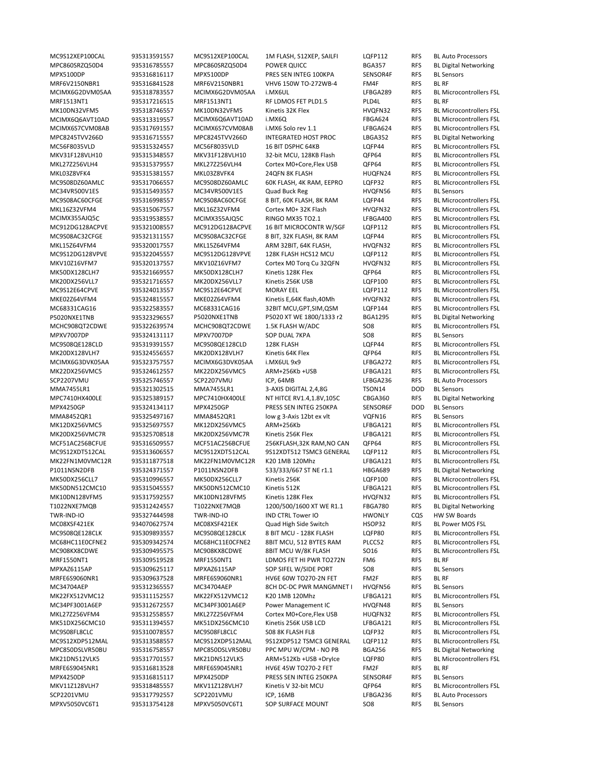| | | | | | | |
|---|---|---|---|---|---|---|
| MC9S12XEP100CAL | 935313591557 | MC9S12XEP100CAL | 1M FLASH, S12XEP, SAILFI | LQFP112 | RFS | BL Auto Processors |
| MPC860SRZQ50D4 | 935316785557 | MPC860SRZQ50D4 | POWER QUICC | BGA357 | RFS | BL Digital Networking |
| MPX5100DP | 935316816117 | MPX5100DP | PRES SEN INTEG 100KPA | SENSOR4F | RFS | BL Sensors |
| MRF6V2150NBR1 | 935316841528 | MRF6V2150NBR1 | VHV6 150W TO-272WB-4 | FM4F | RFS | BL RF |
| MCIMX6G2DVM05AA | 935318783557 | MCIMX6G2DVM05AA | i.MX6UL | LFBGA289 | RFS | BL Microcontrollers FSL |
| MRF1513NT1 | 935317216515 | MRF1513NT1 | RF LDMOS FET PLD1.5 | PLD4L | RFS | BL RF |
| MK10DN32VFM5 | 935318746557 | MK10DN32VFM5 | Kinetis 32K Flex | HVQFN32 | RFS | BL Microcontrollers FSL |
| MCIMX6Q6AVT10AD | 935313319557 | MCIMX6Q6AVT10AD | i.MX6Q | FBGA624 | RFS | BL Microcontrollers FSL |
| MCIMX6S7CVM08AB | 935317691557 | MCIMX6S7CVM08AB | i.MX6 Solo rev 1.1 | LFBGA624 | RFS | BL Microcontrollers FSL |
| MPC8245TVV266D | 935316715557 | MPC8245TVV266D | INTEGRATED HOST PROC | LBGA352 | RFS | BL Digital Networking |
| MC56F8035VLD | 935315324557 | MC56F8035VLD | 16 BIT DSPHC 64KB | LQFP44 | RFS | BL Microcontrollers FSL |
| MKV31F128VLH10 | 935315348557 | MKV31F128VLH10 | 32-bit MCU, 128KB Flash | QFP64 | RFS | BL Microcontrollers FSL |
| MKL27Z256VLH4 | 935315379557 | MKL27Z256VLH4 | Cortex M0+Core,Flex USB | QFP64 | RFS | BL Microcontrollers FSL |
| MKL03Z8VFK4 | 935315381557 | MKL03Z8VFK4 | 24QFN 8K FLASH | HUQFN24 | RFS | BL Microcontrollers FSL |
| MC9S08DZ60AMLC | 935317066557 | MC9S08DZ60AMLC | 60K FLASH, 4K RAM, EEPRO | LQFP32 | RFS | BL Microcontrollers FSL |
| MC34VR500V1ES | 935315493557 | MC34VR500V1ES | Quad Buck Reg | HVQFN56 | RFS | BL Sensors |
| MC9S08AC60CFGE | 935316998557 | MC9S08AC60CFGE | 8 BIT, 60K FLASH, 8K RAM | LQFP44 | RFS | BL Microcontrollers FSL |
| MKL16Z32VFM4 | 935315067557 | MKL16Z32VFM4 | Cortex M0+ 32K Flash | HVQFN32 | RFS | BL Microcontrollers FSL |
| MCIMX355AJQ5C | 935319538557 | MCIMX355AJQ5C | RINGO MX35 TO2.1 | LFBGA400 | RFS | BL Microcontrollers FSL |
| MC912DG128ACPVE | 935321008557 | MC912DG128ACPVE | 16 BIT MICROCONTR W/SGF | LQFP112 | RFS | BL Microcontrollers FSL |
| MC9S08AC32CFGE | 935321311557 | MC9S08AC32CFGE | 8 BIT, 32K FLASH, 8K RAM | LQFP44 | RFS | BL Microcontrollers FSL |
| MKL15Z64VFM4 | 935320017557 | MKL15Z64VFM4 | ARM 32BIT, 64K FLASH, | HVQFN32 | RFS | BL Microcontrollers FSL |
| MC9S12DG128VPVE | 935322045557 | MC9S12DG128VPVE | 128K FLASH HCS12 MCU | LQFP112 | RFS | BL Microcontrollers FSL |
| MKV10Z16VFM7 | 935320137557 | MKV10Z16VFM7 | Cortex M0 Torq Cu 32QFN | HVQFN32 | RFS | BL Microcontrollers FSL |
| MK50DX128CLH7 | 935321669557 | MK50DX128CLH7 | Kinetis 128K Flex | QFP64 | RFS | BL Microcontrollers FSL |
| MK20DX256VLL7 | 935321716557 | MK20DX256VLL7 | Kinetis 256K USB | LQFP100 | RFS | BL Microcontrollers FSL |
| MC9S12E64CPVE | 935324013557 | MC9S12E64CPVE | MORAY EEL | LQFP112 | RFS | BL Microcontrollers FSL |
| MKE02Z64VFM4 | 935324815557 | MKE02Z64VFM4 | Kinetis E,64K flash,40Mh | HVQFN32 | RFS | BL Microcontrollers FSL |
| MC68331CAG16 | 935322583557 | MC68331CAG16 | 32BIT MCU,GPT,SIM,QSM | LQFP144 | RFS | BL Microcontrollers FSL |
| P5020NXE1TNB | 935323296557 | P5020NXE1TNB | P5020 XT WE 1800/1333 r2 | BGA1295 | RFS | BL Digital Networking |
| MCHC908QT2CDWE | 935322639574 | MCHC908QT2CDWE | 1.5K FLASH W/ADC | SO8 | RFS | BL Microcontrollers FSL |
| MPXV7007DP | 935324131117 | MPXV7007DP | SOP DUAL 7KPA | SO8 | RFS | BL Sensors |
| MC9S08QE128CLD | 935319391557 | MC9S08QE128CLD | 128K FLASH | LQFP44 | RFS | BL Microcontrollers FSL |
| MK20DX128VLH7 | 935324556557 | MK20DX128VLH7 | Kinetis 64K Flex | QFP64 | RFS | BL Microcontrollers FSL |
| MCIMX6G3DVK05AA | 935323757557 | MCIMX6G3DVK05AA | i.MX6UL 9x9 | LFBGA272 | RFS | BL Microcontrollers FSL |
| MK22DX256VMC5 | 935324612557 | MK22DX256VMC5 | ARM+256Kb +USB | LFBGA121 | RFS | BL Microcontrollers FSL |
| SCP2207VMU | 935325746557 | SCP2207VMU | ICP, 64MB | LFBGA236 | RFS | BL Auto Processors |
| MMA7455LR1 | 935321302515 | MMA7455LR1 | 3-AXIS DIGITAL 2,4,8G | TSON14 | DOD | BL Sensors |
| MPC7410HX400LE | 935325389157 | MPC7410HX400LE | NT HITCE RV1.4,1.8V,105C | CBGA360 | RFS | BL Digital Networking |
| MPX4250GP | 935324134117 | MPX4250GP | PRESS SEN INTEG 250KPA | SENSOR6F | DOD | BL Sensors |
| MMA8452QR1 | 935325497167 | MMA8452QR1 | low g 3-Axis 12bt ex vlt | VQFN16 | RFS | BL Sensors |
| MK12DX256VMC5 | 935325697557 | MK12DX256VMC5 | ARM+256Kb | LFBGA121 | RFS | BL Microcontrollers FSL |
| MK20DX256VMC7R | 935325708518 | MK20DX256VMC7R | Kinetis 256K Flex | LFBGA121 | RFS | BL Microcontrollers FSL |
| MCF51AC256BCFUE | 935316509557 | MCF51AC256BCFUE | 256KFLASH,32K RAM,NO CAN | QFP64 | RFS | BL Microcontrollers FSL |
| MC9S12XDT512CAL | 935313606557 | MC9S12XDT512CAL | 9S12XDT512 TSMC3 GENERAL | LQFP112 | RFS | BL Microcontrollers FSL |
| MK22FN1M0VMC12R | 935311877518 | MK22FN1M0VMC12R | K20 1MB 120Mhz | LFBGA121 | RFS | BL Microcontrollers FSL |
| P1011NSN2DFB | 935324371557 | P1011NSN2DFB | 533/333/667 ST NE r1.1 | HBGA689 | RFS | BL Digital Networking |
| MK50DX256CLL7 | 935310996557 | MK50DX256CLL7 | Kinetis 256K | LQFP100 | RFS | BL Microcontrollers FSL |
| MK50DN512CMC10 | 935315045557 | MK50DN512CMC10 | Kinetis 512K | LFBGA121 | RFS | BL Microcontrollers FSL |
| MK10DN128VFM5 | 935317592557 | MK10DN128VFM5 | Kinetis 128K Flex | HVQFN32 | RFS | BL Microcontrollers FSL |
| T1022NXE7MQB | 935312424557 | T1022NXE7MQB | 1200/500/1600 XT WE R1.1 | FBGA780 | RFS | BL Digital Networking |
| TWR-IND-IO | 935327444598 | TWR-IND-IO | IND CTRL Tower IO | HWONLY | CQS | HW SW Boards |
| MC08XSF421EK | 934070627574 | MC08XSF421EK | Quad High Side Switch | HSOP32 | RFS | BL Power MOS FSL |
| MC9S08QE128CLK | 935309893557 | MC9S08QE128CLK | 8 BIT MCU - 128K FLASH | LQFP80 | RFS | BL Microcontrollers FSL |
| MC68HC11E0CFNE2 | 935309342574 | MC68HC11E0CFNE2 | 8BIT MCU, 512 BYTES RAM | PLCC52 | RFS | BL Microcontrollers FSL |
| MC908KX8CDWE | 935309495575 | MC908KX8CDWE | 8BIT MCU W/8K FLASH | SO16 | RFS | BL Microcontrollers FSL |
| MRF1550NT1 | 935309519528 | MRF1550NT1 | LDMOS FET HI PWR TO272N | FM6 | RFS | BL RF |
| MPXAZ6115AP | 935309625117 | MPXAZ6115AP | SOP SIFEL W/SIDE PORT | SO8 | RFS | BL Sensors |
| MRFE6S9060NR1 | 935309637528 | MRFE6S9060NR1 | HV6E 60W TO270-2N FET | FM2F | RFS | BL RF |
| MC34704AEP | 935312365557 | MC34704AEP | 8CH DC-DC PWR MANGMNET I | HVQFN56 | RFS | BL Sensors |
| MK22FX512VMC12 | 935311152557 | MK22FX512VMC12 | K20 1MB 120Mhz | LFBGA121 | RFS | BL Microcontrollers FSL |
| MC34PF3001A6EP | 935312672557 | MC34PF3001A6EP | Power Management IC | HVQFN48 | RFS | BL Sensors |
| MKL27Z256VFM4 | 935312558557 | MKL27Z256VFM4 | Cortex M0+Core,Flex USB | HUQFN32 | RFS | BL Microcontrollers FSL |
| MK51DX256CMC10 | 935311394557 | MK51DX256CMC10 | Kinetis 256K USB LCD | LFBGA121 | RFS | BL Microcontrollers FSL |
| MC9S08FL8CLC | 935310078557 | MC9S08FL8CLC | S08 8K FLASH FL8 | LQFP32 | RFS | BL Microcontrollers FSL |
| MC9S12XDP512MAL | 935313588557 | MC9S12XDP512MAL | 9S12XDP512 TSMC3 GENERAL | LQFP112 | RFS | BL Microcontrollers FSL |
| MPC850DSLVR50BU | 935316758557 | MPC850DSLVR50BU | PPC MPU W/CPM - NO PB | BGA256 | RFS | BL Digital Networking |
| MK21DN512VLK5 | 935317701557 | MK21DN512VLK5 | ARM+512Kb +USB +DryIce | LQFP80 | RFS | BL Microcontrollers FSL |
| MRFE6S9045NR1 | 935316813528 | MRFE6S9045NR1 | HV6E 45W TO270-2 FET | FM2F | RFS | BL RF |
| MPX4250DP | 935316815117 | MPX4250DP | PRESS SEN INTEG 250KPA | SENSOR4F | RFS | BL Sensors |
| MKV11Z128VLH7 | 935318485557 | MKV11Z128VLH7 | Kinetis V 32-bit MCU | QFP64 | RFS | BL Microcontrollers FSL |
| SCP2201VMU | 935317792557 | SCP2201VMU | ICP, 16MB | LFBGA236 | RFS | BL Auto Processors |
| MPXV5050VC6T1 | 935313754128 | MPXV5050VC6T1 | SOP SURFACE MOUNT | SO8 | RFS | BL Sensors |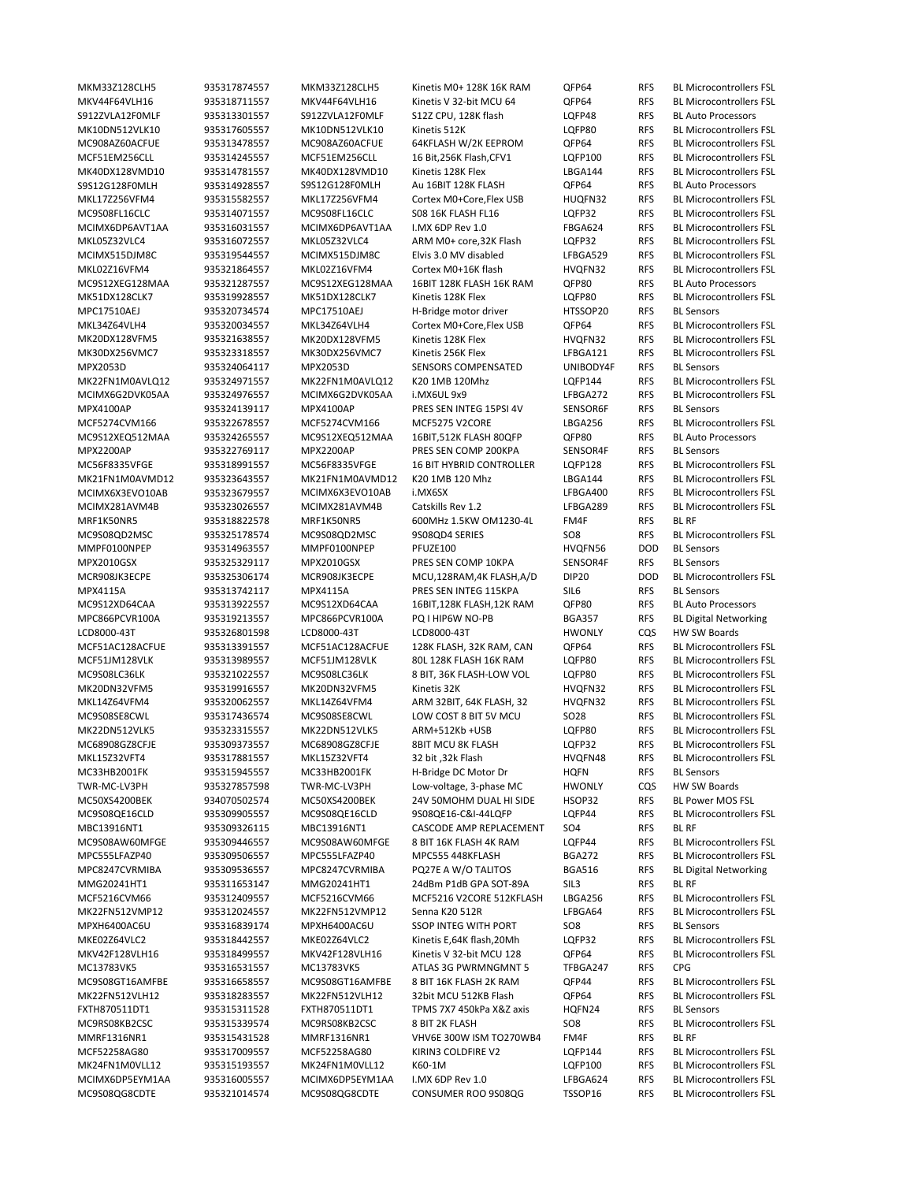| | | | | | | |
|---|---|---|---|---|---|---|
| MKM33Z128CLH5 | 935317874557 | MKM33Z128CLH5 | Kinetis M0+ 128K 16K RAM | QFP64 | RFS | BL Microcontrollers FSL |
| MKV44F64VLH16 | 935318711557 | MKV44F64VLH16 | Kinetis V 32-bit MCU 64 | QFP64 | RFS | BL Microcontrollers FSL |
| S912ZVLA12F0MLF | 935313301557 | S912ZVLA12F0MLF | S12Z CPU, 128K flash | LQFP48 | RFS | BL Auto Processors |
| MK10DN512VLK10 | 935317605557 | MK10DN512VLK10 | Kinetis 512K | LQFP80 | RFS | BL Microcontrollers FSL |
| MC908AZ60ACFUE | 935313478557 | MC908AZ60ACFUE | 64KFLASH W/2K EEPROM | QFP64 | RFS | BL Microcontrollers FSL |
| MCF51EM256CLL | 935314245557 | MCF51EM256CLL | 16 Bit,256K Flash,CFV1 | LQFP100 | RFS | BL Microcontrollers FSL |
| MK40DX128VMD10 | 935314781557 | MK40DX128VMD10 | Kinetis 128K Flex | LBGA144 | RFS | BL Microcontrollers FSL |
| S9S12G128F0MLH | 935314928557 | S9S12G128F0MLH | Au 16BIT 128K FLASH | QFP64 | RFS | BL Auto Processors |
| MKL17Z256VFM4 | 935315582557 | MKL17Z256VFM4 | Cortex M0+Core,Flex USB | HUQFN32 | RFS | BL Microcontrollers FSL |
| MC9S08FL16CLC | 935314071557 | MC9S08FL16CLC | S08 16K FLASH FL16 | LQFP32 | RFS | BL Microcontrollers FSL |
| MCIMX6DP6AVT1AA | 935316031557 | MCIMX6DP6AVT1AA | I.MX 6DP Rev 1.0 | FBGA624 | RFS | BL Microcontrollers FSL |
| MKL05Z32VLC4 | 935316072557 | MKL05Z32VLC4 | ARM M0+ core,32K Flash | LQFP32 | RFS | BL Microcontrollers FSL |
| MCIMX515DJM8C | 935319544557 | MCIMX515DJM8C | Elvis 3.0 MV disabled | LFBGA529 | RFS | BL Microcontrollers FSL |
| MKL02Z16VFM4 | 935321864557 | MKL02Z16VFM4 | Cortex M0+16K flash | HVQFN32 | RFS | BL Microcontrollers FSL |
| MC9S12XEG128MAA | 935321287557 | MC9S12XEG128MAA | 16BIT 128K FLASH 16K RAM | QFP80 | RFS | BL Auto Processors |
| MK51DX128CLK7 | 935319928557 | MK51DX128CLK7 | Kinetis 128K Flex | LQFP80 | RFS | BL Microcontrollers FSL |
| MPC17510AEJ | 935320734574 | MPC17510AEJ | H-Bridge motor driver | HTSSOP20 | RFS | BL Sensors |
| MKL34Z64VLH4 | 935320034557 | MKL34Z64VLH4 | Cortex M0+Core,Flex USB | QFP64 | RFS | BL Microcontrollers FSL |
| MK20DX128VFM5 | 935321638557 | MK20DX128VFM5 | Kinetis 128K Flex | HVQFN32 | RFS | BL Microcontrollers FSL |
| MK30DX256VMC7 | 935323318557 | MK30DX256VMC7 | Kinetis 256K Flex | LFBGA121 | RFS | BL Microcontrollers FSL |
| MPX2053D | 935324064117 | MPX2053D | SENSORS COMPENSATED | UNIBODY4F | RFS | BL Sensors |
| MK22FN1M0AVLQ12 | 935324971557 | MK22FN1M0AVLQ12 | K20 1MB 120Mhz | LQFP144 | RFS | BL Microcontrollers FSL |
| MCIMX6G2DVK05AA | 935324976557 | MCIMX6G2DVK05AA | i.MX6UL 9x9 | LFBGA272 | RFS | BL Microcontrollers FSL |
| MPX4100AP | 935324139117 | MPX4100AP | PRES SEN INTEG 15PSI 4V | SENSOR6F | RFS | BL Sensors |
| MCF5274CVM166 | 935322678557 | MCF5274CVM166 | MCF5275 V2CORE | LBGA256 | RFS | BL Microcontrollers FSL |
| MC9S12XEQ512MAA | 935324265557 | MC9S12XEQ512MAA | 16BIT,512K FLASH 80QFP | QFP80 | RFS | BL Auto Processors |
| MPX2200AP | 935322769117 | MPX2200AP | PRES SEN COMP 200KPA | SENSOR4F | RFS | BL Sensors |
| MC56F8335VFGE | 935318991557 | MC56F8335VFGE | 16 BIT HYBRID CONTROLLER | LQFP128 | RFS | BL Microcontrollers FSL |
| MK21FN1M0AVMD12 | 935323643557 | MK21FN1M0AVMD12 | K20 1MB 120 Mhz | LBGA144 | RFS | BL Microcontrollers FSL |
| MCIMX6X3EVO10AB | 935323679557 | MCIMX6X3EVO10AB | i.MX6SX | LFBGA400 | RFS | BL Microcontrollers FSL |
| MCIMX281AVM4B | 935323026557 | MCIMX281AVM4B | Catskills Rev 1.2 | LFBGA289 | RFS | BL Microcontrollers FSL |
| MRF1K50NR5 | 935318822578 | MRF1K50NR5 | 600MHz 1.5KW OM1230-4L | FM4F | RFS | BL RF |
| MC9S08QD2MSC | 935325178574 | MC9S08QD2MSC | 9S08QD4 SERIES | SO8 | RFS | BL Microcontrollers FSL |
| MMPF0100NPEP | 935314963557 | MMPF0100NPEP | PFUZE100 | HVQFN56 | DOD | BL Sensors |
| MPX2010GSX | 935325329117 | MPX2010GSX | PRES SEN COMP 10KPA | SENSOR4F | RFS | BL Sensors |
| MCR908JK3ECPE | 935325306174 | MCR908JK3ECPE | MCU,128RAM,4K FLASH,A/D | DIP20 | DOD | BL Microcontrollers FSL |
| MPX4115A | 935313742117 | MPX4115A | PRES SEN INTEG 115KPA | SIL6 | RFS | BL Sensors |
| MC9S12XD64CAA | 935313922557 | MC9S12XD64CAA | 16BIT,128K FLASH,12K RAM | QFP80 | RFS | BL Auto Processors |
| MPC866PCVR100A | 935319213557 | MPC866PCVR100A | PQ I HIP6W NO-PB | BGA357 | RFS | BL Digital Networking |
| LCD8000-43T | 935326801598 | LCD8000-43T | LCD8000-43T | HWONLY | CQS | HW SW Boards |
| MCF51AC128ACFUE | 935313391557 | MCF51AC128ACFUE | 128K FLASH, 32K RAM, CAN | QFP64 | RFS | BL Microcontrollers FSL |
| MCF51JM128VLK | 935313989557 | MCF51JM128VLK | 80L 128K FLASH 16K RAM | LQFP80 | RFS | BL Microcontrollers FSL |
| MC9S08LC36LK | 935321022557 | MC9S08LC36LK | 8 BIT, 36K FLASH-LOW VOL | LQFP80 | RFS | BL Microcontrollers FSL |
| MK20DN32VFM5 | 935319916557 | MK20DN32VFM5 | Kinetis 32K | HVQFN32 | RFS | BL Microcontrollers FSL |
| MKL14Z64VFM4 | 935320062557 | MKL14Z64VFM4 | ARM 32BIT, 64K FLASH, 32 | HVQFN32 | RFS | BL Microcontrollers FSL |
| MC9S08SE8CWL | 935317436574 | MC9S08SE8CWL | LOW COST 8 BIT 5V MCU | SO28 | RFS | BL Microcontrollers FSL |
| MK22DN512VLK5 | 935323315557 | MK22DN512VLK5 | ARM+512Kb +USB | LQFP80 | RFS | BL Microcontrollers FSL |
| MC68908GZ8CFJE | 935309373557 | MC68908GZ8CFJE | 8BIT MCU 8K FLASH | LQFP32 | RFS | BL Microcontrollers FSL |
| MKL15Z32VFT4 | 935317881557 | MKL15Z32VFT4 | 32 bit ,32k Flash | HVQFN48 | RFS | BL Microcontrollers FSL |
| MC33HB2001FK | 935315945557 | MC33HB2001FK | H-Bridge DC Motor Dr | HQFN | RFS | BL Sensors |
| TWR-MC-LV3PH | 935327857598 | TWR-MC-LV3PH | Low-voltage, 3-phase MC | HWONLY | CQS | HW SW Boards |
| MC50XS4200BEK | 934070502574 | MC50XS4200BEK | 24V 50MOHM DUAL HI SIDE | HSOP32 | RFS | BL Power MOS FSL |
| MC9S08QE16CLD | 935309905557 | MC9S08QE16CLD | 9S08QE16-C&I-44LQFP | LQFP44 | RFS | BL Microcontrollers FSL |
| MBC13916NT1 | 935309326115 | MBC13916NT1 | CASCODE AMP REPLACEMENT | SO4 | RFS | BL RF |
| MC9S08AW60MFGE | 935309446557 | MC9S08AW60MFGE | 8 BIT 16K FLASH 4K RAM | LQFP44 | RFS | BL Microcontrollers FSL |
| MPC555LFAZP40 | 935309506557 | MPC555LFAZP40 | MPC555 448KFLASH | BGA272 | RFS | BL Microcontrollers FSL |
| MPC8247CVRMIBA | 935309536557 | MPC8247CVRMIBA | PQ27E A W/O TALITOS | BGA516 | RFS | BL Digital Networking |
| MMG20241HT1 | 935311653147 | MMG20241HT1 | 24dBm P1dB GPA SOT-89A | SIL3 | RFS | BL RF |
| MCF5216CVM66 | 935312409557 | MCF5216CVM66 | MCF5216 V2CORE 512KFLASH | LBGA256 | RFS | BL Microcontrollers FSL |
| MK22FN512VMP12 | 935312024557 | MK22FN512VMP12 | Senna K20 512R | LFBGA64 | RFS | BL Microcontrollers FSL |
| MPXH6400AC6U | 935316839174 | MPXH6400AC6U | SSOP INTEG WITH PORT | SO8 | RFS | BL Sensors |
| MKE02Z64VLC2 | 935318442557 | MKE02Z64VLC2 | Kinetis E,64K flash,20Mh | LQFP32 | RFS | BL Microcontrollers FSL |
| MKV42F128VLH16 | 935318499557 | MKV42F128VLH16 | Kinetis V 32-bit MCU 128 | QFP64 | RFS | BL Microcontrollers FSL |
| MC13783VK5 | 935316531557 | MC13783VK5 | ATLAS 3G PWRMNGMNT 5 | TFBGA247 | RFS | CPG |
| MC9S08GT16AMFBE | 935316658557 | MC9S08GT16AMFBE | 8 BIT 16K FLASH 2K RAM | QFP44 | RFS | BL Microcontrollers FSL |
| MK22FN512VLH12 | 935318283557 | MK22FN512VLH12 | 32bit MCU 512KB Flash | QFP64 | RFS | BL Microcontrollers FSL |
| FXTH870511DT1 | 935315311528 | FXTH870511DT1 | TPMS 7X7 450kPa X&Z axis | HQFN24 | RFS | BL Sensors |
| MC9RS08KB2CSC | 935315339574 | MC9RS08KB2CSC | 8 BIT 2K FLASH | SO8 | RFS | BL Microcontrollers FSL |
| MMRF1316NR1 | 935315431528 | MMRF1316NR1 | VHV6E 300W ISM TO270WB4 | FM4F | RFS | BL RF |
| MCF52258AG80 | 935317009557 | MCF52258AG80 | KIRIN3 COLDFIRE V2 | LQFP144 | RFS | BL Microcontrollers FSL |
| MK24FN1M0VLL12 | 935315193557 | MK24FN1M0VLL12 | K60-1M | LQFP100 | RFS | BL Microcontrollers FSL |
| MCIMX6DP5EYM1AA | 935316005557 | MCIMX6DP5EYM1AA | I.MX 6DP Rev 1.0 | LFBGA624 | RFS | BL Microcontrollers FSL |
| MC9S08QG8CDTE | 935321014574 | MC9S08QG8CDTE | CONSUMER ROO 9S08QG | TSSOP16 | RFS | BL Microcontrollers FSL |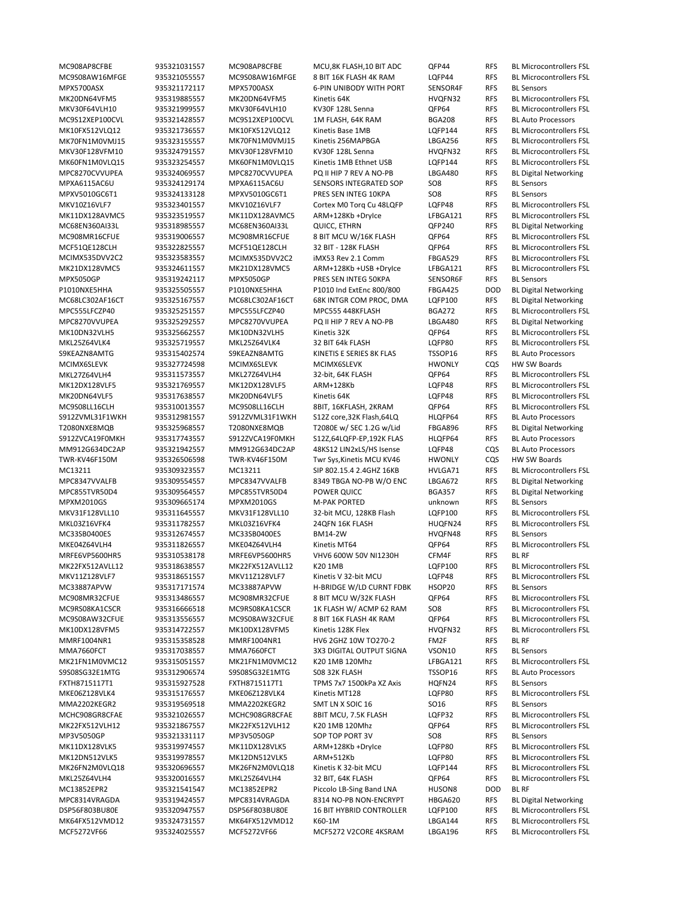| | | | | | | |
|---|---|---|---|---|---|---|
| MC908AP8CFBE | 935321031557 | MC908AP8CFBE | MCU,8K FLASH,10 BIT ADC | QFP44 | RFS | BL Microcontrollers FSL |
| MC9S08AW16MFGE | 935321055557 | MC9S08AW16MFGE | 8 BIT 16K FLASH 4K RAM | LQFP44 | RFS | BL Microcontrollers FSL |
| MPX5700ASX | 935321172117 | MPX5700ASX | 6-PIN UNIBODY WITH PORT | SENSOR4F | RFS | BL Sensors |
| MK20DN64VFM5 | 935319885557 | MK20DN64VFM5 | Kinetis 64K | HVQFN32 | RFS | BL Microcontrollers FSL |
| MKV30F64VLH10 | 935321999557 | MKV30F64VLH10 | KV30F 128L Senna | QFP64 | RFS | BL Microcontrollers FSL |
| MC9S12XEP100CVL | 935321428557 | MC9S12XEP100CVL | 1M FLASH, 64K RAM | BGA208 | RFS | BL Auto Processors |
| MK10FX512VLQ12 | 935321736557 | MK10FX512VLQ12 | Kinetis Base 1MB | LQFP144 | RFS | BL Microcontrollers FSL |
| MK70FN1M0VMJ15 | 935323155557 | MK70FN1M0VMJ15 | Kinetis 256MAPBGA | LBGA256 | RFS | BL Microcontrollers FSL |
| MKV30F128VFM10 | 935324791557 | MKV30F128VFM10 | KV30F 128L Senna | HVQFN32 | RFS | BL Microcontrollers FSL |
| MK60FN1M0VLQ15 | 935323254557 | MK60FN1M0VLQ15 | Kinetis 1MB Ethnet USB | LQFP144 | RFS | BL Microcontrollers FSL |
| MPC8270CVVUPEA | 935324069557 | MPC8270CVVUPEA | PQ II HIP 7 REV A NO-PB | LBGA480 | RFS | BL Digital Networking |
| MPXA6115AC6U | 935324129174 | MPXA6115AC6U | SENSORS INTEGRATED SOP | SO8 | RFS | BL Sensors |
| MPXV5010GC6T1 | 935324133128 | MPXV5010GC6T1 | PRES SEN INTEG 10KPA | SO8 | RFS | BL Sensors |
| MKV10Z16VLF7 | 935323401557 | MKV10Z16VLF7 | Cortex M0 Torq Cu 48LQFP | LQFP48 | RFS | BL Microcontrollers FSL |
| MK11DX128AVMC5 | 935323519557 | MK11DX128AVMC5 | ARM+128Kb +DryIce | LFBGA121 | RFS | BL Microcontrollers FSL |
| MC68EN360AI33L | 935318985557 | MC68EN360AI33L | QUICC, ETHRN | QFP240 | RFS | BL Digital Networking |
| MC908MR16CFUE | 935319006557 | MC908MR16CFUE | 8 BIT MCU W/16K FLASH | QFP64 | RFS | BL Microcontrollers FSL |
| MCF51QE128CLH | 935322825557 | MCF51QE128CLH | 32 BIT - 128K FLASH | QFP64 | RFS | BL Microcontrollers FSL |
| MCIMX535DVV2C2 | 935323583557 | MCIMX535DVV2C2 | iMX53 Rev 2.1 Comm | FBGA529 | RFS | BL Microcontrollers FSL |
| MK21DX128VMC5 | 935324611557 | MK21DX128VMC5 | ARM+128Kb +USB +DryIce | LFBGA121 | RFS | BL Microcontrollers FSL |
| MPX5050GP | 935319242117 | MPX5050GP | PRES SEN INTEG 50KPA | SENSOR6F | RFS | BL Sensors |
| P1010NXE5HHA | 935325505557 | P1010NXE5HHA | P1010 Ind ExtEnc 800/800 | FBGA425 | DOD | BL Digital Networking |
| MC68LC302AF16CT | 935325167557 | MC68LC302AF16CT | 68K INTGR COM PROC, DMA | LQFP100 | RFS | BL Digital Networking |
| MPC555LFCZP40 | 935325251557 | MPC555LFCZP40 | MPC555 448KFLASH | BGA272 | RFS | BL Microcontrollers FSL |
| MPC8270VVUPEA | 935325292557 | MPC8270VVUPEA | PQ II HIP 7 REV A NO-PB | LBGA480 | RFS | BL Digital Networking |
| MK10DN32VLH5 | 935325662557 | MK10DN32VLH5 | Kinetis 32K | QFP64 | RFS | BL Microcontrollers FSL |
| MKL25Z64VLK4 | 935325719557 | MKL25Z64VLK4 | 32 BIT 64k FLASH | LQFP80 | RFS | BL Microcontrollers FSL |
| S9KEAZN8AMTG | 935315402574 | S9KEAZN8AMTG | KINETIS E SERIES 8K FLAS | TSSOP16 | RFS | BL Auto Processors |
| MCIMX6SLEVK | 935327724598 | MCIMX6SLEVK | MCIMX6SLEVK | HWONLY | CQS | HW SW Boards |
| MKL27Z64VLH4 | 935311573557 | MKL27Z64VLH4 | 32-bit, 64K FLASH | QFP64 | RFS | BL Microcontrollers FSL |
| MK12DX128VLF5 | 935321769557 | MK12DX128VLF5 | ARM+128Kb | LQFP48 | RFS | BL Microcontrollers FSL |
| MK20DN64VLF5 | 935317638557 | MK20DN64VLF5 | Kinetis 64K | LQFP48 | RFS | BL Microcontrollers FSL |
| MC9S08LL16CLH | 935310013557 | MC9S08LL16CLH | 8BIT, 16KFLASH, 2KRAM | QFP64 | RFS | BL Microcontrollers FSL |
| S912ZVML31F1WKH | 935312981557 | S912ZVML31F1WKH | S12Z core,32K Flash,64LQ | HLQFP64 | RFS | BL Auto Processors |
| T2080NXE8MQB | 935325968557 | T2080NXE8MQB | T2080E w/ SEC 1.2G w/Lid | FBGA896 | RFS | BL Digital Networking |
| S912ZVCA19F0MKH | 935317743557 | S912ZVCA19F0MKH | S12Z,64LQFP-EP,192K FLAS | HLQFP64 | RFS | BL Auto Processors |
| MM912G634DC2AP | 935321942557 | MM912G634DC2AP | 48KS12 LIN2xLS/HS Isense | LQFP48 | CQS | BL Auto Processors |
| TWR-KV46F150M | 935326506598 | TWR-KV46F150M | Twr Sys,Kinetis MCU KV46 | HWONLY | CQS | HW SW Boards |
| MC13211 | 935309323557 | MC13211 | SIP 802.15.4 2.4GHZ 16KB | HVLGA71 | RFS | BL Microcontrollers FSL |
| MPC8347VVALFB | 935309554557 | MPC8347VVALFB | 8349 TBGA NO-PB W/O ENC | LBGA672 | RFS | BL Digital Networking |
| MPC855TVR50D4 | 935309564557 | MPC855TVR50D4 | POWER QUICC | BGA357 | RFS | BL Digital Networking |
| MPXM2010GS | 935309665174 | MPXM2010GS | M-PAK PORTED | unknown | RFS | BL Sensors |
| MKV31F128VLL10 | 935311645557 | MKV31F128VLL10 | 32-bit MCU, 128KB Flash | LQFP100 | RFS | BL Microcontrollers FSL |
| MKL03Z16VFK4 | 935311782557 | MKL03Z16VFK4 | 24QFN 16K FLASH | HUQFN24 | RFS | BL Microcontrollers FSL |
| MC33SB0400ES | 935312674557 | MC33SB0400ES | BM14-2W | HVQFN48 | RFS | BL Sensors |
| MKE04Z64VLH4 | 935311826557 | MKE04Z64VLH4 | Kinetis MT64 | QFP64 | RFS | BL Microcontrollers FSL |
| MRFE6VP5600HR5 | 935310538178 | MRFE6VP5600HR5 | VHV6 600W 50V NI1230H | CFM4F | RFS | BL RF |
| MK22FX512AVLL12 | 935318638557 | MK22FX512AVLL12 | K20 1MB | LQFP100 | RFS | BL Microcontrollers FSL |
| MKV11Z128VLF7 | 935318651557 | MKV11Z128VLF7 | Kinetis V 32-bit MCU | LQFP48 | RFS | BL Microcontrollers FSL |
| MC33887APVW | 935317171574 | MC33887APVW | H-BRIDGE W/LD CURNT FDBK | HSOP20 | RFS | BL Sensors |
| MC908MR32CFUE | 935313486557 | MC908MR32CFUE | 8 BIT MCU W/32K FLASH | QFP64 | RFS | BL Microcontrollers FSL |
| MC9RS08KA1CSCR | 935316666518 | MC9RS08KA1CSCR | 1K FLASH W/ ACMP 62 RAM | SO8 | RFS | BL Microcontrollers FSL |
| MC9S08AW32CFUE | 935313556557 | MC9S08AW32CFUE | 8 BIT 16K FLASH 4K RAM | QFP64 | RFS | BL Microcontrollers FSL |
| MK10DX128VFM5 | 935314722557 | MK10DX128VFM5 | Kinetis 128K Flex | HVQFN32 | RFS | BL Microcontrollers FSL |
| MMRF1004NR1 | 935315358528 | MMRF1004NR1 | HV6 2GHZ 10W TO270-2 | FM2F | RFS | BL RF |
| MMA7660FCT | 935317038557 | MMA7660FCT | 3X3 DIGITAL OUTPUT SIGNA | VSON10 | RFS | BL Sensors |
| MK21FN1M0VMC12 | 935315051557 | MK21FN1M0VMC12 | K20 1MB 120Mhz | LFBGA121 | RFS | BL Microcontrollers FSL |
| S9S08SG32E1MTG | 935321906574 | S9S08SG32E1MTG | S08 32K FLASH | TSSOP16 | RFS | BL Auto Processors |
| FXTH8715117T1 | 935315927528 | FXTH8715117T1 | TPMS 7x7 1500kPa XZ Axis | HQFN24 | RFS | BL Sensors |
| MKE06Z128VLK4 | 935315176557 | MKE06Z128VLK4 | Kinetis MT128 | LQFP80 | RFS | BL Microcontrollers FSL |
| MMA2202KEGR2 | 935319569518 | MMA2202KEGR2 | SMT LN X SOIC 16 | SO16 | RFS | BL Sensors |
| MCHC908GR8CFAE | 935321026557 | MCHC908GR8CFAE | 8BIT MCU, 7.5K FLASH | LQFP32 | RFS | BL Microcontrollers FSL |
| MK22FX512VLH12 | 935321867557 | MK22FX512VLH12 | K20 1MB 120Mhz | QFP64 | RFS | BL Microcontrollers FSL |
| MP3V5050GP | 935321331117 | MP3V5050GP | SOP TOP PORT 3V | SO8 | RFS | BL Sensors |
| MK11DX128VLK5 | 935319974557 | MK11DX128VLK5 | ARM+128Kb +DryIce | LQFP80 | RFS | BL Microcontrollers FSL |
| MK12DN512VLK5 | 935319978557 | MK12DN512VLK5 | ARM+512Kb | LQFP80 | RFS | BL Microcontrollers FSL |
| MK26FN2M0VLQ18 | 935320696557 | MK26FN2M0VLQ18 | Kinetis K 32-bit MCU | LQFP144 | RFS | BL Microcontrollers FSL |
| MKL25Z64VLH4 | 935320016557 | MKL25Z64VLH4 | 32 BIT, 64K FLASH | QFP64 | RFS | BL Microcontrollers FSL |
| MC13852EPR2 | 935321541547 | MC13852EPR2 | Piccolo LB-Sing Band LNA | HUSON8 | DOD | BL RF |
| MPC8314VRAGDA | 935319424557 | MPC8314VRAGDA | 8314 NO-PB NON-ENCRYPT | HBGA620 | RFS | BL Digital Networking |
| DSP56F803BU80E | 935320947557 | DSP56F803BU80E | 16 BIT HYBRID CONTROLLER | LQFP100 | RFS | BL Microcontrollers FSL |
| MK64FX512VMD12 | 935324731557 | MK64FX512VMD12 | K60-1M | LBGA144 | RFS | BL Microcontrollers FSL |
| MCF5272VF66 | 935324025557 | MCF5272VF66 | MCF5272 V2CORE 4KSRAM | LBGA196 | RFS | BL Microcontrollers FSL |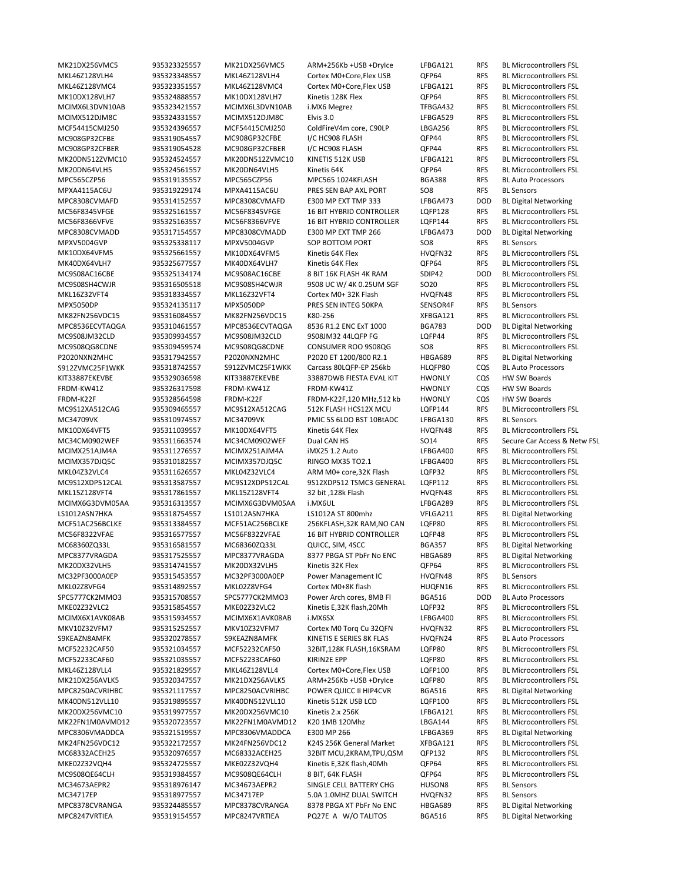| | | | | | | |
|---|---|---|---|---|---|---|
| MK21DX256VMC5 | 935323325557 | MK21DX256VMC5 | ARM+256Kb +USB +DryIce | LFBGA121 | RFS | BL Microcontrollers FSL |
| MKL46Z128VLH4 | 935323348557 | MKL46Z128VLH4 | Cortex M0+Core,Flex USB | QFP64 | RFS | BL Microcontrollers FSL |
| MKL46Z128VMC4 | 935323351557 | MKL46Z128VMC4 | Cortex M0+Core,Flex USB | LFBGA121 | RFS | BL Microcontrollers FSL |
| MK10DX128VLH7 | 935324888557 | MK10DX128VLH7 | Kinetis 128K Flex | QFP64 | RFS | BL Microcontrollers FSL |
| MCIMX6L3DVN10AB | 935323421557 | MCIMX6L3DVN10AB | i.MX6 Megrez | TFBGA432 | RFS | BL Microcontrollers FSL |
| MCIMX512DJM8C | 935323431557 | MCIMX512DJM8C | Elvis 3.0 | LFBGA529 | RFS | BL Microcontrollers FSL |
| MCF54415CMJ250 | 935324396557 | MCF54415CMJ250 | ColdFireV4m core, C90LP | LBGA256 | RFS | BL Microcontrollers FSL |
| MC908GP32CFBE | 935319054557 | MC908GP32CFBE | I/C HC908 FLASH | QFP44 | RFS | BL Microcontrollers FSL |
| MC908GP32CFBER | 935319054528 | MC908GP32CFBER | I/C HC908 FLASH | QFP44 | RFS | BL Microcontrollers FSL |
| MK20DN512ZVMC10 | 935324524557 | MK20DN512ZVMC10 | KINETIS 512K USB | LFBGA121 | RFS | BL Microcontrollers FSL |
| MK20DN64VLH5 | 935324561557 | MK20DN64VLH5 | Kinetis 64K | QFP64 | RFS | BL Microcontrollers FSL |
| MPC565CZP56 | 935319135557 | MPC565CZP56 | MPC565 1024KFLASH | BGA388 | RFS | BL Auto Processors |
| MPXA4115AC6U | 935319229174 | MPXA4115AC6U | PRES SEN BAP AXL PORT | SO8 | RFS | BL Sensors |
| MPC8308CVMAFD | 935314152557 | MPC8308CVMAFD | E300 MP EXT TMP 333 | LFBGA473 | DOD | BL Digital Networking |
| MC56F8345VFGE | 935325161557 | MC56F8345VFGE | 16 BIT HYBRID CONTROLLER | LQFP128 | RFS | BL Microcontrollers FSL |
| MC56F8366VFVE | 935325163557 | MC56F8366VFVE | 16 BIT HYBRID CONTROLLER | LQFP144 | RFS | BL Microcontrollers FSL |
| MPC8308CVMADD | 935317154557 | MPC8308CVMADD | E300 MP EXT TMP 266 | LFBGA473 | DOD | BL Digital Networking |
| MPXV5004GVP | 935325338117 | MPXV5004GVP | SOP BOTTOM PORT | SO8 | RFS | BL Sensors |
| MK10DX64VFM5 | 935325661557 | MK10DX64VFM5 | Kinetis 64K Flex | HVQFN32 | RFS | BL Microcontrollers FSL |
| MK40DX64VLH7 | 935325677557 | MK40DX64VLH7 | Kinetis 64K Flex | QFP64 | RFS | BL Microcontrollers FSL |
| MC9S08AC16CBE | 935325134174 | MC9S08AC16CBE | 8 BIT 16K FLASH 4K RAM | SDIP42 | DOD | BL Microcontrollers FSL |
| MC9S08SH4CWJR | 935316505518 | MC9S08SH4CWJR | 9S08 UC W/ 4K 0.25UM SGF | SO20 | RFS | BL Microcontrollers FSL |
| MKL16Z32VFT4 | 935318334557 | MKL16Z32VFT4 | Cortex M0+ 32K Flash | HVQFN48 | RFS | BL Microcontrollers FSL |
| MPX5050DP | 935324135117 | MPX5050DP | PRES SEN INTEG 50KPA | SENSOR4F | RFS | BL Sensors |
| MK82FN256VDC15 | 935316084557 | MK82FN256VDC15 | K80-256 | XFBGA121 | RFS | BL Microcontrollers FSL |
| MPC8536ECVTAQGA | 935310461557 | MPC8536ECVTAQGA | 8536 R1.2 ENC ExT 1000 | BGA783 | DOD | BL Digital Networking |
| MC9S08JM32CLD | 935309934557 | MC9S08JM32CLD | 9S08JM32 44LQFP FG | LQFP44 | RFS | BL Microcontrollers FSL |
| MC9S08QG8CDNE | 935309459574 | MC9S08QG8CDNE | CONSUMER ROO 9S08QG | SO8 | RFS | BL Microcontrollers FSL |
| P2020NXN2MHC | 935317942557 | P2020NXN2MHC | P2020 ET 1200/800 R2.1 | HBGA689 | RFS | BL Digital Networking |
| S912ZVMC25F1WKK | 935318742557 | S912ZVMC25F1WKK | Carcass 80LQFP-EP 256kb | HLQFP80 | CQS | BL Auto Processors |
| KIT33887EKEVBE | 935329036598 | KIT33887EKEVBE | 33887DWB FIESTA EVAL KIT | HWONLY | CQS | HW SW Boards |
| FRDM-KW41Z | 935326317598 | FRDM-KW41Z | FRDM-KW41Z | HWONLY | CQS | HW SW Boards |
| FRDM-K22F | 935328564598 | FRDM-K22F | FRDM-K22F,120 MHz,512 kb | HWONLY | CQS | HW SW Boards |
| MC9S12XA512CAG | 935309465557 | MC9S12XA512CAG | 512K FLASH HCS12X MCU | LQFP144 | RFS | BL Microcontrollers FSL |
| MC34709VK | 935310974557 | MC34709VK | PMIC 5S 6LDO BST 10BtADC | LFBGA130 | RFS | BL Sensors |
| MK10DX64VFT5 | 935311039557 | MK10DX64VFT5 | Kinetis 64K Flex | HVQFN48 | RFS | BL Microcontrollers FSL |
| MC34CM0902WEF | 935311663574 | MC34CM0902WEF | Dual CAN HS | SO14 | RFS | Secure Car Access & Netw FSL |
| MCIMX251AJM4A | 935311276557 | MCIMX251AJM4A | iMX25 1.2 Auto | LFBGA400 | RFS | BL Microcontrollers FSL |
| MCIMX357DJQ5C | 935310182557 | MCIMX357DJQ5C | RINGO MX35 TO2.1 | LFBGA400 | RFS | BL Microcontrollers FSL |
| MKL04Z32VLC4 | 935311626557 | MKL04Z32VLC4 | ARM M0+ core,32K Flash | LQFP32 | RFS | BL Microcontrollers FSL |
| MC9S12XDP512CAL | 935313587557 | MC9S12XDP512CAL | 9S12XDP512 TSMC3 GENERAL | LQFP112 | RFS | BL Microcontrollers FSL |
| MKL15Z128VFT4 | 935317861557 | MKL15Z128VFT4 | 32 bit ,128k Flash | HVQFN48 | RFS | BL Microcontrollers FSL |
| MCIMX6G3DVM05AA | 935316313557 | MCIMX6G3DVM05AA | i.MX6UL | LFBGA289 | RFS | BL Microcontrollers FSL |
| LS1012ASN7HKA | 935318754557 | LS1012ASN7HKA | LS1012A ST 800mhz | VFLGA211 | RFS | BL Digital Networking |
| MCF51AC256BCLKE | 935313384557 | MCF51AC256BCLKE | 256KFLASH,32K RAM,NO CAN | LQFP80 | RFS | BL Microcontrollers FSL |
| MC56F8322VFAE | 935316577557 | MC56F8322VFAE | 16 BIT HYBRID CONTROLLER | LQFP48 | RFS | BL Microcontrollers FSL |
| MC68360ZQ33L | 935316581557 | MC68360ZQ33L | QUICC, SIM, 4SCC | BGA357 | RFS | BL Digital Networking |
| MPC8377VRAGDA | 935317525557 | MPC8377VRAGDA | 8377 PBGA ST PbFr No ENC | HBGA689 | RFS | BL Digital Networking |
| MK20DX32VLH5 | 935314741557 | MK20DX32VLH5 | Kinetis 32K Flex | QFP64 | RFS | BL Microcontrollers FSL |
| MC32PF3000A0EP | 935315453557 | MC32PF3000A0EP | Power Management IC | HVQFN48 | RFS | BL Sensors |
| MKL02Z8VFG4 | 935314892557 | MKL02Z8VFG4 | Cortex M0+8K flash | HUQFN16 | RFS | BL Microcontrollers FSL |
| SPC5777CK2MMO3 | 935315708557 | SPC5777CK2MMO3 | Power Arch cores, 8MB Fl | BGA516 | DOD | BL Auto Processors |
| MKE02Z32VLC2 | 935315854557 | MKE02Z32VLC2 | Kinetis E,32K flash,20Mh | LQFP32 | RFS | BL Microcontrollers FSL |
| MCIMX6X1AVK08AB | 935315934557 | MCIMX6X1AVK08AB | i.MX6SX | LFBGA400 | RFS | BL Microcontrollers FSL |
| MKV10Z32VFM7 | 935315252557 | MKV10Z32VFM7 | Cortex M0 Torq Cu 32QFN | HVQFN32 | RFS | BL Microcontrollers FSL |
| S9KEAZN8AMFK | 935320278557 | S9KEAZN8AMFK | KINETIS E SERIES 8K FLAS | HVQFN24 | RFS | BL Auto Processors |
| MCF52232CAF50 | 935321034557 | MCF52232CAF50 | 32BIT,128K FLASH,16KSRAM | LQFP80 | RFS | BL Microcontrollers FSL |
| MCF52233CAF60 | 935321035557 | MCF52233CAF60 | KIRIN2E EPP | LQFP80 | RFS | BL Microcontrollers FSL |
| MKL46Z128VLL4 | 935321829557 | MKL46Z128VLL4 | Cortex M0+Core,Flex USB | LQFP100 | RFS | BL Microcontrollers FSL |
| MK21DX256AVLK5 | 935320347557 | MK21DX256AVLK5 | ARM+256Kb +USB +DryIce | LQFP80 | RFS | BL Microcontrollers FSL |
| MPC8250ACVRIHBC | 935321117557 | MPC8250ACVRIHBC | POWER QUICC II HIP4CVR | BGA516 | RFS | BL Digital Networking |
| MK40DN512VLL10 | 935319895557 | MK40DN512VLL10 | Kinetis 512K USB LCD | LQFP100 | RFS | BL Microcontrollers FSL |
| MK20DX256VMC10 | 935319977557 | MK20DX256VMC10 | Kinetis 2.x 256K | LFBGA121 | RFS | BL Microcontrollers FSL |
| MK22FN1M0AVMD12 | 935320723557 | MK22FN1M0AVMD12 | K20 1MB 120Mhz | LBGA144 | RFS | BL Microcontrollers FSL |
| MPC8306VMADDCA | 935321519557 | MPC8306VMADDCA | E300 MP 266 | LFBGA369 | RFS | BL Digital Networking |
| MK24FN256VDC12 | 935322172557 | MK24FN256VDC12 | K24S 256K General Market | XFBGA121 | RFS | BL Microcontrollers FSL |
| MC68332ACEH25 | 935320976557 | MC68332ACEH25 | 32BIT MCU,2KRAM,TPU,QSM | QFP132 | RFS | BL Microcontrollers FSL |
| MKE02Z32VQH4 | 935324725557 | MKE02Z32VQH4 | Kinetis E,32K flash,40Mh | QFP64 | RFS | BL Microcontrollers FSL |
| MC9S08QE64CLH | 935319384557 | MC9S08QE64CLH | 8 BIT, 64K FLASH | QFP64 | RFS | BL Microcontrollers FSL |
| MC34673AEPR2 | 935318976147 | MC34673AEPR2 | SINGLE CELL BATTERY CHG | HUSON8 | RFS | BL Sensors |
| MC34717EP | 935318977557 | MC34717EP | 5.0A 1.0MHZ DUAL SWITCH | HVQFN32 | RFS | BL Sensors |
| MPC8378CVRANGA | 935324485557 | MPC8378CVRANGA | 8378 PBGA XT PbFr No ENC | HBGA689 | RFS | BL Digital Networking |
| MPC8247VRTIEA | 935319154557 | MPC8247VRTIEA | PQ27E A W/O TALITOS | BGA516 | RFS | BL Digital Networking |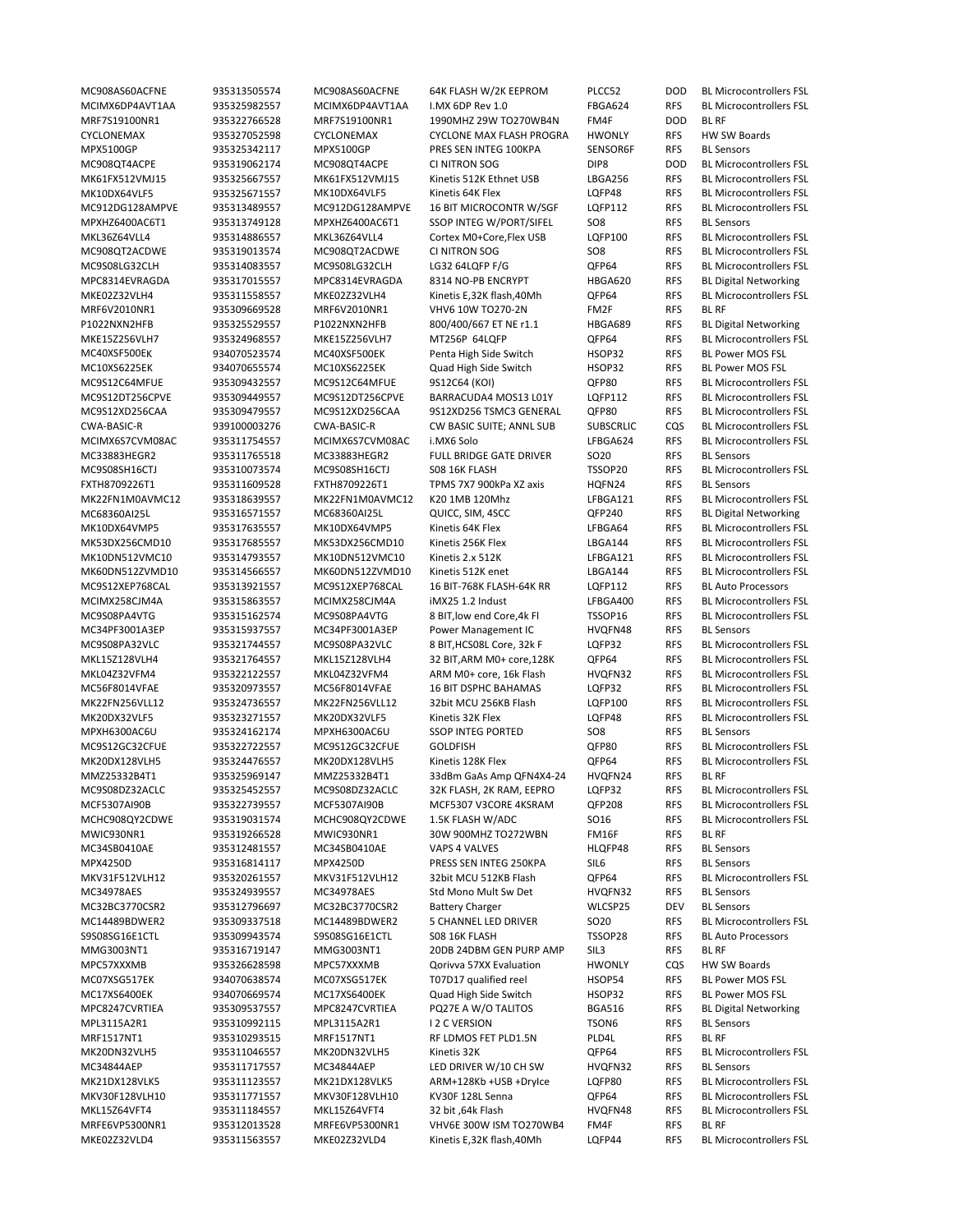| | | | | | | |
|---|---|---|---|---|---|---|
| MC908AS60ACFNE | 935313505574 | MC908AS60ACFNE | 64K FLASH W/2K EEPROM | PLCC52 | DOD | BL Microcontrollers FSL |
| MCIMX6DP4AVT1AA | 935325982557 | MCIMX6DP4AVT1AA | I.MX 6DP Rev 1.0 | FBGA624 | RFS | BL Microcontrollers FSL |
| MRF7S19100NR1 | 935322766528 | MRF7S19100NR1 | 1990MHZ 29W TO270WB4N | FM4F | DOD | BL RF |
| CYCLONEMAX | 935327052598 | CYCLONEMAX | CYCLONE MAX FLASH PROGRA | HWONLY | RFS | HW SW Boards |
| MPX5100GP | 935325342117 | MPX5100GP | PRES SEN INTEG 100KPA | SENSOR6F | RFS | BL Sensors |
| MC908QT4ACPE | 935319062174 | MC908QT4ACPE | CI NITRON SOG | DIP8 | DOD | BL Microcontrollers FSL |
| MK61FX512VMJ15 | 935325667557 | MK61FX512VMJ15 | Kinetis 512K Ethnet USB | LBGA256 | RFS | BL Microcontrollers FSL |
| MK10DX64VLF5 | 935325671557 | MK10DX64VLF5 | Kinetis 64K Flex | LQFP48 | RFS | BL Microcontrollers FSL |
| MC912DG128AMPVE | 935313489557 | MC912DG128AMPVE | 16 BIT MICROCONTR W/SGF | LQFP112 | RFS | BL Microcontrollers FSL |
| MPXHZ6400AC6T1 | 935313749128 | MPXHZ6400AC6T1 | SSOP INTEG W/PORT/SIFEL | SO8 | RFS | BL Sensors |
| MKL36Z64VLL4 | 935314886557 | MKL36Z64VLL4 | Cortex M0+Core,Flex USB | LQFP100 | RFS | BL Microcontrollers FSL |
| MC908QT2ACDWE | 935319013574 | MC908QT2ACDWE | CI NITRON SOG | SO8 | RFS | BL Microcontrollers FSL |
| MC9S08LG32CLH | 935314083557 | MC9S08LG32CLH | LG32 64LQFP F/G | QFP64 | RFS | BL Microcontrollers FSL |
| MPC8314EVRAGDA | 935317015557 | MPC8314EVRAGDA | 8314 NO-PB ENCRYPT | HBGA620 | RFS | BL Digital Networking |
| MKE02Z32VLH4 | 935311558557 | MKE02Z32VLH4 | Kinetis E,32K flash,40Mh | QFP64 | RFS | BL Microcontrollers FSL |
| MRF6V2010NR1 | 935309669528 | MRF6V2010NR1 | VHV6 10W TO270-2N | FM2F | RFS | BL RF |
| P1022NXN2HFB | 935325529557 | P1022NXN2HFB | 800/400/667 ET NE r1.1 | HBGA689 | RFS | BL Digital Networking |
| MKE15Z256VLH7 | 935324968557 | MKE15Z256VLH7 | MT256P 64LQFP | QFP64 | RFS | BL Microcontrollers FSL |
| MC40XSF500EK | 934070523574 | MC40XSF500EK | Penta High Side Switch | HSOP32 | RFS | BL Power MOS FSL |
| MC10XS6225EK | 934070655574 | MC10XS6225EK | Quad High Side Switch | HSOP32 | RFS | BL Power MOS FSL |
| MC9S12C64MFUE | 935309432557 | MC9S12C64MFUE | 9S12C64 (KOI) | QFP80 | RFS | BL Microcontrollers FSL |
| MC9S12DT256CPVE | 935309449557 | MC9S12DT256CPVE | BARRACUDA4 MOS13 L01Y | LQFP112 | RFS | BL Microcontrollers FSL |
| MC9S12XD256CAA | 935309479557 | MC9S12XD256CAA | 9S12XD256 TSMC3 GENERAL | QFP80 | RFS | BL Microcontrollers FSL |
| CWA-BASIC-R | 939100003276 | CWA-BASIC-R | CW BASIC SUITE; ANNL SUB | SUBSCRLIC | CQS | BL Microcontrollers FSL |
| MCIMX6S7CVM08AC | 935311754557 | MCIMX6S7CVM08AC | i.MX6 Solo | LFBGA624 | RFS | BL Microcontrollers FSL |
| MC33883HEGR2 | 935311765518 | MC33883HEGR2 | FULL BRIDGE GATE DRIVER | SO20 | RFS | BL Sensors |
| MC9S08SH16CTJ | 935310073574 | MC9S08SH16CTJ | S08 16K FLASH | TSSOP20 | RFS | BL Microcontrollers FSL |
| FXTH8709226T1 | 935311609528 | FXTH8709226T1 | TPMS 7X7 900kPa XZ axis | HQFN24 | RFS | BL Sensors |
| MK22FN1M0AVMC12 | 935318639557 | MK22FN1M0AVMC12 | K20 1MB 120Mhz | LFBGA121 | RFS | BL Microcontrollers FSL |
| MC68360AI25L | 935316571557 | MC68360AI25L | QUICC, SIM, 4SCC | QFP240 | RFS | BL Digital Networking |
| MK10DX64VMP5 | 935317635557 | MK10DX64VMP5 | Kinetis 64K Flex | LFBGA64 | RFS | BL Microcontrollers FSL |
| MK53DX256CMD10 | 935317685557 | MK53DX256CMD10 | Kinetis 256K Flex | LBGA144 | RFS | BL Microcontrollers FSL |
| MK10DN512VMC10 | 935314793557 | MK10DN512VMC10 | Kinetis 2.x 512K | LFBGA121 | RFS | BL Microcontrollers FSL |
| MK60DN512ZVMD10 | 935314566557 | MK60DN512ZVMD10 | Kinetis 512K enet | LBGA144 | RFS | BL Microcontrollers FSL |
| MC9S12XEP768CAL | 935313921557 | MC9S12XEP768CAL | 16 BIT-768K FLASH-64K RR | LQFP112 | RFS | BL Auto Processors |
| MCIMX258CJM4A | 935315863557 | MCIMX258CJM4A | iMX25 1.2 Indust | LFBGA400 | RFS | BL Microcontrollers FSL |
| MC9S08PA4VTG | 935315162574 | MC9S08PA4VTG | 8 BIT,low end Core,4k Fl | TSSOP16 | RFS | BL Microcontrollers FSL |
| MC34PF3001A3EP | 935315937557 | MC34PF3001A3EP | Power Management IC | HVQFN48 | RFS | BL Sensors |
| MC9S08PA32VLC | 935321744557 | MC9S08PA32VLC | 8 BIT,HCS08L Core, 32k F | LQFP32 | RFS | BL Microcontrollers FSL |
| MKL15Z128VLH4 | 935321764557 | MKL15Z128VLH4 | 32 BIT,ARM M0+ core,128K | QFP64 | RFS | BL Microcontrollers FSL |
| MKL04Z32VFM4 | 935322122557 | MKL04Z32VFM4 | ARM M0+ core, 16k Flash | HVQFN32 | RFS | BL Microcontrollers FSL |
| MC56F8014VFAE | 935320973557 | MC56F8014VFAE | 16 BIT DSPHC BAHAMAS | LQFP32 | RFS | BL Microcontrollers FSL |
| MK22FN256VLL12 | 935324736557 | MK22FN256VLL12 | 32bit MCU 256KB Flash | LQFP100 | RFS | BL Microcontrollers FSL |
| MK20DX32VLF5 | 935323271557 | MK20DX32VLF5 | Kinetis 32K Flex | LQFP48 | RFS | BL Microcontrollers FSL |
| MPXH6300AC6U | 935324162174 | MPXH6300AC6U | SSOP INTEG PORTED | SO8 | RFS | BL Sensors |
| MC9S12GC32CFUE | 935322722557 | MC9S12GC32CFUE | GOLDFISH | QFP80 | RFS | BL Microcontrollers FSL |
| MK20DX128VLH5 | 935324476557 | MK20DX128VLH5 | Kinetis 128K Flex | QFP64 | RFS | BL Microcontrollers FSL |
| MMZ25332B4T1 | 935325969147 | MMZ25332B4T1 | 33dBm GaAs Amp QFN4X4-24 | HVQFN24 | RFS | BL RF |
| MC9S08DZ32ACLC | 935325452557 | MC9S08DZ32ACLC | 32K FLASH, 2K RAM, EEPRO | LQFP32 | RFS | BL Microcontrollers FSL |
| MCF5307AI90B | 935322739557 | MCF5307AI90B | MCF5307 V3CORE 4KSRAM | QFP208 | RFS | BL Microcontrollers FSL |
| MCHC908QY2CDWE | 935319031574 | MCHC908QY2CDWE | 1.5K FLASH W/ADC | SO16 | RFS | BL Microcontrollers FSL |
| MWIC930NR1 | 935319266528 | MWIC930NR1 | 30W 900MHZ TO272WBN | FM16F | RFS | BL RF |
| MC34SB0410AE | 935312481557 | MC34SB0410AE | VAPS 4 VALVES | HLQFP48 | RFS | BL Sensors |
| MPX4250D | 935316814117 | MPX4250D | PRESS SEN INTEG 250KPA | SIL6 | RFS | BL Sensors |
| MKV31F512VLH12 | 935320261557 | MKV31F512VLH12 | 32bit MCU 512KB Flash | QFP64 | RFS | BL Microcontrollers FSL |
| MC34978AES | 935324939557 | MC34978AES | Std Mono Mult Sw Det | HVQFN32 | RFS | BL Sensors |
| MC32BC3770CSR2 | 935312796557 | MC32BC3770CSR2 | Battery Charger | WLCSP25 | DEV | BL Sensors |
| MC14489BDWER2 | 935309337518 | MC14489BDWER2 | 5 CHANNEL LED DRIVER | SO20 | RFS | BL Microcontrollers FSL |
| S9S08SG16E1CTL | 935309943574 | S9S08SG16E1CTL | S08 16K FLASH | TSSOP28 | RFS | BL Auto Processors |
| MMG3003NT1 | 935316719147 | MMG3003NT1 | 20DB 24DBM GEN PURP AMP | SIL3 | RFS | BL RF |
| MPC57XXXMB | 935326628598 | MPC57XXXMB | Qorivva 57XX Evaluation | HWONLY | CQS | HW SW Boards |
| MC07XSG517EK | 934070638574 | MC07XSG517EK | T07D17 qualified reel | HSOP54 | RFS | BL Power MOS FSL |
| MC17XS6400EK | 934070669574 | MC17XS6400EK | Quad High Side Switch | HSOP32 | RFS | BL Power MOS FSL |
| MPC8247CVRTIEA | 935309537557 | MPC8247CVRTIEA | PQ27E A W/O TALITOS | BGA516 | RFS | BL Digital Networking |
| MPL3115A2R1 | 935310992115 | MPL3115A2R1 | I 2 C VERSION | TSON6 | RFS | BL Sensors |
| MRF1517NT1 | 935310293515 | MRF1517NT1 | RF LDMOS FET PLD1.5N | PLD4L | RFS | BL RF |
| MK20DN32VLH5 | 935311046557 | MK20DN32VLH5 | Kinetis 32K | QFP64 | RFS | BL Microcontrollers FSL |
| MC34844AEP | 935311717557 | MC34844AEP | LED DRIVER W/10 CH SW | HVQFN32 | RFS | BL Sensors |
| MK21DX128VLK5 | 935311123557 | MK21DX128VLK5 | ARM+128Kb +USB +DryIce | LQFP80 | RFS | BL Microcontrollers FSL |
| MKV30F128VLH10 | 935311771557 | MKV30F128VLH10 | KV30F 128L Senna | QFP64 | RFS | BL Microcontrollers FSL |
| MKL15Z64VFT4 | 935311184557 | MKL15Z64VFT4 | 32 bit ,64k Flash | HVQFN48 | RFS | BL Microcontrollers FSL |
| MRFE6VP5300NR1 | 935312013528 | MRFE6VP5300NR1 | VHVE6 300W ISM TO270WB4 | FM4F | RFS | BL RF |
| MKE02Z32VLD4 | 935311563557 | MKE02Z32VLD4 | Kinetis E,32K flash,40Mh | LQFP44 | RFS | BL Microcontrollers FSL |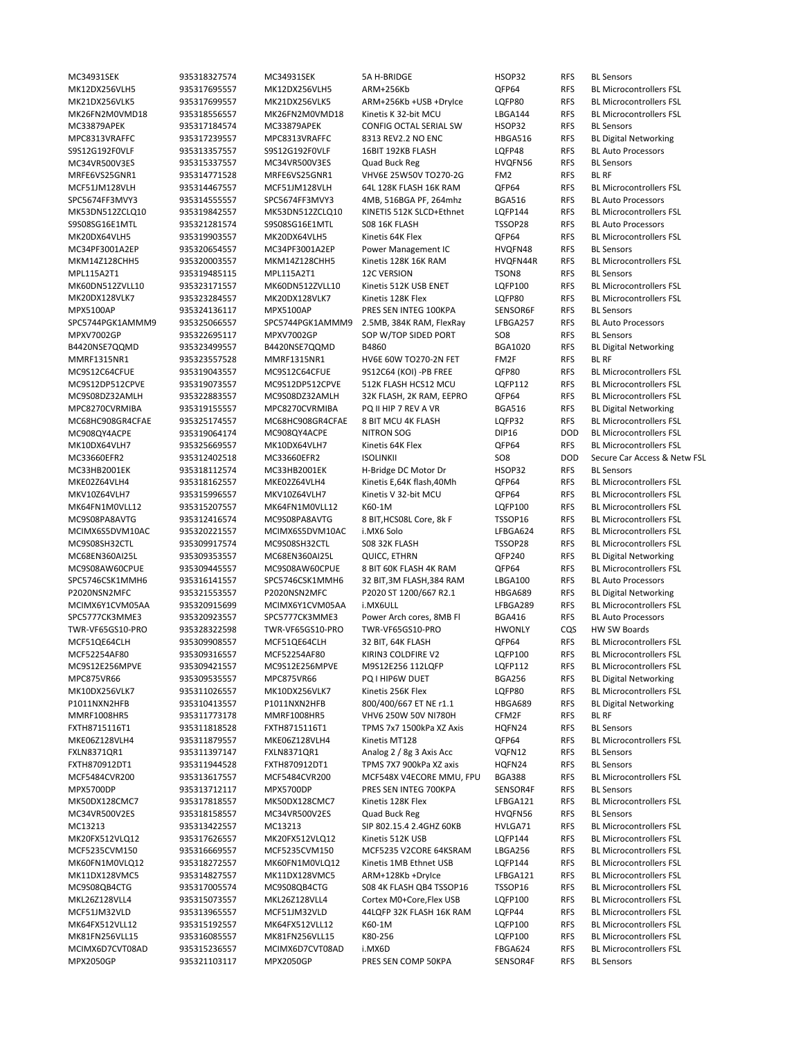| | | | | | | |
|---|---|---|---|---|---|---|
| MC34931SEK | 935318327574 | MC34931SEK | 5A H-BRIDGE | HSOP32 | RFS | BL Sensors |
| MK12DX256VLH5 | 935317695557 | MK12DX256VLH5 | ARM+256Kb | QFP64 | RFS | BL Microcontrollers FSL |
| MK21DX256VLK5 | 935317699557 | MK21DX256VLK5 | ARM+256Kb +USB +DryIce | LQFP80 | RFS | BL Microcontrollers FSL |
| MK26FN2M0VMD18 | 935318556557 | MK26FN2M0VMD18 | Kinetis K 32-bit MCU | LBGA144 | RFS | BL Microcontrollers FSL |
| MC33879APEK | 935317184574 | MC33879APEK | CONFIG OCTAL SERIAL SW | HSOP32 | RFS | BL Sensors |
| MPC8313VRAFFC | 935317239557 | MPC8313VRAFFC | 8313 REV2.2 NO ENC | HBGA516 | RFS | BL Digital Networking |
| S9S12G192F0VLF | 935313357557 | S9S12G192F0VLF | 16BIT 192KB FLASH | LQFP48 | RFS | BL Auto Processors |
| MC34VR500V3ES | 935315337557 | MC34VR500V3ES | Quad Buck Reg | HVQFN56 | RFS | BL Sensors |
| MRFE6VS25GNR1 | 935314771528 | MRFE6VS25GNR1 | VHV6E 25W50V TO270-2G | FM2 | RFS | BL RF |
| MCF51JM128VLH | 935314467557 | MCF51JM128VLH | 64L 128K FLASH 16K RAM | QFP64 | RFS | BL Microcontrollers FSL |
| SPC5674FF3MVY3 | 935314555557 | SPC5674FF3MVY3 | 4MB, 516BGA PF, 264mhz | BGA516 | RFS | BL Auto Processors |
| MK53DN512ZCLQ10 | 935319842557 | MK53DN512ZCLQ10 | KINETIS 512K SLCD+Ethnet | LQFP144 | RFS | BL Microcontrollers FSL |
| S9S08SG16E1MTL | 935321281574 | S9S08SG16E1MTL | S08 16K FLASH | TSSOP28 | RFS | BL Auto Processors |
| MK20DX64VLH5 | 935319903557 | MK20DX64VLH5 | Kinetis 64K Flex | QFP64 | RFS | BL Microcontrollers FSL |
| MC34PF3001A2EP | 935320654557 | MC34PF3001A2EP | Power Management IC | HVQFN48 | RFS | BL Sensors |
| MKM14Z128CHH5 | 935320003557 | MKM14Z128CHH5 | Kinetis 128K 16K RAM | HVQFN44R | RFS | BL Microcontrollers FSL |
| MPL115A2T1 | 935319485115 | MPL115A2T1 | 12C VERSION | TSON8 | RFS | BL Sensors |
| MK60DN512ZVLL10 | 935323171557 | MK60DN512ZVLL10 | Kinetis 512K USB ENET | LQFP100 | RFS | BL Microcontrollers FSL |
| MK20DX128VLK7 | 935323284557 | MK20DX128VLK7 | Kinetis 128K Flex | LQFP80 | RFS | BL Microcontrollers FSL |
| MPX5100AP | 935324136117 | MPX5100AP | PRES SEN INTEG 100KPA | SENSOR6F | RFS | BL Sensors |
| SPC5744PGK1AMMM9 | 935325066557 | SPC5744PGK1AMMM9 | 2.5MB, 384K RAM, FlexRay | LFBGA257 | RFS | BL Auto Processors |
| MPXV7002GP | 935322695117 | MPXV7002GP | SOP W/TOP SIDED PORT | SO8 | RFS | BL Sensors |
| B4420NSE7QQMD | 935323499557 | B4420NSE7QQMD | B4860 | BGA1020 | RFS | BL Digital Networking |
| MMRF1315NR1 | 935323557528 | MMRF1315NR1 | HV6E 60W TO270-2N FET | FM2F | RFS | BL RF |
| MC9S12C64CFUE | 935319043557 | MC9S12C64CFUE | 9S12C64 (KOI) -PB FREE | QFP80 | RFS | BL Microcontrollers FSL |
| MC9S12DP512CPVE | 935319073557 | MC9S12DP512CPVE | 512K FLASH HCS12 MCU | LQFP112 | RFS | BL Microcontrollers FSL |
| MC9S08DZ32AMLH | 935322883557 | MC9S08DZ32AMLH | 32K FLASH, 2K RAM, EEPRO | QFP64 | RFS | BL Microcontrollers FSL |
| MPC8270CVRMIBA | 935319155557 | MPC8270CVRMIBA | PQ II HIP 7 REV A VR | BGA516 | RFS | BL Digital Networking |
| MC68HC908GR4CFAE | 935325174557 | MC68HC908GR4CFAE | 8 BIT MCU 4K FLASH | LQFP32 | RFS | BL Microcontrollers FSL |
| MC908QY4ACPE | 935319064174 | MC908QY4ACPE | NITRON SOG | DIP16 | DOD | BL Microcontrollers FSL |
| MK10DX64VLH7 | 935325669557 | MK10DX64VLH7 | Kinetis 64K Flex | QFP64 | RFS | BL Microcontrollers FSL |
| MC33660EFR2 | 935312402518 | MC33660EFR2 | ISOLINKII | SO8 | DOD | Secure Car Access & Netw FSL |
| MC33HB2001EK | 935318112574 | MC33HB2001EK | H-Bridge DC Motor Dr | HSOP32 | RFS | BL Sensors |
| MKE02Z64VLH4 | 935318162557 | MKE02Z64VLH4 | Kinetis E,64K flash,40Mh | QFP64 | RFS | BL Microcontrollers FSL |
| MKV10Z64VLH7 | 935315996557 | MKV10Z64VLH7 | Kinetis V 32-bit MCU | QFP64 | RFS | BL Microcontrollers FSL |
| MK64FN1M0VLL12 | 935315207557 | MK64FN1M0VLL12 | K60-1M | LQFP100 | RFS | BL Microcontrollers FSL |
| MC9S08PA8AVTG | 935312416574 | MC9S08PA8AVTG | 8 BIT,HCS08L Core, 8k F | TSSOP16 | RFS | BL Microcontrollers FSL |
| MCIMX6S5DVM10AC | 935320221557 | MCIMX6S5DVM10AC | i.MX6 Solo | LFBGA624 | RFS | BL Microcontrollers FSL |
| MC9S08SH32CTL | 935309917574 | MC9S08SH32CTL | S08 32K FLASH | TSSOP28 | RFS | BL Microcontrollers FSL |
| MC68EN360AI25L | 935309353557 | MC68EN360AI25L | QUICC, ETHRN | QFP240 | RFS | BL Digital Networking |
| MC9S08AW60CPUE | 935309445557 | MC9S08AW60CPUE | 8 BIT 60K FLASH 4K RAM | QFP64 | RFS | BL Microcontrollers FSL |
| SPC5746CSK1MMH6 | 935316141557 | SPC5746CSK1MMH6 | 32 BIT,3M FLASH,384 RAM | LBGA100 | RFS | BL Auto Processors |
| P2020NSN2MFC | 935321553557 | P2020NSN2MFC | P2020 ST 1200/667 R2.1 | HBGA689 | RFS | BL Digital Networking |
| MCIMX6Y1CVM05AA | 935320915699 | MCIMX6Y1CVM05AA | i.MX6ULL | LFBGA289 | RFS | BL Microcontrollers FSL |
| SPC5777CK3MME3 | 935320923557 | SPC5777CK3MME3 | Power Arch cores, 8MB Fl | BGA416 | RFS | BL Auto Processors |
| TWR-VF65GS10-PRO | 935328322598 | TWR-VF65GS10-PRO | TWR-VF65GS10-PRO | HWONLY | CQS | HW SW Boards |
| MCF51QE64CLH | 935309908557 | MCF51QE64CLH | 32 BIT, 64K FLASH | QFP64 | RFS | BL Microcontrollers FSL |
| MCF52254AF80 | 935309316557 | MCF52254AF80 | KIRIN3 COLDFIRE V2 | LQFP100 | RFS | BL Microcontrollers FSL |
| MC9S12E256MPVE | 935309421557 | MC9S12E256MPVE | M9S12E256 112LQFP | LQFP112 | RFS | BL Microcontrollers FSL |
| MPC875VR66 | 935309535557 | MPC875VR66 | PQ I HIP6W DUET | BGA256 | RFS | BL Digital Networking |
| MK10DX256VLK7 | 935311026557 | MK10DX256VLK7 | Kinetis 256K Flex | LQFP80 | RFS | BL Microcontrollers FSL |
| P1011NXN2HFB | 935310413557 | P1011NXN2HFB | 800/400/667 ET NE r1.1 | HBGA689 | RFS | BL Digital Networking |
| MMRF1008HR5 | 935311773178 | MMRF1008HR5 | VHV6 250W 50V NI780H | CFM2F | RFS | BL RF |
| FXTH8715116T1 | 935311818528 | FXTH8715116T1 | TPMS 7x7 1500kPa XZ Axis | HQFN24 | RFS | BL Sensors |
| MKE06Z128VLH4 | 935311879557 | MKE06Z128VLH4 | Kinetis MT128 | QFP64 | RFS | BL Microcontrollers FSL |
| FXLN8371QR1 | 935311397147 | FXLN8371QR1 | Analog 2 / 8g 3 Axis Acc | VQFN12 | RFS | BL Sensors |
| FXTH870912DT1 | 935311944528 | FXTH870912DT1 | TPMS 7X7 900kPa XZ axis | HQFN24 | RFS | BL Sensors |
| MCF5484CVR200 | 935313617557 | MCF5484CVR200 | MCF548X V4ECORE MMU, FPU | BGA388 | RFS | BL Microcontrollers FSL |
| MPX5700DP | 935313712117 | MPX5700DP | PRES SEN INTEG 700KPA | SENSOR4F | RFS | BL Sensors |
| MK50DX128CMC7 | 935317818557 | MK50DX128CMC7 | Kinetis 128K Flex | LFBGA121 | RFS | BL Microcontrollers FSL |
| MC34VR500V2ES | 935318158557 | MC34VR500V2ES | Quad Buck Reg | HVQFN56 | RFS | BL Sensors |
| MC13213 | 935313422557 | MC13213 | SIP 802.15.4 2.4GHZ 60KB | HVLGA71 | RFS | BL Microcontrollers FSL |
| MK20FX512VLQ12 | 935317626557 | MK20FX512VLQ12 | Kinetis 512K USB | LQFP144 | RFS | BL Microcontrollers FSL |
| MCF5235CVM150 | 935316669557 | MCF5235CVM150 | MCF5235 V2CORE 64KSRAM | LBGA256 | RFS | BL Microcontrollers FSL |
| MK60FN1M0VLQ12 | 935318272557 | MK60FN1M0VLQ12 | Kinetis 1MB Ethnet USB | LQFP144 | RFS | BL Microcontrollers FSL |
| MK11DX128VMC5 | 935314827557 | MK11DX128VMC5 | ARM+128Kb +DryIce | LFBGA121 | RFS | BL Microcontrollers FSL |
| MC9S08QB4CTG | 935317005574 | MC9S08QB4CTG | S08 4K FLASH QB4 TSSOP16 | TSSOP16 | RFS | BL Microcontrollers FSL |
| MKL26Z128VLL4 | 935315073557 | MKL26Z128VLL4 | Cortex M0+Core,Flex USB | LQFP100 | RFS | BL Microcontrollers FSL |
| MCF51JM32VLD | 935313965557 | MCF51JM32VLD | 44LQFP 32K FLASH 16K RAM | LQFP44 | RFS | BL Microcontrollers FSL |
| MK64FX512VLL12 | 935315192557 | MK64FX512VLL12 | K60-1M | LQFP100 | RFS | BL Microcontrollers FSL |
| MK81FN256VLL15 | 935316085557 | MK81FN256VLL15 | K80-256 | LQFP100 | RFS | BL Microcontrollers FSL |
| MCIMX6D7CVT08AD | 935315236557 | MCIMX6D7CVT08AD | i.MX6D | FBGA624 | RFS | BL Microcontrollers FSL |
| MPX2050GP | 935321103117 | MPX2050GP | PRES SEN COMP 50KPA | SENSOR4F | RFS | BL Sensors |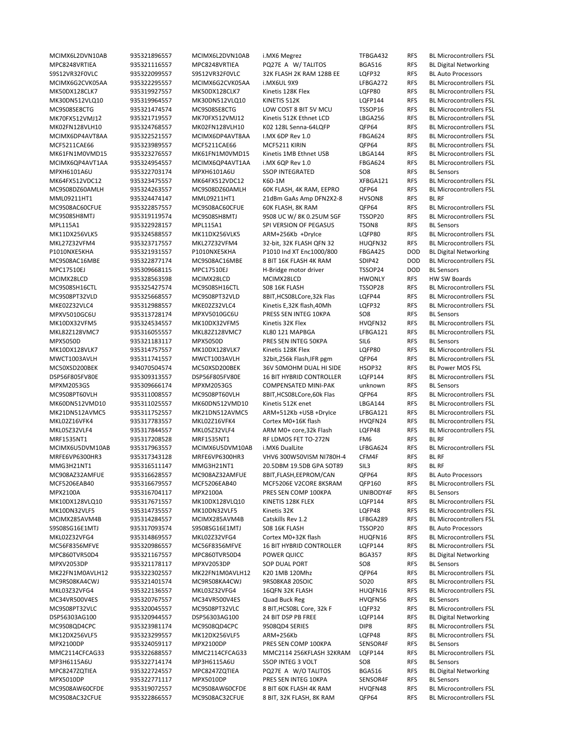| | | | | | | |
|---|---|---|---|---|---|---|
| MCIMX6L2DVN10AB | 935321896557 | MCIMX6L2DVN10AB | i.MX6 Megrez | TFBGA432 | RFS | BL Microcontrollers FSL |
| MPC8248VRTIEA | 935321116557 | MPC8248VRTIEA | PQ27E A W/ TALITOS | BGA516 | RFS | BL Digital Networking |
| S9S12VR32F0VLC | 935322099557 | S9S12VR32F0VLC | 32K FLASH 2K RAM 128B EE | LQFP32 | RFS | BL Auto Processors |
| MCIMX6G2CVK05AA | 935322295557 | MCIMX6G2CVK05AA | i.MX6UL 9X9 | LFBGA272 | RFS | BL Microcontrollers FSL |
| MK50DX128CLK7 | 935319927557 | MK50DX128CLK7 | Kinetis 128K Flex | LQFP80 | RFS | BL Microcontrollers FSL |
| MK30DN512VLQ10 | 935319964557 | MK30DN512VLQ10 | KINETIS 512K | LQFP144 | RFS | BL Microcontrollers FSL |
| MC9S08SE8CTG | 935321474574 | MC9S08SE8CTG | LOW COST 8 BIT 5V MCU | TSSOP16 | RFS | BL Microcontrollers FSL |
| MK70FX512VMJ12 | 935321719557 | MK70FX512VMJ12 | Kinetis 512K Ethnet LCD | LBGA256 | RFS | BL Microcontrollers FSL |
| MK02FN128VLH10 | 935324768557 | MK02FN128VLH10 | K02 128L Senna-64LQFP | QFP64 | RFS | BL Microcontrollers FSL |
| MCIMX6DP4AVT8AA | 935322521557 | MCIMX6DP4AVT8AA | I.MX 6DP Rev 1.0 | FBGA624 | RFS | BL Microcontrollers FSL |
| MCF5211CAE66 | 935323989557 | MCF5211CAE66 | MCF5211 KIRIN | QFP64 | RFS | BL Microcontrollers FSL |
| MK61FN1M0VMD15 | 935323276557 | MK61FN1M0VMD15 | Kinetis 1MB Ethnet USB | LBGA144 | RFS | BL Microcontrollers FSL |
| MCIMX6QP4AVT1AA | 935324954557 | MCIMX6QP4AVT1AA | i.MX 6QP Rev 1.0 | FBGA624 | RFS | BL Microcontrollers FSL |
| MPXH6101A6U | 935322703174 | MPXH6101A6U | SSOP INTEGRATED | SO8 | RFS | BL Sensors |
| MK64FX512VDC12 | 935323475557 | MK64FX512VDC12 | K60-1M | XFBGA121 | RFS | BL Microcontrollers FSL |
| MC9S08DZ60AMLH | 935324263557 | MC9S08DZ60AMLH | 60K FLASH, 4K RAM, EEPRO | QFP64 | RFS | BL Microcontrollers FSL |
| MML09211HT1 | 935324474147 | MML09211HT1 | 21dBm GaAs Amp DFN2X2-8 | HVSON8 | RFS | BL RF |
| MC9S08AC60CFUE | 935322857557 | MC9S08AC60CFUE | 60K FLASH, 8K RAM | QFP64 | RFS | BL Microcontrollers FSL |
| MC9S08SH8MTJ | 935319119574 | MC9S08SH8MTJ | 9S08 UC W/ 8K 0.25UM SGF | TSSOP20 | RFS | BL Microcontrollers FSL |
| MPL115A1 | 935322928157 | MPL115A1 | SPI VERSION OF PEGASUS | TSON8 | RFS | BL Sensors |
| MK11DX256VLK5 | 935324588557 | MK11DX256VLK5 | ARM+256Kb +DryIce | LQFP80 | RFS | BL Microcontrollers FSL |
| MKL27Z32VFM4 | 935323717557 | MKL27Z32VFM4 | 32-bit, 32K FLASH QFN 32 | HUQFN32 | RFS | BL Microcontrollers FSL |
| P1010NXE5KHA | 935321931557 | P1010NXE5KHA | P1010 Ind XT Enc1000/800 | FBGA425 | DOD | BL Digital Networking |
| MC9S08AC16MBE | 935322877174 | MC9S08AC16MBE | 8 BIT 16K FLASH 4K RAM | SDIP42 | DOD | BL Microcontrollers FSL |
| MPC17510EJ | 935309668115 | MPC17510EJ | H-Bridge motor driver | TSSOP24 | DOD | BL Sensors |
| MCIMX28LCD | 935328563598 | MCIMX28LCD | MCIMX28LCD | HWONLY | RFS | HW SW Boards |
| MC9S08SH16CTL | 935325427574 | MC9S08SH16CTL | S08 16K FLASH | TSSOP28 | RFS | BL Microcontrollers FSL |
| MC9S08PT32VLD | 935325668557 | MC9S08PT32VLD | 8BIT,HCS08LCore,32k Flas | LQFP44 | RFS | BL Microcontrollers FSL |
| MKE02Z32VLC4 | 935312988557 | MKE02Z32VLC4 | Kinetis E,32K flash,40Mh | LQFP32 | RFS | BL Microcontrollers FSL |
| MPXV5010GC6U | 935313728174 | MPXV5010GC6U | PRESS SEN INTEG 10KPA | SO8 | RFS | BL Sensors |
| MK10DX32VFM5 | 935324534557 | MK10DX32VFM5 | Kinetis 32K Flex | HVQFN32 | RFS | BL Microcontrollers FSL |
| MKL82Z128VMC7 | 935316055557 | MKL82Z128VMC7 | KL80 121 MAPBGA | LFBGA121 | RFS | BL Microcontrollers FSL |
| MPX5050D | 935321183117 | MPX5050D | PRES SEN INTEG 50KPA | SIL6 | RFS | BL Sensors |
| MK10DX128VLK7 | 935314757557 | MK10DX128VLK7 | Kinetis 128K Flex | LQFP80 | RFS | BL Microcontrollers FSL |
| MWCT1003AVLH | 935311741557 | MWCT1003AVLH | 32bit,256k Flash,IFR pgm | QFP64 | RFS | BL Microcontrollers FSL |
| MC50XSD200BEK | 934070504574 | MC50XSD200BEK | 36V 50MOHM DUAL HI SIDE | HSOP32 | RFS | BL Power MOS FSL |
| DSP56F805FV80E | 935309313557 | DSP56F805FV80E | 16 BIT HYBRID CONTROLLER | LQFP144 | RFS | BL Microcontrollers FSL |
| MPXM2053GS | 935309666174 | MPXM2053GS | COMPENSATED MINI-PAK | unknown | RFS | BL Sensors |
| MC9S08PT60VLH | 935311008557 | MC9S08PT60VLH | 8BIT,HCS08LCore,60k Flas | QFP64 | RFS | BL Microcontrollers FSL |
| MK60DN512VMD10 | 935311025557 | MK60DN512VMD10 | Kinetis 512K enet | LBGA144 | RFS | BL Microcontrollers FSL |
| MK21DN512AVMC5 | 935311752557 | MK21DN512AVMC5 | ARM+512Kb +USB +DryIce | LFBGA121 | RFS | BL Microcontrollers FSL |
| MKL02Z16VFK4 | 935317783557 | MKL02Z16VFK4 | Cortex M0+16K flash | HVQFN24 | RFS | BL Microcontrollers FSL |
| MKL05Z32VLF4 | 935317844557 | MKL05Z32VLF4 | ARM M0+ core,32k Flash | LQFP48 | RFS | BL Microcontrollers FSL |
| MRF1535NT1 | 935317208528 | MRF1535NT1 | RF LDMOS FET TO-272N | FM6 | RFS | BL RF |
| MCIMX6U5DVM10AB | 935317963557 | MCIMX6U5DVM10AB | i.MX6 DualLite | LFBGA624 | RFS | BL Microcontrollers FSL |
| MRFE6VP6300HR3 | 935317343128 | MRFE6VP6300HR3 | VHV6 300W50VISM NI780H-4 | CFM4F | RFS | BL RF |
| MMG3H21NT1 | 935316511147 | MMG3H21NT1 | 20.5DBM 19.5DB GPA SOT89 | SIL3 | RFS | BL RF |
| MC908AZ32AMFUE | 935316628557 | MC908AZ32AMFUE | 8BIT,FLASH,EEPROM/CAN | QFP64 | RFS | BL Auto Processors |
| MCF5206EAB40 | 935316679557 | MCF5206EAB40 | MCF5206E V2CORE 8KSRAM | QFP160 | RFS | BL Microcontrollers FSL |
| MPX2100A | 935316704117 | MPX2100A | PRES SEN COMP 100KPA | UNIBODY4F | RFS | BL Sensors |
| MK10DX128VLQ10 | 935317671557 | MK10DX128VLQ10 | KINETIS 128K FLEX | LQFP144 | RFS | BL Microcontrollers FSL |
| MK10DN32VLF5 | 935314735557 | MK10DN32VLF5 | Kinetis 32K | LQFP48 | RFS | BL Microcontrollers FSL |
| MCIMX285AVM4B | 935314284557 | MCIMX285AVM4B | Catskills Rev 1.2 | LFBGA289 | RFS | BL Microcontrollers FSL |
| S9S08SG16E1MTJ | 935317093574 | S9S08SG16E1MTJ | S08 16K FLASH | TSSOP20 | RFS | BL Auto Processors |
| MKL02Z32VFG4 | 935314869557 | MKL02Z32VFG4 | Cortex M0+32K flash | HUQFN16 | RFS | BL Microcontrollers FSL |
| MC56F8356MFVE | 935320986557 | MC56F8356MFVE | 16 BIT HYBRID CONTROLLER | LQFP144 | RFS | BL Microcontrollers FSL |
| MPC860TVR50D4 | 935321167557 | MPC860TVR50D4 | POWER QUICC | BGA357 | RFS | BL Digital Networking |
| MPXV2053DP | 935321178117 | MPXV2053DP | SOP DUAL PORT | SO8 | RFS | BL Sensors |
| MK22FN1M0AVLH12 | 935322302557 | MK22FN1M0AVLH12 | K20 1MB 120Mhz | QFP64 | RFS | BL Microcontrollers FSL |
| MC9RS08KA4CWJ | 935321401574 | MC9RS08KA4CWJ | 9RS08KA8 20SOIC | SO20 | RFS | BL Microcontrollers FSL |
| MKL03Z32VFG4 | 935322136557 | MKL03Z32VFG4 | 16QFN 32K FLASH | HUQFN16 | RFS | BL Microcontrollers FSL |
| MC34VR500V4ES | 935320767557 | MC34VR500V4ES | Quad Buck Reg | HVQFN56 | RFS | BL Sensors |
| MC9S08PT32VLC | 935320045557 | MC9S08PT32VLC | 8 BIT,HCS08L Core, 32k F | LQFP32 | RFS | BL Microcontrollers FSL |
| DSP56303AG100 | 935320944557 | DSP56303AG100 | 24 BIT DSP PB FREE | LQFP144 | RFS | BL Digital Networking |
| MC9S08QD4CPC | 935323981174 | MC9S08QD4CPC | 9S08QD4 SERIES | DIP8 | RFS | BL Microcontrollers FSL |
| MK12DX256VLF5 | 935323299557 | MK12DX256VLF5 | ARM+256Kb | LQFP48 | RFS | BL Microcontrollers FSL |
| MPX2100DP | 935324059117 | MPX2100DP | PRES SEN COMP 100KPA | SENSOR4F | RFS | BL Sensors |
| MMC2114CFCAG33 | 935322688557 | MMC2114CFCAG33 | MMC2114 256KFLASH 32KRAM | LQFP144 | RFS | BL Microcontrollers FSL |
| MP3H6115A6U | 935322714174 | MP3H6115A6U | SSOP INTEG 3 VOLT | SO8 | RFS | BL Sensors |
| MPC8247ZQTIEA | 935322724557 | MPC8247ZQTIEA | PQ27E A W/O TALITOS | BGA516 | RFS | BL Digital Networking |
| MPX5010DP | 935322771117 | MPX5010DP | PRES SEN INTEG 10KPA | SENSOR4F | RFS | BL Sensors |
| MC9S08AW60CFDE | 935319072557 | MC9S08AW60CFDE | 8 BIT 60K FLASH 4K RAM | HVQFN48 | RFS | BL Microcontrollers FSL |
| MC9S08AC32CFUE | 935322866557 | MC9S08AC32CFUE | 8 BIT, 32K FLASH, 8K RAM | QFP64 | RFS | BL Microcontrollers FSL |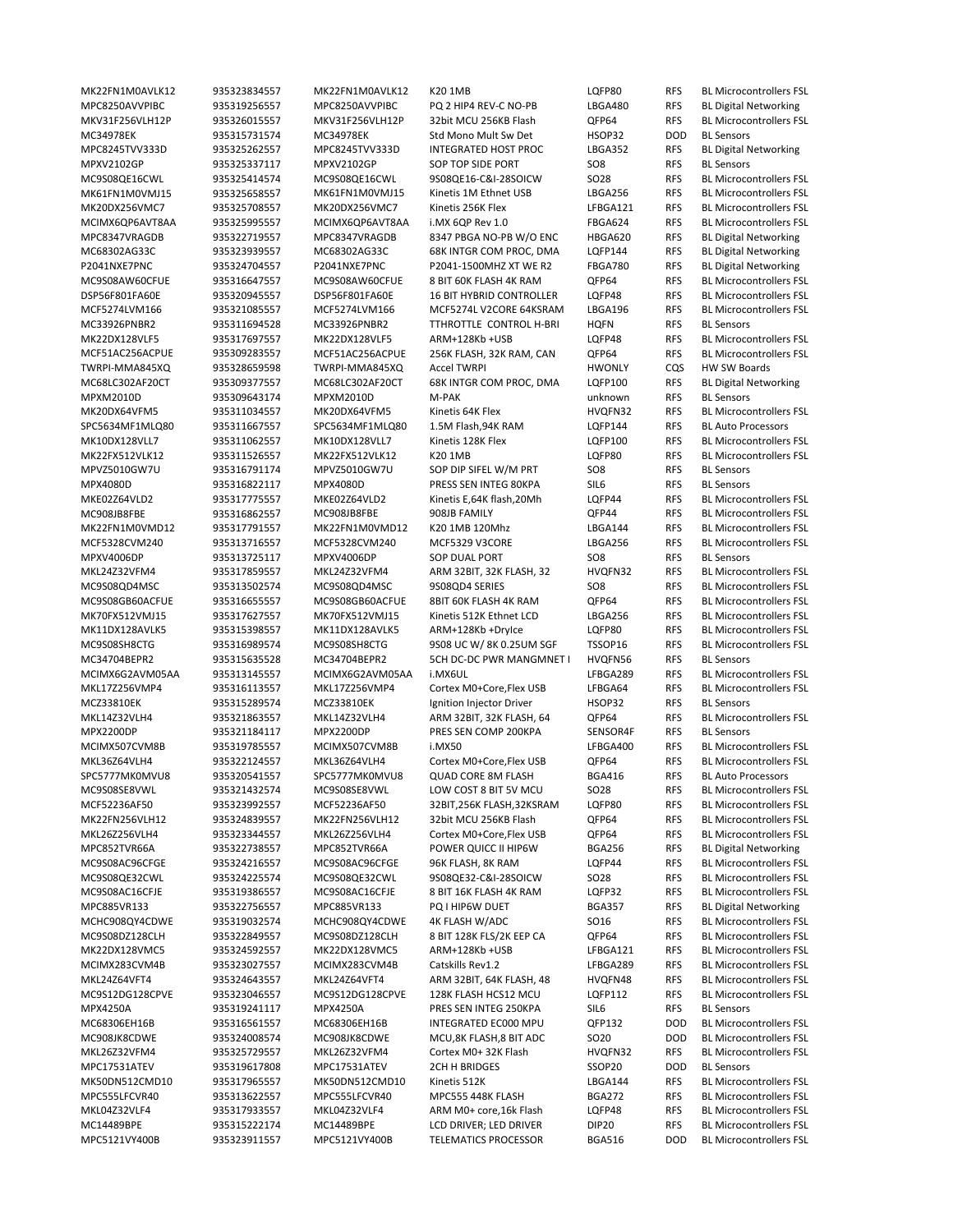| | | | | | | |
|---|---|---|---|---|---|---|
| MK22FN1M0AVLK12 | 935323834557 | MK22FN1M0AVLK12 | K20 1MB | LQFP80 | RFS | BL Microcontrollers FSL |
| MPC8250AVVPIBC | 935319256557 | MPC8250AVVPIBC | PQ 2 HIP4 REV-C NO-PB | LBGA480 | RFS | BL Digital Networking |
| MKV31F256VLH12P | 935326015557 | MKV31F256VLH12P | 32bit MCU 256KB Flash | QFP64 | RFS | BL Microcontrollers FSL |
| MC34978EK | 935315731574 | MC34978EK | Std Mono Mult Sw Det | HSOP32 | DOD | BL Sensors |
| MPC8245TVV333D | 935325262557 | MPC8245TVV333D | INTEGRATED HOST PROC | LBGA352 | RFS | BL Digital Networking |
| MPXV2102GP | 935325337117 | MPXV2102GP | SOP TOP SIDE PORT | SO8 | RFS | BL Sensors |
| MC9S08QE16CWL | 935325414574 | MC9S08QE16CWL | 9S08QE16-C&I-28SOICW | SO28 | RFS | BL Microcontrollers FSL |
| MK61FN1M0VMJ15 | 935325658557 | MK61FN1M0VMJ15 | Kinetis 1M Ethnet USB | LBGA256 | RFS | BL Microcontrollers FSL |
| MK20DX256VMC7 | 935325708557 | MK20DX256VMC7 | Kinetis 256K Flex | LFBGA121 | RFS | BL Microcontrollers FSL |
| MCIMX6QP6AVT8AA | 935325995557 | MCIMX6QP6AVT8AA | i.MX 6QP Rev 1.0 | FBGA624 | RFS | BL Microcontrollers FSL |
| MPC8347VRAGDB | 935322719557 | MPC8347VRAGDB | 8347 PBGA NO-PB W/O ENC | HBGA620 | RFS | BL Digital Networking |
| MC68302AG33C | 935323939557 | MC68302AG33C | 68K INTGR COM PROC, DMA | LQFP144 | RFS | BL Digital Networking |
| P2041NXE7PNC | 935324704557 | P2041NXE7PNC | P2041-1500MHZ XT WE R2 | FBGA780 | RFS | BL Digital Networking |
| MC9S08AW60CFUE | 935316647557 | MC9S08AW60CFUE | 8 BIT 60K FLASH 4K RAM | QFP64 | RFS | BL Microcontrollers FSL |
| DSP56F801FA60E | 935320945557 | DSP56F801FA60E | 16 BIT HYBRID CONTROLLER | LQFP48 | RFS | BL Microcontrollers FSL |
| MCF5274LVM166 | 935321085557 | MCF5274LVM166 | MCF5274L V2CORE 64KSRAM | LBGA196 | RFS | BL Microcontrollers FSL |
| MC33926PNBR2 | 935321694528 | MC33926PNBR2 | TTHROTTLE CONTROL H-BRI | HQFN | RFS | BL Sensors |
| MK22DX128VLF5 | 935317697557 | MK22DX128VLF5 | ARM+128K +USB | LQFP48 | RFS | BL Microcontrollers FSL |
| MCF51AC256ACPUE | 935309283557 | MCF51AC256ACPUE | 256K FLASH, 32K RAM, CAN | QFP64 | RFS | BL Microcontrollers FSL |
| TWRPI-MMA845XQ | 935328659598 | TWRPI-MMA845XQ | Accel TWRPI | HWONLY | CQS | HW SW Boards |
| MC68LC302AF20CT | 935309377557 | MC68LC302AF20CT | 68K INTGR COM PROC, DMA | LQFP100 | RFS | BL Digital Networking |
| MPXM2010D | 935309643174 | MPXM2010D | M-PAK | unknown | RFS | BL Sensors |
| MK20DX64VFM5 | 935311034557 | MK20DX64VFM5 | Kinetis 64K Flex | HVQFN32 | RFS | BL Microcontrollers FSL |
| SPC5634MF1MLQ80 | 935311667557 | SPC5634MF1MLQ80 | 1.5M Flash,94K RAM | LQFP144 | RFS | BL Auto Processors |
| MK10DX128VLL7 | 935311062557 | MK10DX128VLL7 | Kinetis 128K Flex | LQFP100 | RFS | BL Microcontrollers FSL |
| MK22FX512VLK12 | 935311526557 | MK22FX512VLK12 | K20 1MB | LQFP80 | RFS | BL Microcontrollers FSL |
| MPVZ5010GW7U | 935316791174 | MPVZ5010GW7U | SOP DIP SIFEL W/M PRT | SO8 | RFS | BL Sensors |
| MPX4080D | 935316822117 | MPX4080D | PRESS SEN INTEG 80KPA | SIL6 | RFS | BL Sensors |
| MKE02Z64VLD2 | 935317775557 | MKE02Z64VLD2 | Kinetis E,64K flash,20Mh | LQFP44 | RFS | BL Microcontrollers FSL |
| MC908JB8FBE | 935316862557 | MC908JB8FBE | 908JB FAMILY | QFP44 | RFS | BL Microcontrollers FSL |
| MK22FN1M0VMD12 | 935317791557 | MK22FN1M0VMD12 | K20 1MB 120Mhz | LBGA144 | RFS | BL Microcontrollers FSL |
| MCF5328CVM240 | 935313716557 | MCF5328CVM240 | MCF5329 V3CORE | LBGA256 | RFS | BL Microcontrollers FSL |
| MPXV4006DP | 935313725117 | MPXV4006DP | SOP DUAL PORT | SO8 | RFS | BL Sensors |
| MKL24Z32VFM4 | 935317859557 | MKL24Z32VFM4 | ARM 32BIT, 32K FLASH, 32 | HVQFN32 | RFS | BL Microcontrollers FSL |
| MC9S08QD4MSC | 935313502574 | MC9S08QD4MSC | 9S08QD4 SERIES | SO8 | RFS | BL Microcontrollers FSL |
| MC9S08GB60ACFUE | 935316655557 | MC9S08GB60ACFUE | 8BIT 60K FLASH 4K RAM | QFP64 | RFS | BL Microcontrollers FSL |
| MK70FX512VMJ15 | 935317627557 | MK70FX512VMJ15 | Kinetis 512K Ethnet LCD | LBGA256 | RFS | BL Microcontrollers FSL |
| MK11DX128AVLK5 | 935315398557 | MK11DX128AVLK5 | ARM+128Kb +DryIce | LQFP80 | RFS | BL Microcontrollers FSL |
| MC9S08SH8CTG | 935316989574 | MC9S08SH8CTG | 9S08 UC W/ 8K 0.25UM SGF | TSSOP16 | RFS | BL Microcontrollers FSL |
| MC34704BEPR2 | 935315635528 | MC34704BEPR2 | 5CH DC-DC PWR MANGMNET I | HVQFN56 | RFS | BL Sensors |
| MCIMX6G2AVM05AA | 935313145557 | MCIMX6G2AVM05AA | i.MX6UL | LFBGA289 | RFS | BL Microcontrollers FSL |
| MKL17Z256VMP4 | 935316113557 | MKL17Z256VMP4 | Cortex M0+Core,Flex USB | LFBGA64 | RFS | BL Microcontrollers FSL |
| MCZ33810EK | 935315289574 | MCZ33810EK | Ignition Injector Driver | HSOP32 | RFS | BL Sensors |
| MKL14Z32VLH4 | 935321863557 | MKL14Z32VLH4 | ARM 32BIT, 32K FLASH, 64 | QFP64 | RFS | BL Microcontrollers FSL |
| MPX2200DP | 935321184117 | MPX2200DP | PRES SEN COMP 200KPA | SENSOR4F | RFS | BL Sensors |
| MCIMX507CVM8B | 935319785557 | MCIMX507CVM8B | i.MX50 | LFBGA400 | RFS | BL Microcontrollers FSL |
| MKL36Z64VLH4 | 935322124557 | MKL36Z64VLH4 | Cortex M0+Core,Flex USB | QFP64 | RFS | BL Microcontrollers FSL |
| SPC5777MK0MVU8 | 935320541557 | SPC5777MK0MVU8 | QUAD CORE 8M FLASH | BGA416 | RFS | BL Auto Processors |
| MC9S08SE8VWL | 935321432574 | MC9S08SE8VWL | LOW COST 8 BIT 5V MCU | SO28 | RFS | BL Microcontrollers FSL |
| MCF52236AF50 | 935323992557 | MCF52236AF50 | 32BIT,256K FLASH,32KSRAM | LQFP80 | RFS | BL Microcontrollers FSL |
| MK22FN256VLH12 | 935324839557 | MK22FN256VLH12 | 32bit MCU 256KB Flash | QFP64 | RFS | BL Microcontrollers FSL |
| MKL26Z256VLH4 | 935323344557 | MKL26Z256VLH4 | Cortex M0+Core,Flex USB | QFP64 | RFS | BL Microcontrollers FSL |
| MPC852TVR66A | 935322738557 | MPC852TVR66A | POWER QUICC II HIP6W | BGA256 | RFS | BL Digital Networking |
| MC9S08AC96CFGE | 935324216557 | MC9S08AC96CFGE | 96K FLASH, 8K RAM | LQFP44 | RFS | BL Microcontrollers FSL |
| MC9S08QE32CWL | 935324225574 | MC9S08QE32CWL | 9S08QE32-C&I-28SOICW | SO28 | RFS | BL Microcontrollers FSL |
| MC9S08AC16CFJE | 935319386557 | MC9S08AC16CFJE | 8 BIT 16K FLASH 4K RAM | LQFP32 | RFS | BL Microcontrollers FSL |
| MPC885VR133 | 935322756557 | MPC885VR133 | PQ I HIP6W DUET | BGA357 | RFS | BL Digital Networking |
| MCHC908QY4CDWE | 935319032574 | MCHC908QY4CDWE | 4K FLASH W/ADC | SO16 | RFS | BL Microcontrollers FSL |
| MC9S08DZ128CLH | 935322849557 | MC9S08DZ128CLH | 8 BIT 128K FLS/2K EEP CA | QFP64 | RFS | BL Microcontrollers FSL |
| MK22DX128VMC5 | 935324592557 | MK22DX128VMC5 | ARM+128Kb +USB | LFBGA121 | RFS | BL Microcontrollers FSL |
| MCIMX283CVM4B | 935323027557 | MCIMX283CVM4B | Catskills Rev1.2 | LFBGA289 | RFS | BL Microcontrollers FSL |
| MKL24Z64VFT4 | 935324643557 | MKL24Z64VFT4 | ARM 32BIT, 64K FLASH, 48 | HVQFN48 | RFS | BL Microcontrollers FSL |
| MC9S12DG128CPVE | 935323046557 | MC9S12DG128CPVE | 128K FLASH HCS12 MCU | LQFP112 | RFS | BL Microcontrollers FSL |
| MPX4250A | 935319241117 | MPX4250A | PRES SEN INTEG 250KPA | SIL6 | RFS | BL Sensors |
| MC68306EH16B | 935316561557 | MC68306EH16B | INTEGRATED EC000 MPU | QFP132 | DOD | BL Microcontrollers FSL |
| MC908JK8CDWE | 935324008574 | MC908JK8CDWE | MCU,8K FLASH,8 BIT ADC | SO20 | DOD | BL Microcontrollers FSL |
| MKL26Z32VFM4 | 935325729557 | MKL26Z32VFM4 | Cortex M0+ 32K Flash | HVQFN32 | RFS | BL Microcontrollers FSL |
| MPC17531ATEV | 935319617808 | MPC17531ATEV | 2CH H BRIDGES | SSOP20 | DOD | BL Sensors |
| MK50DN512CMD10 | 935317965557 | MK50DN512CMD10 | Kinetis 512K | LBGA144 | RFS | BL Microcontrollers FSL |
| MPC555LFCVR40 | 935313622557 | MPC555LFCVR40 | MPC555 448K FLASH | BGA272 | RFS | BL Microcontrollers FSL |
| MKL04Z32VLF4 | 935317933557 | MKL04Z32VLF4 | ARM M0+ core,16k Flash | LQFP48 | RFS | BL Microcontrollers FSL |
| MC14489BPE | 935315222174 | MC14489BPE | LCD DRIVER; LED DRIVER | DIP20 | RFS | BL Microcontrollers FSL |
| MPC5121VY400B | 935323911557 | MPC5121VY400B | TELEMATICS PROCESSOR | BGA516 | DOD | BL Microcontrollers FSL |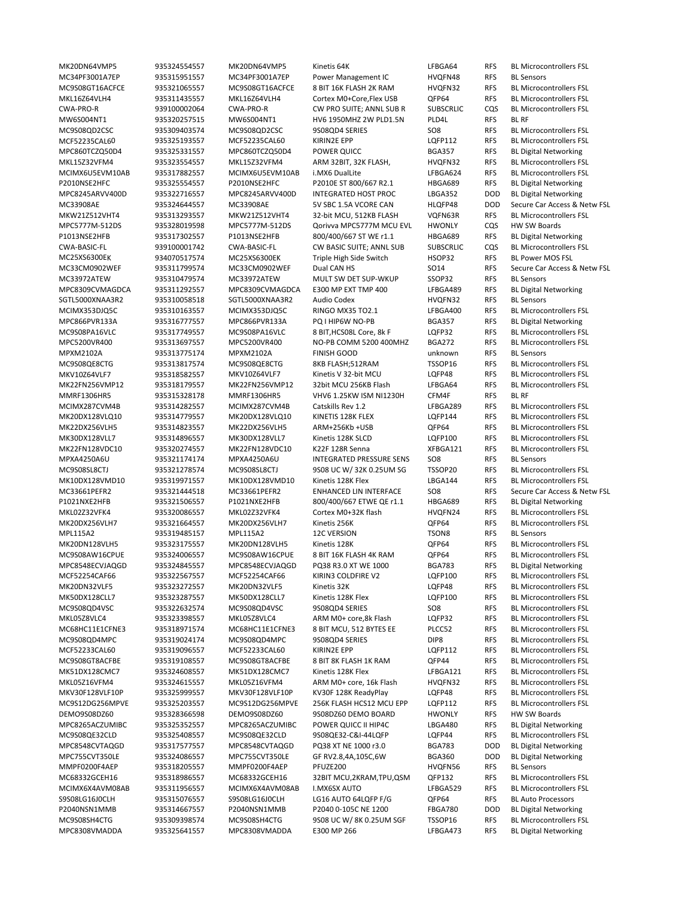| | | | | | | |
|---|---|---|---|---|---|---|
| MK20DN64VMP5 | 935324554557 | MK20DN64VMP5 | Kinetis 64K | LFBGA64 | RFS | BL Microcontrollers FSL |
| MC34PF3001A7EP | 935315951557 | MC34PF3001A7EP | Power Management IC | HVQFN48 | RFS | BL Sensors |
| MC9S08GT16ACFCE | 935321065557 | MC9S08GT16ACFCE | 8 BIT 16K FLASH 2K RAM | HVQFN32 | RFS | BL Microcontrollers FSL |
| MKL16Z64VLH4 | 935311435557 | MKL16Z64VLH4 | Cortex M0+Core,Flex USB | QFP64 | RFS | BL Microcontrollers FSL |
| CWA-PRO-R | 939100002064 | CWA-PRO-R | CW PRO SUITE; ANNL SUB R | SUBSCRLIC | CQS | BL Microcontrollers FSL |
| MW6S004NT1 | 935320257515 | MW6S004NT1 | HV6 1950MHZ 2W PLD1.5N | PLD4L | RFS | BL RF |
| MC9S08QD2CSC | 935309403574 | MC9S08QD2CSC | 9S08QD4 SERIES | SO8 | RFS | BL Microcontrollers FSL |
| MCF52235CAL60 | 935325193557 | MCF52235CAL60 | KIRIN2E EPP | LQFP112 | RFS | BL Microcontrollers FSL |
| MPC860TCZQ50D4 | 935325331557 | MPC860TCZQ50D4 | POWER QUICC | BGA357 | RFS | BL Digital Networking |
| MKL15Z32VFM4 | 935323554557 | MKL15Z32VFM4 | ARM 32BIT, 32K FLASH, | HVQFN32 | RFS | BL Microcontrollers FSL |
| MCIMX6U5EVM10AB | 935317882557 | MCIMX6U5EVM10AB | i.MX6 DualLite | LFBGA624 | RFS | BL Microcontrollers FSL |
| P2010NSE2HFC | 935325554557 | P2010NSE2HFC | P2010E ST 800/667 R2.1 | HBGA689 | RFS | BL Digital Networking |
| MPC8245ARVV400D | 935322716557 | MPC8245ARVV400D | INTEGRATED HOST PROC | LBGA352 | DOD | BL Digital Networking |
| MC33908AE | 935324644557 | MC33908AE | 5V SBC 1.5A VCORE CAN | HLQFP48 | DOD | Secure Car Access & Netw FSL |
| MKW21Z512VHT4 | 935313293557 | MKW21Z512VHT4 | 32-bit MCU, 512KB FLASH | VQFN63R | RFS | BL Microcontrollers FSL |
| MPC5777M-512DS | 935328019598 | MPC5777M-512DS | Qorivva MPC5777M MCU EVL | HWONLY | CQS | HW SW Boards |
| P1013NSE2HFB | 935317302557 | P1013NSE2HFB | 800/400/667 ST WE r1.1 | HBGA689 | RFS | BL Digital Networking |
| CWA-BASIC-FL | 939100001742 | CWA-BASIC-FL | CW BASIC SUITE; ANNL SUB | SUBSCRLIC | CQS | BL Microcontrollers FSL |
| MC25XS6300EK | 934070517574 | MC25XS6300EK | Triple High Side Switch | HSOP32 | RFS | BL Power MOS FSL |
| MC33CM0902WEF | 935311799574 | MC33CM0902WEF | Dual CAN HS | SO14 | RFS | Secure Car Access & Netw FSL |
| MC33972ATEW | 935310479574 | MC33972ATEW | MULT SW DET SUP-WKUP | SSOP32 | RFS | BL Sensors |
| MPC8309CVMAGDCA | 935311292557 | MPC8309CVMAGDCA | E300 MP EXT TMP 400 | LFBGA489 | RFS | BL Digital Networking |
| SGTL5000XNAA3R2 | 935310058518 | SGTL5000XNAA3R2 | Audio Codex | HVQFN32 | RFS | BL Sensors |
| MCIMX353DJQ5C | 935310163557 | MCIMX353DJQ5C | RINGO MX35 TO2.1 | LFBGA400 | RFS | BL Microcontrollers FSL |
| MPC866PVR133A | 935316777557 | MPC866PVR133A | PQ I HIP6W NO-PB | BGA357 | RFS | BL Digital Networking |
| MC9S08PA16VLC | 935317749557 | MC9S08PA16VLC | 8 BIT,HCS08L Core, 8k F | LQFP32 | RFS | BL Microcontrollers FSL |
| MPC5200VR400 | 935313697557 | MPC5200VR400 | NO-PB COMM 5200 400MHZ | BGA272 | RFS | BL Microcontrollers FSL |
| MPXM2102A | 935313775174 | MPXM2102A | FINISH GOOD | unknown | RFS | BL Sensors |
| MC9S08QE8CTG | 935313817574 | MC9S08QE8CTG | 8KB FLASH;512RAM | TSSOP16 | RFS | BL Microcontrollers FSL |
| MKV10Z64VLF7 | 935318582557 | MKV10Z64VLF7 | Kinetis V 32-bit MCU | LQFP48 | RFS | BL Microcontrollers FSL |
| MK22FN256VMP12 | 935318179557 | MK22FN256VMP12 | 32bit MCU 256KB Flash | LFBGA64 | RFS | BL Microcontrollers FSL |
| MMRF1306HR5 | 935315328178 | MMRF1306HR5 | VHV6 1.25KW ISM NI1230H | CFM4F | RFS | BL RF |
| MCIMX287CVM4B | 935314282557 | MCIMX287CVM4B | Catskills Rev 1.2 | LFBGA289 | RFS | BL Microcontrollers FSL |
| MK20DX128VLQ10 | 935314779557 | MK20DX128VLQ10 | KINETIS 128K FLEX | LQFP144 | RFS | BL Microcontrollers FSL |
| MK22DX256VLH5 | 935314823557 | MK22DX256VLH5 | ARM+256Kb +USB | QFP64 | RFS | BL Microcontrollers FSL |
| MK30DX128VLL7 | 935314896557 | MK30DX128VLL7 | Kinetis 128K SLCD | LQFP100 | RFS | BL Microcontrollers FSL |
| MK22FN128VDC10 | 935320274557 | MK22FN128VDC10 | K22F 128R Senna | XFBGA121 | RFS | BL Microcontrollers FSL |
| MPXA4250A6U | 935321174174 | MPXA4250A6U | INTEGRATED PRESSURE SENS | SO8 | RFS | BL Sensors |
| MC9S08SL8CTJ | 935321278574 | MC9S08SL8CTJ | 9S08 UC W/ 32K 0.25UM SG | TSSOP20 | RFS | BL Microcontrollers FSL |
| MK10DX128VMD10 | 935319971557 | MK10DX128VMD10 | Kinetis 128K Flex | LBGA144 | RFS | BL Microcontrollers FSL |
| MC33661PEFR2 | 935321444518 | MC33661PEFR2 | ENHANCED LIN INTERFACE | SO8 | RFS | Secure Car Access & Netw FSL |
| P1021NXE2HFB | 935321506557 | P1021NXE2HFB | 800/400/667 ETWE QE r1.1 | HBGA689 | RFS | BL Digital Networking |
| MKL02Z32VFK4 | 935320086557 | MKL02Z32VFK4 | Cortex M0+32K flash | HVQFN24 | RFS | BL Microcontrollers FSL |
| MK20DX256VLH7 | 935321664557 | MK20DX256VLH7 | Kinetis 256K | QFP64 | RFS | BL Microcontrollers FSL |
| MPL115A2 | 935319485157 | MPL115A2 | 12C VERSION | TSON8 | RFS | BL Sensors |
| MK20DN128VLH5 | 935323175557 | MK20DN128VLH5 | Kinetis 128K | QFP64 | RFS | BL Microcontrollers FSL |
| MC9S08AW16CPUE | 935324006557 | MC9S08AW16CPUE | 8 BIT 16K FLASH 4K RAM | QFP64 | RFS | BL Microcontrollers FSL |
| MPC8548ECVJAQGD | 935324845557 | MPC8548ECVJAQGD | PQ38 R3.0 XT WE 1000 | BGA783 | RFS | BL Digital Networking |
| MCF52254CAF66 | 935322567557 | MCF52254CAF66 | KIRIN3 COLDFIRE V2 | LQFP100 | RFS | BL Microcontrollers FSL |
| MK20DN32VLF5 | 935323272557 | MK20DN32VLF5 | Kinetis 32K | LQFP48 | RFS | BL Microcontrollers FSL |
| MK50DX128CLL7 | 935323287557 | MK50DX128CLL7 | Kinetis 128K Flex | LQFP100 | RFS | BL Microcontrollers FSL |
| MC9S08QD4VSC | 935322632574 | MC9S08QD4VSC | 9S08QD4 SERIES | SO8 | RFS | BL Microcontrollers FSL |
| MKL05Z8VLC4 | 935323398557 | MKL05Z8VLC4 | ARM M0+ core,8k Flash | LQFP32 | RFS | BL Microcontrollers FSL |
| MC68HC11E1CFNE3 | 935318971574 | MC68HC11E1CFNE3 | 8 BIT MCU, 512 BYTES EE | PLCC52 | RFS | BL Microcontrollers FSL |
| MC9S08QD4MPC | 935319024174 | MC9S08QD4MPC | 9S08QD4 SERIES | DIP8 | RFS | BL Microcontrollers FSL |
| MCF52233CAL60 | 935319096557 | MCF52233CAL60 | KIRIN2E EPP | LQFP112 | RFS | BL Microcontrollers FSL |
| MC9S08GT8ACFBE | 935319108557 | MC9S08GT8ACFBE | 8 BIT 8K FLASH 1K RAM | QFP44 | RFS | BL Microcontrollers FSL |
| MK51DX128CMC7 | 935324608557 | MK51DX128CMC7 | Kinetis 128K Flex | LFBGA121 | RFS | BL Microcontrollers FSL |
| MKL05Z16VFM4 | 935324615557 | MKL05Z16VFM4 | ARM M0+ core, 16k Flash | HVQFN32 | RFS | BL Microcontrollers FSL |
| MKV30F128VLF10P | 935325999557 | MKV30F128VLF10P | KV30F 128K ReadyPlay | LQFP48 | RFS | BL Microcontrollers FSL |
| MC9S12DG256MPVE | 935325203557 | MC9S12DG256MPVE | 256K FLASH HCS12 MCU EPP | LQFP112 | RFS | BL Microcontrollers FSL |
| DEMO9S08DZ60 | 935328366598 | DEMO9S08DZ60 | 9S08DZ60 DEMO BOARD | HWONLY | RFS | HW SW Boards |
| MPC8265ACZUMIBC | 935325352557 | MPC8265ACZUMIBC | POWER QUICC II HIP4C | LBGA480 | RFS | BL Digital Networking |
| MC9S08QE32CLD | 935325408557 | MC9S08QE32CLD | 9S08QE32-C&I-44LQFP | LQFP44 | RFS | BL Microcontrollers FSL |
| MPC8548CVTAQGD | 935317577557 | MPC8548CVTAQGD | PQ38 XT NE 1000 r3.0 | BGA783 | DOD | BL Digital Networking |
| MPC755CVT350LE | 935324086557 | MPC755CVT350LE | GF RV2.8,4A,105C,6W | BGA360 | DOD | BL Digital Networking |
| MMPF0200F4AEP | 935318205557 | MMPF0200F4AEP | PFUZE200 | HVQFN56 | RFS | BL Sensors |
| MC68332GCEH16 | 935318986557 | MC68332GCEH16 | 32BIT MCU,2KRAM,TPU,QSM | QFP132 | RFS | BL Microcontrollers FSL |
| MCIMX6X4AVM08AB | 935311956557 | MCIMX6X4AVM08AB | I.MX6SX AUTO | LFBGA529 | RFS | BL Microcontrollers FSL |
| S9S08LG16J0CLH | 935315076557 | S9S08LG16J0CLH | LG16 AUTO 64LQFP F/G | QFP64 | RFS | BL Auto Processors |
| P2040NSN1MMB | 935314667557 | P2040NSN1MMB | P2040 0-105C NE 1200 | FBGA780 | DOD | BL Digital Networking |
| MC9S08SH4CTG | 935309398574 | MC9S08SH4CTG | 9S08 UC W/ 8K 0.25UM SGF | TSSOP16 | RFS | BL Microcontrollers FSL |
| MPC8308VMADDA | 935325641557 | MPC8308VMADDA | E300 MP 266 | LFBGA473 | RFS | BL Digital Networking |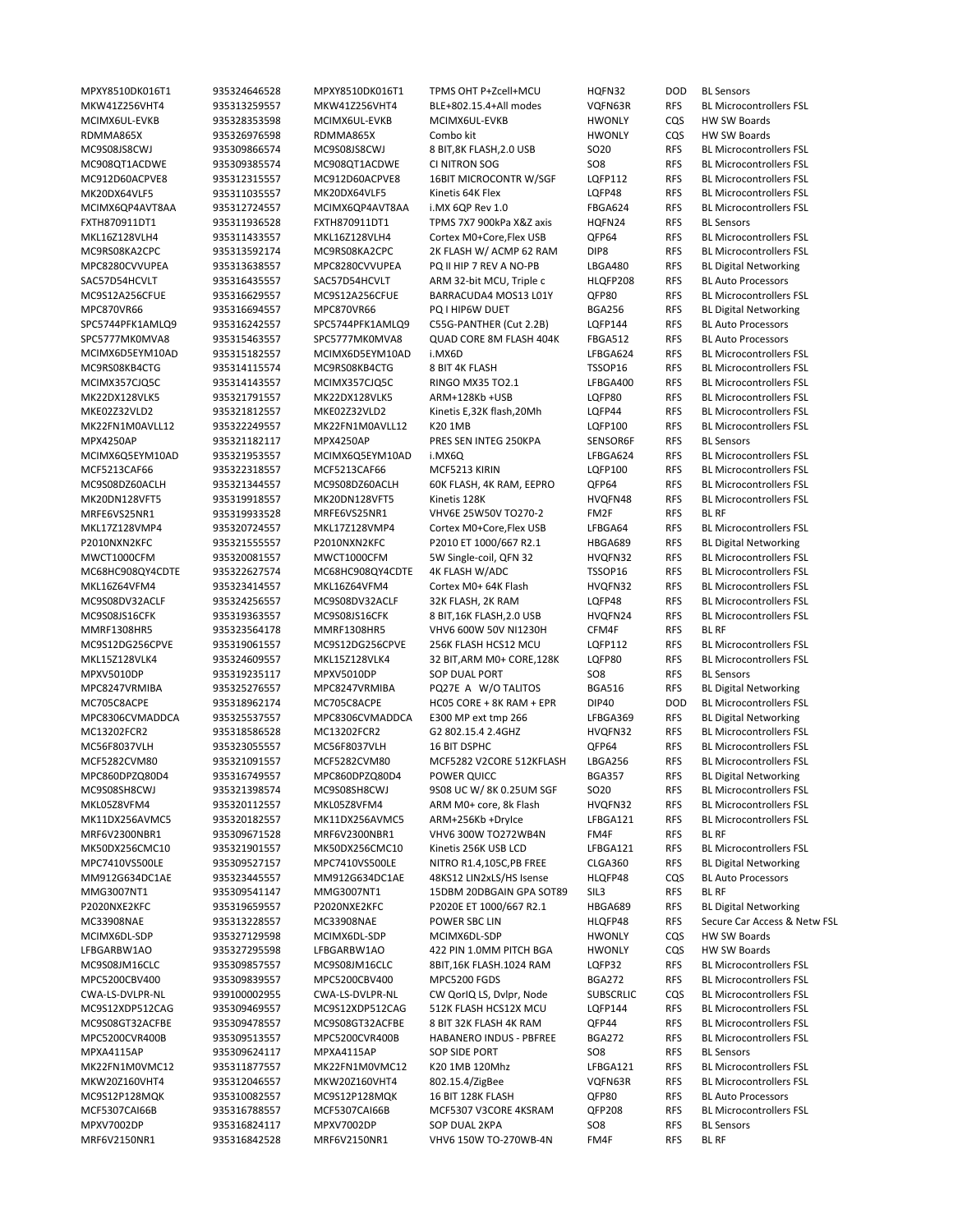| | | | | | | |
|---|---|---|---|---|---|---|
| MPXY8510DK016T1 | 935324646528 | MPXY8510DK016T1 | TPMS OHT P+Zcell+MCU | HQFN32 | DOD | BL Sensors |
| MKW41Z256VHT4 | 935313259557 | MKW41Z256VHT4 | BLE+802.15.4+All modes | VQFN63R | RFS | BL Microcontrollers FSL |
| MCIMX6UL-EVKB | 935328353598 | MCIMX6UL-EVKB | MCIMX6UL-EVKB | HWONLY | CQS | HW SW Boards |
| RDMMA865X | 935326976598 | RDMMA865X | Combo kit | HWONLY | CQS | HW SW Boards |
| MC9S08JS8CWJ | 935309866574 | MC9S08JS8CWJ | 8 BIT,8K FLASH,2.0 USB | SO20 | RFS | BL Microcontrollers FSL |
| MC908QT1ACDWE | 935309385574 | MC908QT1ACDWE | CI NITRON SOG | SO8 | RFS | BL Microcontrollers FSL |
| MC912D60ACPVE8 | 935312315557 | MC912D60ACPVE8 | 16BIT MICROCONTR W/SGF | LQFP112 | RFS | BL Microcontrollers FSL |
| MK20DX64VLF5 | 935311035557 | MK20DX64VLF5 | Kinetis 64K Flex | LQFP48 | RFS | BL Microcontrollers FSL |
| MCIMX6QP4AVT8AA | 935312724557 | MCIMX6QP4AVT8AA | i.MX 6QP Rev 1.0 | FBGA624 | RFS | BL Microcontrollers FSL |
| FXTH870911DT1 | 935311936528 | FXTH870911DT1 | TPMS 7X7 900kPa X&Z axis | HQFN24 | RFS | BL Sensors |
| MKL16Z128VLH4 | 935311433557 | MKL16Z128VLH4 | Cortex M0+Core,Flex USB | QFP64 | RFS | BL Microcontrollers FSL |
| MC9RS08KA2CPC | 935313592174 | MC9RS08KA2CPC | 2K FLASH W/ ACMP 62 RAM | DIP8 | RFS | BL Microcontrollers FSL |
| MPC8280CVVUPEA | 935313638557 | MPC8280CVVUPEA | PQ II HIP 7 REV A NO-PB | LBGA480 | RFS | BL Digital Networking |
| SAC57D54HCVLT | 935316435557 | SAC57D54HCVLT | ARM 32-bit MCU, Triple c | HLQFP208 | RFS | BL Auto Processors |
| MC9S12A256CFUE | 935316629557 | MC9S12A256CFUE | BARRACUDA4 MOS13 L01Y | QFP80 | RFS | BL Microcontrollers FSL |
| MPC870VR66 | 935316694557 | MPC870VR66 | PQ I HIP6W DUET | BGA256 | RFS | BL Digital Networking |
| SPC5744PFK1AMLQ9 | 935316242557 | SPC5744PFK1AMLQ9 | C55G-PANTHER (Cut 2.2B) | LQFP144 | RFS | BL Auto Processors |
| SPC5777MK0MVA8 | 935315463557 | SPC5777MK0MVA8 | QUAD CORE 8M FLASH 404K | FBGA512 | RFS | BL Auto Processors |
| MCIMX6D5EYM10AD | 935315182557 | MCIMX6D5EYM10AD | i.MX6D | LFBGA624 | RFS | BL Microcontrollers FSL |
| MC9RS08KB4CTG | 935314115574 | MC9RS08KB4CTG | 8 BIT 4K FLASH | TSSOP16 | RFS | BL Microcontrollers FSL |
| MCIMX357CJQ5C | 935314143557 | MCIMX357CJQ5C | RINGO MX35 TO2.1 | LFBGA400 | RFS | BL Microcontrollers FSL |
| MK22DX128VLK5 | 935321791557 | MK22DX128VLK5 | ARM+128Kb +USB | LQFP80 | RFS | BL Microcontrollers FSL |
| MKE02Z32VLD2 | 935321812557 | MKE02Z32VLD2 | Kinetis E,32K flash,20Mh | LQFP44 | RFS | BL Microcontrollers FSL |
| MK22FN1M0AVLL12 | 935322249557 | MK22FN1M0AVLL12 | K20 1MB | LQFP100 | RFS | BL Microcontrollers FSL |
| MPX4250AP | 935321182117 | MPX4250AP | PRES SEN INTEG 250KPA | SENSOR6F | RFS | BL Sensors |
| MCIMX6Q5EYM10AD | 935321953557 | MCIMX6Q5EYM10AD | i.MX6Q | LFBGA624 | RFS | BL Microcontrollers FSL |
| MCF5213CAF66 | 935322318557 | MCF5213CAF66 | MCF5213 KIRIN | LQFP100 | RFS | BL Microcontrollers FSL |
| MC9S08DZ60ACLH | 935321344557 | MC9S08DZ60ACLH | 60K FLASH, 4K RAM, EEPRO | QFP64 | RFS | BL Microcontrollers FSL |
| MK20DN128VFT5 | 935319918557 | MK20DN128VFT5 | Kinetis 128K | HVQFN48 | RFS | BL Microcontrollers FSL |
| MRFE6VS25NR1 | 935319933528 | MRFE6VS25NR1 | VHV6E 25W50V TO270-2 | FM2F | RFS | BL RF |
| MKL17Z128VMP4 | 935320724557 | MKL17Z128VMP4 | Cortex M0+Core,Flex USB | LFBGA64 | RFS | BL Microcontrollers FSL |
| P2010NXN2KFC | 935321555557 | P2010NXN2KFC | P2010 ET 1000/667 R2.1 | HBGA689 | RFS | BL Digital Networking |
| MWCT1000CFM | 935320081557 | MWCT1000CFM | 5W Single-coil, QFN 32 | HVQFN32 | RFS | BL Microcontrollers FSL |
| MC68HC908QY4CDTE | 935322627574 | MC68HC908QY4CDTE | 4K FLASH W/ADC | TSSOP16 | RFS | BL Microcontrollers FSL |
| MKL16Z64VFM4 | 935323414557 | MKL16Z64VFM4 | Cortex M0+ 64K Flash | HVQFN32 | RFS | BL Microcontrollers FSL |
| MC9S08DV32ACLF | 935324256557 | MC9S08DV32ACLF | 32K FLASH, 2K RAM | LQFP48 | RFS | BL Microcontrollers FSL |
| MC9S08JS16CFK | 935319363557 | MC9S08JS16CFK | 8 BIT,16K FLASH,2.0 USB | HVQFN24 | RFS | BL Microcontrollers FSL |
| MMRF1308HR5 | 935323564178 | MMRF1308HR5 | VHV6 600W 50V NI1230H | CFM4F | RFS | BL RF |
| MC9S12DG256CPVE | 935319061557 | MC9S12DG256CPVE | 256K FLASH HCS12 MCU | LQFP112 | RFS | BL Microcontrollers FSL |
| MKL15Z128VLK4 | 935324609557 | MKL15Z128VLK4 | 32 BIT,ARM M0+ CORE,128K | LQFP80 | RFS | BL Microcontrollers FSL |
| MPXV5010DP | 935319235117 | MPXV5010DP | SOP DUAL PORT | SO8 | RFS | BL Sensors |
| MPC8247VRMIBA | 935325276557 | MPC8247VRMIBA | PQ27E A W/O TALITOS | BGA516 | RFS | BL Digital Networking |
| MC705C8ACPE | 935318962174 | MC705C8ACPE | HC05 CORE + 8K RAM + EPR | DIP40 | DOD | BL Microcontrollers FSL |
| MPC8306CVMADDCA | 935325537557 | MPC8306CVMADDCA | E300 MP ext tmp 266 | LFBGA369 | RFS | BL Digital Networking |
| MC13202FCR2 | 935318586528 | MC13202FCR2 | G2 802.15.4 2.4GHZ | HVQFN32 | RFS | BL Microcontrollers FSL |
| MC56F8037VLH | 935323055557 | MC56F8037VLH | 16 BIT DSPHC | QFP64 | RFS | BL Microcontrollers FSL |
| MCF5282CVM80 | 935321091557 | MCF5282CVM80 | MCF5282 V2CORE 512KFLASH | LBGA256 | RFS | BL Microcontrollers FSL |
| MPC860DPZQ80D4 | 935316749557 | MPC860DPZQ80D4 | POWER QUICC | BGA357 | RFS | BL Digital Networking |
| MC9S08SH8CWJ | 935321398574 | MC9S08SH8CWJ | 9S08 UC W/ 8K 0.25UM SGF | SO20 | RFS | BL Microcontrollers FSL |
| MKL05Z8VFM4 | 935320112557 | MKL05Z8VFM4 | ARM M0+ core, 8k Flash | HVQFN32 | RFS | BL Microcontrollers FSL |
| MK11DX256AVMC5 | 935320182557 | MK11DX256AVMC5 | ARM+256Kb +DryIce | LFBGA121 | RFS | BL Microcontrollers FSL |
| MRF6V2300NBR1 | 935309671528 | MRF6V2300NBR1 | VHV6 300W TO272WB4N | FM4F | RFS | BL RF |
| MK50DX256CMC10 | 935321901557 | MK50DX256CMC10 | Kinetis 256K USB LCD | LFBGA121 | RFS | BL Microcontrollers FSL |
| MPC7410VS500LE | 935309527157 | MPC7410VS500LE | NITRO R1.4,105C,PB FREE | CLGA360 | RFS | BL Digital Networking |
| MM912G634DC1AE | 935323445557 | MM912G634DC1AE | 48KS12 LIN2xLS/HS Isense | HLQFP48 | CQS | BL Auto Processors |
| MMG3007NT1 | 935309541147 | MMG3007NT1 | 15DBM 20DBGAIN GPA SOT89 | SIL3 | RFS | BL RF |
| P2020NXE2KFC | 935319659557 | P2020NXE2KFC | P2020E ET 1000/667 R2.1 | HBGA689 | RFS | BL Digital Networking |
| MC33908NAE | 935313228557 | MC33908NAE | POWER SBC LIN | HLQFP48 | RFS | Secure Car Access & Netw FSL |
| MCIMX6DL-SDP | 935327129598 | MCIMX6DL-SDP | MCIMX6DL-SDP | HWONLY | CQS | HW SW Boards |
| LFBGARBW1AO | 935327295598 | LFBGARBW1AO | 422 PIN 1.0MM PITCH BGA | HWONLY | CQS | HW SW Boards |
| MC9S08JM16CLC | 935309857557 | MC9S08JM16CLC | 8BIT,16K FLASH.1024 RAM | LQFP32 | RFS | BL Microcontrollers FSL |
| MPC5200CBV400 | 935309839557 | MPC5200CBV400 | MPC5200 FGDS | BGA272 | RFS | BL Microcontrollers FSL |
| CWA-LS-DVLPR-NL | 939100002955 | CWA-LS-DVLPR-NL | CW QorIQ LS, Dvlpr, Node | SUBSCRLIC | CQS | BL Microcontrollers FSL |
| MC9S12XDP512CAG | 935309469557 | MC9S12XDP512CAG | 512K FLASH HCS12X MCU | LQFP144 | RFS | BL Microcontrollers FSL |
| MC9S08GT32ACFBE | 935309478557 | MC9S08GT32ACFBE | 8 BIT 32K FLASH 4K RAM | QFP44 | RFS | BL Microcontrollers FSL |
| MPC5200CVR400B | 935309513557 | MPC5200CVR400B | HABANERO INDUS - PBFREE | BGA272 | RFS | BL Microcontrollers FSL |
| MPXA4115AP | 935309624117 | MPXA4115AP | SOP SIDE PORT | SO8 | RFS | BL Sensors |
| MK22FN1M0VMC12 | 935311877557 | MK22FN1M0VMC12 | K20 1MB 120Mhz | LFBGA121 | RFS | BL Microcontrollers FSL |
| MKW20Z160VHT4 | 935312046557 | MKW20Z160VHT4 | 802.15.4/ZigBee | VQFN63R | RFS | BL Microcontrollers FSL |
| MC9S12P128MQK | 935310082557 | MC9S12P128MQK | 16 BIT 128K FLASH | QFP80 | RFS | BL Auto Processors |
| MCF5307CAI66B | 935316788557 | MCF5307CAI66B | MCF5307 V3CORE 4KSRAM | QFP208 | RFS | BL Microcontrollers FSL |
| MPXV7002DP | 935316824117 | MPXV7002DP | SOP DUAL 2KPA | SO8 | RFS | BL Sensors |
| MRF6V2150NR1 | 935316842528 | MRF6V2150NR1 | VHV6 150W TO-270WB-4N | FM4F | RFS | BL RF |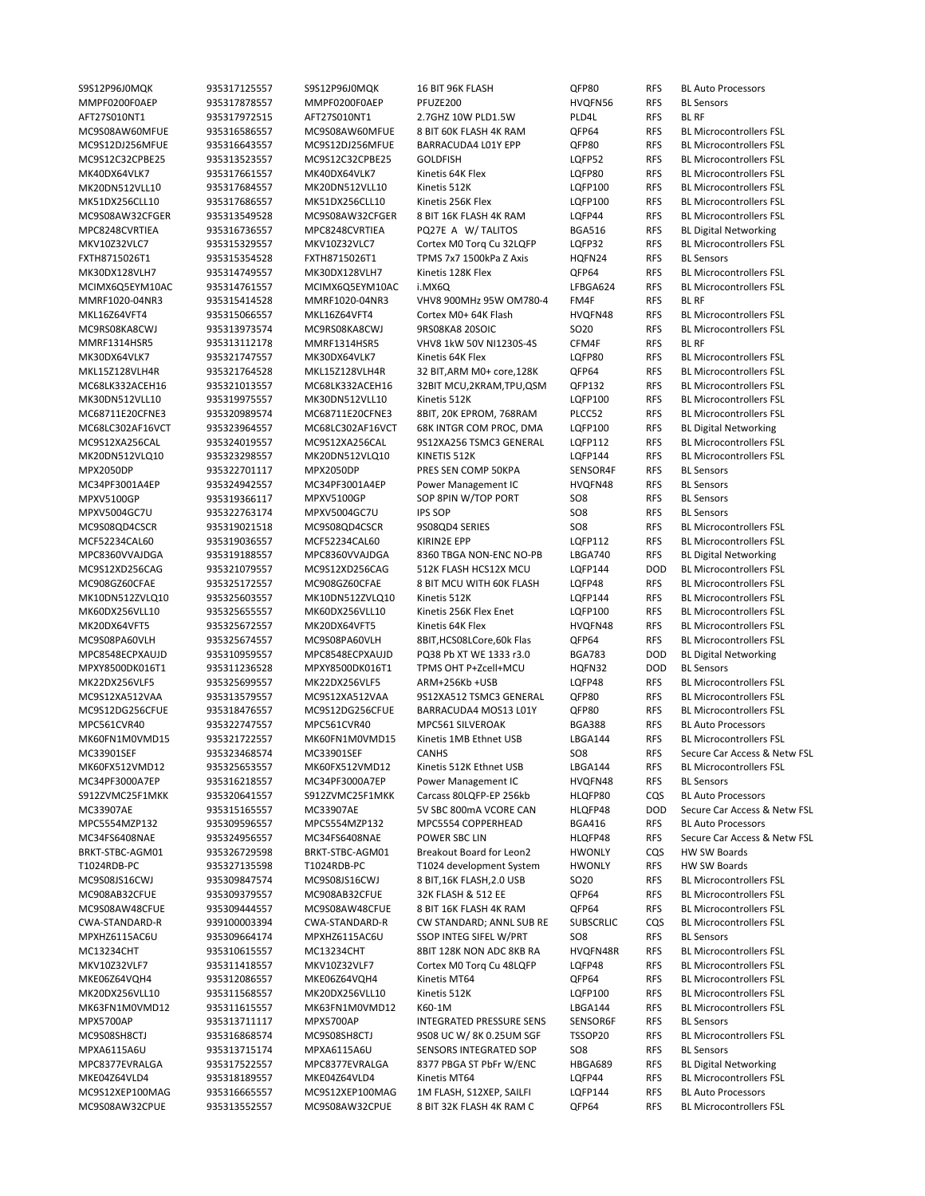| | | | | | | |
|---|---|---|---|---|---|---|
| S9S12P96J0MQK | 935317125557 | S9S12P96J0MQK | 16 BIT 96K FLASH | QFP80 | RFS | BL Auto Processors |
| MMPF0200F0AEP | 935317878557 | MMPF0200F0AEP | PFUZE200 | HVQFN56 | RFS | BL Sensors |
| AFT27S010NT1 | 935317972515 | AFT27S010NT1 | 2.7GHZ 10W PLD1.5W | PLD4L | RFS | BL RF |
| MC9S08AW60MFUE | 935316586557 | MC9S08AW60MFUE | 8 BIT 60K FLASH 4K RAM | QFP64 | RFS | BL Microcontrollers FSL |
| MC9S12DJ256MFUE | 935316643557 | MC9S12DJ256MFUE | BARRACUDA4 L01Y EPP | QFP80 | RFS | BL Microcontrollers FSL |
| MC9S12C32CPBE25 | 935313523557 | MC9S12C32CPBE25 | GOLDFISH | LQFP52 | RFS | BL Microcontrollers FSL |
| MK40DX64VLK7 | 935317661557 | MK40DX64VLK7 | Kinetis 64K Flex | LQFP80 | RFS | BL Microcontrollers FSL |
| MK20DN512VLL10 | 935317684557 | MK20DN512VLL10 | Kinetis 512K | LQFP100 | RFS | BL Microcontrollers FSL |
| MK51DX256CLL10 | 935317686557 | MK51DX256CLL10 | Kinetis 256K Flex | LQFP100 | RFS | BL Microcontrollers FSL |
| MC9S08AW32CFGER | 935313549528 | MC9S08AW32CFGER | 8 BIT 16K FLASH 4K RAM | LQFP44 | RFS | BL Microcontrollers FSL |
| MPC8248CVRTIEA | 935316736557 | MPC8248CVRTIEA | PQ27E A W/ TALITOS | BGA516 | RFS | BL Digital Networking |
| MKV10Z32VLC7 | 935315329557 | MKV10Z32VLC7 | Cortex M0 Torq Cu 32LQFP | LQFP32 | RFS | BL Microcontrollers FSL |
| FXTH8715026T1 | 935315354528 | FXTH8715026T1 | TPMS 7x7 1500kPa Z Axis | HQFN24 | RFS | BL Sensors |
| MK30DX128VLH7 | 935314749557 | MK30DX128VLH7 | Kinetis 128K Flex | QFP64 | RFS | BL Microcontrollers FSL |
| MCIMX6Q5EYM10AC | 935314761557 | MCIMX6Q5EYM10AC | i.MX6Q | LFBGA624 | RFS | BL Microcontrollers FSL |
| MMRF1020-04NR3 | 935315414528 | MMRF1020-04NR3 | VHV8 900MHz 95W OM780-4 | FM4F | RFS | BL RF |
| MKL16Z64VFT4 | 935315066557 | MKL16Z64VFT4 | Cortex M0+ 64K Flash | HVQFN48 | RFS | BL Microcontrollers FSL |
| MC9RS08KA8CWJ | 935313973574 | MC9RS08KA8CWJ | 9RS08KA8 20SOIC | SO20 | RFS | BL Microcontrollers FSL |
| MMRF1314HSR5 | 935313112178 | MMRF1314HSR5 | VHV8 1kW 50V NI1230S-4S | CFM4F | RFS | BL RF |
| MK30DX64VLK7 | 935321747557 | MK30DX64VLK7 | Kinetis 64K Flex | LQFP80 | RFS | BL Microcontrollers FSL |
| MKL15Z128VLH4R | 935321764528 | MKL15Z128VLH4R | 32 BIT,ARM M0+ core,128K | QFP64 | RFS | BL Microcontrollers FSL |
| MC68LK332ACEH16 | 935321013557 | MC68LK332ACEH16 | 32BIT MCU,2KRAM,TPU,QSM | QFP132 | RFS | BL Microcontrollers FSL |
| MK30DN512VLL10 | 935319975557 | MK30DN512VLL10 | Kinetis 512K | LQFP100 | RFS | BL Microcontrollers FSL |
| MC68711E20CFNE3 | 935320989574 | MC68711E20CFNE3 | 8BIT, 20K EPROM, 768RAM | PLCC52 | RFS | BL Microcontrollers FSL |
| MC68LC302AF16VCT | 935323964557 | MC68LC302AF16VCT | 68K INTGR COM PROC, DMA | LQFP100 | RFS | BL Digital Networking |
| MC9S12XA256CAL | 935324019557 | MC9S12XA256CAL | 9S12XA256 TSMC3 GENERAL | LQFP112 | RFS | BL Microcontrollers FSL |
| MK20DN512VLQ10 | 935323298557 | MK20DN512VLQ10 | KINETIS 512K | LQFP144 | RFS | BL Microcontrollers FSL |
| MPX2050DP | 935322701117 | MPX2050DP | PRES SEN COMP 50KPA | SENSOR4F | RFS | BL Sensors |
| MC34PF3001A4EP | 935324942557 | MC34PF3001A4EP | Power Management IC | HVQFN48 | RFS | BL Sensors |
| MPXV5100GP | 935319366117 | MPXV5100GP | SOP 8PIN W/TOP PORT | SO8 | RFS | BL Sensors |
| MPXV5004GC7U | 935322763174 | MPXV5004GC7U | IPS SOP | SO8 | RFS | BL Sensors |
| MC9S08QD4CSCR | 935319021518 | MC9S08QD4CSCR | 9S08QD4 SERIES | SO8 | RFS | BL Microcontrollers FSL |
| MCF52234CAL60 | 935319036557 | MCF52234CAL60 | KIRIN2E EPP | LQFP112 | RFS | BL Microcontrollers FSL |
| MPC8360VVAJDGA | 935319188557 | MPC8360VVAJDGA | 8360 TBGA NON-ENC NO-PB | LBGA740 | RFS | BL Digital Networking |
| MC9S12XD256CAG | 935321079557 | MC9S12XD256CAG | 512K FLASH HCS12X MCU | LQFP144 | DOD | BL Microcontrollers FSL |
| MC908GZ60CFAE | 935325172557 | MC908GZ60CFAE | 8 BIT MCU WITH 60K FLASH | LQFP48 | RFS | BL Microcontrollers FSL |
| MK10DN512ZVLQ10 | 935325603557 | MK10DN512ZVLQ10 | Kinetis 512K | LQFP144 | RFS | BL Microcontrollers FSL |
| MK60DX256VLL10 | 935325655557 | MK60DX256VLL10 | Kinetis 256K Flex Enet | LQFP100 | RFS | BL Microcontrollers FSL |
| MK20DX64VFT5 | 935325672557 | MK20DX64VFT5 | Kinetis 64K Flex | HVQFN48 | RFS | BL Microcontrollers FSL |
| MC9S08PA60VLH | 935325674557 | MC9S08PA60VLH | 8BIT,HCS08LCore,60k Flas | QFP64 | RFS | BL Microcontrollers FSL |
| MPC8548ECPXAUJD | 935310959557 | MPC8548ECPXAUJD | PQ38 Pb XT WE 1333 r3.0 | BGA783 | DOD | BL Digital Networking |
| MPXY8500DK016T1 | 935311236528 | MPXY8500DK016T1 | TPMS OHT P+Zcell+MCU | HQFN32 | DOD | BL Sensors |
| MK22DX256VLF5 | 935325699557 | MK22DX256VLF5 | ARM+256Kb +USB | LQFP48 | RFS | BL Microcontrollers FSL |
| MC9S12XA512VAA | 935313579557 | MC9S12XA512VAA | 9S12XA512 TSMC3 GENERAL | QFP80 | RFS | BL Microcontrollers FSL |
| MC9S12DG256CFUE | 935318476557 | MC9S12DG256CFUE | BARRACUDA4 MOS13 L01Y | QFP80 | RFS | BL Microcontrollers FSL |
| MPC561CVR40 | 935322747557 | MPC561CVR40 | MPC561 SILVEROAK | BGA388 | RFS | BL Auto Processors |
| MK60FN1M0VMD15 | 935321722557 | MK60FN1M0VMD15 | Kinetis 1MB Ethnet USB | LBGA144 | RFS | BL Microcontrollers FSL |
| MC33901SEF | 935323468574 | MC33901SEF | CANHS | SO8 | RFS | Secure Car Access & Netw FSL |
| MK60FX512VMD12 | 935325653557 | MK60FX512VMD12 | Kinetis 512K Ethnet USB | LBGA144 | RFS | BL Microcontrollers FSL |
| MC34PF3000A7EP | 935316218557 | MC34PF3000A7EP | Power Management IC | HVQFN48 | RFS | BL Sensors |
| S912ZVMC25F1MKK | 935320641557 | S912ZVMC25F1MKK | Carcass 80LQFP-EP 256kb | HLQFP80 | CQS | BL Auto Processors |
| MC33907AE | 935315165557 | MC33907AE | 5V SBC 800mA VCORE CAN | HLQFP48 | DOD | Secure Car Access & Netw FSL |
| MPC5554MZP132 | 935309596557 | MPC5554MZP132 | MPC5554 COPPERHEAD | BGA416 | RFS | BL Auto Processors |
| MC34FS6408NAE | 935324956557 | MC34FS6408NAE | POWER SBC LIN | HLQFP48 | RFS | Secure Car Access & Netw FSL |
| BRKT-STBC-AGM01 | 935326729598 | BRKT-STBC-AGM01 | Breakout Board for Leon2 | HWONLY | CQS | HW SW Boards |
| T1024RDB-PC | 935327135598 | T1024RDB-PC | T1024 development System | HWONLY | RFS | HW SW Boards |
| MC9S08JS16CWJ | 935309847574 | MC9S08JS16CWJ | 8 BIT,16K FLASH,2.0 USB | SO20 | RFS | BL Microcontrollers FSL |
| MC908AB32CFUE | 935309379557 | MC908AB32CFUE | 32K FLASH & 512 EE | QFP64 | RFS | BL Microcontrollers FSL |
| MC9S08AW48CFUE | 935309444557 | MC9S08AW48CFUE | 8 BIT 16K FLASH 4K RAM | QFP64 | RFS | BL Microcontrollers FSL |
| CWA-STANDARD-R | 939100003394 | CWA-STANDARD-R | CW STANDARD; ANNL SUB RE | SUBSCRLIC | CQS | BL Microcontrollers FSL |
| MPXHZ6115AC6U | 935309664174 | MPXHZ6115AC6U | SSOP INTEG SIFEL W/PRT | SO8 | RFS | BL Sensors |
| MC13234CHT | 935310615557 | MC13234CHT | 8BIT 128K NON ADC 8KB RA | HVQFN48R | RFS | BL Microcontrollers FSL |
| MKV10Z32VLF7 | 935311418557 | MKV10Z32VLF7 | Cortex M0 Torq Cu 48LQFP | LQFP48 | RFS | BL Microcontrollers FSL |
| MKE06Z64VQH4 | 935312086557 | MKE06Z64VQH4 | Kinetis MT64 | QFP64 | RFS | BL Microcontrollers FSL |
| MK20DX256VLL10 | 935311568557 | MK20DX256VLL10 | Kinetis 512K | LQFP100 | RFS | BL Microcontrollers FSL |
| MK63FN1M0VMD12 | 935311615557 | MK63FN1M0VMD12 | K60-1M | LBGA144 | RFS | BL Microcontrollers FSL |
| MPX5700AP | 935313711117 | MPX5700AP | INTEGRATED PRESSURE SENS | SENSOR6F | RFS | BL Sensors |
| MC9S08SH8CTJ | 935316868574 | MC9S08SH8CTJ | 9S08 UC W/ 8K 0.25UM SGF | TSSOP20 | RFS | BL Microcontrollers FSL |
| MPXA6115A6U | 935313715174 | MPXA6115A6U | SENSORS INTEGRATED SOP | SO8 | RFS | BL Sensors |
| MPC8377EVRALGA | 935317522557 | MPC8377EVRALGA | 8377 PBGA ST PbFr W/ENC | HBGA689 | RFS | BL Digital Networking |
| MKE04Z64VLD4 | 935318189557 | MKE04Z64VLD4 | Kinetis MT64 | LQFP44 | RFS | BL Microcontrollers FSL |
| MC9S12XEP100MAG | 935316665557 | MC9S12XEP100MAG | 1M FLASH, S12XEP, SAILFI | LQFP144 | RFS | BL Auto Processors |
| MC9S08AW32CPUE | 935313552557 | MC9S08AW32CPUE | 8 BIT 32K FLASH 4K RAM C | QFP64 | RFS | BL Microcontrollers FSL |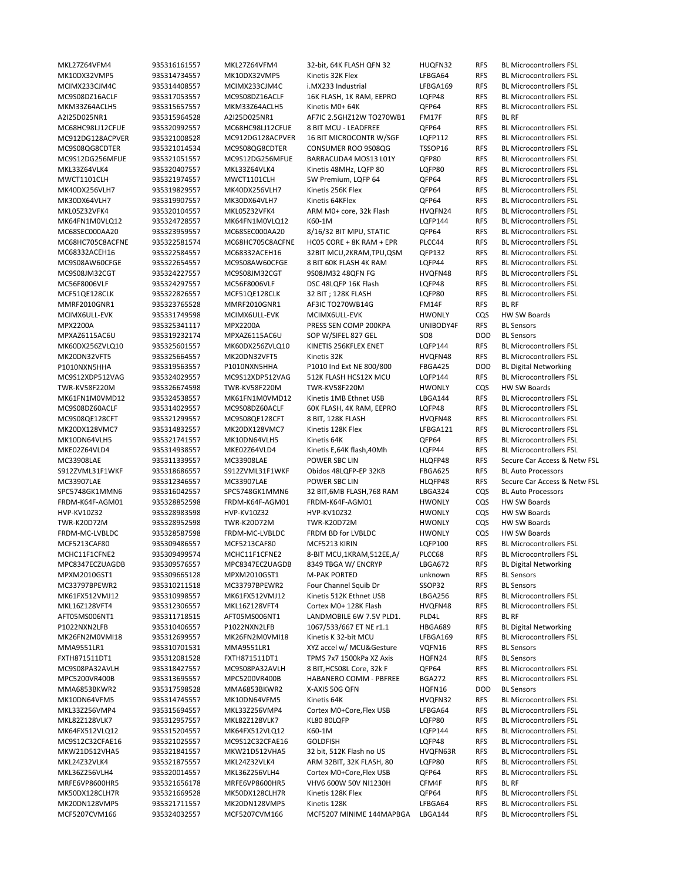| | | | | | | |
|---|---|---|---|---|---|---|
| MKL27Z64VFM4 | 935316161557 | MKL27Z64VFM4 | 32-bit, 64K FLASH QFN 32 | HUQFN32 | RFS | BL Microcontrollers FSL |
| MK10DX32VMP5 | 935314734557 | MK10DX32VMP5 | Kinetis 32K Flex | LFBGA64 | RFS | BL Microcontrollers FSL |
| MCIMX233CJM4C | 935314408557 | MCIMX233CJM4C | i.MX233 Industrial | LFBGA169 | RFS | BL Microcontrollers FSL |
| MC9S08DZ16ACLF | 935317053557 | MC9S08DZ16ACLF | 16K FLASH, 1K RAM, EEPRO | LQFP48 | RFS | BL Microcontrollers FSL |
| MKM33Z64ACLH5 | 935315657557 | MKM33Z64ACLH5 | Kinetis M0+ 64K | QFP64 | RFS | BL Microcontrollers FSL |
| A2I25D025NR1 | 935315964528 | A2I25D025NR1 | AF7IC 2.5GHZ12W TO270WB1 | FM17F | RFS | BL RF |
| MC68HC98LJ12CFUE | 935320992557 | MC68HC98LJ12CFUE | 8 BIT MCU - LEADFREE | QFP64 | RFS | BL Microcontrollers FSL |
| MC912DG128ACPVER | 935321008528 | MC912DG128ACPVER | 16 BIT MICROCONTR W/SGF | LQFP112 | RFS | BL Microcontrollers FSL |
| MC9S08QG8CDTER | 935321014534 | MC9S08QG8CDTER | CONSUMER ROO 9S08QG | TSSOP16 | RFS | BL Microcontrollers FSL |
| MC9S12DG256MFUE | 935321051557 | MC9S12DG256MFUE | BARRACUDA4 MOS13 L01Y | QFP80 | RFS | BL Microcontrollers FSL |
| MKL33Z64VLK4 | 935320407557 | MKL33Z64VLK4 | Kinetis 48MHz, LQFP 80 | LQFP80 | RFS | BL Microcontrollers FSL |
| MWCT1101CLH | 935321974557 | MWCT1101CLH | 5W Premium, LQFP 64 | QFP64 | RFS | BL Microcontrollers FSL |
| MK40DX256VLH7 | 935319829557 | MK40DX256VLH7 | Kinetis 256K Flex | QFP64 | RFS | BL Microcontrollers FSL |
| MK30DX64VLH7 | 935319907557 | MK30DX64VLH7 | Kinetis 64KFlex | QFP64 | RFS | BL Microcontrollers FSL |
| MKL05Z32VFK4 | 935320104557 | MKL05Z32VFK4 | ARM M0+ core, 32k Flash | HVQFN24 | RFS | BL Microcontrollers FSL |
| MK64FN1M0VLQ12 | 935324728557 | MK64FN1M0VLQ12 | K60-1M | LQFP144 | RFS | BL Microcontrollers FSL |
| MC68SEC000AA20 | 935323959557 | MC68SEC000AA20 | 8/16/32 BIT MPU, STATIC | QFP64 | RFS | BL Microcontrollers FSL |
| MC68HC705C8ACFNE | 935322581574 | MC68HC705C8ACFNE | HC05 CORE + 8K RAM + EPR | PLCC44 | RFS | BL Microcontrollers FSL |
| MC68332ACEH16 | 935322584557 | MC68332ACEH16 | 32BIT MCU,2KRAM,TPU,QSM | QFP132 | RFS | BL Microcontrollers FSL |
| MC9S08AW60CFGE | 935322654557 | MC9S08AW60CFGE | 8 BIT 60K FLASH 4K RAM | LQFP44 | RFS | BL Microcontrollers FSL |
| MC9S08JM32CGT | 935324227557 | MC9S08JM32CGT | 9S08JM32 48QFN FG | HVQFN48 | RFS | BL Microcontrollers FSL |
| MC56F8006VLF | 935324297557 | MC56F8006VLF | DSC 48LQFP 16K Flash | LQFP48 | RFS | BL Microcontrollers FSL |
| MCF51QE128CLK | 935322826557 | MCF51QE128CLK | 32 BIT ; 128K FLASH | LQFP80 | RFS | BL Microcontrollers FSL |
| MMRF2010GNR1 | 935323765528 | MMRF2010GNR1 | AF3IC TO270WB14G | FM14F | RFS | BL RF |
| MCIMX6ULL-EVK | 935331749598 | MCIMX6ULL-EVK | MCIMX6ULL-EVK | HWONLY | CQS | HW SW Boards |
| MPX2200A | 935325341117 | MPX2200A | PRESS SEN COMP 200KPA | UNIBODY4F | RFS | BL Sensors |
| MPXAZ6115AC6U | 935319232174 | MPXAZ6115AC6U | SOP W/SIFEL 827 GEL | SO8 | DOD | BL Sensors |
| MK60DX256ZVLQ10 | 935325601557 | MK60DX256ZVLQ10 | KINETIS 256KFLEX ENET | LQFP144 | RFS | BL Microcontrollers FSL |
| MK20DN32VFT5 | 935325664557 | MK20DN32VFT5 | Kinetis 32K | HVQFN48 | RFS | BL Microcontrollers FSL |
| P1010NXN5HHA | 935319563557 | P1010NXN5HHA | P1010 Ind Ext NE 800/800 | FBGA425 | DOD | BL Digital Networking |
| MC9S12XDP512VAG | 935324029557 | MC9S12XDP512VAG | 512K FLASH HCS12X MCU | LQFP144 | RFS | BL Microcontrollers FSL |
| TWR-KV58F220M | 935326674598 | TWR-KV58F220M | TWR-KV58F220M | HWONLY | CQS | HW SW Boards |
| MK61FN1M0VMD12 | 935324538557 | MK61FN1M0VMD12 | Kinetis 1MB Ethnet USB | LBGA144 | RFS | BL Microcontrollers FSL |
| MC9S08DZ60ACLF | 935314029557 | MC9S08DZ60ACLF | 60K FLASH, 4K RAM, EEPRO | LQFP48 | RFS | BL Microcontrollers FSL |
| MC9S08QE128CFT | 935321299557 | MC9S08QE128CFT | 8 BIT, 128K FLASH | HVQFN48 | RFS | BL Microcontrollers FSL |
| MK20DX128VMC7 | 935314832557 | MK20DX128VMC7 | Kinetis 128K Flex | LFBGA121 | RFS | BL Microcontrollers FSL |
| MK10DN64VLH5 | 935321741557 | MK10DN64VLH5 | Kinetis 64K | QFP64 | RFS | BL Microcontrollers FSL |
| MKE02Z64VLD4 | 935314938557 | MKE02Z64VLD4 | Kinetis E,64K flash,40Mh | LQFP44 | RFS | BL Microcontrollers FSL |
| MC33908LAE | 935311339557 | MC33908LAE | POWER SBC LIN | HLQFP48 | RFS | Secure Car Access & Netw FSL |
| S912ZVML31F1WKF | 935318686557 | S912ZVML31F1WKF | Obidos 48LQFP-EP 32KB | FBGA625 | RFS | BL Auto Processors |
| MC33907LAE | 935312346557 | MC33907LAE | POWER SBC LIN | HLQFP48 | RFS | Secure Car Access & Netw FSL |
| SPC5748GK1MMN6 | 935316042557 | SPC5748GK1MMN6 | 32 BIT,6MB FLASH,768 RAM | LBGA324 | CQS | BL Auto Processors |
| FRDM-K64F-AGM01 | 935328852598 | FRDM-K64F-AGM01 | FRDM-K64F-AGM01 | HWONLY | CQS | HW SW Boards |
| HVP-KV10Z32 | 935328983598 | HVP-KV10Z32 | HVP-KV10Z32 | HWONLY | CQS | HW SW Boards |
| TWR-K20D72M | 935328952598 | TWR-K20D72M | TWR-K20D72M | HWONLY | CQS | HW SW Boards |
| FRDM-MC-LVBLDC | 935328587598 | FRDM-MC-LVBLDC | FRDM BD for LVBLDC | HWONLY | CQS | HW SW Boards |
| MCF5213CAF80 | 935309486557 | MCF5213CAF80 | MCF5213 KIRIN | LQFP100 | RFS | BL Microcontrollers FSL |
| MCHC11F1CFNE2 | 935309499574 | MCHC11F1CFNE2 | 8-BIT MCU,1KRAM,512EE,A/ | PLCC68 | RFS | BL Microcontrollers FSL |
| MPC8347ECZUAGDB | 935309576557 | MPC8347ECZUAGDB | 8349 TBGA W/ ENCRYP | LBGA672 | RFS | BL Digital Networking |
| MPXM2010GST1 | 935309665128 | MPXM2010GST1 | M-PAK PORTED | unknown | RFS | BL Sensors |
| MC33797BPEWR2 | 935310211518 | MC33797BPEWR2 | Four Channel Squib Dr | SSOP32 | RFS | BL Sensors |
| MK61FX512VMJ12 | 935310998557 | MK61FX512VMJ12 | Kinetis 512K Ethnet USB | LBGA256 | RFS | BL Microcontrollers FSL |
| MKL16Z128VFT4 | 935312306557 | MKL16Z128VFT4 | Cortex M0+ 128K Flash | HVQFN48 | RFS | BL Microcontrollers FSL |
| AFT05MS006NT1 | 935311718515 | AFT05MS006NT1 | LANDMOBILE 6W 7.5V PLD1. | PLD4L | RFS | BL RF |
| P1022NXN2LFB | 935310406557 | P1022NXN2LFB | 1067/533/667 ET NE r1.1 | HBGA689 | RFS | BL Digital Networking |
| MK26FN2M0VMI18 | 935312699557 | MK26FN2M0VMI18 | Kinetis K 32-bit MCU | LFBGA169 | RFS | BL Microcontrollers FSL |
| MMA9551LR1 | 935310701531 | MMA9551LR1 | XYZ accel w/ MCU&Gesture | VQFN16 | RFS | BL Sensors |
| FXTH871511DT1 | 935312081528 | FXTH871511DT1 | TPMS 7x7 1500kPa XZ Axis | HQFN24 | RFS | BL Sensors |
| MC9S08PA32AVLH | 935318427557 | MC9S08PA32AVLH | 8 BIT,HCS08L Core, 32k F | QFP64 | RFS | BL Microcontrollers FSL |
| MPC5200VR400B | 935313695557 | MPC5200VR400B | HABANERO COMM - PBFREE | BGA272 | RFS | BL Microcontrollers FSL |
| MMA6853BKWR2 | 935317598528 | MMA6853BKWR2 | X-AXIS 50G QFN | HQFN16 | DOD | BL Sensors |
| MK10DN64VFM5 | 935314745557 | MK10DN64VFM5 | Kinetis 64K | HVQFN32 | RFS | BL Microcontrollers FSL |
| MKL33Z256VMP4 | 935315694557 | MKL33Z256VMP4 | Cortex M0+Core,Flex USB | LFBGA64 | RFS | BL Microcontrollers FSL |
| MKL82Z128VLK7 | 935312957557 | MKL82Z128VLK7 | KL80 80LQFP | LQFP80 | RFS | BL Microcontrollers FSL |
| MK64FX512VLQ12 | 935315204557 | MK64FX512VLQ12 | K60-1M | LQFP144 | RFS | BL Microcontrollers FSL |
| MC9S12C32CFAE16 | 935321025557 | MC9S12C32CFAE16 | GOLDFISH | LQFP48 | RFS | BL Microcontrollers FSL |
| MKW21D512VHA5 | 935321841557 | MKW21D512VHA5 | 32 bit, 512K Flash no US | HVQFN63R | RFS | BL Microcontrollers FSL |
| MKL24Z32VLK4 | 935321875557 | MKL24Z32VLK4 | ARM 32BIT, 32K FLASH, 80 | LQFP80 | RFS | BL Microcontrollers FSL |
| MKL36Z256VLH4 | 935320014557 | MKL36Z256VLH4 | Cortex M0+Core,Flex USB | QFP64 | RFS | BL Microcontrollers FSL |
| MRFE6VP8600HR5 | 935321656178 | MRFE6VP8600HR5 | VHV6 600W 50V NI1230H | CFM4F | RFS | BL RF |
| MK50DX128CLH7R | 935321669528 | MK50DX128CLH7R | Kinetis 128K Flex | QFP64 | RFS | BL Microcontrollers FSL |
| MK20DN128VMP5 | 935321711557 | MK20DN128VMP5 | Kinetis 128K | LFBGA64 | RFS | BL Microcontrollers FSL |
| MCF5207CVM166 | 935324032557 | MCF5207CVM166 | MCF5207 MINIME 144MAPBGA | LBGA144 | RFS | BL Microcontrollers FSL |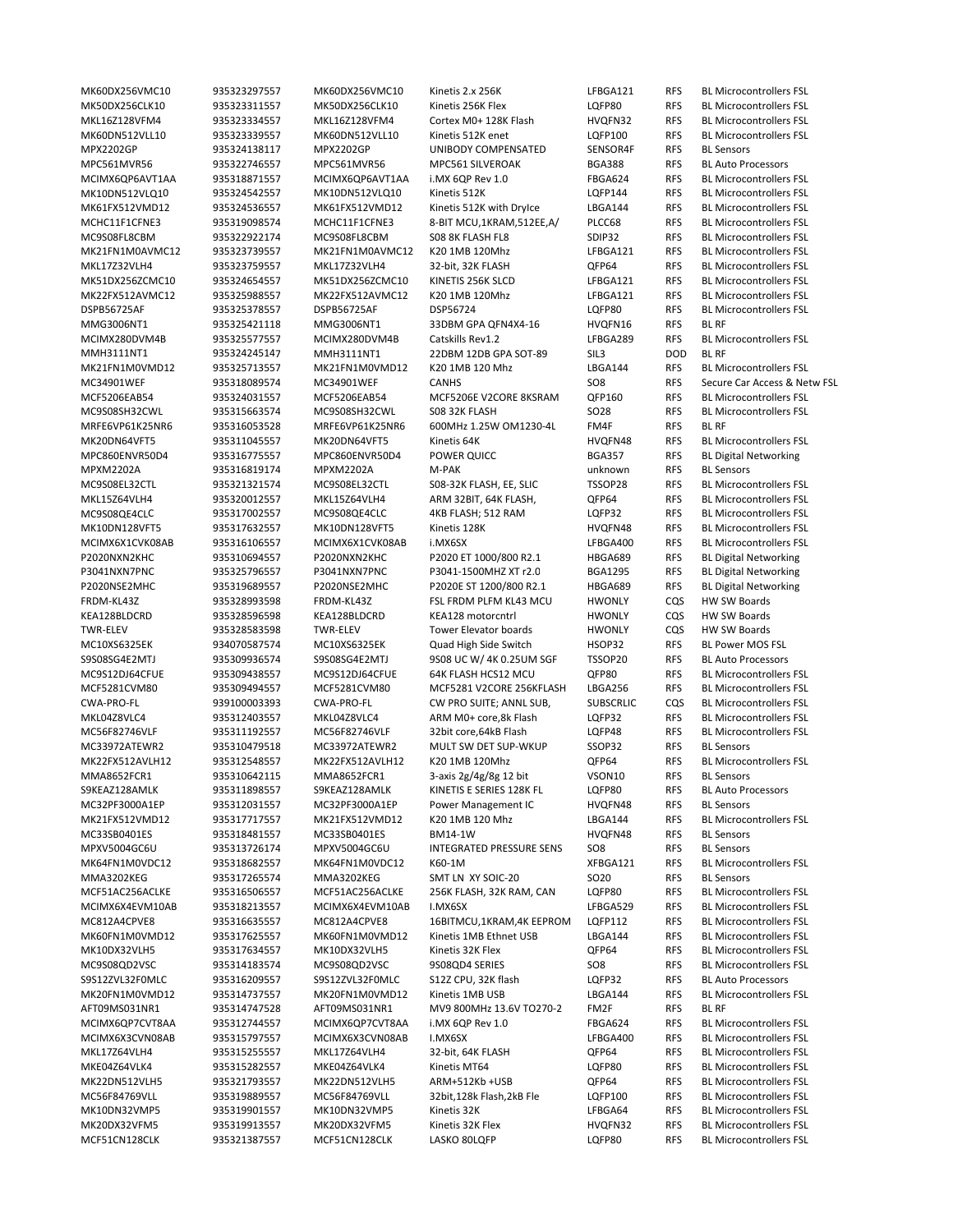| | | | | | | |
|---|---|---|---|---|---|---|
| MK60DX256VMC10 | 935323297557 | MK60DX256VMC10 | Kinetis 2.x 256K | LFBGA121 | RFS | BL Microcontrollers FSL |
| MK50DX256CLK10 | 935323311557 | MK50DX256CLK10 | Kinetis 256K Flex | LQFP80 | RFS | BL Microcontrollers FSL |
| MKL16Z128VFM4 | 935323334557 | MKL16Z128VFM4 | Cortex M0+ 128K Flash | HVQFN32 | RFS | BL Microcontrollers FSL |
| MK60DN512VLL10 | 935323339557 | MK60DN512VLL10 | Kinetis 512K enet | LQFP100 | RFS | BL Microcontrollers FSL |
| MPX2202GP | 935324138117 | MPX2202GP | UNIBODY COMPENSATED | SENSOR4F | RFS | BL Sensors |
| MPC561MVR56 | 935322746557 | MPC561MVR56 | MPC561 SILVEROAK | BGA388 | RFS | BL Auto Processors |
| MCIMX6QP6AVT1AA | 935318871557 | MCIMX6QP6AVT1AA | i.MX 6QP Rev 1.0 | FBGA624 | RFS | BL Microcontrollers FSL |
| MK10DN512VLQ10 | 935324542557 | MK10DN512VLQ10 | Kinetis 512K | LQFP144 | RFS | BL Microcontrollers FSL |
| MK61FX512VMD12 | 935324536557 | MK61FX512VMD12 | Kinetis 512K with DryIce | LBGA144 | RFS | BL Microcontrollers FSL |
| MCHC11F1CFNE3 | 935319098574 | MCHC11F1CFNE3 | 8-BIT MCU,1KRAM,512EE,A/ | PLCC68 | RFS | BL Microcontrollers FSL |
| MC9S08FL8CBM | 935322922174 | MC9S08FL8CBM | S08 8K FLASH FL8 | SDIP32 | RFS | BL Microcontrollers FSL |
| MK21FN1M0AVMC12 | 935323739557 | MK21FN1M0AVMC12 | K20 1MB 120Mhz | LFBGA121 | RFS | BL Microcontrollers FSL |
| MKL17Z32VLH4 | 935323759557 | MKL17Z32VLH4 | 32-bit, 32K FLASH | QFP64 | RFS | BL Microcontrollers FSL |
| MK51DX256ZCMC10 | 935324654557 | MK51DX256ZCMC10 | KINETIS 256K SLCD | LFBGA121 | RFS | BL Microcontrollers FSL |
| MK22FX512AVMC12 | 935325988557 | MK22FX512AVMC12 | K20 1MB 120Mhz | LFBGA121 | RFS | BL Microcontrollers FSL |
| DSPB56725AF | 935325378557 | DSPB56725AF | DSP56724 | LQFP80 | RFS | BL Microcontrollers FSL |
| MMG3006NT1 | 935325421118 | MMG3006NT1 | 33DBM GPA QFN4X4-16 | HVQFN16 | RFS | BL RF |
| MCIMX280DVM4B | 935325577557 | MCIMX280DVM4B | Catskills Rev1.2 | LFBGA289 | RFS | BL Microcontrollers FSL |
| MMH3111NT1 | 935324245147 | MMH3111NT1 | 22DBM 12DB GPA SOT-89 | SIL3 | DOD | BL RF |
| MK21FN1M0VMD12 | 935325713557 | MK21FN1M0VMD12 | K20 1MB 120 Mhz | LBGA144 | RFS | BL Microcontrollers FSL |
| MC34901WEF | 935318089574 | MC34901WEF | CANHS | SO8 | RFS | Secure Car Access & Netw FSL |
| MCF5206EAB54 | 935324031557 | MCF5206EAB54 | MCF5206E V2CORE 8KSRAM | QFP160 | RFS | BL Microcontrollers FSL |
| MC9S08SH32CWL | 935315663574 | MC9S08SH32CWL | S08 32K FLASH | SO28 | RFS | BL Microcontrollers FSL |
| MRFE6VP61K25NR6 | 935316053528 | MRFE6VP61K25NR6 | 600MHz 1.25W OM1230-4L | FM4F | RFS | BL RF |
| MK20DN64VFT5 | 935311045557 | MK20DN64VFT5 | Kinetis 64K | HVQFN48 | RFS | BL Microcontrollers FSL |
| MPC860ENVR50D4 | 935316775557 | MPC860ENVR50D4 | POWER QUICC | BGA357 | RFS | BL Digital Networking |
| MPXM2202A | 935316819174 | MPXM2202A | M-PAK | unknown | RFS | BL Sensors |
| MC9S08EL32CTL | 935321321574 | MC9S08EL32CTL | S08-32K FLASH, EE, SLIC | TSSOP28 | RFS | BL Microcontrollers FSL |
| MKL15Z64VLH4 | 935320012557 | MKL15Z64VLH4 | ARM 32BIT, 64K FLASH, | QFP64 | RFS | BL Microcontrollers FSL |
| MC9S08QE4CLC | 935317002557 | MC9S08QE4CLC | 4KB FLASH; 512 RAM | LQFP32 | RFS | BL Microcontrollers FSL |
| MK10DN128VFT5 | 935317632557 | MK10DN128VFT5 | Kinetis 128K | HVQFN48 | RFS | BL Microcontrollers FSL |
| MCIMX6X1CVK08AB | 935316106557 | MCIMX6X1CVK08AB | i.MX6SX | LFBGA400 | RFS | BL Microcontrollers FSL |
| P2020NXN2KHC | 935310694557 | P2020NXN2KHC | P2020 ET 1000/800 R2.1 | HBGA689 | RFS | BL Digital Networking |
| P3041NXN7PNC | 935325796557 | P3041NXN7PNC | P3041-1500MHZ XT r2.0 | BGA1295 | RFS | BL Digital Networking |
| P2020NSE2MHC | 935319689557 | P2020NSE2MHC | P2020E ST 1200/800 R2.1 | HBGA689 | RFS | BL Digital Networking |
| FRDM-KL43Z | 935328993598 | FRDM-KL43Z | FSL FRDM PLFM KL43 MCU | HWONLY | CQS | HW SW Boards |
| KEA128BLDCRD | 935328596598 | KEA128BLDCRD | KEA128 motorcntrl | HWONLY | CQS | HW SW Boards |
| TWR-ELEV | 935328583598 | TWR-ELEV | Tower Elevator boards | HWONLY | CQS | HW SW Boards |
| MC10XS6325EK | 934070587574 | MC10XS6325EK | Quad High Side Switch | HSOP32 | RFS | BL Power MOS FSL |
| S9S08SG4E2MTJ | 935309936574 | S9S08SG4E2MTJ | 9S08 UC W/ 4K 0.25UM SGF | TSSOP20 | RFS | BL Auto Processors |
| MC9S12DJ64CFUE | 935309438557 | MC9S12DJ64CFUE | 64K FLASH HCS12 MCU | QFP80 | RFS | BL Microcontrollers FSL |
| MCF5281CVM80 | 935309494557 | MCF5281CVM80 | MCF5281 V2CORE 256KFLASH | LBGA256 | RFS | BL Microcontrollers FSL |
| CWA-PRO-FL | 939100003393 | CWA-PRO-FL | CW PRO SUITE; ANNL SUB, | SUBSCRLIC | CQS | BL Microcontrollers FSL |
| MKL04Z8VLC4 | 935312403557 | MKL04Z8VLC4 | ARM M0+ core,8k Flash | LQFP32 | RFS | BL Microcontrollers FSL |
| MC56F82746VLF | 935311192557 | MC56F82746VLF | 32bit core,64kB Flash | LQFP48 | RFS | BL Microcontrollers FSL |
| MC33972ATEWR2 | 935310479518 | MC33972ATEWR2 | MULT SW DET SUP-WKUP | SSOP32 | RFS | BL Sensors |
| MK22FX512AVLH12 | 935312548557 | MK22FX512AVLH12 | K20 1MB 120Mhz | QFP64 | RFS | BL Microcontrollers FSL |
| MMA8652FCR1 | 935310642115 | MMA8652FCR1 | 3-axis 2g/4g/8g 12 bit | VSON10 | RFS | BL Sensors |
| S9KEAZ128AMLK | 935311898557 | S9KEAZ128AMLK | KINETIS E SERIES 128K FL | LQFP80 | RFS | BL Auto Processors |
| MC32PF3000A1EP | 935312031557 | MC32PF3000A1EP | Power Management IC | HVQFN48 | RFS | BL Sensors |
| MK21FX512VMD12 | 935317717557 | MK21FX512VMD12 | K20 1MB 120 Mhz | LBGA144 | RFS | BL Microcontrollers FSL |
| MC33SB0401ES | 935318481557 | MC33SB0401ES | BM14-1W | HVQFN48 | RFS | BL Sensors |
| MPXV5004GC6U | 935313726174 | MPXV5004GC6U | INTEGRATED PRESSURE SENS | SO8 | RFS | BL Sensors |
| MK64FN1M0VDC12 | 935318682557 | MK64FN1M0VDC12 | K60-1M | XFBGA121 | RFS | BL Microcontrollers FSL |
| MMA3202KEG | 935317265574 | MMA3202KEG | SMT LN XY SOIC-20 | SO20 | RFS | BL Sensors |
| MCF51AC256ACLKE | 935316506557 | MCF51AC256ACLKE | 256K FLASH, 32K RAM, CAN | LQFP80 | RFS | BL Microcontrollers FSL |
| MCIMX6X4EVM10AB | 935318213557 | MCIMX6X4EVM10AB | I.MX6SX | LFBGA529 | RFS | BL Microcontrollers FSL |
| MC812A4CPVE8 | 935316635557 | MC812A4CPVE8 | 16BITMCU,1KRAM,4K EEPROM | LQFP112 | RFS | BL Microcontrollers FSL |
| MK60FN1M0VMD12 | 935317625557 | MK60FN1M0VMD12 | Kinetis 1MB Ethnet USB | LBGA144 | RFS | BL Microcontrollers FSL |
| MK10DX32VLH5 | 935317634557 | MK10DX32VLH5 | Kinetis 32K Flex | QFP64 | RFS | BL Microcontrollers FSL |
| MC9S08QD2VSC | 935314183574 | MC9S08QD2VSC | 9S08QD4 SERIES | SO8 | RFS | BL Microcontrollers FSL |
| S9S12ZVL32F0MLC | 935316209557 | S9S12ZVL32F0MLC | S12Z CPU, 32K flash | LQFP32 | RFS | BL Auto Processors |
| MK20FN1M0VMD12 | 935314737557 | MK20FN1M0VMD12 | Kinetis 1MB USB | LBGA144 | RFS | BL Microcontrollers FSL |
| AFT09MS031NR1 | 935314747528 | AFT09MS031NR1 | MV9 800MHz 13.6V TO270-2 | FM2F | RFS | BL RF |
| MCIMX6QP7CVT8AA | 935312744557 | MCIMX6QP7CVT8AA | i.MX 6QP Rev 1.0 | FBGA624 | RFS | BL Microcontrollers FSL |
| MCIMX6X3CVN08AB | 935315797557 | MCIMX6X3CVN08AB | I.MX6SX | LFBGA400 | RFS | BL Microcontrollers FSL |
| MKL17Z64VLH4 | 935315255557 | MKL17Z64VLH4 | 32-bit, 64K FLASH | QFP64 | RFS | BL Microcontrollers FSL |
| MKE04Z64VLK4 | 935315282557 | MKE04Z64VLK4 | Kinetis MT64 | LQFP80 | RFS | BL Microcontrollers FSL |
| MK22DN512VLH5 | 935321793557 | MK22DN512VLH5 | ARM+512Kb +USB | QFP64 | RFS | BL Microcontrollers FSL |
| MC56F84769VLL | 935319889557 | MC56F84769VLL | 32bit,128k Flash,2kB Fle | LQFP100 | RFS | BL Microcontrollers FSL |
| MK10DN32VMP5 | 935319901557 | MK10DN32VMP5 | Kinetis 32K | LFBGA64 | RFS | BL Microcontrollers FSL |
| MK20DX32VFM5 | 935319913557 | MK20DX32VFM5 | Kinetis 32K Flex | HVQFN32 | RFS | BL Microcontrollers FSL |
| MCF51CN128CLK | 935321387557 | MCF51CN128CLK | LASKO 80LQFP | LQFP80 | RFS | BL Microcontrollers FSL |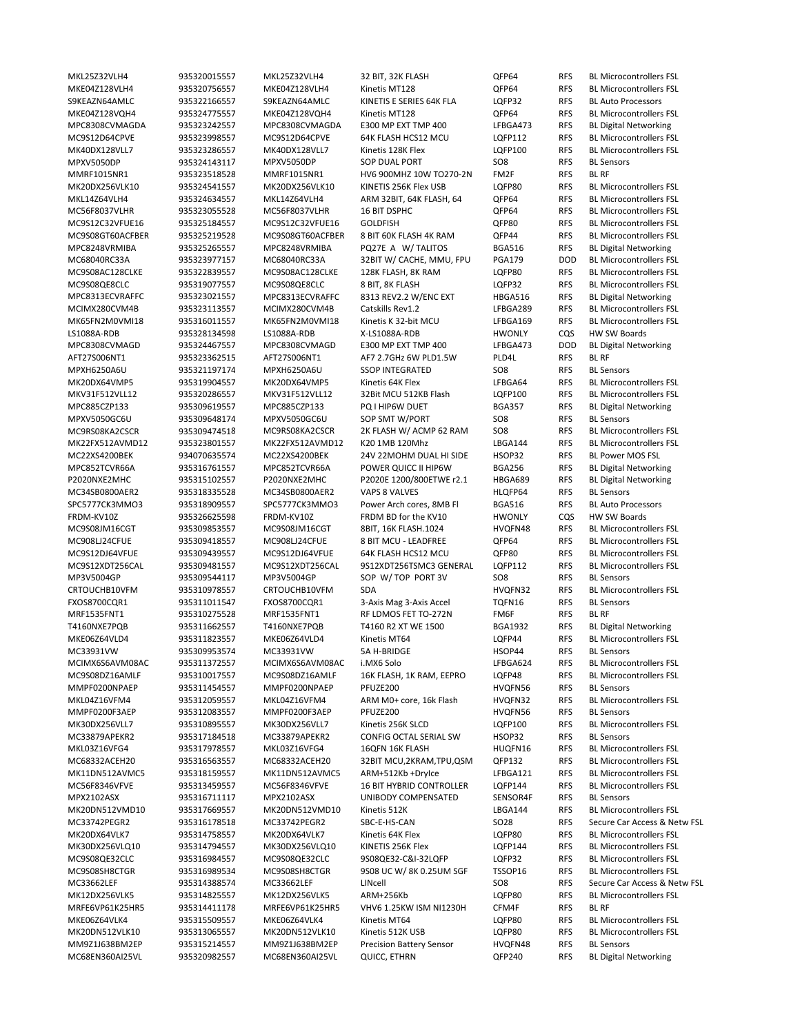| | | | | | | |
|---|---|---|---|---|---|---|
| MKL25Z32VLH4 | 935320015557 | MKL25Z32VLH4 | 32 BIT, 32K FLASH | QFP64 | RFS | BL Microcontrollers FSL |
| MKE04Z128VLH4 | 935320756557 | MKE04Z128VLH4 | Kinetis MT128 | QFP64 | RFS | BL Microcontrollers FSL |
| S9KEAZN64AMLC | 935322166557 | S9KEAZN64AMLC | KINETIS E SERIES 64K FLA | LQFP32 | RFS | BL Auto Processors |
| MKE04Z128VQH4 | 935324775557 | MKE04Z128VQH4 | Kinetis MT128 | QFP64 | RFS | BL Microcontrollers FSL |
| MPC8308CVMAGDA | 935323242557 | MPC8308CVMAGDA | E300 MP EXT TMP 400 | LFBGA473 | RFS | BL Digital Networking |
| MC9S12D64CPVE | 935323998557 | MC9S12D64CPVE | 64K FLASH HCS12 MCU | LQFP112 | RFS | BL Microcontrollers FSL |
| MK40DX128VLL7 | 935323286557 | MK40DX128VLL7 | Kinetis 128K Flex | LQFP100 | RFS | BL Microcontrollers FSL |
| MPXV5050DP | 935324143117 | MPXV5050DP | SOP DUAL PORT | SO8 | RFS | BL Sensors |
| MMRF1015NR1 | 935323518528 | MMRF1015NR1 | HV6 900MHZ 10W TO270-2N | FM2F | RFS | BL RF |
| MK20DX256VLK10 | 935324541557 | MK20DX256VLK10 | KINETIS 256K Flex USB | LQFP80 | RFS | BL Microcontrollers FSL |
| MKL14Z64VLH4 | 935324634557 | MKL14Z64VLH4 | ARM 32BIT, 64K FLASH, 64 | QFP64 | RFS | BL Microcontrollers FSL |
| MC56F8037VLHR | 935323055528 | MC56F8037VLHR | 16 BIT DSPHC | QFP64 | RFS | BL Microcontrollers FSL |
| MC9S12C32VFUE16 | 935325184557 | MC9S12C32VFUE16 | GOLDFISH | QFP80 | RFS | BL Microcontrollers FSL |
| MC9S08GT60ACFBER | 935325219528 | MC9S08GT60ACFBER | 8 BIT 60K FLASH 4K RAM | QFP44 | RFS | BL Microcontrollers FSL |
| MPC8248VRMIBA | 935325265557 | MPC8248VRMIBA | PQ27E A W/ TALITOS | BGA516 | RFS | BL Digital Networking |
| MC68040RC33A | 935323977157 | MC68040RC33A | 32BIT W/ CACHE, MMU, FPU | PGA179 | DOD | BL Microcontrollers FSL |
| MC9S08AC128CLKE | 935322839557 | MC9S08AC128CLKE | 128K FLASH, 8K RAM | LQFP80 | RFS | BL Microcontrollers FSL |
| MC9S08QE8CLC | 935319077557 | MC9S08QE8CLC | 8 BIT, 8K FLASH | LQFP32 | RFS | BL Microcontrollers FSL |
| MPC8313ECVRAFFC | 935323021557 | MPC8313ECVRAFFC | 8313 REV2.2 W/ENC EXT | HBGA516 | RFS | BL Digital Networking |
| MCIMX280CVM4B | 935323113557 | MCIMX280CVM4B | Catskills Rev1.2 | LFBGA289 | RFS | BL Microcontrollers FSL |
| MK65FN2M0VMI18 | 935316011557 | MK65FN2M0VMI18 | Kinetis K 32-bit MCU | LFBGA169 | RFS | BL Microcontrollers FSL |
| LS1088A-RDB | 935328134598 | LS1088A-RDB | X-LS1088A-RDB | HWONLY | CQS | HW SW Boards |
| MPC8308CVMAGD | 935324467557 | MPC8308CVMAGD | E300 MP EXT TMP 400 | LFBGA473 | DOD | BL Digital Networking |
| AFT27S006NT1 | 935323362515 | AFT27S006NT1 | AF7 2.7GHz 6W PLD1.5W | PLD4L | RFS | BL RF |
| MPXH6250A6U | 935321197174 | MPXH6250A6U | SSOP INTEGRATED | SO8 | RFS | BL Sensors |
| MK20DX64VMP5 | 935319904557 | MK20DX64VMP5 | Kinetis 64K Flex | LFBGA64 | RFS | BL Microcontrollers FSL |
| MKV31F512VLL12 | 935320286557 | MKV31F512VLL12 | 32Bit MCU 512KB Flash | LQFP100 | RFS | BL Microcontrollers FSL |
| MPC885CZP133 | 935309619557 | MPC885CZP133 | PQ I HIP6W DUET | BGA357 | RFS | BL Digital Networking |
| MPXV5050GC6U | 935309648174 | MPXV5050GC6U | SOP SMT W/PORT | SO8 | RFS | BL Sensors |
| MC9RS08KA2CSCR | 935309474518 | MC9RS08KA2CSCR | 2K FLASH W/ ACMP 62 RAM | SO8 | RFS | BL Microcontrollers FSL |
| MK22FX512AVMD12 | 935323801557 | MK22FX512AVMD12 | K20 1MB 120Mhz | LBGA144 | RFS | BL Microcontrollers FSL |
| MC22XS4200BEK | 934070635574 | MC22XS4200BEK | 24V 22MOHM DUAL HI SIDE | HSOP32 | RFS | BL Power MOS FSL |
| MPC852TCVR66A | 935316761557 | MPC852TCVR66A | POWER QUICC II HIP6W | BGA256 | RFS | BL Digital Networking |
| P2020NXE2MHC | 935315102557 | P2020NXE2MHC | P2020E 1200/800ETWE r2.1 | HBGA689 | RFS | BL Digital Networking |
| MC34SB0800AER2 | 935318335528 | MC34SB0800AER2 | VAPS 8 VALVES | HLQFP64 | RFS | BL Sensors |
| SPC5777CK3MMO3 | 935318909557 | SPC5777CK3MMO3 | Power Arch cores, 8MB Fl | BGA516 | RFS | BL Auto Processors |
| FRDM-KV10Z | 935326625598 | FRDM-KV10Z | FRDM BD for the KV10 | HWONLY | CQS | HW SW Boards |
| MC9S08JM16CGT | 935309853557 | MC9S08JM16CGT | 8BIT, 16K FLASH.1024 | HVQFN48 | RFS | BL Microcontrollers FSL |
| MC908LJ24CFUE | 935309418557 | MC908LJ24CFUE | 8 BIT MCU - LEADFREE | QFP64 | RFS | BL Microcontrollers FSL |
| MC9S12DJ64VFUE | 935309439557 | MC9S12DJ64VFUE | 64K FLASH HCS12 MCU | QFP80 | RFS | BL Microcontrollers FSL |
| MC9S12XDT256CAL | 935309481557 | MC9S12XDT256CAL | 9S12XDT256TSMC3 GENERAL | LQFP112 | RFS | BL Microcontrollers FSL |
| MP3V5004GP | 935309544117 | MP3V5004GP | SOP W/ TOP PORT 3V | SO8 | RFS | BL Sensors |
| CRTOUCHB10VFM | 935310978557 | CRTOUCHB10VFM | SDA | HVQFN32 | RFS | BL Microcontrollers FSL |
| FXOS8700CQR1 | 935311011547 | FXOS8700CQR1 | 3-Axis Mag 3-Axis Accel | TQFN16 | RFS | BL Sensors |
| MRF1535FNT1 | 935310275528 | MRF1535FNT1 | RF LDMOS FET TO-272N | FM6F | RFS | BL RF |
| T4160NXE7PQB | 935311662557 | T4160NXE7PQB | T4160 R2 XT WE 1500 | BGA1932 | RFS | BL Digital Networking |
| MKE06Z64VLD4 | 935311823557 | MKE06Z64VLD4 | Kinetis MT64 | LQFP44 | RFS | BL Microcontrollers FSL |
| MC33931VW | 935309953574 | MC33931VW | 5A H-BRIDGE | HSOP44 | RFS | BL Sensors |
| MCIMX6S6AVM08AC | 935311372557 | MCIMX6S6AVM08AC | i.MX6 Solo | LFBGA624 | RFS | BL Microcontrollers FSL |
| MC9S08DZ16AMLF | 935310017557 | MC9S08DZ16AMLF | 16K FLASH, 1K RAM, EEPRO | LQFP48 | RFS | BL Microcontrollers FSL |
| MMPF0200NPAEP | 935311454557 | MMPF0200NPAEP | PFUZE200 | HVQFN56 | RFS | BL Sensors |
| MKL04Z16VFM4 | 935312059557 | MKL04Z16VFM4 | ARM M0+ core, 16k Flash | HVQFN32 | RFS | BL Microcontrollers FSL |
| MMPF0200F3AEP | 935312083557 | MMPF0200F3AEP | PFUZE200 | HVQFN56 | RFS | BL Sensors |
| MK30DX256VLL7 | 935310895557 | MK30DX256VLL7 | Kinetis 256K SLCD | LQFP100 | RFS | BL Microcontrollers FSL |
| MC33879APEKR2 | 935317184518 | MC33879APEKR2 | CONFIG OCTAL SERIAL SW | HSOP32 | RFS | BL Sensors |
| MKL03Z16VFG4 | 935317978557 | MKL03Z16VFG4 | 16QFN 16K FLASH | HUQFN16 | RFS | BL Microcontrollers FSL |
| MC68332ACEH20 | 935316563557 | MC68332ACEH20 | 32BIT MCU,2KRAM,TPU,QSM | QFP132 | RFS | BL Microcontrollers FSL |
| MK11DN512AVMC5 | 935318159557 | MK11DN512AVMC5 | ARM+512Kb +DryIce | LFBGA121 | RFS | BL Microcontrollers FSL |
| MC56F8346VFVE | 935313459557 | MC56F8346VFVE | 16 BIT HYBRID CONTROLLER | LQFP144 | RFS | BL Microcontrollers FSL |
| MPX2102ASX | 935316711117 | MPX2102ASX | UNIBODY COMPENSATED | SENSOR4F | RFS | BL Sensors |
| MK20DN512VMD10 | 935317669557 | MK20DN512VMD10 | Kinetis 512K | LBGA144 | RFS | BL Microcontrollers FSL |
| MC33742PEGR2 | 935316178518 | MC33742PEGR2 | SBC-E-HS-CAN | SO28 | RFS | Secure Car Access & Netw FSL |
| MK20DX64VLK7 | 935314758557 | MK20DX64VLK7 | Kinetis 64K Flex | LQFP80 | RFS | BL Microcontrollers FSL |
| MK30DX256VLQ10 | 935314794557 | MK30DX256VLQ10 | KINETIS 256K Flex | LQFP144 | RFS | BL Microcontrollers FSL |
| MC9S08QE32CLC | 935316984557 | MC9S08QE32CLC | 9S08QE32-C&I-32LQFP | LQFP32 | RFS | BL Microcontrollers FSL |
| MC9S08SH8CTGR | 935316989534 | MC9S08SH8CTGR | 9S08 UC W/ 8K 0.25UM SGF | TSSOP16 | RFS | BL Microcontrollers FSL |
| MC33662LEF | 935314388574 | MC33662LEF | LINcell | SO8 | RFS | Secure Car Access & Netw FSL |
| MK12DX256VLK5 | 935314825557 | MK12DX256VLK5 | ARM+256Kb | LQFP80 | RFS | BL Microcontrollers FSL |
| MRFE6VP61K25HR5 | 935314411178 | MRFE6VP61K25HR5 | VHV6 1.25KW ISM NI1230H | CFM4F | RFS | BL RF |
| MKE06Z64VLK4 | 935315509557 | MKE06Z64VLK4 | Kinetis MT64 | LQFP80 | RFS | BL Microcontrollers FSL |
| MK20DN512VLK10 | 935313065557 | MK20DN512VLK10 | Kinetis 512K USB | LQFP80 | RFS | BL Microcontrollers FSL |
| MM9Z1J638BM2EP | 935315214557 | MM9Z1J638BM2EP | Precision Battery Sensor | HVQFN48 | RFS | BL Sensors |
| MC68EN360AI25VL | 935320982557 | MC68EN360AI25VL | QUICC, ETHRN | QFP240 | RFS | BL Digital Networking |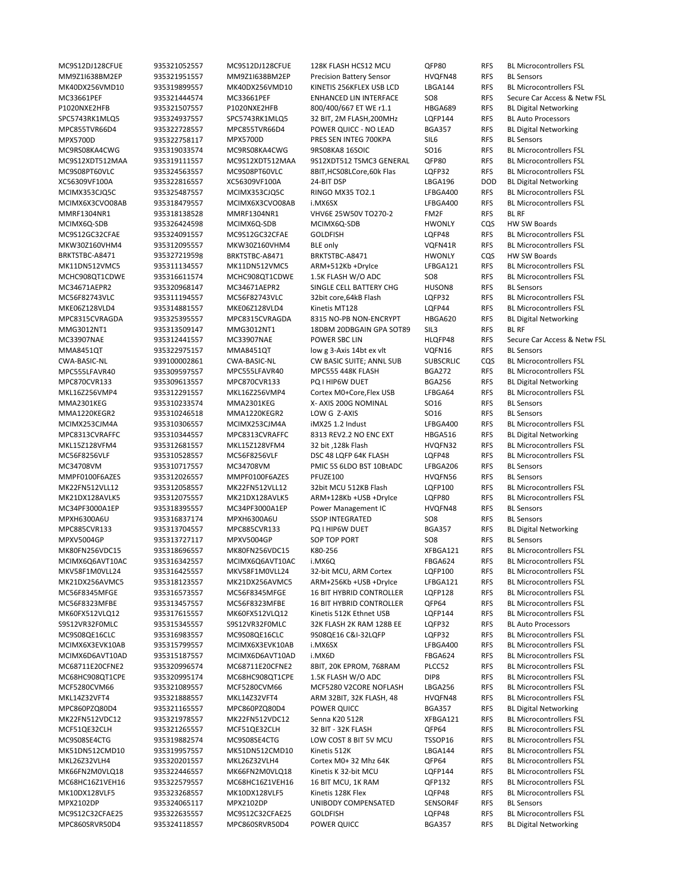| | | | | | | |
|---|---|---|---|---|---|---|
| MC9S12DJ128CFUE | 935321052557 | MC9S12DJ128CFUE | 128K FLASH HCS12 MCU | QFP80 | RFS | BL Microcontrollers FSL |
| MM9Z1I638BM2EP | 935321951557 | MM9Z1I638BM2EP | Precision Battery Sensor | HVQFN48 | RFS | BL Sensors |
| MK40DX256VMD10 | 935319899557 | MK40DX256VMD10 | KINETIS 256KFLEX USB LCD | LBGA144 | RFS | BL Microcontrollers FSL |
| MC33661PEF | 935321444574 | MC33661PEF | ENHANCED LIN INTERFACE | SO8 | RFS | Secure Car Access & Netw FSL |
| P1020NXE2HFB | 935321507557 | P1020NXE2HFB | 800/400/667 WE r1.1 | HBGA689 | RFS | BL Digital Networking |
| SPC5743RK1MLQ5 | 935324937557 | SPC5743RK1MLQ5 | 32 BIT, 2M FLASH,200MHz | LQFP144 | RFS | BL Auto Processors |
| MPC855TVR66D4 | 935322728557 | MPC855TVR66D4 | POWER QUICC - NO LEAD | BGA357 | RFS | BL Digital Networking |
| MPX5700D | 935322758117 | MPX5700D | PRES SEN INTEG 700KPA | SIL6 | RFS | BL Sensors |
| MC9RS08KA4CWG | 935319033574 | MC9RS08KA4CWG | 9RS08KA8 16SOIC | SO16 | RFS | BL Microcontrollers FSL |
| MC9S12XDT512MAA | 935319111557 | MC9S12XDT512MAA | 9S12XDT512 TSMC3 GENERAL | QFP80 | RFS | BL Microcontrollers FSL |
| MC9S08PT60VLC | 935324563557 | MC9S08PT60VLC | 8BIT,HCS08LCore,60k Flas | LQFP32 | RFS | BL Microcontrollers FSL |
| XC56309VF100A | 935322816557 | XC56309VF100A | 24-BIT DSP | LBGA196 | DOD | BL Digital Networking |
| MCIMX353CJQ5C | 935325487557 | MCIMX353CJQ5C | RINGO MX35 TO2.1 | LFBGA400 | RFS | BL Microcontrollers FSL |
| MCIMX6X3CVO08AB | 935318479557 | MCIMX6X3CVO08AB | i.MX6SX | LFBGA400 | RFS | BL Microcontrollers FSL |
| MMRF1304NR1 | 935318138528 | MMRF1304NR1 | VHV6E 25W50V TO270-2 | FM2F | RFS | BL RF |
| MCIMX6Q-SDB | 935326424598 | MCIMX6Q-SDB | MCIMX6Q-SDB | HWONLY | CQS | HW SW Boards |
| MC9S12GC32CFAE | 935324091557 | MC9S12GC32CFAE | GOLDFISH | LQFP48 | RFS | BL Microcontrollers FSL |
| MKW30Z160VHM4 | 935312095557 | MKW30Z160VHM4 | BLE only | VQFN41R | RFS | BL Microcontrollers FSL |
| BRKTSTBC-A8471 | 935327219598 | BRKTSTBC-A8471 | BRKTSTBC-A8471 | HWONLY | CQS | HW SW Boards |
| MK11DN512VMC5 | 935311134557 | MK11DN512VMC5 | ARM+512Kb +DryIce | LFBGA121 | RFS | BL Microcontrollers FSL |
| MCHC908QT1CDWE | 935316611574 | MCHC908QT1CDWE | 1.5K FLASH W/O ADC | SO8 | RFS | BL Microcontrollers FSL |
| MC34671AEPR2 | 935320968147 | MC34671AEPR2 | SINGLE CELL BATTERY CHG | HUSON8 | RFS | BL Sensors |
| MC56F82743VLC | 935311194557 | MC56F82743VLC | 32bit core,64kB Flash | LQFP32 | RFS | BL Microcontrollers FSL |
| MKE06Z128VLD4 | 935314881557 | MKE06Z128VLD4 | Kinetis MT128 | LQFP44 | RFS | BL Microcontrollers FSL |
| MPC8315CVRAGDA | 935325395557 | MPC8315CVRAGDA | 8315 NO-PB NON-ENCRYPT | HBGA620 | RFS | BL Digital Networking |
| MMG3012NT1 | 935313509147 | MMG3012NT1 | 18DBM 20DBGAIN GPA SOT89 | SIL3 | RFS | BL RF |
| MC33907NAE | 935312441557 | MC33907NAE | POWER SBC LIN | HLQFP48 | RFS | Secure Car Access & Netw FSL |
| MMA8451QT | 935322975157 | MMA8451QT | low g 3-Axis 14bt ex vlt | VQFN16 | RFS | BL Sensors |
| CWA-BASIC-NL | 939100002861 | CWA-BASIC-NL | CW BASIC SUITE; ANNL SUB | SUBSCRLIC | CQS | BL Microcontrollers FSL |
| MPC555LFAVR40 | 935309597557 | MPC555LFAVR40 | MPC555 448K FLASH | BGA272 | RFS | BL Microcontrollers FSL |
| MPC870CVR133 | 935309613557 | MPC870CVR133 | PQ I HIP6W DUET | BGA256 | RFS | BL Digital Networking |
| MKL16Z256VMP4 | 935312291557 | MKL16Z256VMP4 | Cortex M0+Core,Flex USB | LFBGA64 | RFS | BL Microcontrollers FSL |
| MMA2301KEG | 935310233574 | MMA2301KEG | X- AXIS 200G NOMINAL | SO16 | RFS | BL Sensors |
| MMA1220KEGR2 | 935310246518 | MMA1220KEGR2 | LOW G Z-AXIS | SO16 | RFS | BL Sensors |
| MCIMX253CJM4A | 935310306557 | MCIMX253CJM4A | iMX25 1.2 Indust | LFBGA400 | RFS | BL Microcontrollers FSL |
| MPC8313CVRAFFC | 935310344557 | MPC8313CVRAFFC | 8313 REV2.2 NO ENC EXT | HBGA516 | RFS | BL Digital Networking |
| MKL15Z128VFM4 | 935312681557 | MKL15Z128VFM4 | 32 bit ,128k Flash | HVQFN32 | RFS | BL Microcontrollers FSL |
| MC56F8256VLF | 935310528557 | MC56F8256VLF | DSC 48 LQFP 64K FLASH | LQFP48 | RFS | BL Microcontrollers FSL |
| MC34708VM | 935310717557 | MC34708VM | PMIC 5S 6LDO BST 10BtADC | LFBGA206 | RFS | BL Sensors |
| MMPF0100F6AZES | 935312026557 | MMPF0100F6AZES | PFUZE100 | HVQFN56 | RFS | BL Sensors |
| MK22FN512VLL12 | 935312058557 | MK22FN512VLL12 | 32bit MCU 512KB Flash | LQFP100 | RFS | BL Microcontrollers FSL |
| MK21DX128AVLK5 | 935312075557 | MK21DX128AVLK5 | ARM+128Kb +USB +DryIce | LQFP80 | RFS | BL Microcontrollers FSL |
| MC34PF3000A1EP | 935318395557 | MC34PF3000A1EP | Power Management IC | HVQFN48 | RFS | BL Sensors |
| MPXH6300A6U | 935316837174 | MPXH6300A6U | SSOP INTEGRATED | SO8 | RFS | BL Sensors |
| MPC885CVR133 | 935313704557 | MPC885CVR133 | PQ I HIP6W DUET | BGA357 | RFS | BL Digital Networking |
| MPXV5004GP | 935313727117 | MPXV5004GP | SOP TOP PORT | SO8 | RFS | BL Sensors |
| MK80FN256VDC15 | 935318696557 | MK80FN256VDC15 | K80-256 | XFBGA121 | RFS | BL Microcontrollers FSL |
| MCIMX6Q6AVT10AC | 935316342557 | MCIMX6Q6AVT10AC | i.MX6Q | FBGA624 | RFS | BL Microcontrollers FSL |
| MKV58F1M0VLL24 | 935316425557 | MKV58F1M0VLL24 | 32-bit MCU, ARM Cortex | LQFP100 | RFS | BL Microcontrollers FSL |
| MK21DX256AVMC5 | 935318123557 | MK21DX256AVMC5 | ARM+256Kb +USB +DryIce | LFBGA121 | RFS | BL Microcontrollers FSL |
| MC56F8345MFGE | 935316573557 | MC56F8345MFGE | 16 BIT HYBRID CONTROLLER | LQFP128 | RFS | BL Microcontrollers FSL |
| MC56F8323MFBE | 935313457557 | MC56F8323MFBE | 16 BIT HYBRID CONTROLLER | QFP64 | RFS | BL Microcontrollers FSL |
| MK60FX512VLQ12 | 935317615557 | MK60FX512VLQ12 | Kinetis 512K Ethnet USB | LQFP144 | RFS | BL Microcontrollers FSL |
| S9S12VR32F0MLC | 935315345557 | S9S12VR32F0MLC | 32K FLASH 2K RAM 128B EE | LQFP32 | RFS | BL Auto Processors |
| MC9S08QE16CLC | 935316983557 | MC9S08QE16CLC | 9S08QE16 C&I-32LQFP | LQFP32 | RFS | BL Microcontrollers FSL |
| MCIMX6X3EVK10AB | 935315799557 | MCIMX6X3EVK10AB | i.MX6SX | LFBGA400 | RFS | BL Microcontrollers FSL |
| MCIMX6D6AVT10AD | 935315187557 | MCIMX6D6AVT10AD | i.MX6D | FBGA624 | RFS | BL Microcontrollers FSL |
| MC68711E20CFNE2 | 935320996574 | MC68711E20CFNE2 | 8BIT, 20K EPROM, 768RAM | PLCC52 | RFS | BL Microcontrollers FSL |
| MC68HC908QT1CPE | 935320995174 | MC68HC908QT1CPE | 1.5K FLASH W/O ADC | DIP8 | RFS | BL Microcontrollers FSL |
| MCF5280CVM66 | 935321089557 | MCF5280CVM66 | MCF5280 V2CORE NOFLASH | LBGA256 | RFS | BL Microcontrollers FSL |
| MKL14Z32VFT4 | 935321888557 | MKL14Z32VFT4 | ARM 32BIT, 32K FLASH, 48 | HVQFN48 | RFS | BL Microcontrollers FSL |
| MPC860PZQ80D4 | 935321165557 | MPC860PZQ80D4 | POWER QUICC | BGA357 | RFS | BL Digital Networking |
| MK22FN512VDC12 | 935321978557 | MK22FN512VDC12 | Senna K20 512R | XFBGA121 | RFS | BL Microcontrollers FSL |
| MCF51QE32CLH | 935321265557 | MCF51QE32CLH | 32 BIT - 32K FLASH | QFP64 | RFS | BL Microcontrollers FSL |
| MC9S08SE4CTG | 935319882574 | MC9S08SE4CTG | LOW COST 8 BIT 5V MCU | TSSOP16 | RFS | BL Microcontrollers FSL |
| MK51DN512CMD10 | 935319957557 | MK51DN512CMD10 | Kinetis 512K | LBGA144 | RFS | BL Microcontrollers FSL |
| MKL26Z32VLH4 | 935320201557 | MKL26Z32VLH4 | Cortex M0+ 32 Mhz 64K | QFP64 | RFS | BL Microcontrollers FSL |
| MK66FN2M0VLQ18 | 935322446557 | MK66FN2M0VLQ18 | Kinetis K 32-bit MCU | LQFP144 | RFS | BL Microcontrollers FSL |
| MC68HC16Z1VEH16 | 935322579557 | MC68HC16Z1VEH16 | 16 BIT MCU, 1K RAM | QFP132 | RFS | BL Microcontrollers FSL |
| MK10DX128VLF5 | 935323268557 | MK10DX128VLF5 | Kinetis 128K Flex | LQFP48 | RFS | BL Microcontrollers FSL |
| MPX2102DP | 935324065117 | MPX2102DP | UNIBODY COMPENSATED | SENSOR4F | RFS | BL Sensors |
| MC9S12C32CFAE25 | 935322635557 | MC9S12C32CFAE25 | GOLDFISH | LQFP48 | RFS | BL Microcontrollers FSL |
| MPC860SRVR50D4 | 935324118557 | MPC860SRVR50D4 | POWER QUICC | BGA357 | RFS | BL Digital Networking |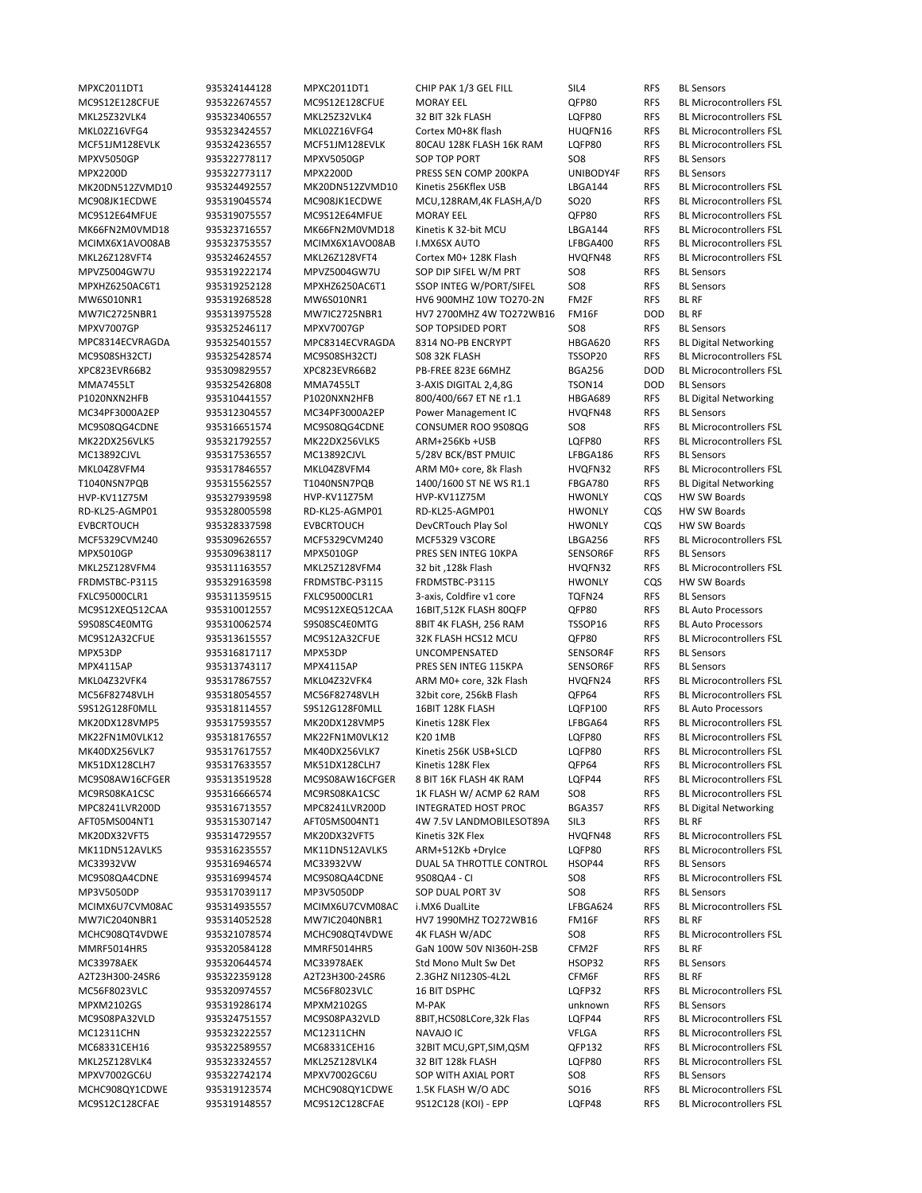| | | | | | | |
|---|---|---|---|---|---|---|
| MPXC2011DT1 | 935324144128 | MPXC2011DT1 | CHIP PAK 1/3 GEL FILL | SIL4 | RFS | BL Sensors |
| MC9S12E128CFUE | 935322674557 | MC9S12E128CFUE | MORAY EEL | QFP80 | RFS | BL Microcontrollers FSL |
| MKL25Z32VLK4 | 935323406557 | MKL25Z32VLK4 | 32 BIT 32k FLASH | LQFP80 | RFS | BL Microcontrollers FSL |
| MKL02Z16VFG4 | 935323424557 | MKL02Z16VFG4 | Cortex M0+8K flash | HUQFN16 | RFS | BL Microcontrollers FSL |
| MCF51JM128EVLK | 935324236557 | MCF51JM128EVLK | 80CAU 128K FLASH 16K RAM | LQFP80 | RFS | BL Microcontrollers FSL |
| MPXV5050GP | 935322778117 | MPXV5050GP | SOP TOP PORT | SO8 | RFS | BL Sensors |
| MPX2200D | 935322773117 | MPX2200D | PRESS SEN COMP 200KPA | UNIBODY4F | RFS | BL Sensors |
| MK20DN512ZVMD10 | 935324492557 | MK20DN512ZVMD10 | Kinetis 256Kflex USB | LBGA144 | RFS | BL Microcontrollers FSL |
| MC908JK1ECDWE | 935319045574 | MC908JK1ECDWE | MCU,128RAM,4K FLASH,A/D | SO20 | RFS | BL Microcontrollers FSL |
| MC9S12E64MFUE | 935319075557 | MC9S12E64MFUE | MORAY EEL | QFP80 | RFS | BL Microcontrollers FSL |
| MK66FN2M0VMD18 | 935323716557 | MK66FN2M0VMD18 | Kinetis K 32-bit MCU | LBGA144 | RFS | BL Microcontrollers FSL |
| MCIMX6X1AVO08AB | 935323753557 | MCIMX6X1AVO08AB | I.MX6SX AUTO | LFBGA400 | RFS | BL Microcontrollers FSL |
| MKL26Z128VFT4 | 935324624557 | MKL26Z128VFT4 | Cortex M0+ 128K Flash | HVQFN48 | RFS | BL Microcontrollers FSL |
| MPVZ5004GW7U | 935319222174 | MPVZ5004GW7U | SOP DIP SIFEL W/M PRT | SO8 | RFS | BL Sensors |
| MPXHZ6250AC6T1 | 935319252128 | MPXHZ6250AC6T1 | SSOP INTEG W/PORT/SIFEL | SO8 | RFS | BL Sensors |
| MW6S010NR1 | 935319268528 | MW6S010NR1 | HV6 900MHZ 10W TO270-2N | FM2F | RFS | BL RF |
| MW7IC2725NBR1 | 935313975528 | MW7IC2725NBR1 | HV7 2700MHZ 4W TO272WB16 | FM16F | DOD | BL RF |
| MPXV7007GP | 935325246117 | MPXV7007GP | SOP TOPSIDED PORT | SO8 | RFS | BL Sensors |
| MPC8314ECVRAGDA | 935325401557 | MPC8314ECVRAGDA | 8314 NO-PB ENCRYPT | HBGA620 | RFS | BL Digital Networking |
| MC9S08SH32CTJ | 935325428574 | MC9S08SH32CTJ | S08 32K FLASH | TSSOP20 | RFS | BL Microcontrollers FSL |
| XPC823EVR66B2 | 935309829557 | XPC823EVR66B2 | PB-FREE 823E 66MHZ | BGA256 | DOD | BL Microcontrollers FSL |
| MMA7455LT | 935325426808 | MMA7455LT | 3-AXIS DIGITAL 2,4,8G | TSON14 | DOD | BL Sensors |
| P1020NXN2HFB | 935310441557 | P1020NXN2HFB | 800/400/667 ET NE r1.1 | HBGA689 | RFS | BL Digital Networking |
| MC34PF3000A2EP | 935312304557 | MC34PF3000A2EP | Power Management IC | HVQFN48 | RFS | BL Sensors |
| MC9S08QG4CDNE | 935316651574 | MC9S08QG4CDNE | CONSUMER ROO 9S08QG | SO8 | RFS | BL Microcontrollers FSL |
| MK22DX256VLK5 | 935321792557 | MK22DX256VLK5 | ARM+256Kb +USB | LQFP80 | RFS | BL Microcontrollers FSL |
| MC13892CJVL | 935317536557 | MC13892CJVL | 5/28V BCK/BST PMUIC | LFBGA186 | RFS | BL Sensors |
| MKL04Z8VFM4 | 935317846557 | MKL04Z8VFM4 | ARM M0+ core, 8k Flash | HVQFN32 | RFS | BL Microcontrollers FSL |
| T1040NSN7PQB | 935315562557 | T1040NSN7PQB | 1400/1600 ST NE WS R1.1 | FBGA780 | RFS | BL Digital Networking |
| HVP-KV11Z75M | 935327939598 | HVP-KV11Z75M | HVP-KV11Z75M | HWONLY | CQS | HW SW Boards |
| RD-KL25-AGMP01 | 935328005598 | RD-KL25-AGMP01 | RD-KL25-AGMP01 | HWONLY | CQS | HW SW Boards |
| EVBCRTOUCH | 935328337598 | EVBCRTOUCH | DevCRTouch Play Sol | HWONLY | CQS | HW SW Boards |
| MCF5329CVM240 | 935309626557 | MCF5329CVM240 | MCF5329 V3CORE | LBGA256 | RFS | BL Microcontrollers FSL |
| MPX5010GP | 935309638117 | MPX5010GP | PRES SEN INTEG 10KPA | SENSOR6F | RFS | BL Sensors |
| MKL25Z128VFM4 | 935311163557 | MKL25Z128VFM4 | 32 bit ,128k Flash | HVQFN32 | RFS | BL Microcontrollers FSL |
| FRDMSTBC-P3115 | 935329163598 | FRDMSTBC-P3115 | FRDMSTBC-P3115 | HWONLY | CQS | HW SW Boards |
| FXLC95000CLR1 | 935311359515 | FXLC95000CLR1 | 3-axis, Coldfire v1 core | TQFN24 | RFS | BL Sensors |
| MC9S12XEQ512CAA | 935310012557 | MC9S12XEQ512CAA | 16BIT,512K FLASH 80QFP | QFP80 | RFS | BL Auto Processors |
| S9S08SC4E0MTG | 935310062574 | S9S08SC4E0MTG | 8BIT 4K FLASH, 256 RAM | TSSOP16 | RFS | BL Auto Processors |
| MC9S12A32CFUE | 935313615557 | MC9S12A32CFUE | 32K FLASH HCS12 MCU | QFP80 | RFS | BL Microcontrollers FSL |
| MPX53DP | 935316817117 | MPX53DP | UNCOMPENSATED | SENSOR4F | RFS | BL Sensors |
| MPX4115AP | 935313743117 | MPX4115AP | PRES SEN INTEG 115KPA | SENSOR6F | RFS | BL Sensors |
| MKL04Z32VFK4 | 935317867557 | MKL04Z32VFK4 | ARM M0+ core, 32k Flash | HVQFN24 | RFS | BL Microcontrollers FSL |
| MC56F82748VLH | 935318054557 | MC56F82748VLH | 32bit core, 256kB Flash | QFP64 | RFS | BL Microcontrollers FSL |
| S9S12G128F0MLL | 935318114557 | S9S12G128F0MLL | 16BIT 128K FLASH | LQFP100 | RFS | BL Auto Processors |
| MK20DX128VMP5 | 935317593557 | MK20DX128VMP5 | Kinetis 128K Flex | LFBGA64 | RFS | BL Microcontrollers FSL |
| MK22FN1M0VLK12 | 935318176557 | MK22FN1M0VLK12 | K20 1MB | LQFP80 | RFS | BL Microcontrollers FSL |
| MK40DX256VLK7 | 935317617557 | MK40DX256VLK7 | Kinetis 256K USB+SLCD | LQFP80 | RFS | BL Microcontrollers FSL |
| MK51DX128CLH7 | 935317633557 | MK51DX128CLH7 | Kinetis 128K Flex | QFP64 | RFS | BL Microcontrollers FSL |
| MC9S08AW16CFGER | 935313519528 | MC9S08AW16CFGER | 8 BIT 16K FLASH 4K RAM | LQFP44 | RFS | BL Microcontrollers FSL |
| MC9RS08KA1CSC | 935316666574 | MC9RS08KA1CSC | 1K FLASH W/ ACMP 62 RAM | SO8 | RFS | BL Microcontrollers FSL |
| MPC8241LVR200D | 935316713557 | MPC8241LVR200D | INTEGRATED HOST PROC | BGA357 | RFS | BL Digital Networking |
| AFT05MS004NT1 | 935315307147 | AFT05MS004NT1 | 4W 7.5V LANDMOBILESOT89A | SIL3 | RFS | BL RF |
| MK20DX32VFT5 | 935314729557 | MK20DX32VFT5 | Kinetis 32K Flex | HVQFN48 | RFS | BL Microcontrollers FSL |
| MK11DN512AVLK5 | 935316235557 | MK11DN512AVLK5 | ARM+512Kb +DryIce | LQFP80 | RFS | BL Microcontrollers FSL |
| MC33932VW | 935316946574 | MC33932VW | DUAL 5A THROTTLE CONTROL | HSOP44 | RFS | BL Sensors |
| MC9S08QA4CDNE | 935316994574 | MC9S08QA4CDNE | 9S08QA4 - CI | SO8 | RFS | BL Microcontrollers FSL |
| MP3V5050DP | 935317039117 | MP3V5050DP | SOP DUAL PORT 3V | SO8 | RFS | BL Sensors |
| MCIMX6U7CVM08AC | 935314935557 | MCIMX6U7CVM08AC | i.MX6 DualLite | LFBGA624 | RFS | BL Microcontrollers FSL |
| MW7IC2040NBR1 | 935314052528 | MW7IC2040NBR1 | HV7 1990MHZ TO272WB16 | FM16F | RFS | BL RF |
| MCHC908QT4VDWE | 935321078574 | MCHC908QT4VDWE | 4K FLASH W/ADC | SO8 | RFS | BL Microcontrollers FSL |
| MMRF5014HR5 | 935320584128 | MMRF5014HR5 | GaN 100W 50V NI360H-2SB | CFM2F | RFS | BL RF |
| MC33978AEK | 935320644574 | MC33978AEK | Std Mono Mult Sw Det | HSOP32 | RFS | BL Sensors |
| A2T23H300-24SR6 | 935322359128 | A2T23H300-24SR6 | 2.3GHZ NI1230S-4L2L | CFM6F | RFS | BL RF |
| MC56F8023VLC | 935320974557 | MC56F8023VLC | 16 BIT DSPHC | LQFP32 | RFS | BL Microcontrollers FSL |
| MPXM2102GS | 935319286174 | MPXM2102GS | M-PAK | unknown | RFS | BL Sensors |
| MC9S08PA32VLD | 935324751557 | MC9S08PA32VLD | 8BIT,HCS08LCore,32k Flas | LQFP44 | RFS | BL Microcontrollers FSL |
| MC12311CHN | 935323222557 | MC12311CHN | NAVAJO IC | VFLGA | RFS | BL Microcontrollers FSL |
| MC68331CEH16 | 935322589557 | MC68331CEH16 | 32BIT MCU,GPT,SIM,QSM | QFP132 | RFS | BL Microcontrollers FSL |
| MKL25Z128VLK4 | 935323324557 | MKL25Z128VLK4 | 32 BIT 128k FLASH | LQFP80 | RFS | BL Microcontrollers FSL |
| MPXV7002GC6U | 935322742174 | MPXV7002GC6U | SOP WITH AXIAL PORT | SO8 | RFS | BL Sensors |
| MCHC908QY1CDWE | 935319123574 | MCHC908QY1CDWE | 1.5K FLASH W/O ADC | SO16 | RFS | BL Microcontrollers FSL |
| MC9S12C128CFAE | 935319148557 | MC9S12C128CFAE | 9S12C128 (KOI) - EPP | LQFP48 | RFS | BL Microcontrollers FSL |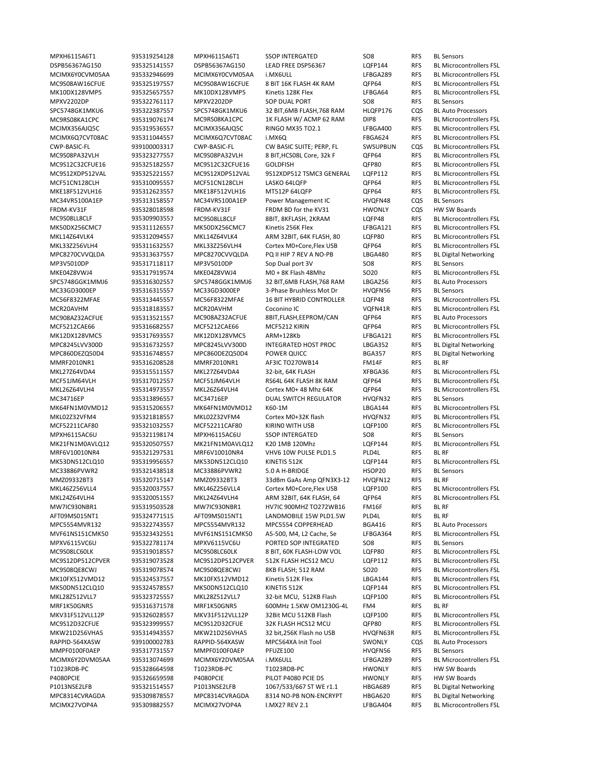| | | | | | | |
|---|---|---|---|---|---|---|
| MPXH6115A6T1 | 935319254128 | MPXH6115A6T1 | SSOP INTERGATED | SO8 | RFS | BL Sensors |
| DSPB56367AG150 | 935325141557 | DSPB56367AG150 | LEAD FREE DSP56367 | LQFP144 | RFS | BL Microcontrollers FSL |
| MCIMX6Y0CVM05AA | 935332946699 | MCIMX6Y0CVM05AA | i.MX6ULL | LFBGA289 | RFS | BL Microcontrollers FSL |
| MC9S08AW16CFUE | 935325197557 | MC9S08AW16CFUE | 8 BIT 16K FLASH 4K RAM | QFP64 | RFS | BL Microcontrollers FSL |
| MK10DX128VMP5 | 935325657557 | MK10DX128VMP5 | Kinetis 128K Flex | LFBGA64 | RFS | BL Microcontrollers FSL |
| MPXV2202DP | 935322761117 | MPXV2202DP | SOP DUAL PORT | SO8 | RFS | BL Sensors |
| SPC5748GK1MKU6 | 935322387557 | SPC5748GK1MKU6 | 32 BIT,6MB FLASH,768 RAM | HLQFP176 | CQS | BL Auto Processors |
| MC9RS08KA1CPC | 935319076174 | MC9RS08KA1CPC | 1K FLASH W/ ACMP 62 RAM | DIP8 | RFS | BL Microcontrollers FSL |
| MCIMX356AJQ5C | 935319536557 | MCIMX356AJQ5C | RINGO MX35 TO2.1 | LFBGA400 | RFS | BL Microcontrollers FSL |
| MCIMX6Q7CVT08AC | 935311044557 | MCIMX6Q7CVT08AC | i.MX6Q | FBGA624 | RFS | BL Microcontrollers FSL |
| CWP-BASIC-FL | 939100003317 | CWP-BASIC-FL | CW BASIC SUITE; PERP, FL | SWSUPBUN | CQS | BL Microcontrollers FSL |
| MC9S08PA32VLH | 935323277557 | MC9S08PA32VLH | 8 BIT,HCS08L Core, 32k F | QFP64 | RFS | BL Microcontrollers FSL |
| MC9S12C32CFUE16 | 935325182557 | MC9S12C32CFUE16 | GOLDFISH | QFP80 | RFS | BL Microcontrollers FSL |
| MC9S12XDP512VAL | 935325221557 | MC9S12XDP512VAL | 9S12XDP512 TSMC3 GENERAL | LQFP112 | RFS | BL Microcontrollers FSL |
| MCF51CN128CLH | 935310095557 | MCF51CN128CLH | LASKO 64LQFP | QFP64 | RFS | BL Microcontrollers FSL |
| MKE18F512VLH16 | 935312623557 | MKE18F512VLH16 | MT512P 64LQFP | QFP64 | RFS | BL Microcontrollers FSL |
| MC34VR5100A1EP | 935313158557 | MC34VR5100A1EP | Power Management IC | HVQFN48 | CQS | BL Sensors |
| FRDM-KV31F | 935328018598 | FRDM-KV31F | FRDM BD for the KV31 | HWONLY | CQS | HW SW Boards |
| MC9S08LL8CLF | 935309903557 | MC9S08LL8CLF | 8BIT, 8KFLASH, 2KRAM | LQFP48 | RFS | BL Microcontrollers FSL |
| MK50DX256CMC7 | 935311126557 | MK50DX256CMC7 | Kinetis 256K Flex | LFBGA121 | RFS | BL Microcontrollers FSL |
| MKL14Z64VLK4 | 935312094557 | MKL14Z64VLK4 | ARM 32BIT, 64K FLASH, 80 | LQFP80 | RFS | BL Microcontrollers FSL |
| MKL33Z256VLH4 | 935311632557 | MKL33Z256VLH4 | Cortex M0+Core,Flex USB | QFP64 | RFS | BL Microcontrollers FSL |
| MPC8270CVVQLDA | 935313637557 | MPC8270CVVQLDA | PQ II HIP 7 REV A NO-PB | LBGA480 | RFS | BL Digital Networking |
| MP3V5010DP | 935317118117 | MP3V5010DP | Sop Dual port 3V | SO8 | RFS | BL Sensors |
| MKE04Z8VWJ4 | 935317919574 | MKE04Z8VWJ4 | M0 + 8K Flash 48Mhz | SO20 | RFS | BL Microcontrollers FSL |
| SPC5748GGK1MMJ6 | 935316302557 | SPC5748GGK1MMJ6 | 32 BIT,6MB FLASH,768 RAM | LBGA256 | RFS | BL Auto Processors |
| MC33GD3000EP | 935316315557 | MC33GD3000EP | 3-Phase Brushless Mot Dr | HVQFN56 | RFS | BL Sensors |
| MC56F8322MFAE | 935313445557 | MC56F8322MFAE | 16 BIT HYBRID CONTROLLER | LQFP48 | RFS | BL Microcontrollers FSL |
| MCR20AVHM | 935318183557 | MCR20AVHM | Coconino IC | VQFN41R | RFS | BL Microcontrollers FSL |
| MC908AZ32ACFUE | 935313521557 | MC908AZ32ACFUE | 8BIT,FLASH,EEPROM/CAN | QFP64 | RFS | BL Auto Processors |
| MCF5212CAE66 | 935316682557 | MCF5212CAE66 | MCF5212 KIRIN | QFP64 | RFS | BL Microcontrollers FSL |
| MK12DX128VMC5 | 935317693557 | MK12DX128VMC5 | ARM+128Kb | LFBGA121 | RFS | BL Microcontrollers FSL |
| MPC8245LVV300D | 935316732557 | MPC8245LVV300D | INTEGRATED HOST PROC | LBGA352 | RFS | BL Digital Networking |
| MPC860DEZQ50D4 | 935316748557 | MPC860DEZQ50D4 | POWER QUICC | BGA357 | RFS | BL Digital Networking |
| MMRF2010NR1 | 935316208528 | MMRF2010NR1 | AF3IC TO270WB14 | FM14F | RFS | BL RF |
| MKL27Z64VDA4 | 935315511557 | MKL27Z64VDA4 | 32-bit, 64K FLASH | XFBGA36 | RFS | BL Microcontrollers FSL |
| MCF51JM64VLH | 935317012557 | MCF51JM64VLH | RS64L 64K FLASH 8K RAM | QFP64 | RFS | BL Microcontrollers FSL |
| MKL26Z64VLH4 | 935314973557 | MKL26Z64VLH4 | Cortex M0+ 48 Mhz 64K | QFP64 | RFS | BL Microcontrollers FSL |
| MC34716EP | 935313896557 | MC34716EP | DUAL SWITCH REGULATOR | HVQFN32 | RFS | BL Sensors |
| MK64FN1M0VMD12 | 935315206557 | MK64FN1M0VMD12 | K60-1M | LBGA144 | RFS | BL Microcontrollers FSL |
| MKL02Z32VFM4 | 935321818557 | MKL02Z32VFM4 | Cortex M0+32K flash | HVQFN32 | RFS | BL Microcontrollers FSL |
| MCF52211CAF80 | 935321032557 | MCF52211CAF80 | KIRIN0 WITH USB | LQFP100 | RFS | BL Microcontrollers FSL |
| MPXH6115AC6U | 935321198174 | MPXH6115AC6U | SSOP INTERGATED | SO8 | RFS | BL Sensors |
| MK21FN1M0AVLQ12 | 935320507557 | MK21FN1M0AVLQ12 | K20 1MB 120Mhz | LQFP144 | RFS | BL Microcontrollers FSL |
| MRF6V10010NR4 | 935321297531 | MRF6V10010NR4 | VHV6 10W PULSE PLD1.5 | PLD4L | RFS | BL RF |
| MK53DN512CLQ10 | 935319956557 | MK53DN512CLQ10 | KINETIS 512K | LQFP144 | RFS | BL Microcontrollers FSL |
| MC33886PVWR2 | 935321438518 | MC33886PVWR2 | 5.0 A H-BRIDGE | HSOP20 | RFS | BL Sensors |
| MMZ09332BT3 | 935320715147 | MMZ09332BT3 | 33dBm GaAs Amp QFN3X3-12 | HVQFN12 | RFS | BL RF |
| MKL46Z256VLL4 | 935320037557 | MKL46Z256VLL4 | Cortex M0+Core,Flex USB | LQFP100 | RFS | BL Microcontrollers FSL |
| MKL24Z64VLH4 | 935320051557 | MKL24Z64VLH4 | ARM 32BIT, 64K FLASH, 64 | QFP64 | RFS | BL Microcontrollers FSL |
| MW7IC930NBR1 | 935319503528 | MW7IC930NBR1 | HV7IC 900MHZ TO272WB16 | FM16F | RFS | BL RF |
| AFT09MS015NT1 | 935324771515 | AFT09MS015NT1 | LANDMOBILE 15W PLD1.5W | PLD4L | RFS | BL RF |
| MPC5554MVR132 | 935322743557 | MPC5554MVR132 | MPC5554 COPPERHEAD | BGA416 | RFS | BL Auto Processors |
| MVF61NS151CMK50 | 935323432551 | MVF61NS151CMK50 | A5-500, M4, L2 Cache, Se | LFBGA364 | RFS | BL Microcontrollers FSL |
| MPXV6115VC6U | 935322781174 | MPXV6115VC6U | PORTED SOP INTEGRATED | SO8 | RFS | BL Sensors |
| MC9S08LC60LK | 935319018557 | MC9S08LC60LK | 8 BIT, 60K FLASH-LOW VOL | LQFP80 | RFS | BL Microcontrollers FSL |
| MC9S12DP512CPVER | 935319073528 | MC9S12DP512CPVER | 512K FLASH HCS12 MCU | LQFP112 | RFS | BL Microcontrollers FSL |
| MC9S08QE8CWJ | 935319078574 | MC9S08QE8CWJ | 8KB FLASH; 512 RAM | SO20 | RFS | BL Microcontrollers FSL |
| MK10FX512VMD12 | 935324537557 | MK10FX512VMD12 | Kinetis 512K Flex | LBGA144 | RFS | BL Microcontrollers FSL |
| MK50DN512CLQ10 | 935324578557 | MK50DN512CLQ10 | KINETIS 512K | LQFP144 | RFS | BL Microcontrollers FSL |
| MKL28Z512VLL7 | 935323725557 | MKL28Z512VLL7 | 32-bit MCU, 512KB Flash | LQFP100 | RFS | BL Microcontrollers FSL |
| MRF1K50GNR5 | 935316371578 | MRF1K50GNR5 | 600MHz 1.5KW OM1230G-4L | FM4 | RFS | BL RF |
| MKV31F512VLL12P | 935326028557 | MKV31F512VLL12P | 32Bit MCU 512KB Flash | LQFP100 | RFS | BL Microcontrollers FSL |
| MC9S12D32CFUE | 935323999557 | MC9S12D32CFUE | 32K FLASH HCS12 MCU | QFP80 | RFS | BL Microcontrollers FSL |
| MKW21D256VHA5 | 935314943557 | MKW21D256VHA5 | 32 bit,256K Flash no USB | HVQFN63R | RFS | BL Microcontrollers FSL |
| RAPPID-564XASW | 939100002783 | RAPPID-564XASW | MPC564XA Init Tool | SWONLY | CQS | BL Auto Processors |
| MMPF0100F0AEP | 935317731557 | MMPF0100F0AEP | PFUZE100 | HVQFN56 | RFS | BL Sensors |
| MCIMX6Y2DVM05AA | 935313074699 | MCIMX6Y2DVM05AA | i.MX6ULL | LFBGA289 | RFS | BL Microcontrollers FSL |
| T1023RDB-PC | 935328664598 | T1023RDB-PC | T1023RDB-PC | HWONLY | RFS | HW SW Boards |
| P4080PCIE | 935326659598 | P4080PCIE | PILOT P4080 PCIE DS | HWONLY | RFS | HW SW Boards |
| P1013NSE2LFB | 935321514557 | P1013NSE2LFB | 1067/533/667 ST WE r1.1 | HBGA689 | RFS | BL Digital Networking |
| MPC8314CVRAGDA | 935309878557 | MPC8314CVRAGDA | 8314 NO-PB NON-ENCRYPT | HBGA620 | RFS | BL Digital Networking |
| MCIMX27VOP4A | 935309882557 | MCIMX27VOP4A | I.MX27 REV 2.1 | LFBGA404 | RFS | BL Microcontrollers FSL |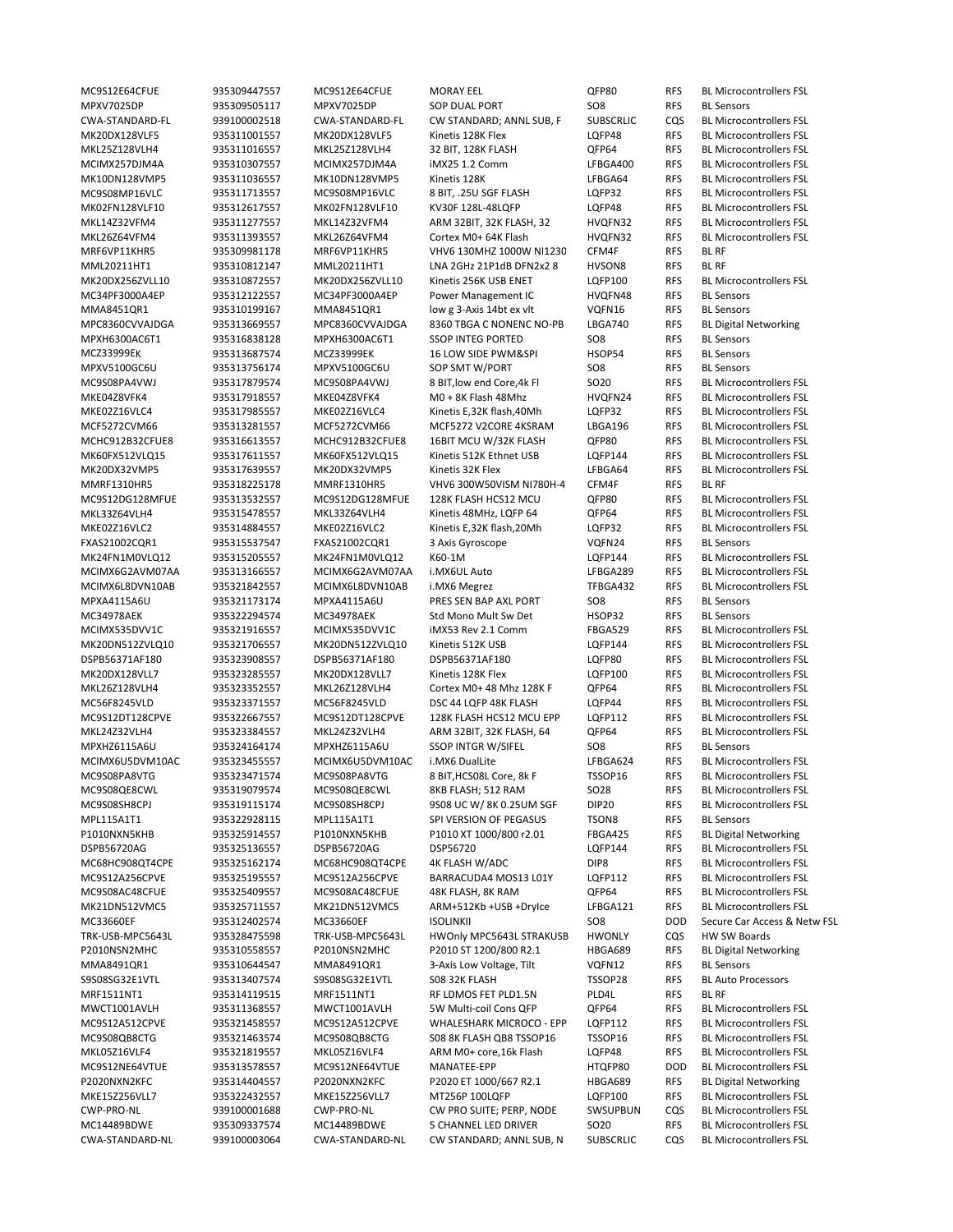| MC9S12E64CFUE | 935309447557 | MC9S12E64CFUE | MORAY EEL | QFP80 | RFS | BL Microcontrollers FSL |
|---|---|---|---|---|---|---|
| MPXV7025DP | 935309505117 | MPXV7025DP | SOP DUAL PORT | SO8 | RFS | BL Sensors |
| CWA-STANDARD-FL | 939100002518 | CWA-STANDARD-FL | CW STANDARD; ANNL SUB, F | SUBSCRLIC | CQS | BL Microcontrollers FSL |
| MK20DX128VLF5 | 935311001557 | MK20DX128VLF5 | Kinetis 128K Flex | LQFP48 | RFS | BL Microcontrollers FSL |
| MKL25Z128VLH4 | 935311016557 | MKL25Z128VLH4 | 32 BIT, 128K FLASH | QFP64 | RFS | BL Microcontrollers FSL |
| MCIMX257DJM4A | 935310307557 | MCIMX257DJM4A | iMX25 1.2 Comm | LFBGA400 | RFS | BL Microcontrollers FSL |
| MK10DN128VMP5 | 935311036557 | MK10DN128VMP5 | Kinetis 128K | LFBGA64 | RFS | BL Microcontrollers FSL |
| MC9S08MP16VLC | 935311713557 | MC9S08MP16VLC | 8 BIT, .25U SGF FLASH | LQFP32 | RFS | BL Microcontrollers FSL |
| MK02FN128VLF10 | 935312617557 | MK02FN128VLF10 | KV30F 128L-48LQFP | LQFP48 | RFS | BL Microcontrollers FSL |
| MKL14Z32VFM4 | 935311277557 | MKL14Z32VFM4 | ARM 32BIT, 32K FLASH, 32 | HVQFN32 | RFS | BL Microcontrollers FSL |
| MKL26Z64VFM4 | 935311393557 | MKL26Z64VFM4 | Cortex M0+ 64K Flash | HVQFN32 | RFS | BL Microcontrollers FSL |
| MRF6VP11KHR5 | 935309981178 | MRF6VP11KHR5 | VHV6 130MHZ 1000W NI1230 | CFM4F | RFS | BL RF |
| MML20211HT1 | 935310812147 | MML20211HT1 | LNA 2GHz 21P1dB DFN2x2 8 | HVSON8 | RFS | BL RF |
| MK20DX256ZVLL10 | 935310872557 | MK20DX256ZVLL10 | Kinetis 256K USB ENET | LQFP100 | RFS | BL Microcontrollers FSL |
| MC34PF3000A4EP | 935312122557 | MC34PF3000A4EP | Power Management IC | HVQFN48 | RFS | BL Sensors |
| MMA8451QR1 | 935310199167 | MMA8451QR1 | low g 3-Axis 14bt ex vlt | VQFN16 | RFS | BL Sensors |
| MPC8360CVVAJDGA | 935313669557 | MPC8360CVVAJDGA | 8360 TBGA C NONENC NO-PB | LBGA740 | RFS | BL Digital Networking |
| MPXH6300AC6T1 | 935316838128 | MPXH6300AC6T1 | SSOP INTEG PORTED | SO8 | RFS | BL Sensors |
| MCZ33999EK | 935313687574 | MCZ33999EK | 16 LOW SIDE PWM&SPI | HSOP54 | RFS | BL Sensors |
| MPXV5100GC6U | 935313756174 | MPXV5100GC6U | SOP SMT W/PORT | SO8 | RFS | BL Sensors |
| MC9S08PA4VWJ | 935317879574 | MC9S08PA4VWJ | 8 BIT,low end Core,4k Fl | SO20 | RFS | BL Microcontrollers FSL |
| MKE04Z8VFK4 | 935317918557 | MKE04Z8VFK4 | M0 + 8K Flash 48Mhz | HVQFN24 | RFS | BL Microcontrollers FSL |
| MKE02Z16VLC4 | 935317985557 | MKE02Z16VLC4 | Kinetis E,32K flash,40Mh | LQFP32 | RFS | BL Microcontrollers FSL |
| MCF5272CVM66 | 935313281557 | MCF5272CVM66 | MCF5272 V2CORE 4KSRAM | LBGA196 | RFS | BL Microcontrollers FSL |
| MCHC912B32CFUE8 | 935316613557 | MCHC912B32CFUE8 | 16BIT MCU W/32K FLASH | QFP80 | RFS | BL Microcontrollers FSL |
| MK60FX512VLQ15 | 935317611557 | MK60FX512VLQ15 | Kinetis 512K Ethnet USB | LQFP144 | RFS | BL Microcontrollers FSL |
| MK20DX32VMP5 | 935317639557 | MK20DX32VMP5 | Kinetis 32K Flex | LFBGA64 | RFS | BL Microcontrollers FSL |
| MMRF1310HR5 | 935318225178 | MMRF1310HR5 | VHV6 300W50VISM NI780H-4 | CFM4F | RFS | BL RF |
| MC9S12DG128MFUE | 935313532557 | MC9S12DG128MFUE | 128K FLASH HCS12 MCU | QFP80 | RFS | BL Microcontrollers FSL |
| MKL33Z64VLH4 | 935315478557 | MKL33Z64VLH4 | Kinetis 48MHz, LQFP 64 | QFP64 | RFS | BL Microcontrollers FSL |
| MKE02Z16VLC2 | 935314884557 | MKE02Z16VLC2 | Kinetis E,32K flash,20Mh | LQFP32 | RFS | BL Microcontrollers FSL |
| FXAS21002CQR1 | 935315537547 | FXAS21002CQR1 | 3 Axis Gyroscope | VQFN24 | RFS | BL Sensors |
| MK24FN1M0VLQ12 | 935315205557 | MK24FN1M0VLQ12 | K60-1M | LQFP144 | RFS | BL Microcontrollers FSL |
| MCIMX6G2AVM07AA | 935313166557 | MCIMX6G2AVM07AA | i.MX6UL Auto | LFBGA289 | RFS | BL Microcontrollers FSL |
| MCIMX6L8DVN10AB | 935321842557 | MCIMX6L8DVN10AB | i.MX6 Megrez | TFBGA432 | RFS | BL Microcontrollers FSL |
| MPXA4115A6U | 935321173174 | MPXA4115A6U | PRES SEN BAP AXL PORT | SO8 | RFS | BL Sensors |
| MC34978AEK | 935322294574 | MC34978AEK | Std Mono Mult Sw Det | HSOP32 | RFS | BL Sensors |
| MCIMX535DVV1C | 935321916557 | MCIMX535DVV1C | iMX53 Rev 2.1 Comm | FBGA529 | RFS | BL Microcontrollers FSL |
| MK20DN512ZVLQ10 | 935321706557 | MK20DN512ZVLQ10 | Kinetis 512K USB | LQFP144 | RFS | BL Microcontrollers FSL |
| DSPB56371AF180 | 935323908557 | DSPB56371AF180 | DSPB56371AF180 | LQFP80 | RFS | BL Microcontrollers FSL |
| MK20DX128VLL7 | 935323285557 | MK20DX128VLL7 | Kinetis 128K Flex | LQFP100 | RFS | BL Microcontrollers FSL |
| MKL26Z128VLH4 | 935323352557 | MKL26Z128VLH4 | Cortex M0+ 48 Mhz 128K F | QFP64 | RFS | BL Microcontrollers FSL |
| MC56F8245VLD | 935323371557 | MC56F8245VLD | DSC 44 LQFP 48K FLASH | LQFP44 | RFS | BL Microcontrollers FSL |
| MC9S12DT128CPVE | 935322667557 | MC9S12DT128CPVE | 128K FLASH HCS12 MCU EPP | LQFP112 | RFS | BL Microcontrollers FSL |
| MKL24Z32VLH4 | 935323384557 | MKL24Z32VLH4 | ARM 32BIT, 32K FLASH, 64 | QFP64 | RFS | BL Microcontrollers FSL |
| MPXHZ6115A6U | 935324164174 | MPXHZ6115A6U | SSOP INTGR W/SIFEL | SO8 | RFS | BL Sensors |
| MCIMX6U5DVM10AC | 935323455557 | MCIMX6U5DVM10AC | i.MX6 DualLite | LFBGA624 | RFS | BL Microcontrollers FSL |
| MC9S08PA8VTG | 935323471574 | MC9S08PA8VTG | 8 BIT,HCS08L Core, 8k F | TSSOP16 | RFS | BL Microcontrollers FSL |
| MC9S08QE8CWL | 935319079574 | MC9S08QE8CWL | 8KB FLASH; 512 RAM | SO28 | RFS | BL Microcontrollers FSL |
| MC9S08SH8CPJ | 935319115174 | MC9S08SH8CPJ | 9S08 UC W/ 8K 0.25UM SGF | DIP20 | RFS | BL Microcontrollers FSL |
| MPL115A1T1 | 935322928115 | MPL115A1T1 | SPI VERSION OF PEGASUS | TSON8 | RFS | BL Sensors |
| P1010NXN5KHB | 935325914557 | P1010NXN5KHB | P1010 XT 1000/800 r2.01 | FBGA425 | RFS | BL Digital Networking |
| DSPB56720AG | 935325136557 | DSPB56720AG | DSP56720 | LQFP144 | RFS | BL Microcontrollers FSL |
| MC68HC908QT4CPE | 935325162174 | MC68HC908QT4CPE | 4K FLASH W/ADC | DIP8 | RFS | BL Microcontrollers FSL |
| MC9S12A256CPVE | 935325195557 | MC9S12A256CPVE | BARRACUDA4 MOS13 L01Y | LQFP112 | RFS | BL Microcontrollers FSL |
| MC9S08AC48CFUE | 935325409557 | MC9S08AC48CFUE | 48K FLASH, 8K RAM | QFP64 | RFS | BL Microcontrollers FSL |
| MK21DN512VMC5 | 935325711557 | MK21DN512VMC5 | ARM+512Kb +USB +DryIce | LFBGA121 | RFS | BL Microcontrollers FSL |
| MC33660EF | 935312402574 | MC33660EF | ISOLINKII | SO8 | DOD | Secure Car Access & Netw FSL |
| TRK-USB-MPC5643L | 935328475598 | TRK-USB-MPC5643L | HWOnly MPC5643L STRAKUSB | HWONLY | CQS | HW SW Boards |
| P2010NSN2MHC | 935310558557 | P2010NSN2MHC | P2010 ST 1200/800 R2.1 | HBGA689 | RFS | BL Digital Networking |
| MMA8491QR1 | 935310644547 | MMA8491QR1 | 3-Axis Low Voltage, Tilt | VQFN12 | RFS | BL Sensors |
| S9S08SG32E1VTL | 935313407574 | S9S08SG32E1VTL | S08 32K FLASH | TSSOP28 | RFS | BL Auto Processors |
| MRF1511NT1 | 935314119515 | MRF1511NT1 | RF LDMOS FET PLD1.5N | PLD4L | RFS | BL RF |
| MWCT1001AVLH | 935311368557 | MWCT1001AVLH | 5W Multi-coil Cons QFP | QFP64 | RFS | BL Microcontrollers FSL |
| MC9S12A512CPVE | 935321458557 | MC9S12A512CPVE | WHALESHARK MICROCO - EPP | LQFP112 | RFS | BL Microcontrollers FSL |
| MC9S08QB8CTG | 935321463574 | MC9S08QB8CTG | S08 8K FLASH QB8 TSSOP16 | TSSOP16 | RFS | BL Microcontrollers FSL |
| MKL05Z16VLF4 | 935321819557 | MKL05Z16VLF4 | ARM M0+ core,16k Flash | LQFP48 | RFS | BL Microcontrollers FSL |
| MC9S12NE64VTUE | 935313578557 | MC9S12NE64VTUE | MANATEE-EPP | HTQFP80 | DOD | BL Microcontrollers FSL |
| P2020NXN2KFC | 935314404557 | P2020NXN2KFC | P2020 ET 1000/667 R2.1 | HBGA689 | RFS | BL Digital Networking |
| MKE15Z256VLL7 | 935322432557 | MKE15Z256VLL7 | MT256P 100LQFP | LQFP100 | RFS | BL Microcontrollers FSL |
| CWP-PRO-NL | 939100001688 | CWP-PRO-NL | CW PRO SUITE; PERP, NODE | SWSUPBUN | CQS | BL Microcontrollers FSL |
| MC14489BDWE | 935309337574 | MC14489BDWE | 5 CHANNEL LED DRIVER | SO20 | RFS | BL Microcontrollers FSL |
| CWA-STANDARD-NL | 939100003064 | CWA-STANDARD-NL | CW STANDARD; ANNL SUB, N | SUBSCRLIC | CQS | BL Microcontrollers FSL |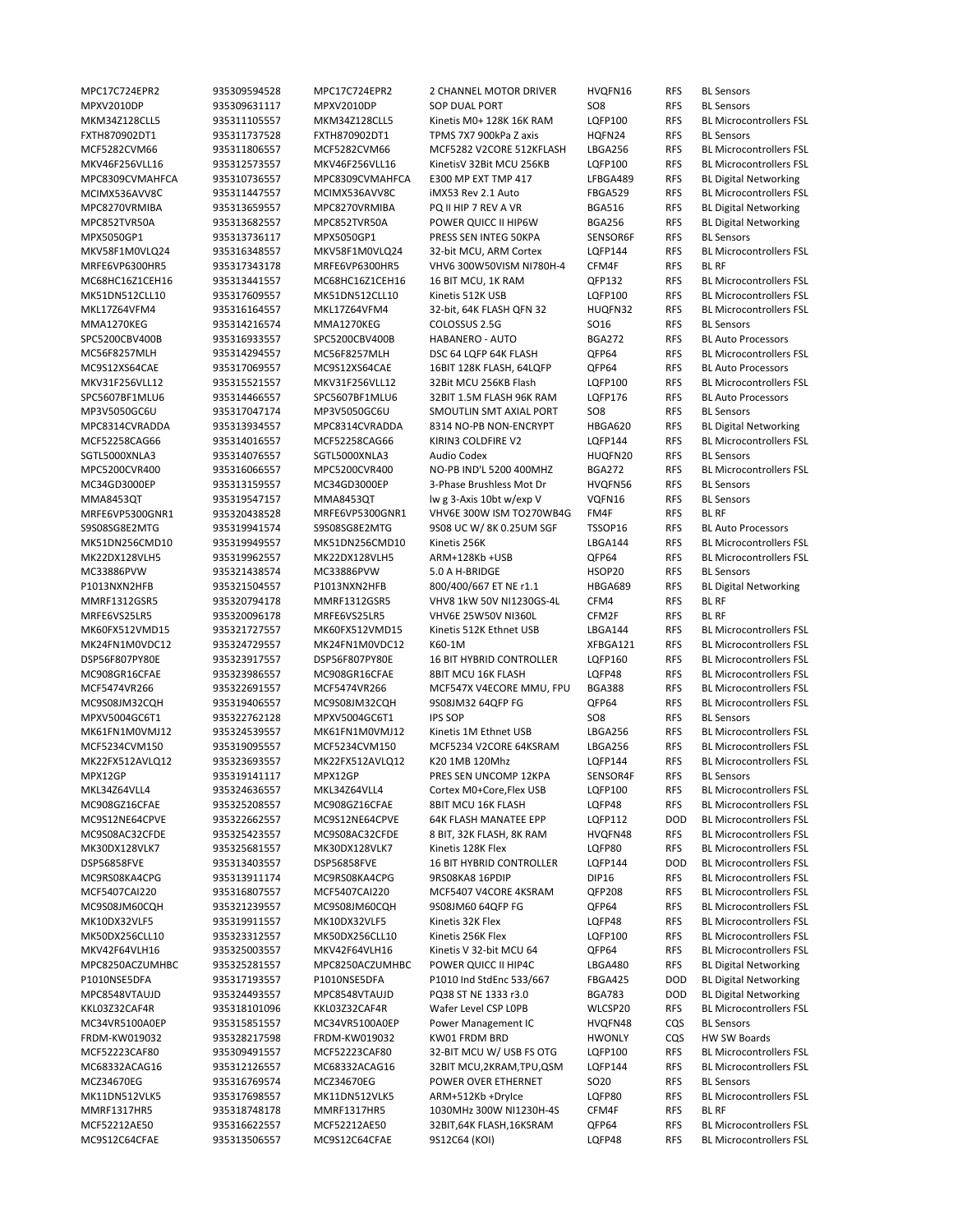| | | | | | | |
|---|---|---|---|---|---|---|
| MPC17C724EPR2 | 935309594528 | MPC17C724EPR2 | 2 CHANNEL MOTOR DRIVER | HVQFN16 | RFS | BL Sensors |
| MPXV2010DP | 935309631117 | MPXV2010DP | SOP DUAL PORT | SO8 | RFS | BL Sensors |
| MKM34Z128CLL5 | 935311105557 | MKM34Z128CLL5 | Kinetis M0+ 128K 16K RAM | LQFP100 | RFS | BL Microcontrollers FSL |
| FXTH870902DT1 | 935311737528 | FXTH870902DT1 | TPMS 7X7 900kPa Z axis | HQFN24 | RFS | BL Sensors |
| MCF5282CVM66 | 935311806557 | MCF5282CVM66 | MCF5282 V2CORE 512KFLASH | LBGA256 | RFS | BL Microcontrollers FSL |
| MKV46F256VLL16 | 935312573557 | MKV46F256VLL16 | KinetisV 32Bit MCU 256KB | LQFP100 | RFS | BL Microcontrollers FSL |
| MPC8309CVMAHFCA | 935310736557 | MPC8309CVMAHFCA | E300 MP EXT TMP 417 | LFBGA489 | RFS | BL Digital Networking |
| MCIMX536AVV8C | 935311447557 | MCIMX536AVV8C | iMX53 Rev 2.1 Auto | FBGA529 | RFS | BL Microcontrollers FSL |
| MPC8270VRMIBA | 935313659557 | MPC8270VRMIBA | PQ II HIP 7 REV A VR | BGA516 | RFS | BL Digital Networking |
| MPC852TVR50A | 935313682557 | MPC852TVR50A | POWER QUICC II HIP6W | BGA256 | RFS | BL Digital Networking |
| MPX5050GP1 | 935313736117 | MPX5050GP1 | PRESS SEN INTEG 50KPA | SENSOR6F | RFS | BL Sensors |
| MKV58F1M0VLQ24 | 935316348557 | MKV58F1M0VLQ24 | 32-bit MCU, ARM Cortex | LQFP144 | RFS | BL Microcontrollers FSL |
| MRFE6VP6300HR5 | 935317343178 | MRFE6VP6300HR5 | VHV6 300W50VISM NI780H-4 | CFM4F | RFS | BL RF |
| MC68HC16Z1CEH16 | 935313441557 | MC68HC16Z1CEH16 | 16 BIT MCU, 1K RAM | QFP132 | RFS | BL Microcontrollers FSL |
| MK51DN512CLL10 | 935317609557 | MK51DN512CLL10 | Kinetis 512K USB | LQFP100 | RFS | BL Microcontrollers FSL |
| MKL17Z64VFM4 | 935316164557 | MKL17Z64VFM4 | 32-bit, 64K FLASH QFN 32 | HUQFN32 | RFS | BL Microcontrollers FSL |
| MMA1270KEG | 935314216574 | MMA1270KEG | COLOSSUS 2.5G | SO16 | RFS | BL Sensors |
| SPC5200CBV400B | 935316933557 | SPC5200CBV400B | HABANERO - AUTO | BGA272 | RFS | BL Auto Processors |
| MC56F8257MLH | 935314294557 | MC56F8257MLH | DSC 64 LQFP 64K FLASH | QFP64 | RFS | BL Microcontrollers FSL |
| MC9S12XS64CAE | 935317069557 | MC9S12XS64CAE | 16BIT 128K FLASH, 64LQFP | QFP64 | RFS | BL Auto Processors |
| MKV31F256VLL12 | 935315521557 | MKV31F256VLL12 | 32Bit MCU 256KB Flash | LQFP100 | RFS | BL Microcontrollers FSL |
| SPC5607BF1MLU6 | 935314466557 | SPC5607BF1MLU6 | 32BIT 1.5M FLASH 96K RAM | LQFP176 | RFS | BL Auto Processors |
| MP3V5050GC6U | 935317047174 | MP3V5050GC6U | SMOUTLIN SMT AXIAL PORT | SO8 | RFS | BL Sensors |
| MPC8314CVRADDA | 935313934557 | MPC8314CVRADDA | 8314 NO-PB NON-ENCRYPT | HBGA620 | RFS | BL Digital Networking |
| MCF52258CAG66 | 935314016557 | MCF52258CAG66 | KIRIN3 COLDFIRE V2 | LQFP144 | RFS | BL Microcontrollers FSL |
| SGTL5000XNLA3 | 935314076557 | SGTL5000XNLA3 | Audio Codex | HUQFN20 | RFS | BL Sensors |
| MPC5200CVR400 | 935316066557 | MPC5200CVR400 | NO-PB IND'L 5200 400MHZ | BGA272 | RFS | BL Microcontrollers FSL |
| MC34GD3000EP | 935313159557 | MC34GD3000EP | 3-Phase Brushless Mot Dr | HVQFN56 | RFS | BL Sensors |
| MMA8453QT | 935319547157 | MMA8453QT | lw g 3-Axis 10bt w/exp V | VQFN16 | RFS | BL Sensors |
| MRFE6VP5300GNR1 | 935320438528 | MRFE6VP5300GNR1 | VHV6E 300W ISM TO270WB4G | FM4F | RFS | BL RF |
| S9S08SG8E2MTG | 935319941574 | S9S08SG8E2MTG | 9S08 UC W/ 8K 0.25UM SGF | TSSOP16 | RFS | BL Auto Processors |
| MK51DN256CMD10 | 935319949557 | MK51DN256CMD10 | Kinetis 256K | LBGA144 | RFS | BL Microcontrollers FSL |
| MK22DX128VLH5 | 935319962557 | MK22DX128VLH5 | ARM+128Kb +USB | QFP64 | RFS | BL Microcontrollers FSL |
| MC33886PVW | 935321438574 | MC33886PVW | 5.0 A H-BRIDGE | HSOP20 | RFS | BL Sensors |
| P1013NXN2HFB | 935321504557 | P1013NXN2HFB | 800/400/667 ET NE r1.1 | HBGA689 | RFS | BL Digital Networking |
| MMRF1312GSR5 | 935320794178 | MMRF1312GSR5 | VHV8 1kW 50V NI1230GS-4L | CFM4 | RFS | BL RF |
| MRFE6VS25LR5 | 935320096178 | MRFE6VS25LR5 | VHV6E 25W50V NI360L | CFM2F | RFS | BL RF |
| MK60FX512VMD15 | 935321727557 | MK60FX512VMD15 | Kinetis 512K Ethnet USB | LBGA144 | RFS | BL Microcontrollers FSL |
| MK24FN1M0VDC12 | 935324729557 | MK24FN1M0VDC12 | K60-1M | XFBGA121 | RFS | BL Microcontrollers FSL |
| DSP56F807PY80E | 935323917557 | DSP56F807PY80E | 16 BIT HYBRID CONTROLLER | LQFP160 | RFS | BL Microcontrollers FSL |
| MC908GR16CFAE | 935323986557 | MC908GR16CFAE | 8BIT MCU 16K FLASH | LQFP48 | RFS | BL Microcontrollers FSL |
| MCF5474VR266 | 935322691557 | MCF5474VR266 | MCF547X V4ECORE MMU, FPU | BGA388 | RFS | BL Microcontrollers FSL |
| MC9S08JM32CQH | 935319406557 | MC9S08JM32CQH | 9S08JM32 64QFP FG | QFP64 | RFS | BL Microcontrollers FSL |
| MPXV5004GC6T1 | 935322762128 | MPXV5004GC6T1 | IPS SOP | SO8 | RFS | BL Sensors |
| MK61FN1M0VMJ12 | 935324539557 | MK61FN1M0VMJ12 | Kinetis 1M Ethnet USB | LBGA256 | RFS | BL Microcontrollers FSL |
| MCF5234CVM150 | 935319095557 | MCF5234CVM150 | MCF5234 V2CORE 64KSRAM | LBGA256 | RFS | BL Microcontrollers FSL |
| MK22FX512AVLQ12 | 935323693557 | MK22FX512AVLQ12 | K20 1MB 120Mhz | LQFP144 | RFS | BL Microcontrollers FSL |
| MPX12GP | 935319141117 | MPX12GP | PRES SEN UNCOMP 12KPA | SENSOR4F | RFS | BL Sensors |
| MKL34Z64VLL4 | 935324636557 | MKL34Z64VLL4 | Cortex M0+Core,Flex USB | LQFP100 | RFS | BL Microcontrollers FSL |
| MC908GZ16CFAE | 935325208557 | MC908GZ16CFAE | 8BIT MCU 16K FLASH | LQFP48 | RFS | BL Microcontrollers FSL |
| MC9S12NE64CPVE | 935322662557 | MC9S12NE64CPVE | 64K FLASH MANATEE EPP | LQFP112 | DOD | BL Microcontrollers FSL |
| MC9S08AC32CFDE | 935325423557 | MC9S08AC32CFDE | 8 BIT, 32K FLASH, 8K RAM | HVQFN48 | RFS | BL Microcontrollers FSL |
| MK30DX128VLK7 | 935325681557 | MK30DX128VLK7 | Kinetis 128K Flex | LQFP80 | RFS | BL Microcontrollers FSL |
| DSP56858FVE | 935313403557 | DSP56858FVE | 16 BIT HYBRID CONTROLLER | LQFP144 | DOD | BL Microcontrollers FSL |
| MC9RS08KA4CPG | 935313911174 | MC9RS08KA4CPG | 9RS08KA8 16PDIP | DIP16 | RFS | BL Microcontrollers FSL |
| MCF5407CAI220 | 935316807557 | MCF5407CAI220 | MCF5407 V4CORE 4KSRAM | QFP208 | RFS | BL Microcontrollers FSL |
| MC9S08JM60CQH | 935321239557 | MC9S08JM60CQH | 9S08JM60 64QFP FG | QFP64 | RFS | BL Microcontrollers FSL |
| MK10DX32VLF5 | 935319911557 | MK10DX32VLF5 | Kinetis 32K Flex | LQFP48 | RFS | BL Microcontrollers FSL |
| MK50DX256CLL10 | 935323312557 | MK50DX256CLL10 | Kinetis 256K Flex | LQFP100 | RFS | BL Microcontrollers FSL |
| MKV42F64VLH16 | 935325003557 | MKV42F64VLH16 | Kinetis V 32-bit MCU 64 | QFP64 | RFS | BL Microcontrollers FSL |
| MPC8250ACZUMHBC | 935325281557 | MPC8250ACZUMHBC | POWER QUICC II HIP4C | LBGA480 | RFS | BL Digital Networking |
| P1010NSE5DFA | 935317193557 | P1010NSE5DFA | P1010 Ind StdEnc 533/667 | FBGA425 | DOD | BL Digital Networking |
| MPC8548VTAUJD | 935324493557 | MPC8548VTAUJD | PQ38 ST NE 1333 r3.0 | BGA783 | DOD | BL Digital Networking |
| KKL03Z32CAF4R | 935318101096 | KKL03Z32CAF4R | Wafer Level CSP L0PB | WLCSP20 | RFS | BL Microcontrollers FSL |
| MC34VR5100A0EP | 935315851557 | MC34VR5100A0EP | Power Management IC | HVQFN48 | CQS | BL Sensors |
| FRDM-KW019032 | 935328217598 | FRDM-KW019032 | KW01 FRDM BRD | HWONLY | CQS | HW SW Boards |
| MCF52223CAF80 | 935309491557 | MCF52223CAF80 | 32-BIT MCU W/ USB FS OTG | LQFP100 | RFS | BL Microcontrollers FSL |
| MC68332ACAG16 | 935312126557 | MC68332ACAG16 | 32BIT MCU,2KRAM,TPU,QSM | LQFP144 | RFS | BL Microcontrollers FSL |
| MCZ34670EG | 935316769574 | MCZ34670EG | POWER OVER ETHERNET | SO20 | RFS | BL Sensors |
| MK11DN512VLK5 | 935317698557 | MK11DN512VLK5 | ARM+512Kb +DryIce | LQFP80 | RFS | BL Microcontrollers FSL |
| MMRF1317HR5 | 935318748178 | MMRF1317HR5 | 1030MHz 300W NI1230H-4S | CFM4F | RFS | BL RF |
| MCF52212AE50 | 935316622557 | MCF52212AE50 | 32BIT,64K FLASH,16KSRAM | QFP64 | RFS | BL Microcontrollers FSL |
| MC9S12C64CFAE | 935313506557 | MC9S12C64CFAE | 9S12C64 (KOI) | LQFP48 | RFS | BL Microcontrollers FSL |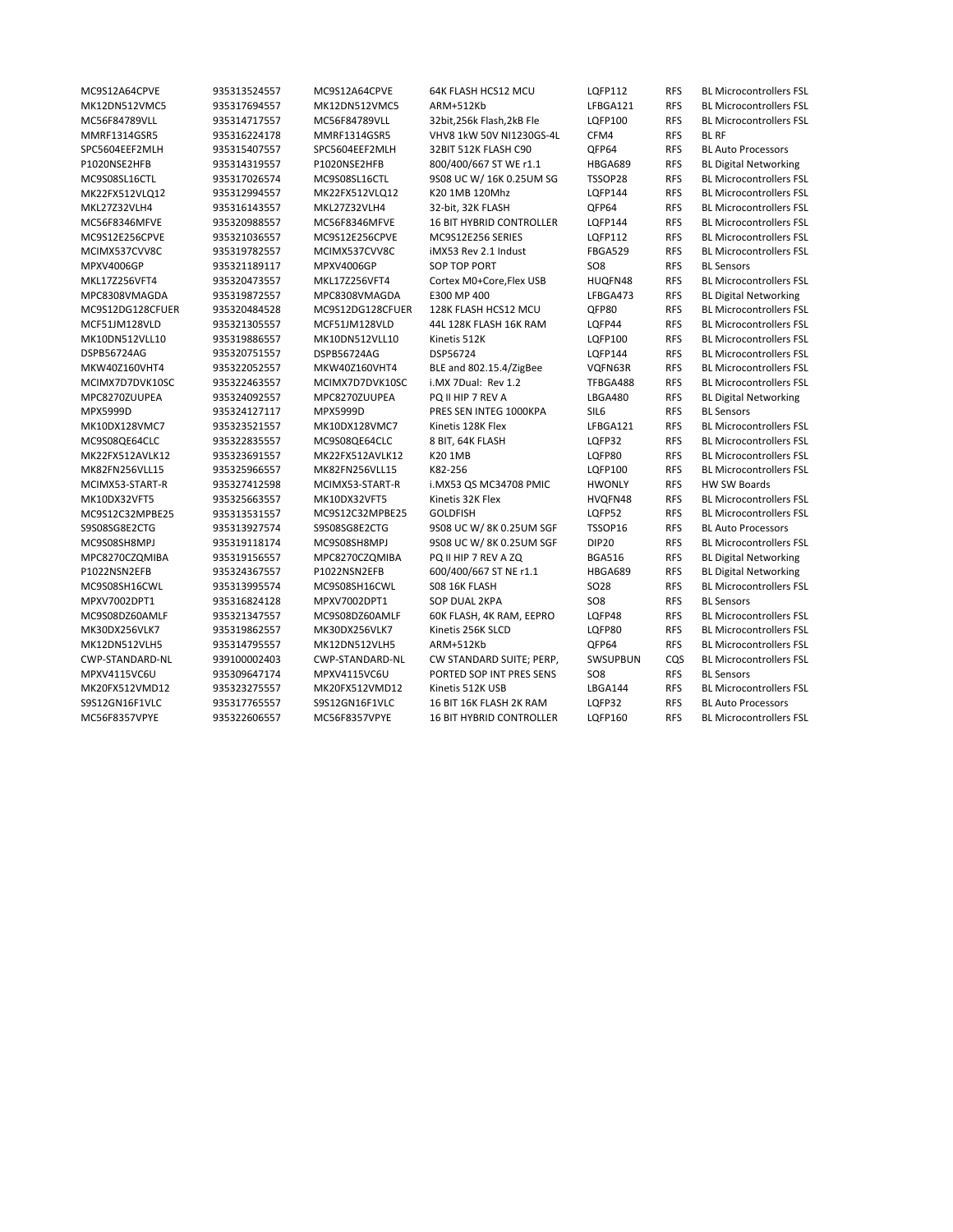| | | | | | | |
|---|---|---|---|---|---|---|
| MC9S12A64CPVE | 935313524557 | MC9S12A64CPVE | 64K FLASH HCS12 MCU | LQFP112 | RFS | BL Microcontrollers FSL |
| MK12DN512VMC5 | 935317694557 | MK12DN512VMC5 | ARM+512Kb | LFBGA121 | RFS | BL Microcontrollers FSL |
| MC56F84789VLL | 935314717557 | MC56F84789VLL | 32bit,256k Flash,2kB Fle | LQFP100 | RFS | BL Microcontrollers FSL |
| MMRF1314GSR5 | 935316224178 | MMRF1314GSR5 | VHV8 1kW 50V NI1230GS-4L | CFM4 | RFS | BL RF |
| SPC5604EEF2MLH | 935315407557 | SPC5604EEF2MLH | 32BIT 512K FLASH C90 | QFP64 | RFS | BL Auto Processors |
| P1020NSE2HFB | 935314319557 | P1020NSE2HFB | 800/400/667 ST WE r1.1 | HBGA689 | RFS | BL Digital Networking |
| MC9S08SL16CTL | 935317026574 | MC9S08SL16CTL | 9S08 UC W/ 16K 0.25UM SG | TSSOP28 | RFS | BL Microcontrollers FSL |
| MK22FX512VLQ12 | 935312994557 | MK22FX512VLQ12 | K20 1MB 120Mhz | LQFP144 | RFS | BL Microcontrollers FSL |
| MKL27Z32VLH4 | 935316143557 | MKL27Z32VLH4 | 32-bit, 32K FLASH | QFP64 | RFS | BL Microcontrollers FSL |
| MC56F8346MFVE | 935320988557 | MC56F8346MFVE | 16 BIT HYBRID CONTROLLER | LQFP144 | RFS | BL Microcontrollers FSL |
| MC9S12E256CPVE | 935321036557 | MC9S12E256CPVE | MC9S12E256 SERIES | LQFP112 | RFS | BL Microcontrollers FSL |
| MCIMX537CVV8C | 935319782557 | MCIMX537CVV8C | iMX53 Rev 2.1 Indust | FBGA529 | RFS | BL Microcontrollers FSL |
| MPXV4006GP | 935321189117 | MPXV4006GP | SOP TOP PORT | SO8 | RFS | BL Sensors |
| MKL17Z256VFT4 | 935320473557 | MKL17Z256VFT4 | Cortex M0+Core,Flex USB | HUQFN48 | RFS | BL Microcontrollers FSL |
| MPC8308VMAGDA | 935319872557 | MPC8308VMAGDA | E300 MP 400 | LFBGA473 | RFS | BL Digital Networking |
| MC9S12DG128CFUER | 935320484528 | MC9S12DG128CFUER | 128K FLASH HCS12 MCU | QFP80 | RFS | BL Microcontrollers FSL |
| MCF51JM128VLD | 935321305557 | MCF51JM128VLD | 44L 128K FLASH 16K RAM | LQFP44 | RFS | BL Microcontrollers FSL |
| MK10DN512VLL10 | 935319886557 | MK10DN512VLL10 | Kinetis 512K | LQFP100 | RFS | BL Microcontrollers FSL |
| DSPB56724AG | 935320751557 | DSPB56724AG | DSP56724 | LQFP144 | RFS | BL Microcontrollers FSL |
| MKW40Z160VHT4 | 935322052557 | MKW40Z160VHT4 | BLE and 802.15.4/ZigBee | VQFN63R | RFS | BL Microcontrollers FSL |
| MCIMX7D7DVK10SC | 935322463557 | MCIMX7D7DVK10SC | i.MX 7Dual: Rev 1.2 | TFBGA488 | RFS | BL Microcontrollers FSL |
| MPC8270ZUUPEA | 935324092557 | MPC8270ZUUPEA | PQ II HIP 7 REV A | LBGA480 | RFS | BL Digital Networking |
| MPX5999D | 935324127117 | MPX5999D | PRES SEN INTEG 1000KPA | SIL6 | RFS | BL Sensors |
| MK10DX128VMC7 | 935323521557 | MK10DX128VMC7 | Kinetis 128K Flex | LFBGA121 | RFS | BL Microcontrollers FSL |
| MC9S08QE64CLC | 935322835557 | MC9S08QE64CLC | 8 BIT, 64K FLASH | LQFP32 | RFS | BL Microcontrollers FSL |
| MK22FX512AVLK12 | 935323691557 | MK22FX512AVLK12 | K20 1MB | LQFP80 | RFS | BL Microcontrollers FSL |
| MK82FN256VLL15 | 935325966557 | MK82FN256VLL15 | K82-256 | LQFP100 | RFS | BL Microcontrollers FSL |
| MCIMX53-START-R | 935327412598 | MCIMX53-START-R | i.MX53 QS MC34708 PMIC | HWONLY | RFS | HW SW Boards |
| MK10DX32VFT5 | 935325663557 | MK10DX32VFT5 | Kinetis 32K Flex | HVQFN48 | RFS | BL Microcontrollers FSL |
| MC9S12C32MPBE25 | 935313531557 | MC9S12C32MPBE25 | GOLDFISH | LQFP52 | RFS | BL Microcontrollers FSL |
| S9S08SG8E2CTG | 935313927574 | S9S08SG8E2CTG | 9S08 UC W/ 8K 0.25UM SGF | TSSOP16 | RFS | BL Auto Processors |
| MC9S08SH8MPJ | 935319118174 | MC9S08SH8MPJ | 9S08 UC W/ 8K 0.25UM SGF | DIP20 | RFS | BL Microcontrollers FSL |
| MPC8270CZQMIBA | 935319156557 | MPC8270CZQMIBA | PQ II HIP 7 REV A ZQ | BGA516 | RFS | BL Digital Networking |
| P1022NSN2EFB | 935324367557 | P1022NSN2EFB | 600/400/667 ST NE r1.1 | HBGA689 | RFS | BL Digital Networking |
| MC9S08SH16CWL | 935313995574 | MC9S08SH16CWL | S08 16K FLASH | SO28 | RFS | BL Microcontrollers FSL |
| MPXV7002DPT1 | 935316824128 | MPXV7002DPT1 | SOP DUAL 2KPA | SO8 | RFS | BL Sensors |
| MC9S08DZ60AMLF | 935321347557 | MC9S08DZ60AMLF | 60K FLASH, 4K RAM, EEPRO | LQFP48 | RFS | BL Microcontrollers FSL |
| MK30DX256VLK7 | 935319862557 | MK30DX256VLK7 | Kinetis 256K SLCD | LQFP80 | RFS | BL Microcontrollers FSL |
| MK12DN512VLH5 | 935314795557 | MK12DN512VLH5 | ARM+512Kb | QFP64 | RFS | BL Microcontrollers FSL |
| CWP-STANDARD-NL | 939100002403 | CWP-STANDARD-NL | CW STANDARD SUITE; PERP, | SWSUPBUN | CQS | BL Microcontrollers FSL |
| MPXV4115VC6U | 935309647174 | MPXV4115VC6U | PORTED SOP INT PRES SENS | SO8 | RFS | BL Sensors |
| MK20FX512VMD12 | 935323275557 | MK20FX512VMD12 | Kinetis 512K USB | LBGA144 | RFS | BL Microcontrollers FSL |
| S9S12GN16F1VLC | 935317765557 | S9S12GN16F1VLC | 16 BIT 16K FLASH 2K RAM | LQFP32 | RFS | BL Auto Processors |
| MC56F8357VPYE | 935322606557 | MC56F8357VPYE | 16 BIT HYBRID CONTROLLER | LQFP160 | RFS | BL Microcontrollers FSL |